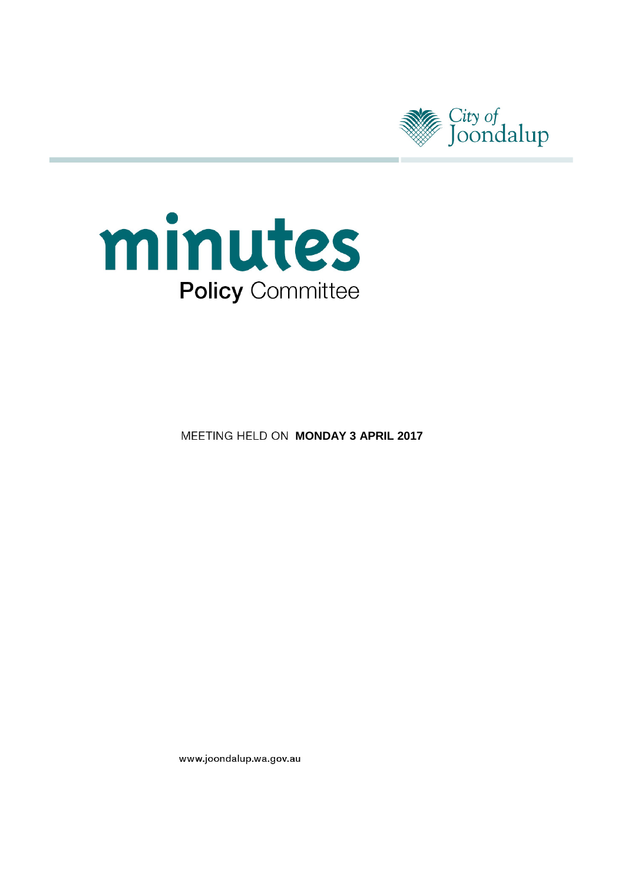City of Joondalup

# minutes

## Policy Committee

MEETING HELD ON **MONDAY 3 APRIL 2017**

www.joondalup.wa.gov.au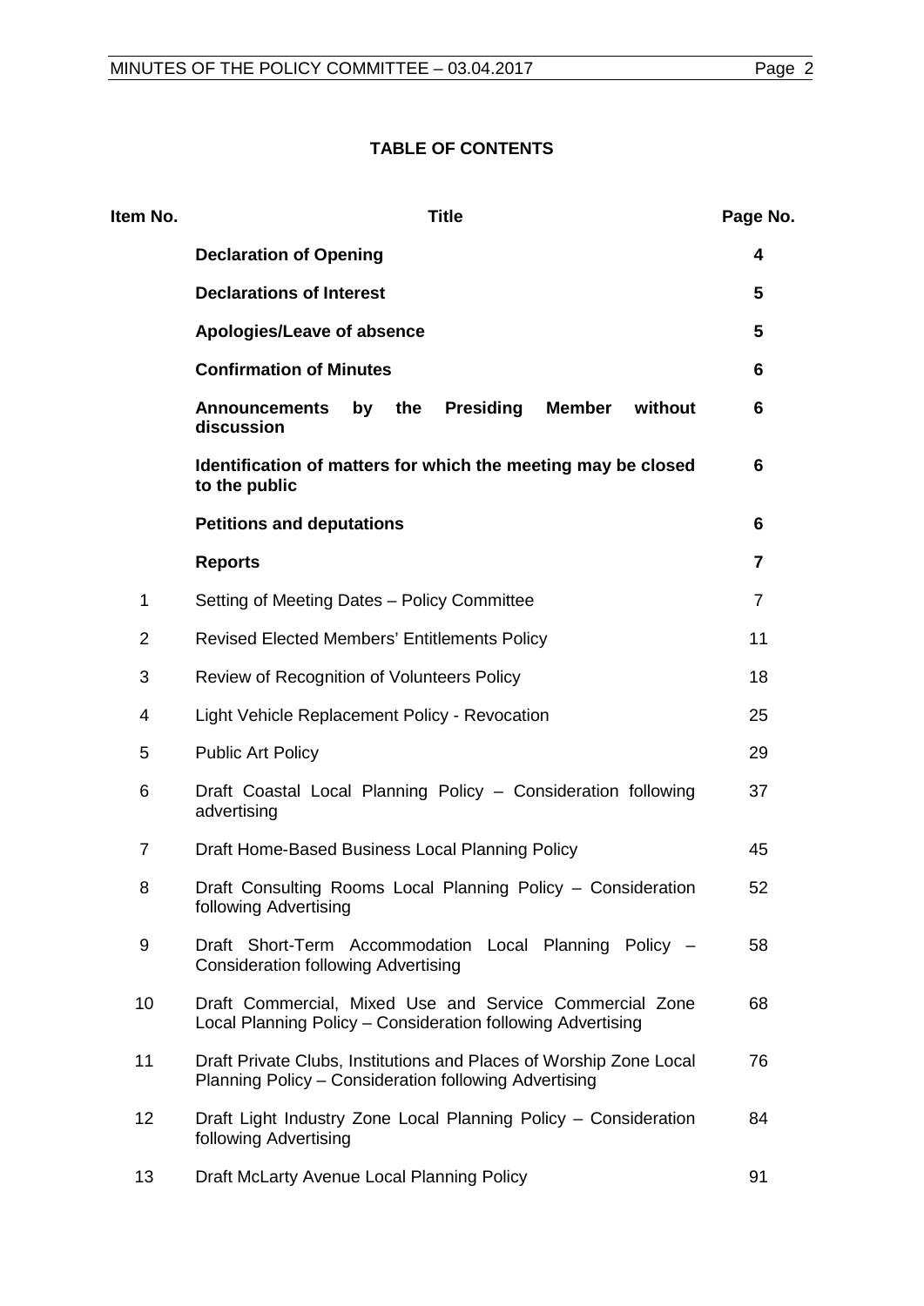**TABLE OF CONTENTS**

| Item No. | Title | Page No. |
|---|---|---|
| | **Declaration of Opening** | **4** |
| | **Declarations of Interest** | **5** |
| | **Apologies/Leave of absence** | **5** |
| | **Confirmation of Minutes** | **6** |
| | **Announcements by the Presiding Member without discussion** | **6** |
| | **Identification of matters for which the meeting may be closed to the public** | **6** |
| | **Petitions and deputations** | **6** |
| | **Reports** | **7** |
| 1 | Setting of Meeting Dates – Policy Committee | 7 |
| 2 | Revised Elected Members' Entitlements Policy | 11 |
| 3 | Review of Recognition of Volunteers Policy | 18 |
| 4 | Light Vehicle Replacement Policy - Revocation | 25 |
| 5 | Public Art Policy | 29 |
| 6 | Draft Coastal Local Planning Policy – Consideration following advertising | 37 |
| 7 | Draft Home-Based Business Local Planning Policy | 45 |
| 8 | Draft Consulting Rooms Local Planning Policy – Consideration following Advertising | 52 |
| 9 | Draft Short-Term Accommodation Local Planning Policy – Consideration following Advertising | 58 |
| 10 | Draft Commercial, Mixed Use and Service Commercial Zone Local Planning Policy – Consideration following Advertising | 68 |
| 11 | Draft Private Clubs, Institutions and Places of Worship Zone Local Planning Policy – Consideration following Advertising | 76 |
| 12 | Draft Light Industry Zone Local Planning Policy – Consideration following Advertising | 84 |
| 13 | Draft McLarty Avenue Local Planning Policy | 91 |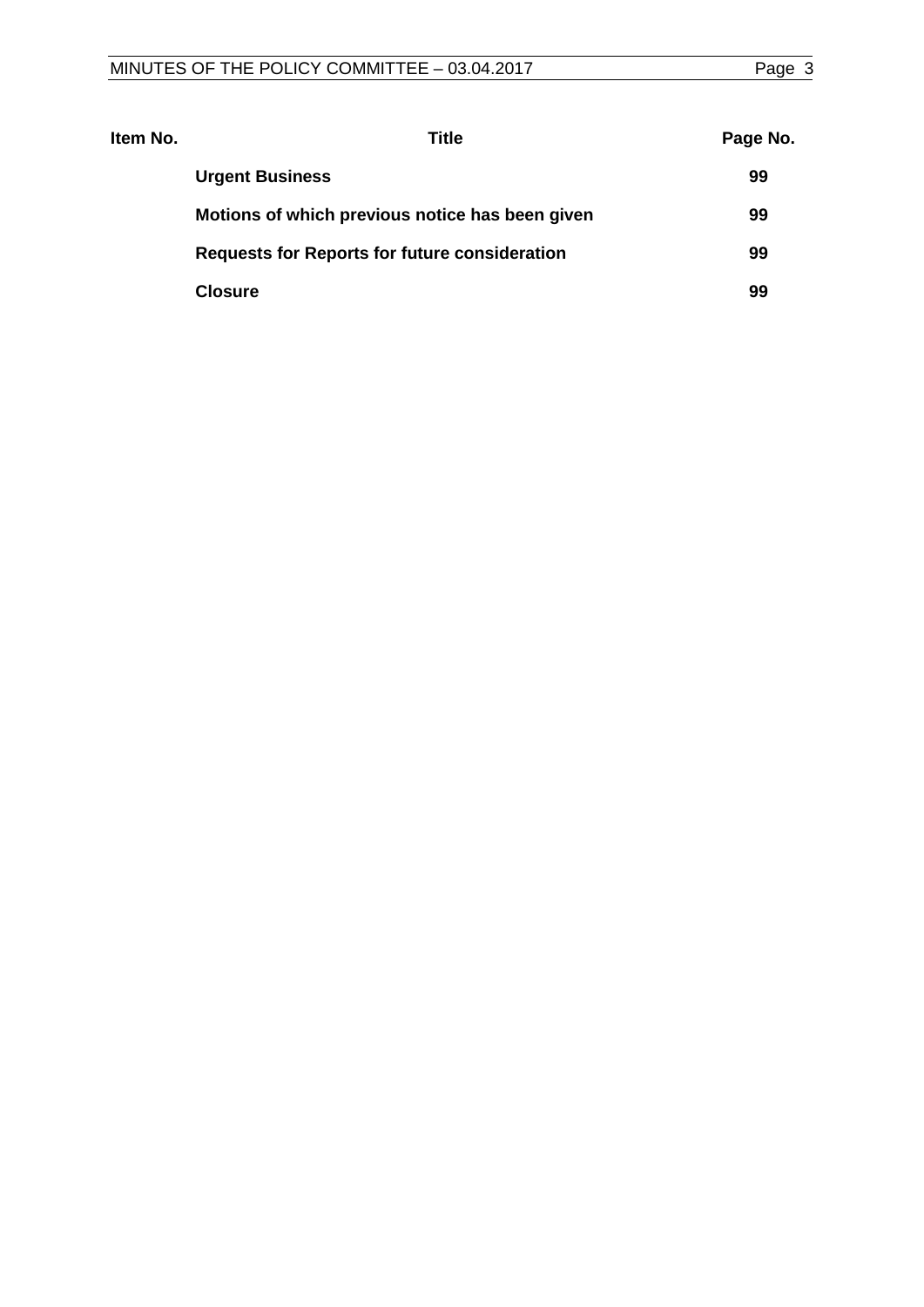| Item No. | Title | Page No. |
|---|---|---|
| | **Urgent Business** | **99** |
| | **Motions of which previous notice has been given** | **99** |
| | **Requests for Reports for future consideration** | **99** |
| | **Closure** | **99** |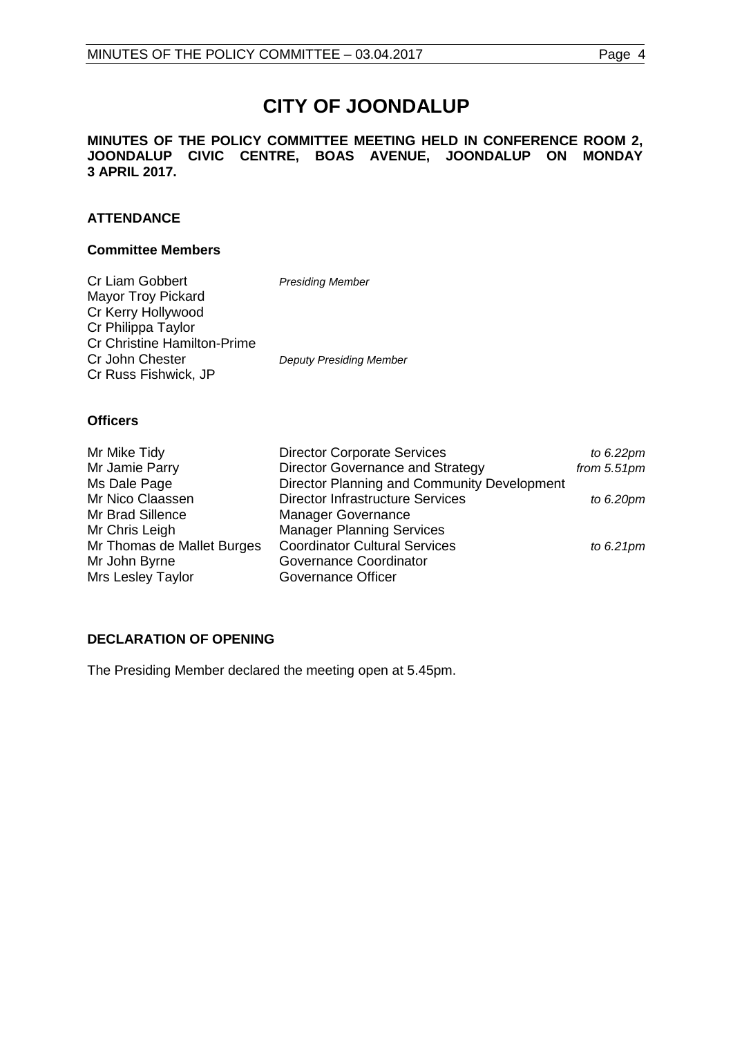# CITY OF JOONDALUP

**MINUTES OF THE POLICY COMMITTEE MEETING HELD IN CONFERENCE ROOM 2, JOONDALUP CIVIC CENTRE, BOAS AVENUE, JOONDALUP ON MONDAY 3 APRIL 2017.**

## ATTENDANCE

### Committee Members

| | |
|---|---|
| Cr Liam Gobbert | *Presiding Member* |
| Mayor Troy Pickard | |
| Cr Kerry Hollywood | |
| Cr Philippa Taylor | |
| Cr Christine Hamilton-Prime | |
| Cr John Chester | *Deputy Presiding Member* |
| Cr Russ Fishwick, JP | |

### Officers

| | | |
|---|---|---|
| Mr Mike Tidy | Director Corporate Services | *to 6.22pm* |
| Mr Jamie Parry | Director Governance and Strategy | *from 5.51pm* |
| Ms Dale Page | Director Planning and Community Development | |
| Mr Nico Claassen | Director Infrastructure Services | *to 6.20pm* |
| Mr Brad Sillence | Manager Governance | |
| Mr Chris Leigh | Manager Planning Services | |
| Mr Thomas de Mallet Burges | Coordinator Cultural Services | *to 6.21pm* |
| Mr John Byrne | Governance Coordinator | |
| Mrs Lesley Taylor | Governance Officer | |

## DECLARATION OF OPENING

The Presiding Member declared the meeting open at 5.45pm.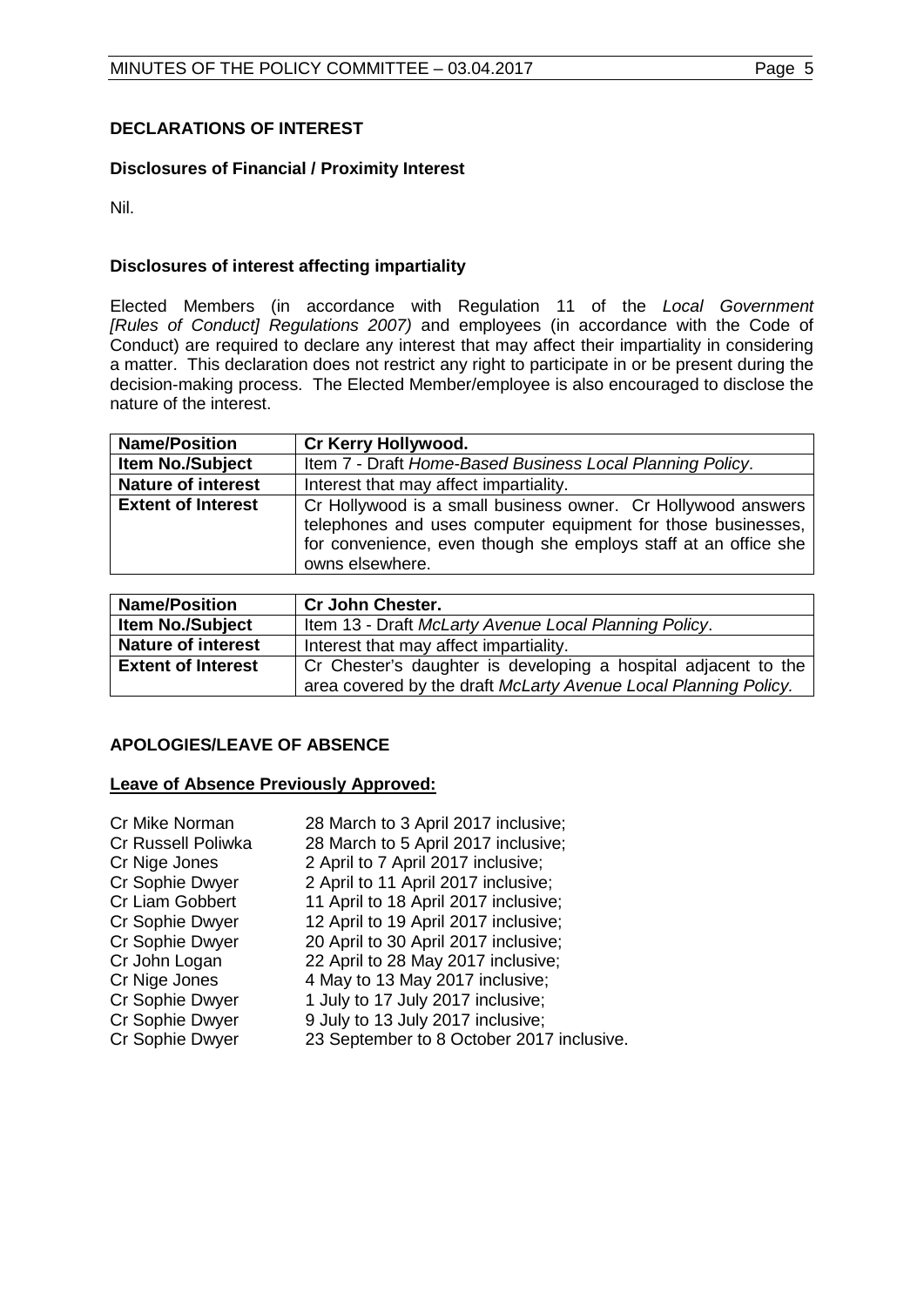## DECLARATIONS OF INTEREST

### Disclosures of Financial / Proximity Interest

Nil.

### Disclosures of interest affecting impartiality

Elected Members (in accordance with Regulation 11 of the *Local Government [Rules of Conduct] Regulations 2007)* and employees (in accordance with the Code of Conduct) are required to declare any interest that may affect their impartiality in considering a matter. This declaration does not restrict any right to participate in or be present during the decision-making process. The Elected Member/employee is also encouraged to disclose the nature of the interest.

| **Name/Position** | **Cr Kerry Hollywood.** |
|---|---|
| **Item No./Subject** | Item 7 - Draft *Home-Based Business Local Planning Policy*. |
| **Nature of interest** | Interest that may affect impartiality. |
| **Extent of Interest** | Cr Hollywood is a small business owner. Cr Hollywood answers telephones and uses computer equipment for those businesses, for convenience, even though she employs staff at an office she owns elsewhere. |

| **Name/Position** | **Cr John Chester.** |
|---|---|
| **Item No./Subject** | Item 13 - Draft *McLarty Avenue Local Planning Policy*. |
| **Nature of interest** | Interest that may affect impartiality. |
| **Extent of Interest** | Cr Chester's daughter is developing a hospital adjacent to the area covered by the draft *McLarty Avenue Local Planning Policy.* |

## APOLOGIES/LEAVE OF ABSENCE

**Leave of Absence Previously Approved:**

| | |
|---|---|
| Cr Mike Norman | 28 March to 3 April 2017 inclusive; |
| Cr Russell Poliwka | 28 March to 5 April 2017 inclusive; |
| Cr Nige Jones | 2 April to 7 April 2017 inclusive; |
| Cr Sophie Dwyer | 2 April to 11 April 2017 inclusive; |
| Cr Liam Gobbert | 11 April to 18 April 2017 inclusive; |
| Cr Sophie Dwyer | 12 April to 19 April 2017 inclusive; |
| Cr Sophie Dwyer | 20 April to 30 April 2017 inclusive; |
| Cr John Logan | 22 April to 28 May 2017 inclusive; |
| Cr Nige Jones | 4 May to 13 May 2017 inclusive; |
| Cr Sophie Dwyer | 1 July to 17 July 2017 inclusive; |
| Cr Sophie Dwyer | 9 July to 13 July 2017 inclusive; |
| Cr Sophie Dwyer | 23 September to 8 October 2017 inclusive. |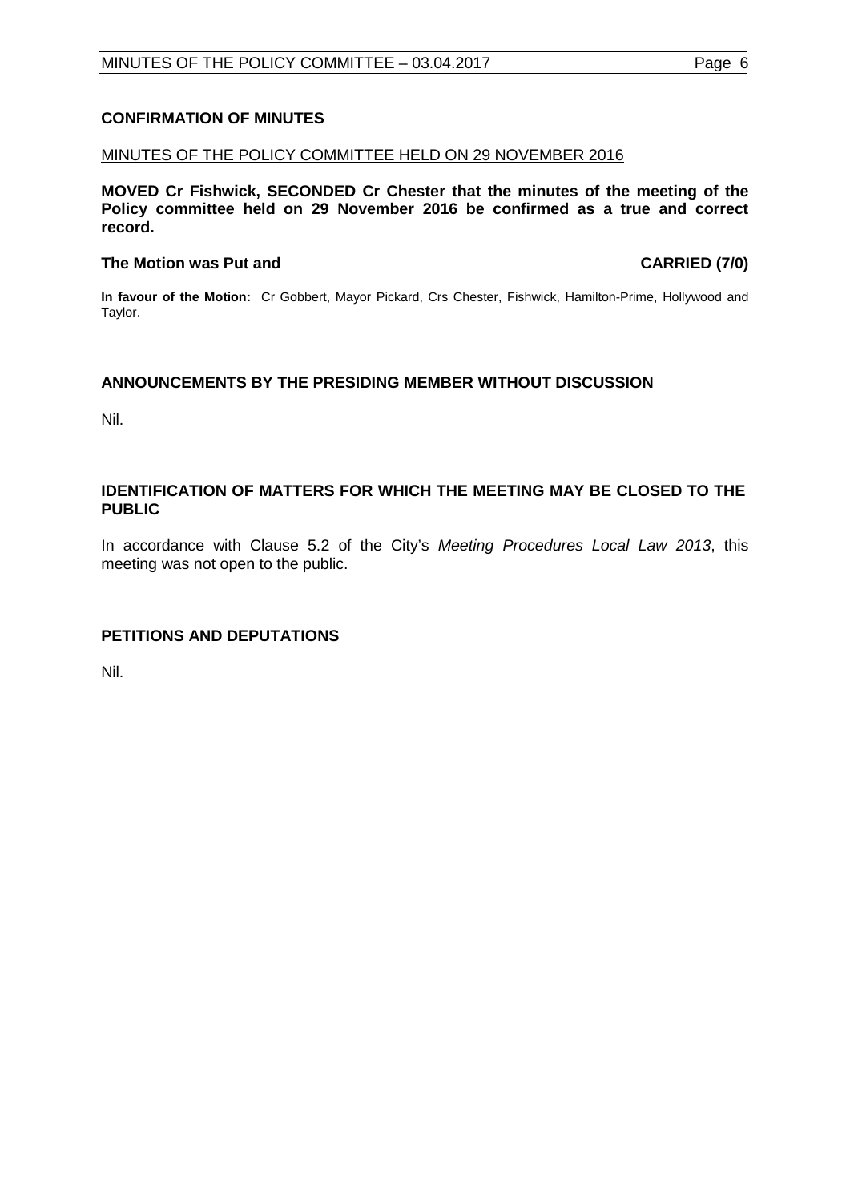## CONFIRMATION OF MINUTES

MINUTES OF THE POLICY COMMITTEE HELD ON 29 NOVEMBER 2016

**MOVED Cr Fishwick, SECONDED Cr Chester that the minutes of the meeting of the Policy committee held on 29 November 2016 be confirmed as a true and correct record.**

**The Motion was Put and CARRIED (7/0)**

**In favour of the Motion:** Cr Gobbert, Mayor Pickard, Crs Chester, Fishwick, Hamilton-Prime, Hollywood and Taylor.

## ANNOUNCEMENTS BY THE PRESIDING MEMBER WITHOUT DISCUSSION

Nil.

## IDENTIFICATION OF MATTERS FOR WHICH THE MEETING MAY BE CLOSED TO THE PUBLIC

In accordance with Clause 5.2 of the City's *Meeting Procedures Local Law 2013*, this meeting was not open to the public.

## PETITIONS AND DEPUTATIONS

Nil.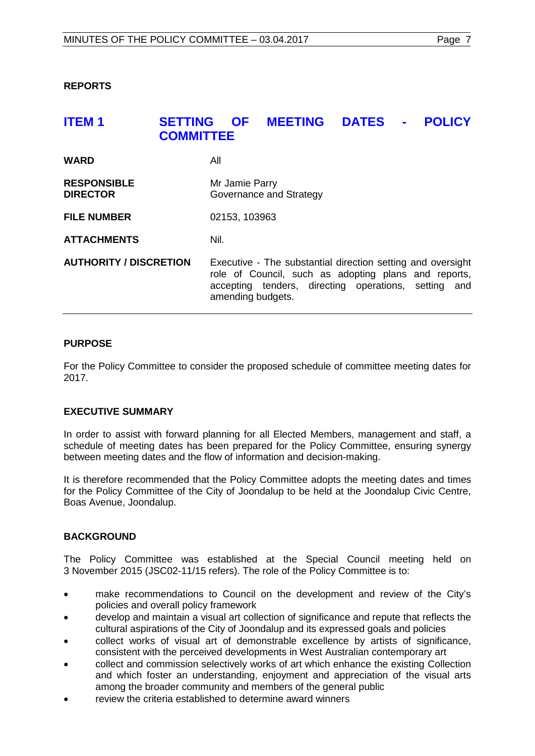## REPORTS

## ITEM 1 SETTING OF MEETING DATES - POLICY COMMITTEE

| | |
|---|---|
| **WARD** | All |
| **RESPONSIBLE DIRECTOR** | Mr Jamie Parry<br>Governance and Strategy |
| **FILE NUMBER** | 02153, 103963 |
| **ATTACHMENTS** | Nil. |
| **AUTHORITY / DISCRETION** | Executive - The substantial direction setting and oversight role of Council, such as adopting plans and reports, accepting tenders, directing operations, setting and amending budgets. |

### PURPOSE

For the Policy Committee to consider the proposed schedule of committee meeting dates for 2017.

### EXECUTIVE SUMMARY

In order to assist with forward planning for all Elected Members, management and staff, a schedule of meeting dates has been prepared for the Policy Committee, ensuring synergy between meeting dates and the flow of information and decision-making.

It is therefore recommended that the Policy Committee adopts the meeting dates and times for the Policy Committee of the City of Joondalup to be held at the Joondalup Civic Centre, Boas Avenue, Joondalup.

### BACKGROUND

The Policy Committee was established at the Special Council meeting held on 3 November 2015 (JSC02-11/15 refers). The role of the Policy Committee is to:

- make recommendations to Council on the development and review of the City's policies and overall policy framework
- develop and maintain a visual art collection of significance and repute that reflects the cultural aspirations of the City of Joondalup and its expressed goals and policies
- collect works of visual art of demonstrable excellence by artists of significance, consistent with the perceived developments in West Australian contemporary art
- collect and commission selectively works of art which enhance the existing Collection and which foster an understanding, enjoyment and appreciation of the visual arts among the broader community and members of the general public
- review the criteria established to determine award winners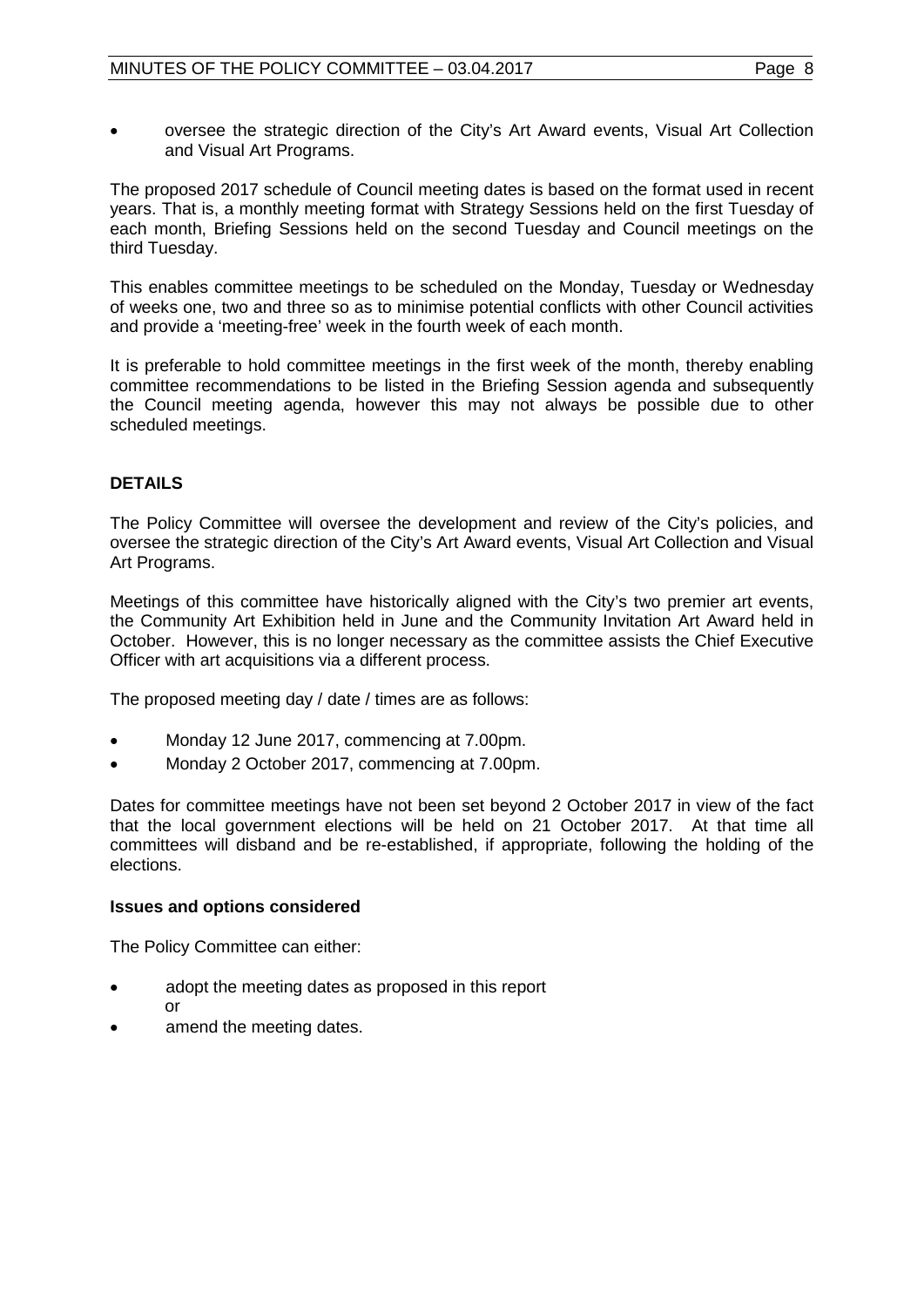- oversee the strategic direction of the City's Art Award events, Visual Art Collection and Visual Art Programs.

The proposed 2017 schedule of Council meeting dates is based on the format used in recent years. That is, a monthly meeting format with Strategy Sessions held on the first Tuesday of each month, Briefing Sessions held on the second Tuesday and Council meetings on the third Tuesday.

This enables committee meetings to be scheduled on the Monday, Tuesday or Wednesday of weeks one, two and three so as to minimise potential conflicts with other Council activities and provide a 'meeting-free' week in the fourth week of each month.

It is preferable to hold committee meetings in the first week of the month, thereby enabling committee recommendations to be listed in the Briefing Session agenda and subsequently the Council meeting agenda, however this may not always be possible due to other scheduled meetings.

**DETAILS**

The Policy Committee will oversee the development and review of the City's policies, and oversee the strategic direction of the City's Art Award events, Visual Art Collection and Visual Art Programs.

Meetings of this committee have historically aligned with the City's two premier art events, the Community Art Exhibition held in June and the Community Invitation Art Award held in October. However, this is no longer necessary as the committee assists the Chief Executive Officer with art acquisitions via a different process.

The proposed meeting day / date / times are as follows:

- Monday 12 June 2017, commencing at 7.00pm.
- Monday 2 October 2017, commencing at 7.00pm.

Dates for committee meetings have not been set beyond 2 October 2017 in view of the fact that the local government elections will be held on 21 October 2017. At that time all committees will disband and be re-established, if appropriate, following the holding of the elections.

**Issues and options considered**

The Policy Committee can either:

- adopt the meeting dates as proposed in this report
  or
- amend the meeting dates.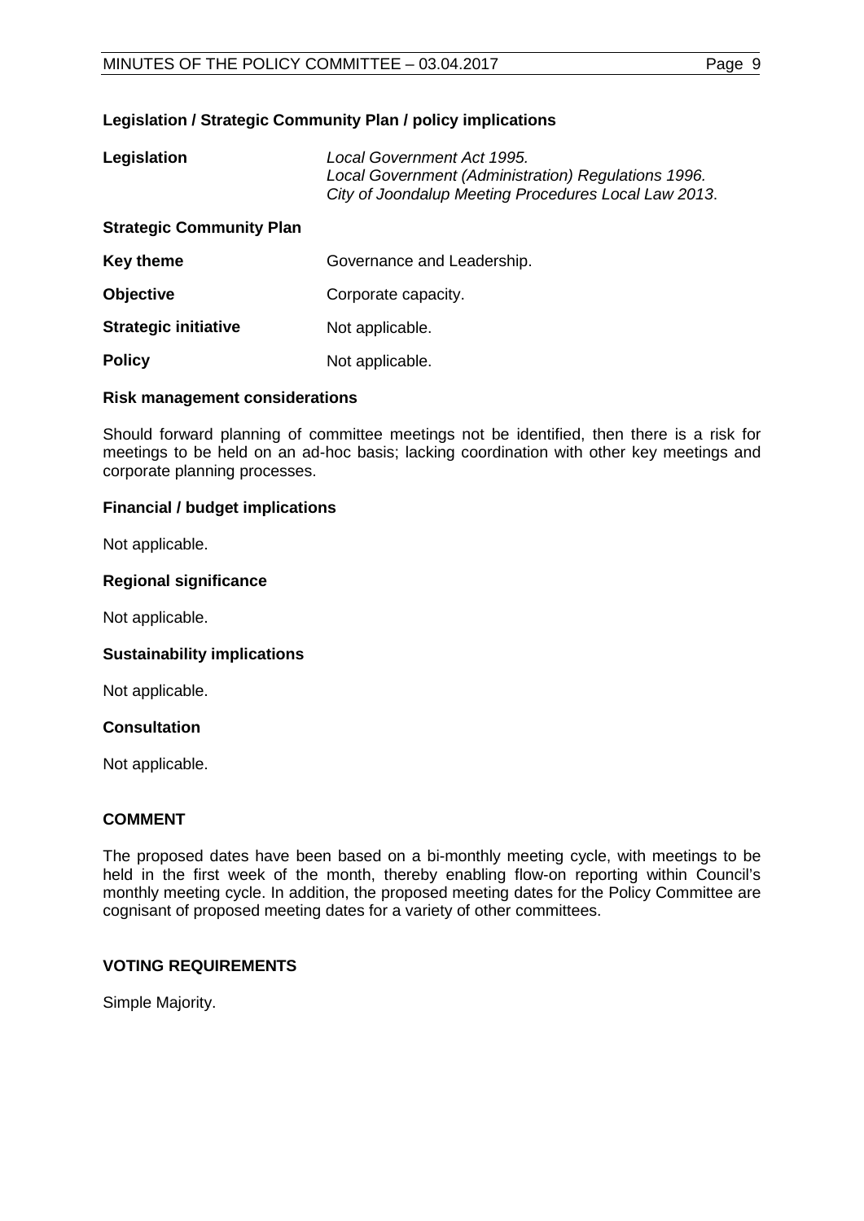### Legislation / Strategic Community Plan / policy implications

| | |
|---|---|
| **Legislation** | *Local Government Act 1995.*<br>*Local Government (Administration) Regulations 1996.*<br>*City of Joondalup Meeting Procedures Local Law 2013*. |
| **Strategic Community Plan** | |
| **Key theme** | Governance and Leadership. |
| **Objective** | Corporate capacity. |
| **Strategic initiative** | Not applicable. |
| **Policy** | Not applicable. |

### Risk management considerations

Should forward planning of committee meetings not be identified, then there is a risk for meetings to be held on an ad-hoc basis; lacking coordination with other key meetings and corporate planning processes.

### Financial / budget implications

Not applicable.

### Regional significance

Not applicable.

### Sustainability implications

Not applicable.

### Consultation

Not applicable.

## COMMENT

The proposed dates have been based on a bi-monthly meeting cycle, with meetings to be held in the first week of the month, thereby enabling flow-on reporting within Council's monthly meeting cycle. In addition, the proposed meeting dates for the Policy Committee are cognisant of proposed meeting dates for a variety of other committees.

## VOTING REQUIREMENTS

Simple Majority.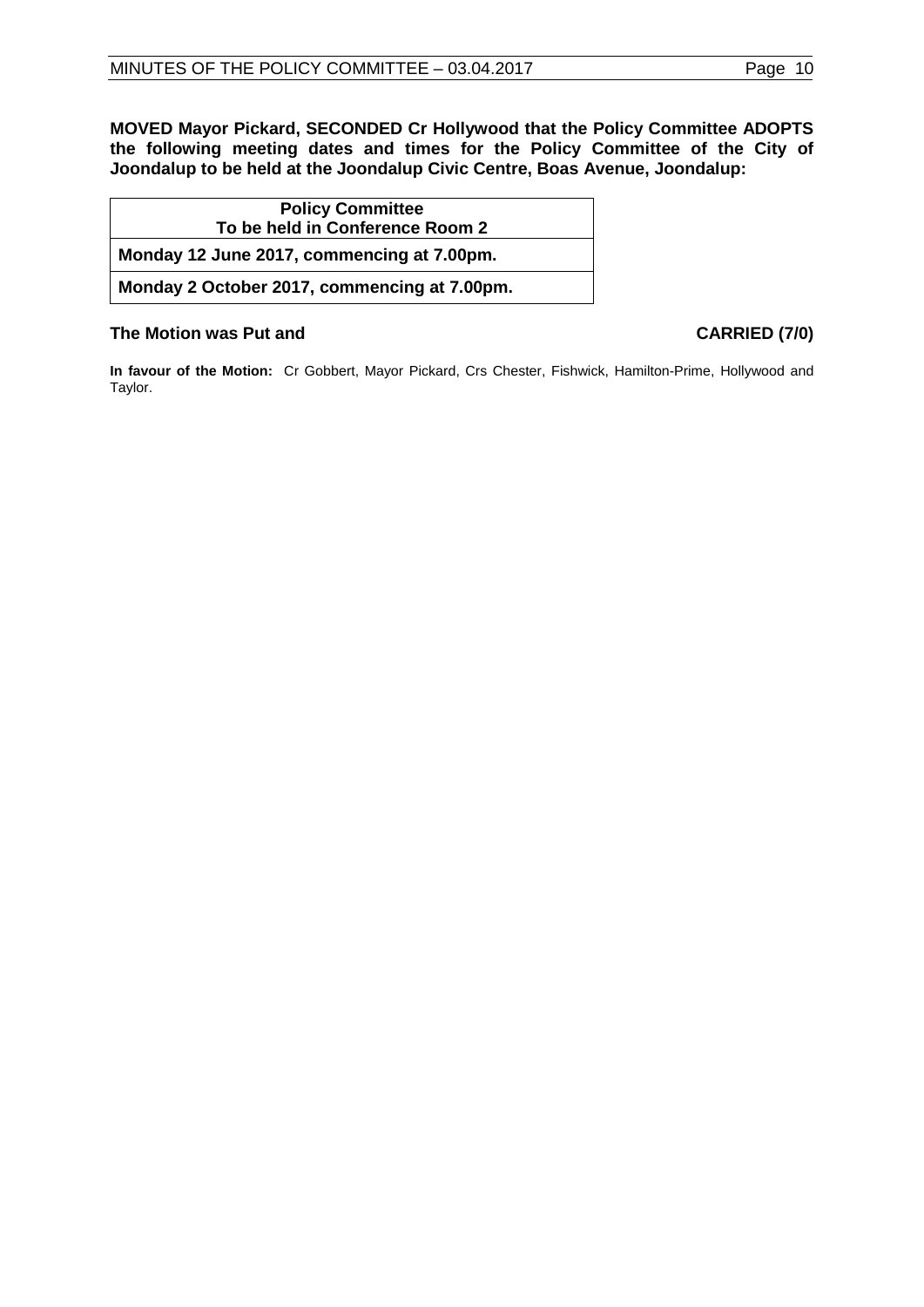**MOVED Mayor Pickard, SECONDED Cr Hollywood that the Policy Committee ADOPTS the following meeting dates and times for the Policy Committee of the City of Joondalup to be held at the Joondalup Civic Centre, Boas Avenue, Joondalup:**

| **Policy Committee<br>To be held in Conference Room 2** |
|---|
| **Monday 12 June 2017, commencing at 7.00pm.** |
| **Monday 2 October 2017, commencing at 7.00pm.** |

**The Motion was Put and CARRIED (7/0)**

**In favour of the Motion:** Cr Gobbert, Mayor Pickard, Crs Chester, Fishwick, Hamilton-Prime, Hollywood and Taylor.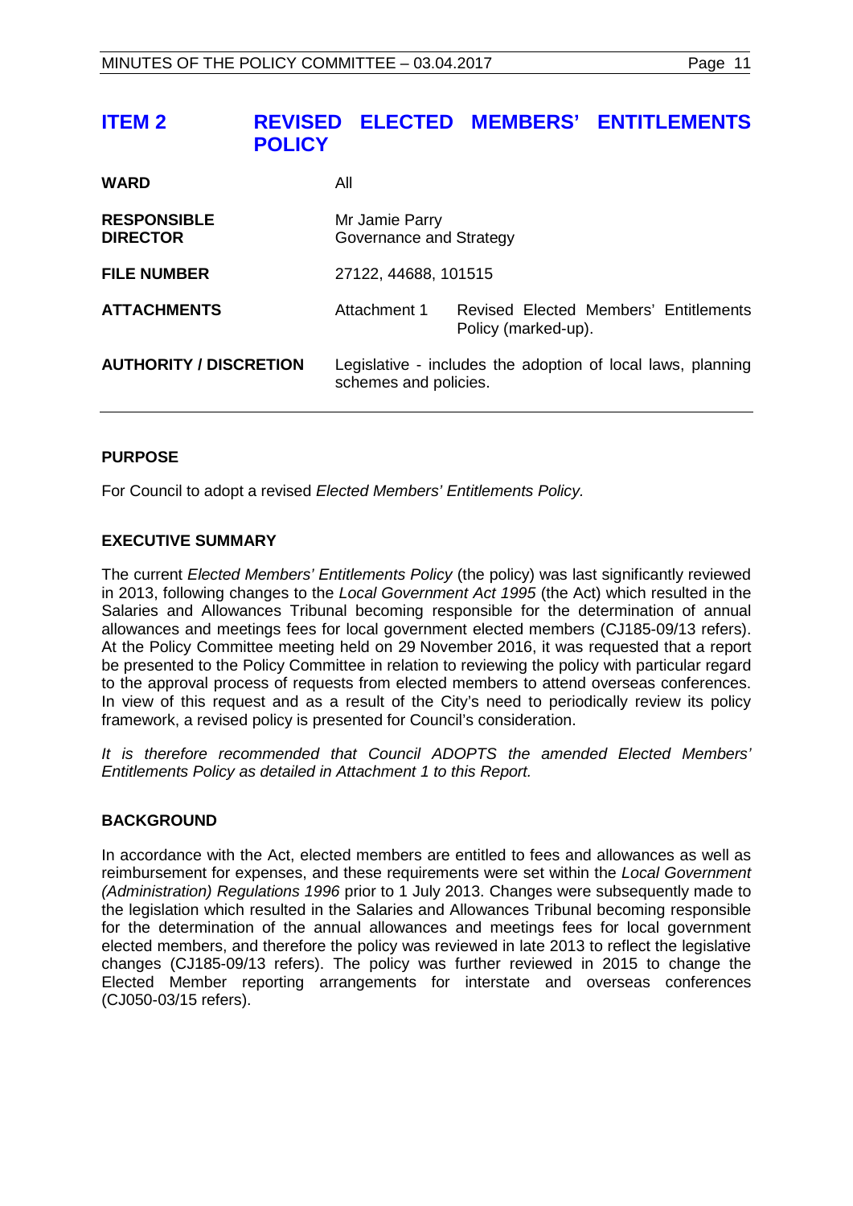# ITEM 2 REVISED ELECTED MEMBERS' ENTITLEMENTS POLICY

| | | |
|---|---|---|
| **WARD** | All | |
| **RESPONSIBLE DIRECTOR** | Mr Jamie Parry<br>Governance and Strategy | |
| **FILE NUMBER** | 27122, 44688, 101515 | |
| **ATTACHMENTS** | Attachment 1 | Revised Elected Members' Entitlements Policy (marked-up). |
| **AUTHORITY / DISCRETION** | Legislative - includes the adoption of local laws, planning schemes and policies. | |

### PURPOSE

For Council to adopt a revised *Elected Members' Entitlements Policy.*

### EXECUTIVE SUMMARY

The current *Elected Members' Entitlements Policy* (the policy) was last significantly reviewed in 2013, following changes to the *Local Government Act 1995* (the Act) which resulted in the Salaries and Allowances Tribunal becoming responsible for the determination of annual allowances and meetings fees for local government elected members (CJ185-09/13 refers). At the Policy Committee meeting held on 29 November 2016, it was requested that a report be presented to the Policy Committee in relation to reviewing the policy with particular regard to the approval process of requests from elected members to attend overseas conferences. In view of this request and as a result of the City's need to periodically review its policy framework, a revised policy is presented for Council's consideration.

*It is therefore recommended that Council ADOPTS the amended Elected Members' Entitlements Policy as detailed in Attachment 1 to this Report.*

### BACKGROUND

In accordance with the Act, elected members are entitled to fees and allowances as well as reimbursement for expenses, and these requirements were set within the *Local Government (Administration) Regulations 1996* prior to 1 July 2013. Changes were subsequently made to the legislation which resulted in the Salaries and Allowances Tribunal becoming responsible for the determination of the annual allowances and meetings fees for local government elected members, and therefore the policy was reviewed in late 2013 to reflect the legislative changes (CJ185-09/13 refers). The policy was further reviewed in 2015 to change the Elected Member reporting arrangements for interstate and overseas conferences (CJ050-03/15 refers).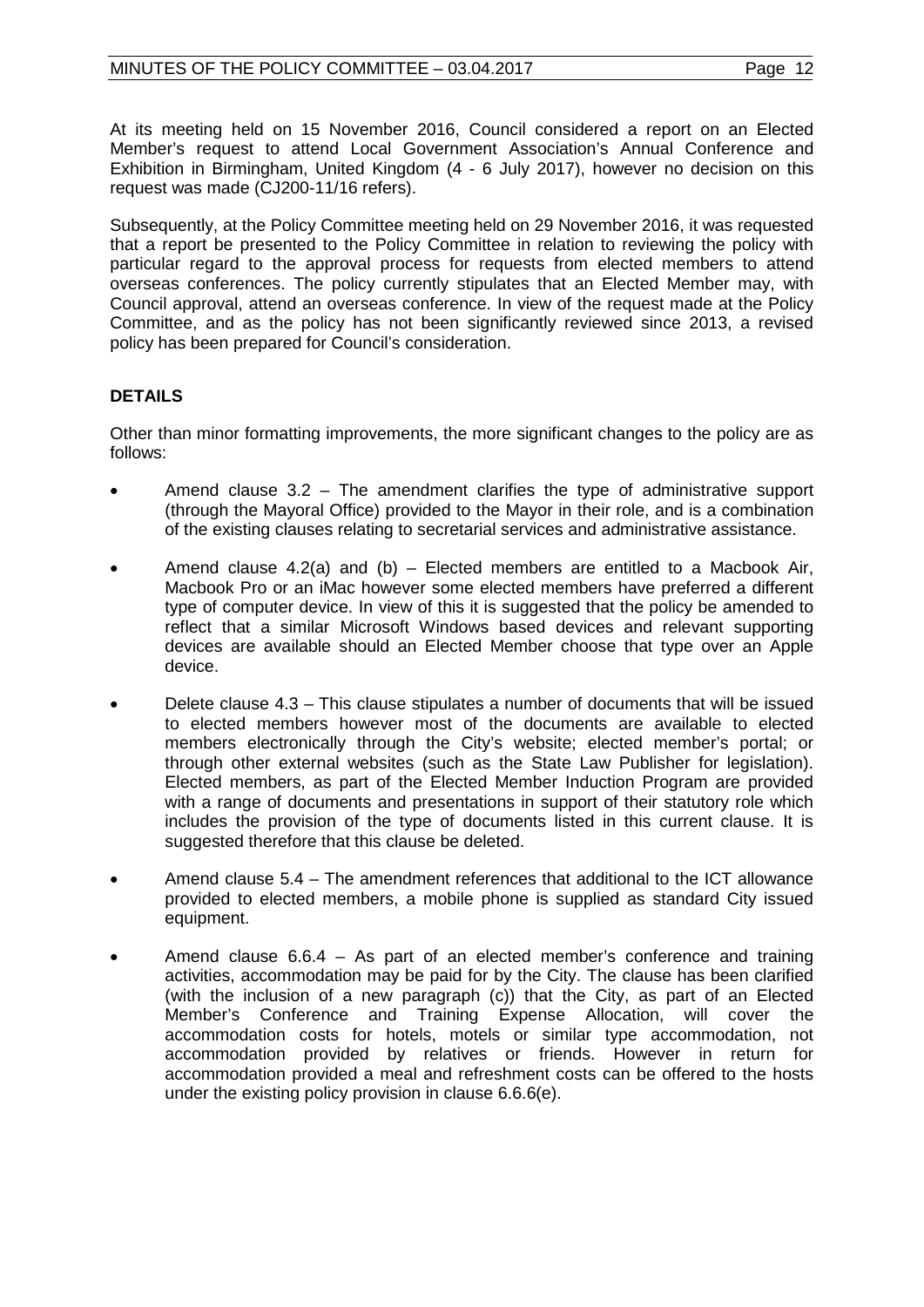At its meeting held on 15 November 2016, Council considered a report on an Elected Member's request to attend Local Government Association's Annual Conference and Exhibition in Birmingham, United Kingdom (4 - 6 July 2017), however no decision on this request was made (CJ200-11/16 refers).

Subsequently, at the Policy Committee meeting held on 29 November 2016, it was requested that a report be presented to the Policy Committee in relation to reviewing the policy with particular regard to the approval process for requests from elected members to attend overseas conferences. The policy currently stipulates that an Elected Member may, with Council approval, attend an overseas conference. In view of the request made at the Policy Committee, and as the policy has not been significantly reviewed since 2013, a revised policy has been prepared for Council's consideration.

## DETAILS

Other than minor formatting improvements, the more significant changes to the policy are as follows:

- Amend clause 3.2 – The amendment clarifies the type of administrative support (through the Mayoral Office) provided to the Mayor in their role, and is a combination of the existing clauses relating to secretarial services and administrative assistance.
- Amend clause 4.2(a) and (b) – Elected members are entitled to a Macbook Air, Macbook Pro or an iMac however some elected members have preferred a different type of computer device. In view of this it is suggested that the policy be amended to reflect that a similar Microsoft Windows based devices and relevant supporting devices are available should an Elected Member choose that type over an Apple device.
- Delete clause 4.3 – This clause stipulates a number of documents that will be issued to elected members however most of the documents are available to elected members electronically through the City's website; elected member's portal; or through other external websites (such as the State Law Publisher for legislation). Elected members, as part of the Elected Member Induction Program are provided with a range of documents and presentations in support of their statutory role which includes the provision of the type of documents listed in this current clause. It is suggested therefore that this clause be deleted.
- Amend clause 5.4 – The amendment references that additional to the ICT allowance provided to elected members, a mobile phone is supplied as standard City issued equipment.
- Amend clause 6.6.4 – As part of an elected member's conference and training activities, accommodation may be paid for by the City. The clause has been clarified (with the inclusion of a new paragraph (c)) that the City, as part of an Elected Member's Conference and Training Expense Allocation, will cover the accommodation costs for hotels, motels or similar type accommodation, not accommodation provided by relatives or friends. However in return for accommodation provided a meal and refreshment costs can be offered to the hosts under the existing policy provision in clause 6.6.6(e).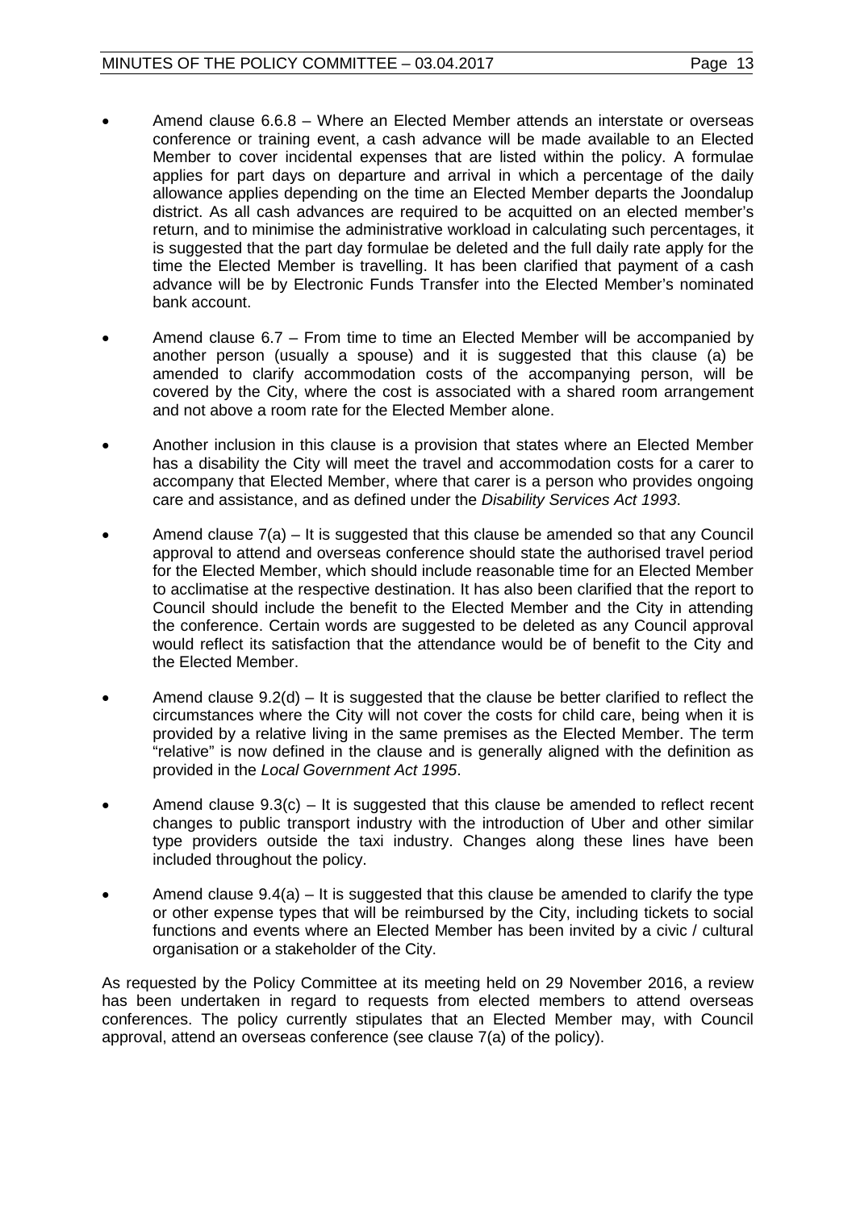- Amend clause 6.6.8 – Where an Elected Member attends an interstate or overseas conference or training event, a cash advance will be made available to an Elected Member to cover incidental expenses that are listed within the policy. A formulae applies for part days on departure and arrival in which a percentage of the daily allowance applies depending on the time an Elected Member departs the Joondalup district. As all cash advances are required to be acquitted on an elected member's return, and to minimise the administrative workload in calculating such percentages, it is suggested that the part day formulae be deleted and the full daily rate apply for the time the Elected Member is travelling. It has been clarified that payment of a cash advance will be by Electronic Funds Transfer into the Elected Member's nominated bank account.

- Amend clause 6.7 – From time to time an Elected Member will be accompanied by another person (usually a spouse) and it is suggested that this clause (a) be amended to clarify accommodation costs of the accompanying person, will be covered by the City, where the cost is associated with a shared room arrangement and not above a room rate for the Elected Member alone.

- Another inclusion in this clause is a provision that states where an Elected Member has a disability the City will meet the travel and accommodation costs for a carer to accompany that Elected Member, where that carer is a person who provides ongoing care and assistance, and as defined under the *Disability Services Act 1993*.

- Amend clause 7(a) – It is suggested that this clause be amended so that any Council approval to attend and overseas conference should state the authorised travel period for the Elected Member, which should include reasonable time for an Elected Member to acclimatise at the respective destination. It has also been clarified that the report to Council should include the benefit to the Elected Member and the City in attending the conference. Certain words are suggested to be deleted as any Council approval would reflect its satisfaction that the attendance would be of benefit to the City and the Elected Member.

- Amend clause 9.2(d) – It is suggested that the clause be better clarified to reflect the circumstances where the City will not cover the costs for child care, being when it is provided by a relative living in the same premises as the Elected Member. The term "relative" is now defined in the clause and is generally aligned with the definition as provided in the *Local Government Act 1995*.

- Amend clause 9.3(c) – It is suggested that this clause be amended to reflect recent changes to public transport industry with the introduction of Uber and other similar type providers outside the taxi industry. Changes along these lines have been included throughout the policy.

- Amend clause 9.4(a) – It is suggested that this clause be amended to clarify the type or other expense types that will be reimbursed by the City, including tickets to social functions and events where an Elected Member has been invited by a civic / cultural organisation or a stakeholder of the City.

As requested by the Policy Committee at its meeting held on 29 November 2016, a review has been undertaken in regard to requests from elected members to attend overseas conferences. The policy currently stipulates that an Elected Member may, with Council approval, attend an overseas conference (see clause 7(a) of the policy).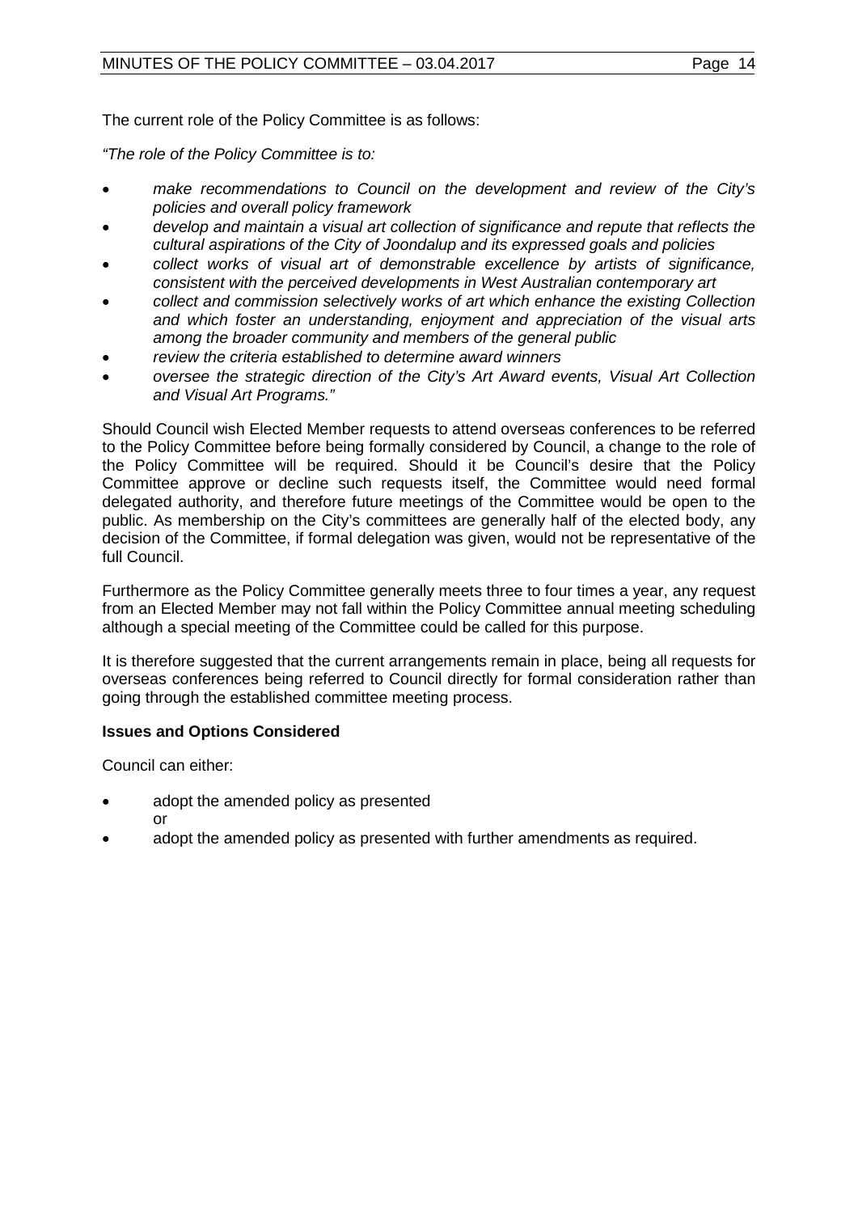The current role of the Policy Committee is as follows:

*"The role of the Policy Committee is to:*

- *make recommendations to Council on the development and review of the City's policies and overall policy framework*
- *develop and maintain a visual art collection of significance and repute that reflects the cultural aspirations of the City of Joondalup and its expressed goals and policies*
- *collect works of visual art of demonstrable excellence by artists of significance, consistent with the perceived developments in West Australian contemporary art*
- *collect and commission selectively works of art which enhance the existing Collection and which foster an understanding, enjoyment and appreciation of the visual arts among the broader community and members of the general public*
- *review the criteria established to determine award winners*
- *oversee the strategic direction of the City's Art Award events, Visual Art Collection and Visual Art Programs."*

Should Council wish Elected Member requests to attend overseas conferences to be referred to the Policy Committee before being formally considered by Council, a change to the role of the Policy Committee will be required. Should it be Council's desire that the Policy Committee approve or decline such requests itself, the Committee would need formal delegated authority, and therefore future meetings of the Committee would be open to the public. As membership on the City's committees are generally half of the elected body, any decision of the Committee, if formal delegation was given, would not be representative of the full Council.

Furthermore as the Policy Committee generally meets three to four times a year, any request from an Elected Member may not fall within the Policy Committee annual meeting scheduling although a special meeting of the Committee could be called for this purpose.

It is therefore suggested that the current arrangements remain in place, being all requests for overseas conferences being referred to Council directly for formal consideration rather than going through the established committee meeting process.

**Issues and Options Considered**

Council can either:

- adopt the amended policy as presented
  
  or
- adopt the amended policy as presented with further amendments as required.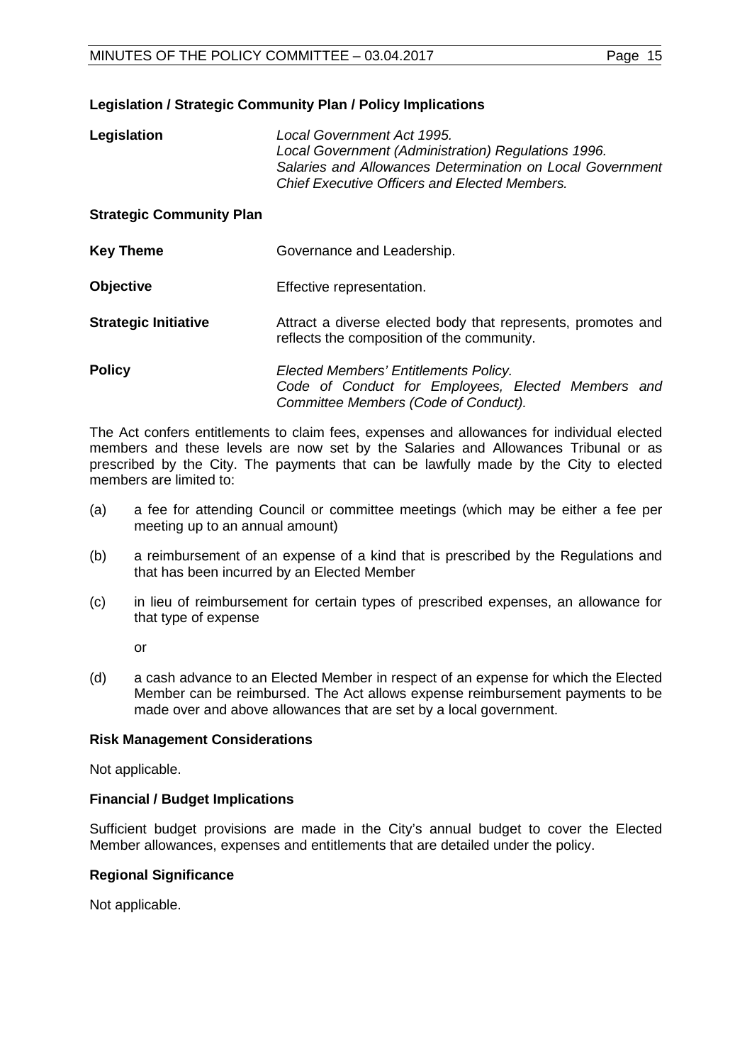### Legislation / Strategic Community Plan / Policy Implications

**Legislation**

*Local Government Act 1995.*
*Local Government (Administration) Regulations 1996.*
*Salaries and Allowances Determination on Local Government Chief Executive Officers and Elected Members.*

**Strategic Community Plan**

**Key Theme** Governance and Leadership.

**Objective** Effective representation.

**Strategic Initiative** Attract a diverse elected body that represents, promotes and reflects the composition of the community.

**Policy**

*Elected Members' Entitlements Policy.*
*Code of Conduct for Employees, Elected Members and Committee Members (Code of Conduct).*

The Act confers entitlements to claim fees, expenses and allowances for individual elected members and these levels are now set by the Salaries and Allowances Tribunal or as prescribed by the City. The payments that can be lawfully made by the City to elected members are limited to:

(a) a fee for attending Council or committee meetings (which may be either a fee per meeting up to an annual amount)

(b) a reimbursement of an expense of a kind that is prescribed by the Regulations and that has been incurred by an Elected Member

(c) in lieu of reimbursement for certain types of prescribed expenses, an allowance for that type of expense

or

(d) a cash advance to an Elected Member in respect of an expense for which the Elected Member can be reimbursed. The Act allows expense reimbursement payments to be made over and above allowances that are set by a local government.

### Risk Management Considerations

Not applicable.

### Financial / Budget Implications

Sufficient budget provisions are made in the City's annual budget to cover the Elected Member allowances, expenses and entitlements that are detailed under the policy.

### Regional Significance

Not applicable.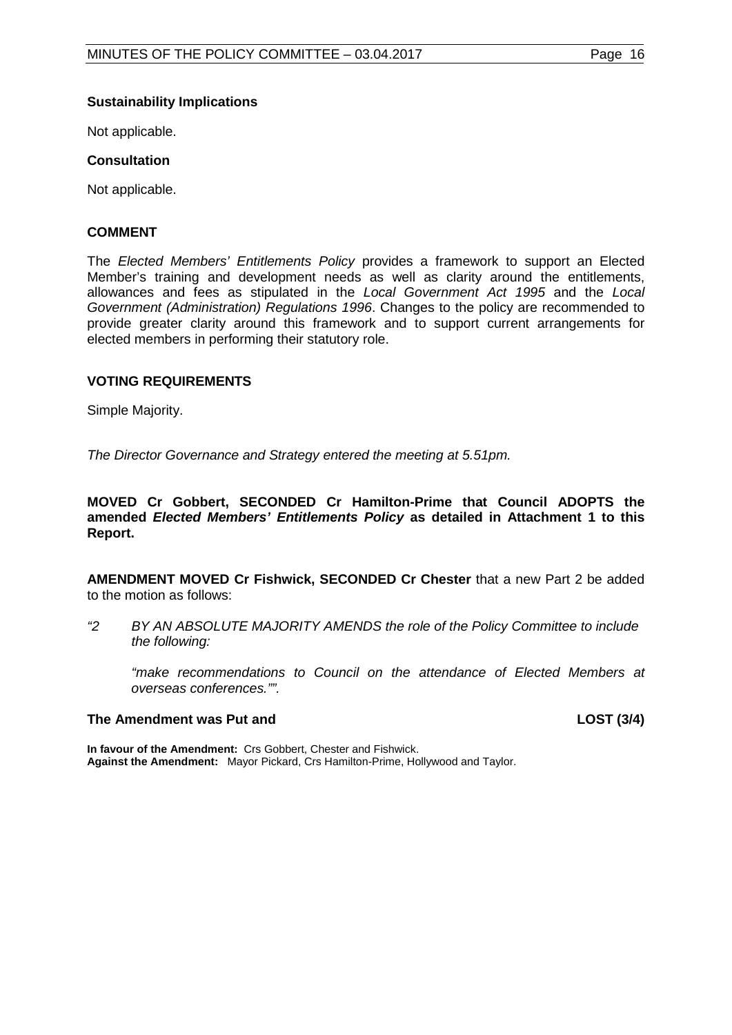**Sustainability Implications**

Not applicable.

**Consultation**

Not applicable.

## COMMENT

The *Elected Members' Entitlements Policy* provides a framework to support an Elected Member's training and development needs as well as clarity around the entitlements, allowances and fees as stipulated in the *Local Government Act 1995* and the *Local Government (Administration) Regulations 1996*. Changes to the policy are recommended to provide greater clarity around this framework and to support current arrangements for elected members in performing their statutory role.

## VOTING REQUIREMENTS

Simple Majority.

*The Director Governance and Strategy entered the meeting at 5.51pm.*

**MOVED Cr Gobbert, SECONDED Cr Hamilton-Prime that Council ADOPTS the amended *Elected Members' Entitlements Policy* as detailed in Attachment 1 to this Report.**

**AMENDMENT MOVED Cr Fishwick, SECONDED Cr Chester** that a new Part 2 be added to the motion as follows:

*"2 BY AN ABSOLUTE MAJORITY AMENDS the role of the Policy Committee to include the following:*

*"make recommendations to Council on the attendance of Elected Members at overseas conferences."".*

**The Amendment was Put and LOST (3/4)**

**In favour of the Amendment:** Crs Gobbert, Chester and Fishwick.
**Against the Amendment:** Mayor Pickard, Crs Hamilton-Prime, Hollywood and Taylor.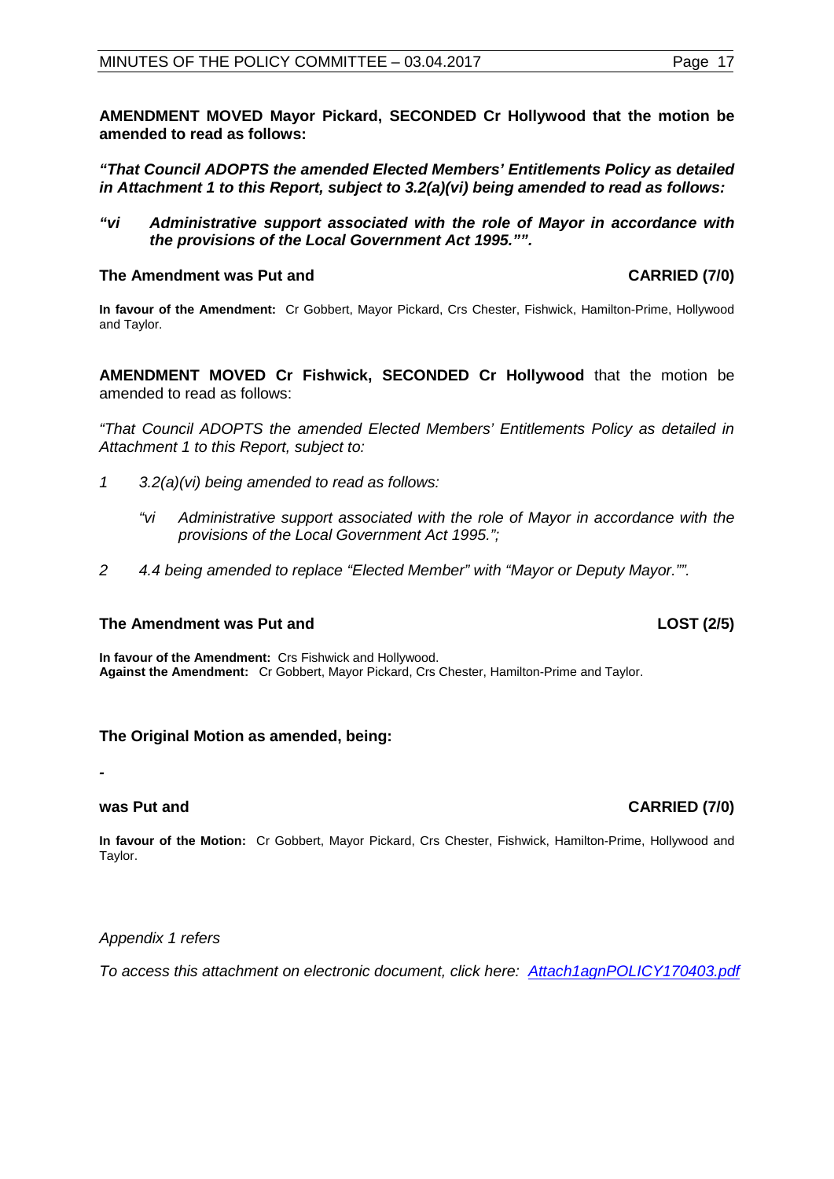**AMENDMENT MOVED Mayor Pickard, SECONDED Cr Hollywood that the motion be amended to read as follows:**

***"That Council ADOPTS the amended Elected Members' Entitlements Policy as detailed in Attachment 1 to this Report, subject to 3.2(a)(vi) being amended to read as follows:***

***"vi Administrative support associated with the role of Mayor in accordance with the provisions of the Local Government Act 1995."".***

**The Amendment was Put and CARRIED (7/0)**

**In favour of the Amendment:** Cr Gobbert, Mayor Pickard, Crs Chester, Fishwick, Hamilton-Prime, Hollywood and Taylor.

**AMENDMENT MOVED Cr Fishwick, SECONDED Cr Hollywood** that the motion be amended to read as follows:

*"That Council ADOPTS the amended Elected Members' Entitlements Policy as detailed in Attachment 1 to this Report, subject to:*

*1 3.2(a)(vi) being amended to read as follows:*

*"vi Administrative support associated with the role of Mayor in accordance with the provisions of the Local Government Act 1995.";*

*2 4.4 being amended to replace "Elected Member" with "Mayor or Deputy Mayor."".*

**The Amendment was Put and LOST (2/5)**

**In favour of the Amendment:** Crs Fishwick and Hollywood.
**Against the Amendment:** Cr Gobbert, Mayor Pickard, Crs Chester, Hamilton-Prime and Taylor.

**The Original Motion as amended, being:**

**-**

**was Put and CARRIED (7/0)**

**In favour of the Motion:** Cr Gobbert, Mayor Pickard, Crs Chester, Fishwick, Hamilton-Prime, Hollywood and Taylor.

*Appendix 1 refers*

*To access this attachment on electronic document, click here: Attach1agnPOLICY170403.pdf*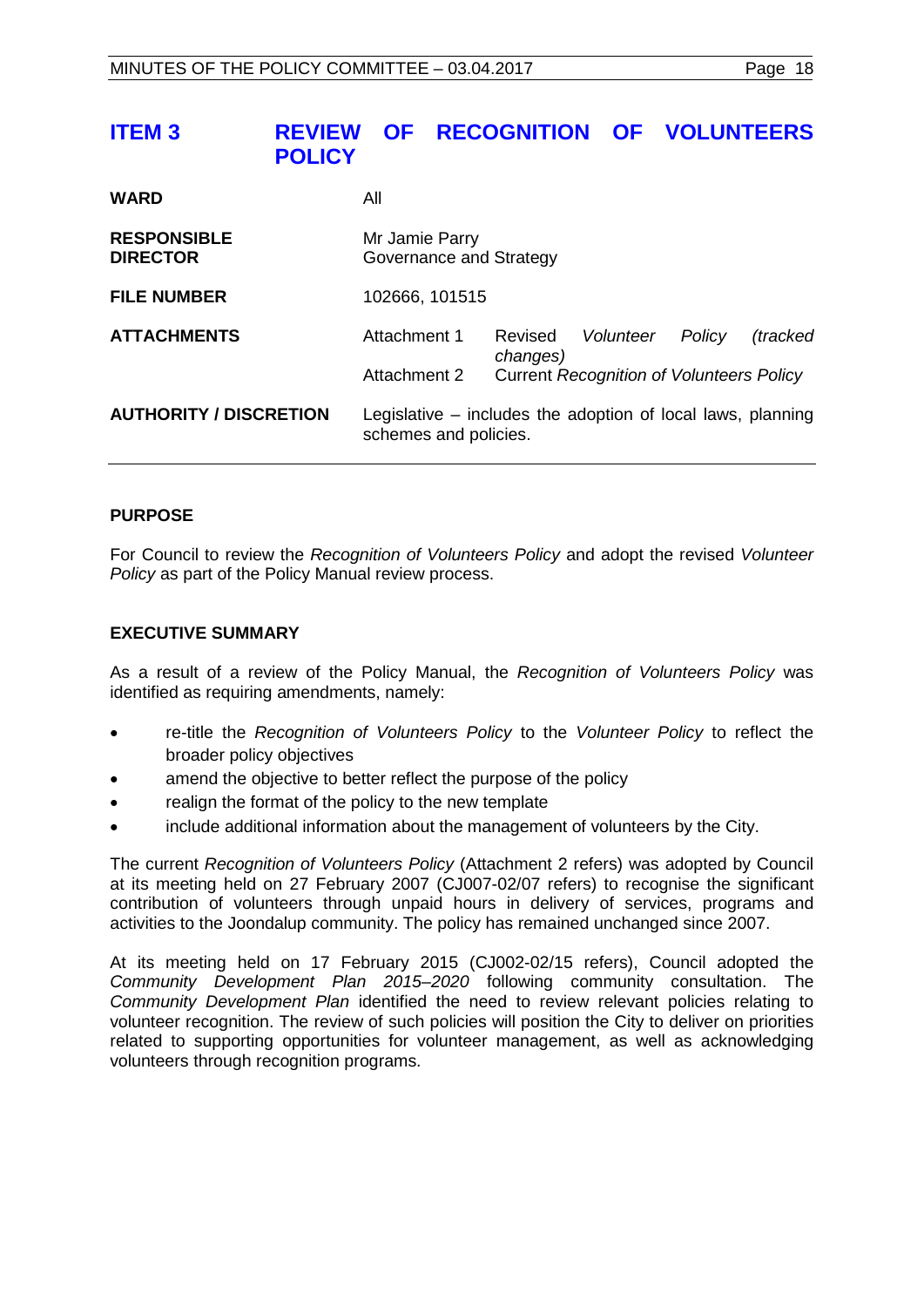# ITEM 3 REVIEW OF RECOGNITION OF VOLUNTEERS POLICY

| | | |
|---|---|---|
| **WARD** | All | |
| **RESPONSIBLE DIRECTOR** | Mr Jamie Parry<br>Governance and Strategy | |
| **FILE NUMBER** | 102666, 101515 | |
| **ATTACHMENTS** | Attachment 1 | Revised *Volunteer Policy (tracked changes)* |
| | Attachment 2 | Current *Recognition of Volunteers Policy* |
| **AUTHORITY / DISCRETION** | Legislative – includes the adoption of local laws, planning schemes and policies. | |

**PURPOSE**

For Council to review the *Recognition of Volunteers Policy* and adopt the revised *Volunteer Policy* as part of the Policy Manual review process.

**EXECUTIVE SUMMARY**

As a result of a review of the Policy Manual, the *Recognition of Volunteers Policy* was identified as requiring amendments, namely:

- re-title the *Recognition of Volunteers Policy* to the *Volunteer Policy* to reflect the broader policy objectives
- amend the objective to better reflect the purpose of the policy
- realign the format of the policy to the new template
- include additional information about the management of volunteers by the City.

The current *Recognition of Volunteers Policy* (Attachment 2 refers) was adopted by Council at its meeting held on 27 February 2007 (CJ007-02/07 refers) to recognise the significant contribution of volunteers through unpaid hours in delivery of services, programs and activities to the Joondalup community. The policy has remained unchanged since 2007.

At its meeting held on 17 February 2015 (CJ002-02/15 refers), Council adopted the *Community Development Plan 2015–2020* following community consultation. The *Community Development Plan* identified the need to review relevant policies relating to volunteer recognition. The review of such policies will position the City to deliver on priorities related to supporting opportunities for volunteer management, as well as acknowledging volunteers through recognition programs.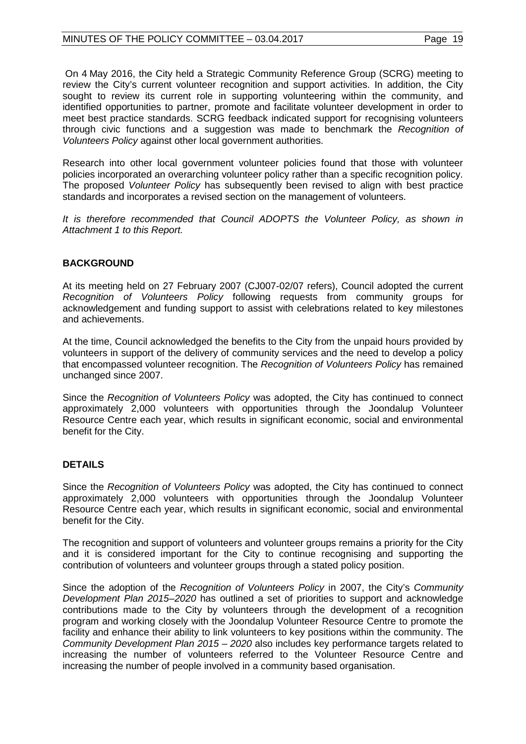On 4 May 2016, the City held a Strategic Community Reference Group (SCRG) meeting to review the City's current volunteer recognition and support activities. In addition, the City sought to review its current role in supporting volunteering within the community, and identified opportunities to partner, promote and facilitate volunteer development in order to meet best practice standards. SCRG feedback indicated support for recognising volunteers through civic functions and a suggestion was made to benchmark the *Recognition of Volunteers Policy* against other local government authorities.

Research into other local government volunteer policies found that those with volunteer policies incorporated an overarching volunteer policy rather than a specific recognition policy. The proposed *Volunteer Policy* has subsequently been revised to align with best practice standards and incorporates a revised section on the management of volunteers.

*It is therefore recommended that Council ADOPTS the Volunteer Policy, as shown in Attachment 1 to this Report.*

## BACKGROUND

At its meeting held on 27 February 2007 (CJ007-02/07 refers), Council adopted the current *Recognition of Volunteers Policy* following requests from community groups for acknowledgement and funding support to assist with celebrations related to key milestones and achievements.

At the time, Council acknowledged the benefits to the City from the unpaid hours provided by volunteers in support of the delivery of community services and the need to develop a policy that encompassed volunteer recognition. The *Recognition of Volunteers Policy* has remained unchanged since 2007.

Since the *Recognition of Volunteers Policy* was adopted, the City has continued to connect approximately 2,000 volunteers with opportunities through the Joondalup Volunteer Resource Centre each year, which results in significant economic, social and environmental benefit for the City.

## DETAILS

Since the *Recognition of Volunteers Policy* was adopted, the City has continued to connect approximately 2,000 volunteers with opportunities through the Joondalup Volunteer Resource Centre each year, which results in significant economic, social and environmental benefit for the City.

The recognition and support of volunteers and volunteer groups remains a priority for the City and it is considered important for the City to continue recognising and supporting the contribution of volunteers and volunteer groups through a stated policy position.

Since the adoption of the *Recognition of Volunteers Policy* in 2007, the City's *Community Development Plan 2015–2020* has outlined a set of priorities to support and acknowledge contributions made to the City by volunteers through the development of a recognition program and working closely with the Joondalup Volunteer Resource Centre to promote the facility and enhance their ability to link volunteers to key positions within the community. The *Community Development Plan 2015 – 2020* also includes key performance targets related to increasing the number of volunteers referred to the Volunteer Resource Centre and increasing the number of people involved in a community based organisation.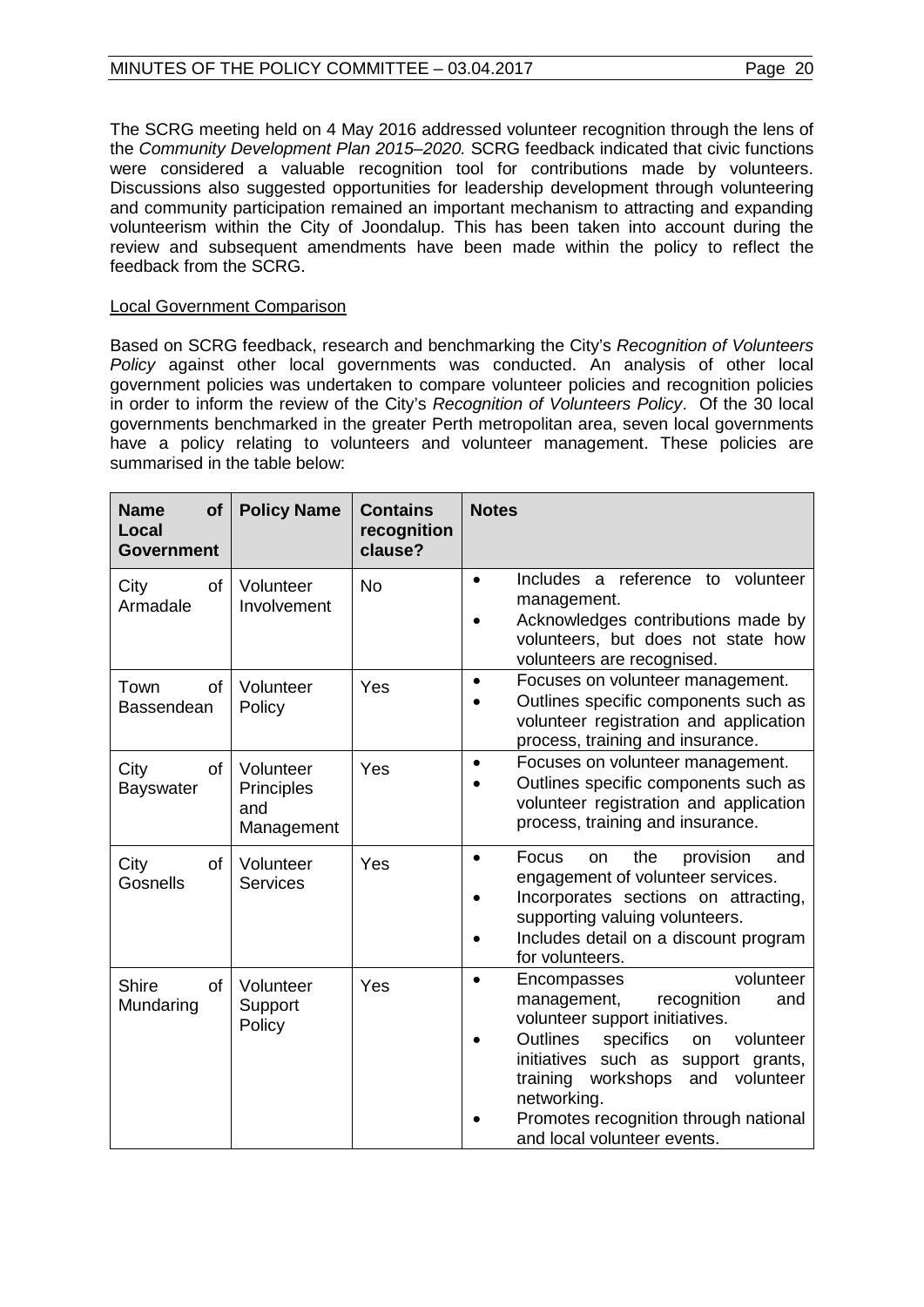The SCRG meeting held on 4 May 2016 addressed volunteer recognition through the lens of the *Community Development Plan 2015–2020.* SCRG feedback indicated that civic functions were considered a valuable recognition tool for contributions made by volunteers. Discussions also suggested opportunities for leadership development through volunteering and community participation remained an important mechanism to attracting and expanding volunteerism within the City of Joondalup. This has been taken into account during the review and subsequent amendments have been made within the policy to reflect the feedback from the SCRG.

<u>Local Government Comparison</u>

Based on SCRG feedback, research and benchmarking the City's *Recognition of Volunteers Policy* against other local governments was conducted. An analysis of other local government policies was undertaken to compare volunteer policies and recognition policies in order to inform the review of the City's *Recognition of Volunteers Policy*. Of the 30 local governments benchmarked in the greater Perth metropolitan area, seven local governments have a policy relating to volunteers and volunteer management. These policies are summarised in the table below:

| Name of Local Government | Policy Name | Contains recognition clause? | Notes |
|---|---|---|---|
| City of Armadale | Volunteer Involvement | No | • Includes a reference to volunteer management.<br>• Acknowledges contributions made by volunteers, but does not state how volunteers are recognised. |
| Town of Bassendean | Volunteer Policy | Yes | • Focuses on volunteer management.<br>• Outlines specific components such as volunteer registration and application process, training and insurance. |
| City of Bayswater | Volunteer Principles and Management | Yes | • Focuses on volunteer management.<br>• Outlines specific components such as volunteer registration and application process, training and insurance. |
| City of Gosnells | Volunteer Services | Yes | • Focus on the provision and engagement of volunteer services.<br>• Incorporates sections on attracting, supporting valuing volunteers.<br>• Includes detail on a discount program for volunteers. |
| Shire of Mundaring | Volunteer Support Policy | Yes | • Encompasses volunteer management, recognition and volunteer support initiatives.<br>• Outlines specifics on volunteer initiatives such as support grants, training workshops and volunteer networking.<br>• Promotes recognition through national and local volunteer events. |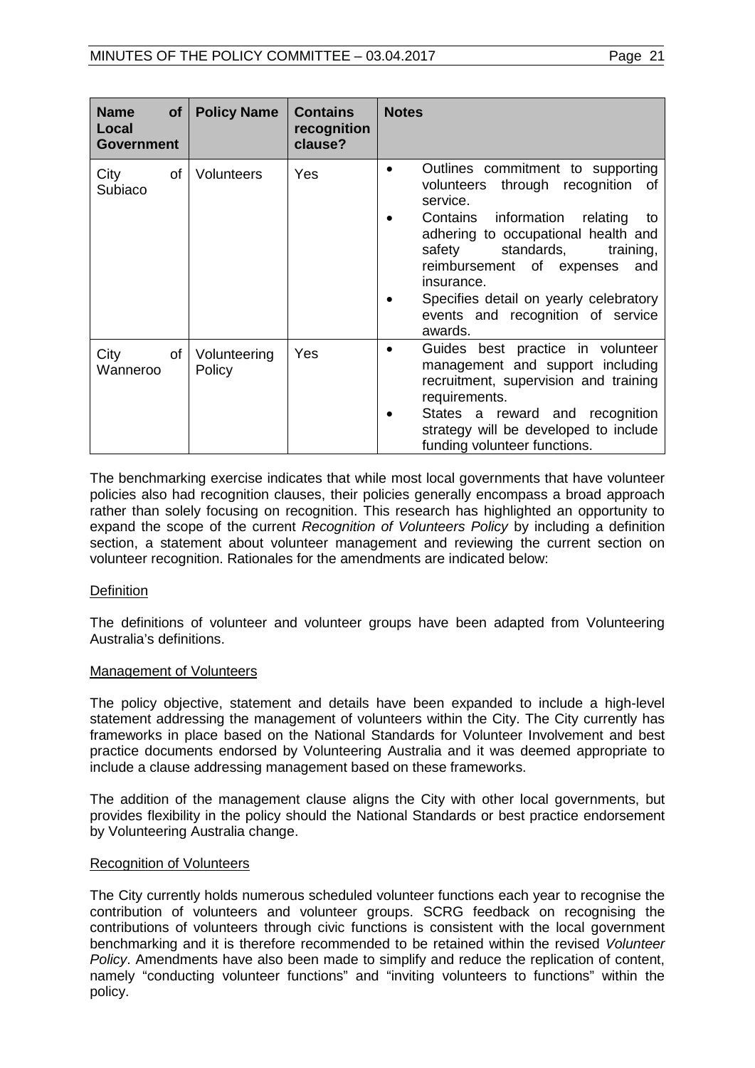| Name of Local Government | Policy Name | Contains recognition clause? | Notes |
| --- | --- | --- | --- |
| City of Subiaco | Volunteers | Yes | • Outlines commitment to supporting volunteers through recognition of service.<br>• Contains information relating to adhering to occupational health and safety standards, training, reimbursement of expenses and insurance.<br>• Specifies detail on yearly celebratory events and recognition of service awards. |
| City of Wanneroo | Volunteering Policy | Yes | • Guides best practice in volunteer management and support including recruitment, supervision and training requirements.<br>• States a reward and recognition strategy will be developed to include funding volunteer functions. |

The benchmarking exercise indicates that while most local governments that have volunteer policies also had recognition clauses, their policies generally encompass a broad approach rather than solely focusing on recognition. This research has highlighted an opportunity to expand the scope of the current *Recognition of Volunteers Policy* by including a definition section, a statement about volunteer management and reviewing the current section on volunteer recognition. Rationales for the amendments are indicated below:

<u>Definition</u>

The definitions of volunteer and volunteer groups have been adapted from Volunteering Australia's definitions.

<u>Management of Volunteers</u>

The policy objective, statement and details have been expanded to include a high-level statement addressing the management of volunteers within the City. The City currently has frameworks in place based on the National Standards for Volunteer Involvement and best practice documents endorsed by Volunteering Australia and it was deemed appropriate to include a clause addressing management based on these frameworks.

The addition of the management clause aligns the City with other local governments, but provides flexibility in the policy should the National Standards or best practice endorsement by Volunteering Australia change.

<u>Recognition of Volunteers</u>

The City currently holds numerous scheduled volunteer functions each year to recognise the contribution of volunteers and volunteer groups. SCRG feedback on recognising the contributions of volunteers through civic functions is consistent with the local government benchmarking and it is therefore recommended to be retained within the revised *Volunteer Policy*. Amendments have also been made to simplify and reduce the replication of content, namely "conducting volunteer functions" and "inviting volunteers to functions" within the policy.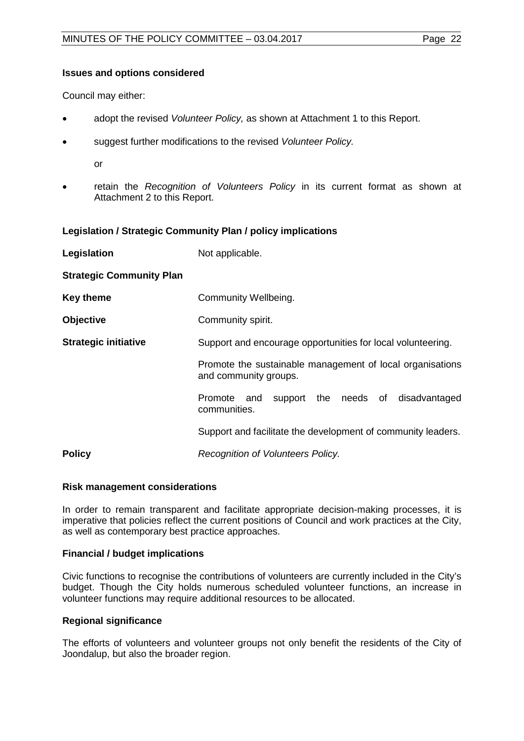**Issues and options considered**

Council may either:

- adopt the revised *Volunteer Policy,* as shown at Attachment 1 to this Report.
- suggest further modifications to the revised *Volunteer Policy.*

  or

- retain the *Recognition of Volunteers Policy* in its current format as shown at Attachment 2 to this Report.

**Legislation / Strategic Community Plan / policy implications**

| | |
|---|---|
| **Legislation** | Not applicable. |
| **Strategic Community Plan** | |
| **Key theme** | Community Wellbeing. |
| **Objective** | Community spirit. |
| **Strategic initiative** | Support and encourage opportunities for local volunteering. |
| | Promote the sustainable management of local organisations and community groups. |
| | Promote and support the needs of disadvantaged communities. |
| | Support and facilitate the development of community leaders. |
| **Policy** | *Recognition of Volunteers Policy.* |

**Risk management considerations**

In order to remain transparent and facilitate appropriate decision-making processes, it is imperative that policies reflect the current positions of Council and work practices at the City, as well as contemporary best practice approaches.

**Financial / budget implications**

Civic functions to recognise the contributions of volunteers are currently included in the City's budget. Though the City holds numerous scheduled volunteer functions, an increase in volunteer functions may require additional resources to be allocated.

**Regional significance**

The efforts of volunteers and volunteer groups not only benefit the residents of the City of Joondalup, but also the broader region.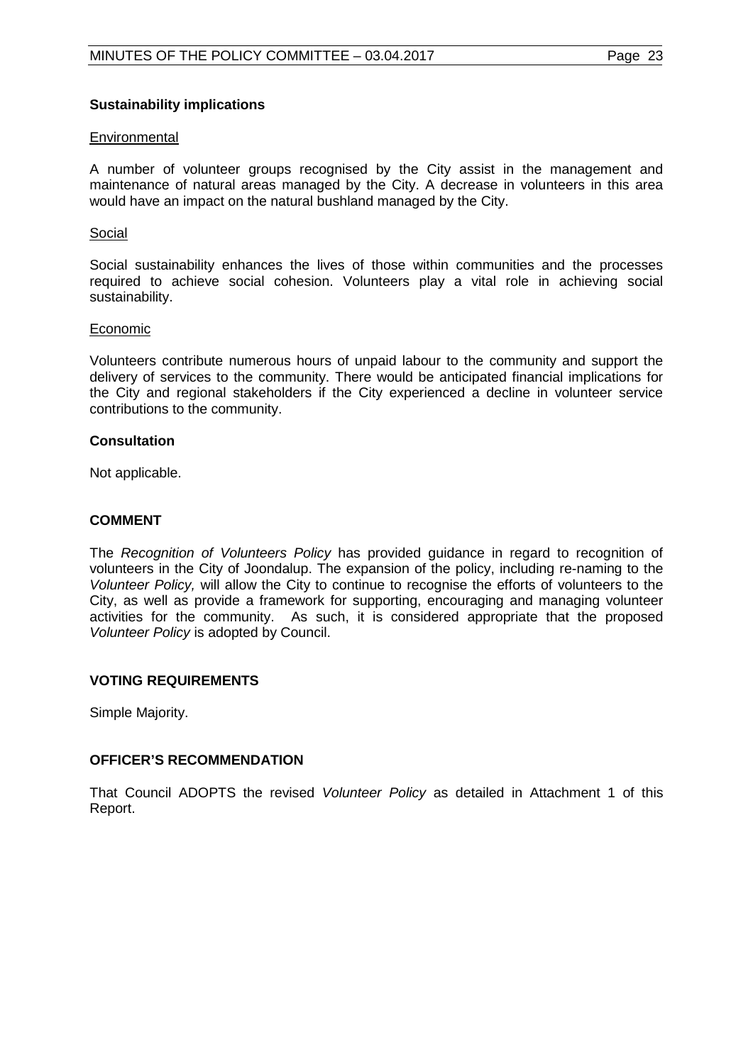### Sustainability implications

Environmental

A number of volunteer groups recognised by the City assist in the management and maintenance of natural areas managed by the City. A decrease in volunteers in this area would have an impact on the natural bushland managed by the City.

Social

Social sustainability enhances the lives of those within communities and the processes required to achieve social cohesion. Volunteers play a vital role in achieving social sustainability.

Economic

Volunteers contribute numerous hours of unpaid labour to the community and support the delivery of services to the community. There would be anticipated financial implications for the City and regional stakeholders if the City experienced a decline in volunteer service contributions to the community.

### Consultation

Not applicable.

## COMMENT

The *Recognition of Volunteers Policy* has provided guidance in regard to recognition of volunteers in the City of Joondalup. The expansion of the policy, including re-naming to the *Volunteer Policy,* will allow the City to continue to recognise the efforts of volunteers to the City, as well as provide a framework for supporting, encouraging and managing volunteer activities for the community. As such, it is considered appropriate that the proposed *Volunteer Policy* is adopted by Council.

## VOTING REQUIREMENTS

Simple Majority.

## OFFICER'S RECOMMENDATION

That Council ADOPTS the revised *Volunteer Policy* as detailed in Attachment 1 of this Report.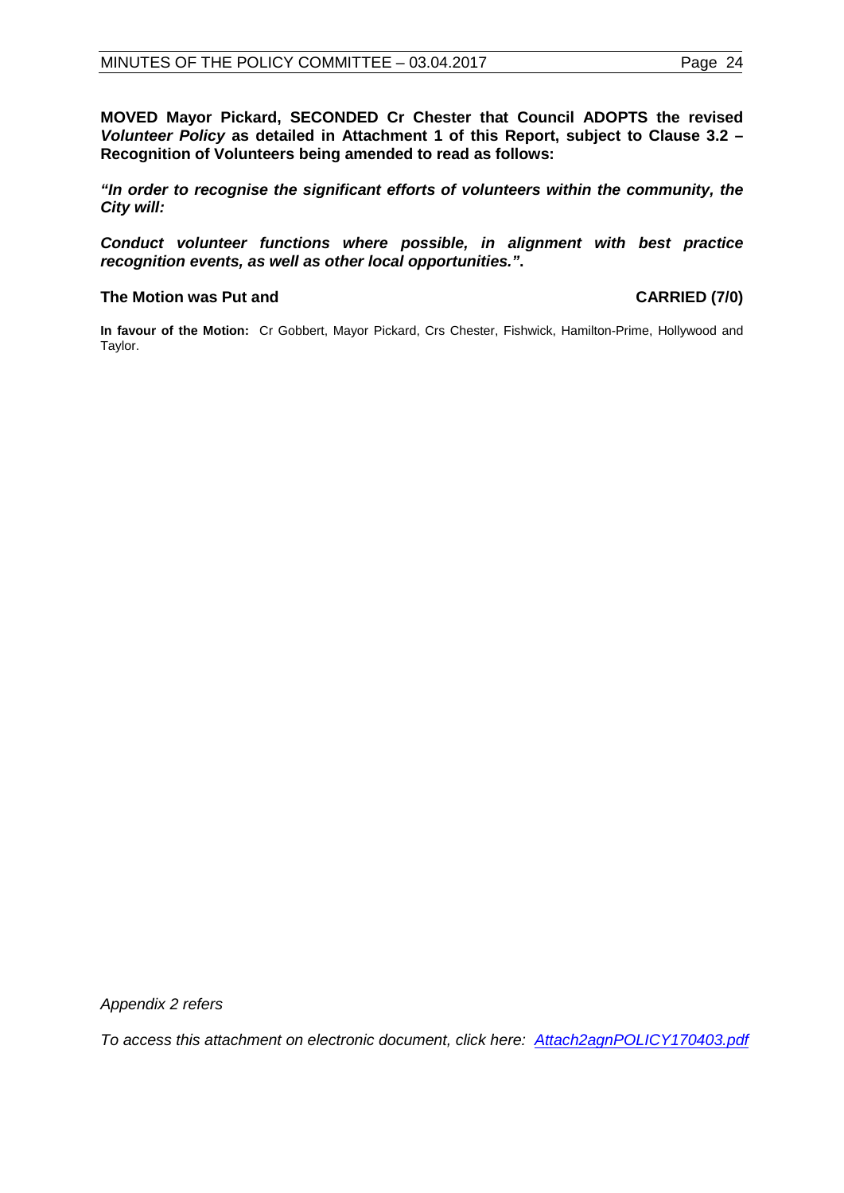**MOVED Mayor Pickard, SECONDED Cr Chester that Council ADOPTS the revised *Volunteer Policy* as detailed in Attachment 1 of this Report, subject to Clause 3.2 – Recognition of Volunteers being amended to read as follows:**

***"In order to recognise the significant efforts of volunteers within the community, the City will:***

***Conduct volunteer functions where possible, in alignment with best practice recognition events, as well as other local opportunities."*.**

**The Motion was Put and CARRIED (7/0)**

**In favour of the Motion:** Cr Gobbert, Mayor Pickard, Crs Chester, Fishwick, Hamilton-Prime, Hollywood and Taylor.

*Appendix 2 refers*

*To access this attachment on electronic document, click here: Attach2agnPOLICY170403.pdf*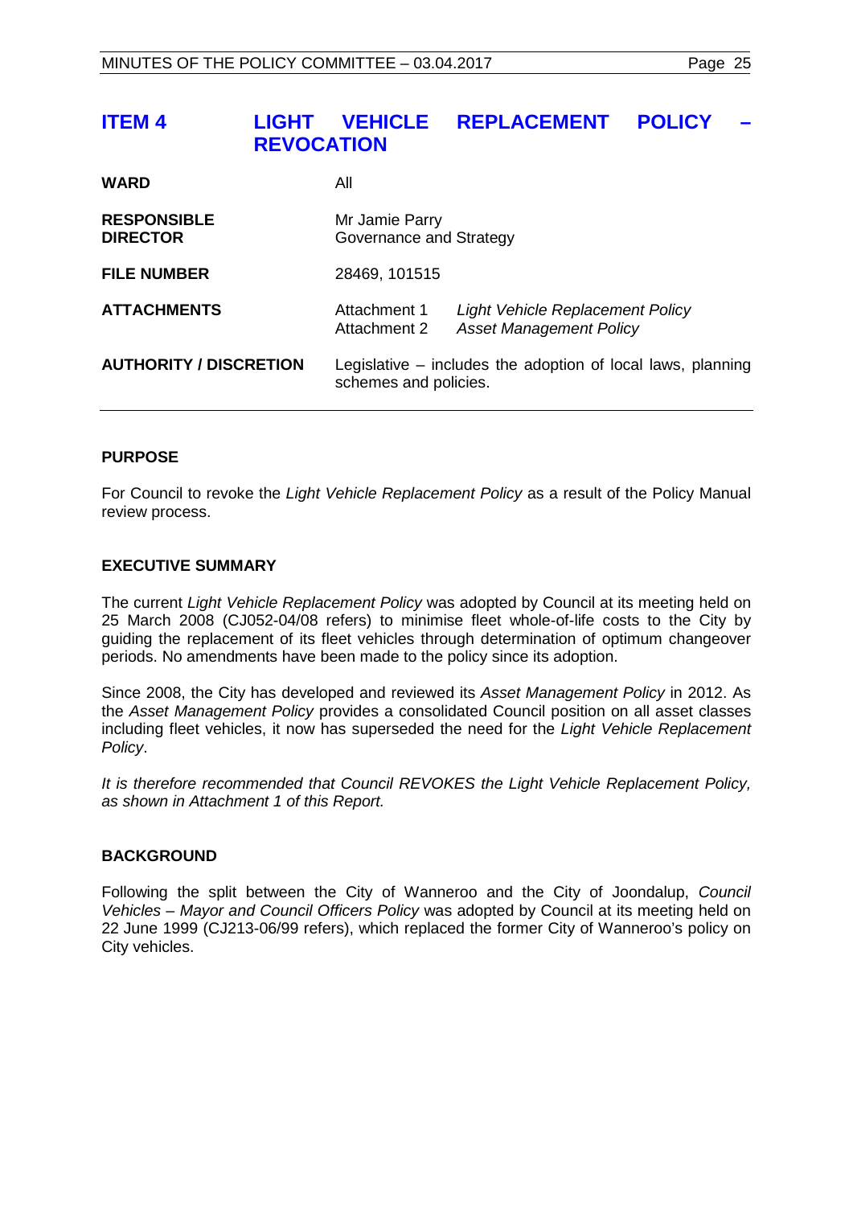## ITEM 4 LIGHT VEHICLE REPLACEMENT POLICY – REVOCATION

| | | |
|---|---|---|
| **WARD** | All | |
| **RESPONSIBLE DIRECTOR** | Mr Jamie Parry<br>Governance and Strategy | |
| **FILE NUMBER** | 28469, 101515 | |
| **ATTACHMENTS** | Attachment 1<br>Attachment 2 | *Light Vehicle Replacement Policy*<br>*Asset Management Policy* |
| **AUTHORITY / DISCRETION** | Legislative – includes the adoption of local laws, planning schemes and policies. | |

### PURPOSE

For Council to revoke the *Light Vehicle Replacement Policy* as a result of the Policy Manual review process.

### EXECUTIVE SUMMARY

The current *Light Vehicle Replacement Policy* was adopted by Council at its meeting held on 25 March 2008 (CJ052-04/08 refers) to minimise fleet whole-of-life costs to the City by guiding the replacement of its fleet vehicles through determination of optimum changeover periods. No amendments have been made to the policy since its adoption.

Since 2008, the City has developed and reviewed its *Asset Management Policy* in 2012. As the *Asset Management Policy* provides a consolidated Council position on all asset classes including fleet vehicles, it now has superseded the need for the *Light Vehicle Replacement Policy*.

*It is therefore recommended that Council REVOKES the Light Vehicle Replacement Policy, as shown in Attachment 1 of this Report.*

### BACKGROUND

Following the split between the City of Wanneroo and the City of Joondalup, *Council Vehicles – Mayor and Council Officers Policy* was adopted by Council at its meeting held on 22 June 1999 (CJ213-06/99 refers), which replaced the former City of Wanneroo's policy on City vehicles.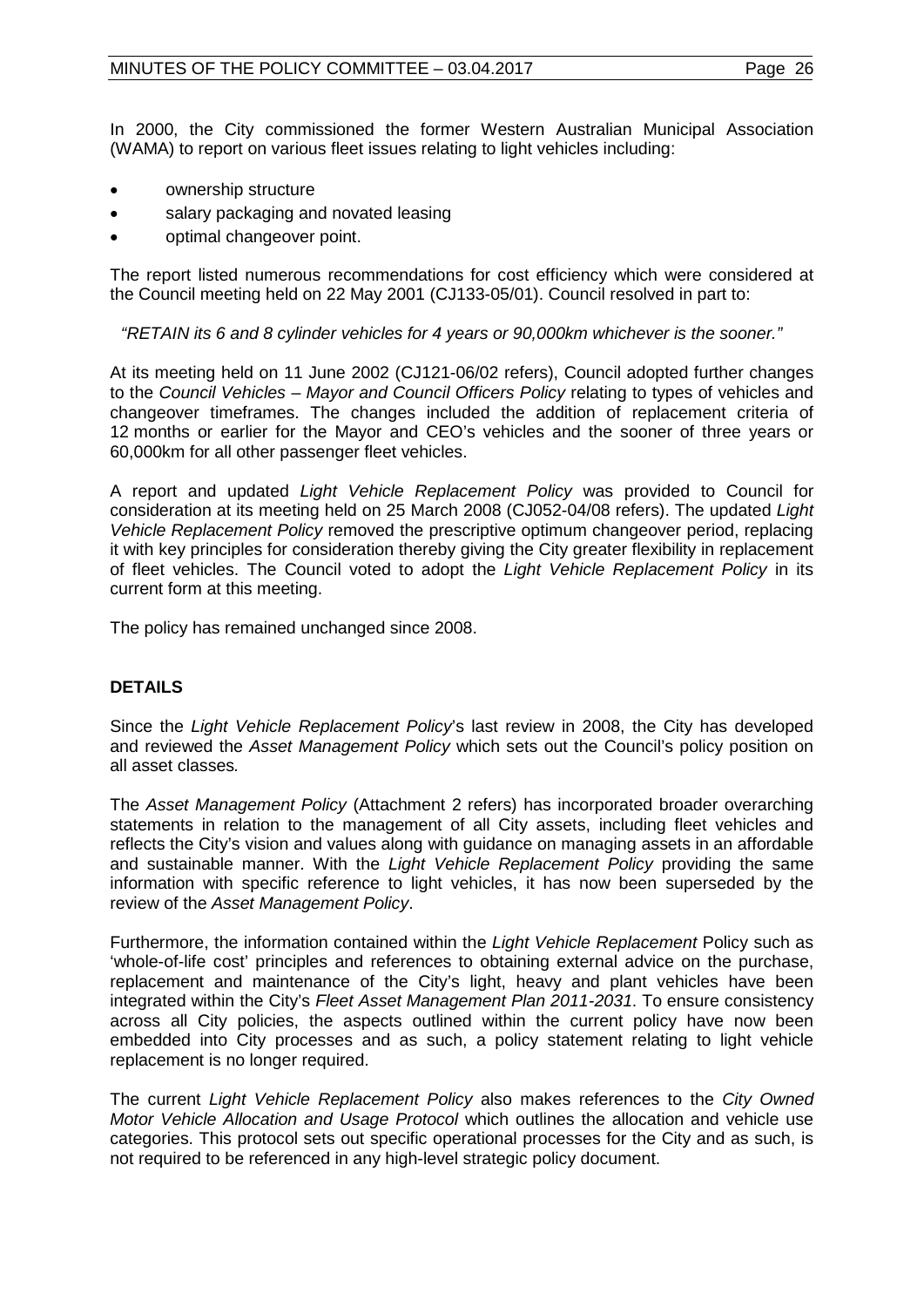In 2000, the City commissioned the former Western Australian Municipal Association (WAMA) to report on various fleet issues relating to light vehicles including:

- ownership structure
- salary packaging and novated leasing
- optimal changeover point.

The report listed numerous recommendations for cost efficiency which were considered at the Council meeting held on 22 May 2001 (CJ133-05/01). Council resolved in part to:

*"RETAIN its 6 and 8 cylinder vehicles for 4 years or 90,000km whichever is the sooner."*

At its meeting held on 11 June 2002 (CJ121-06/02 refers), Council adopted further changes to the *Council Vehicles – Mayor and Council Officers Policy* relating to types of vehicles and changeover timeframes. The changes included the addition of replacement criteria of 12 months or earlier for the Mayor and CEO's vehicles and the sooner of three years or 60,000km for all other passenger fleet vehicles.

A report and updated *Light Vehicle Replacement Policy* was provided to Council for consideration at its meeting held on 25 March 2008 (CJ052-04/08 refers). The updated *Light Vehicle Replacement Policy* removed the prescriptive optimum changeover period, replacing it with key principles for consideration thereby giving the City greater flexibility in replacement of fleet vehicles. The Council voted to adopt the *Light Vehicle Replacement Policy* in its current form at this meeting.

The policy has remained unchanged since 2008.

## DETAILS

Since the *Light Vehicle Replacement Policy*'s last review in 2008, the City has developed and reviewed the *Asset Management Policy* which sets out the Council's policy position on all asset classes.

The *Asset Management Policy* (Attachment 2 refers) has incorporated broader overarching statements in relation to the management of all City assets, including fleet vehicles and reflects the City's vision and values along with guidance on managing assets in an affordable and sustainable manner. With the *Light Vehicle Replacement Policy* providing the same information with specific reference to light vehicles, it has now been superseded by the review of the *Asset Management Policy*.

Furthermore, the information contained within the *Light Vehicle Replacement* Policy such as 'whole-of-life cost' principles and references to obtaining external advice on the purchase, replacement and maintenance of the City's light, heavy and plant vehicles have been integrated within the City's *Fleet Asset Management Plan 2011-2031*. To ensure consistency across all City policies, the aspects outlined within the current policy have now been embedded into City processes and as such, a policy statement relating to light vehicle replacement is no longer required.

The current *Light Vehicle Replacement Policy* also makes references to the *City Owned Motor Vehicle Allocation and Usage Protocol* which outlines the allocation and vehicle use categories. This protocol sets out specific operational processes for the City and as such, is not required to be referenced in any high-level strategic policy document.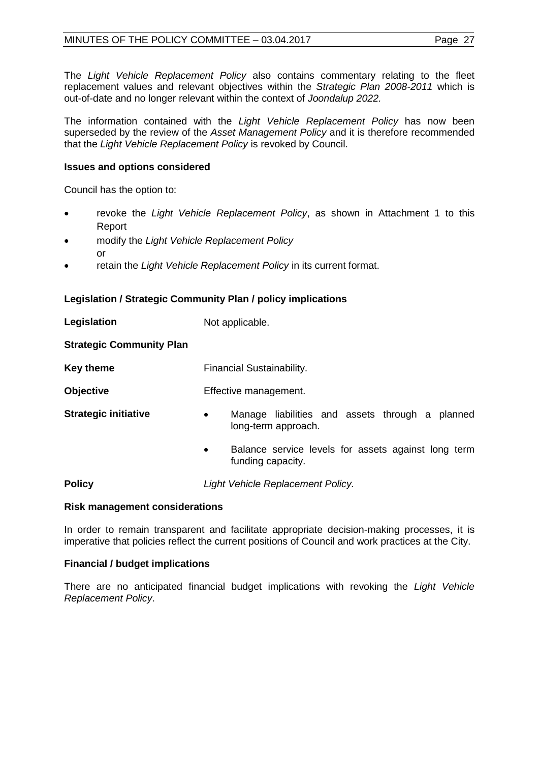The *Light Vehicle Replacement Policy* also contains commentary relating to the fleet replacement values and relevant objectives within the *Strategic Plan 2008-2011* which is out-of-date and no longer relevant within the context of *Joondalup 2022*.

The information contained with the *Light Vehicle Replacement Policy* has now been superseded by the review of the *Asset Management Policy* and it is therefore recommended that the *Light Vehicle Replacement Policy* is revoked by Council.

**Issues and options considered**

Council has the option to:

- revoke the *Light Vehicle Replacement Policy*, as shown in Attachment 1 to this Report
- modify the *Light Vehicle Replacement Policy*
  or
- retain the *Light Vehicle Replacement Policy* in its current format.

**Legislation / Strategic Community Plan / policy implications**

**Legislation** Not applicable.

**Strategic Community Plan**

**Key theme** Financial Sustainability.

**Objective** Effective management.

**Strategic initiative**

- Manage liabilities and assets through a planned long-term approach.
- Balance service levels for assets against long term funding capacity.

**Policy** *Light Vehicle Replacement Policy.*

**Risk management considerations**

In order to remain transparent and facilitate appropriate decision-making processes, it is imperative that policies reflect the current positions of Council and work practices at the City.

**Financial / budget implications**

There are no anticipated financial budget implications with revoking the *Light Vehicle Replacement Policy*.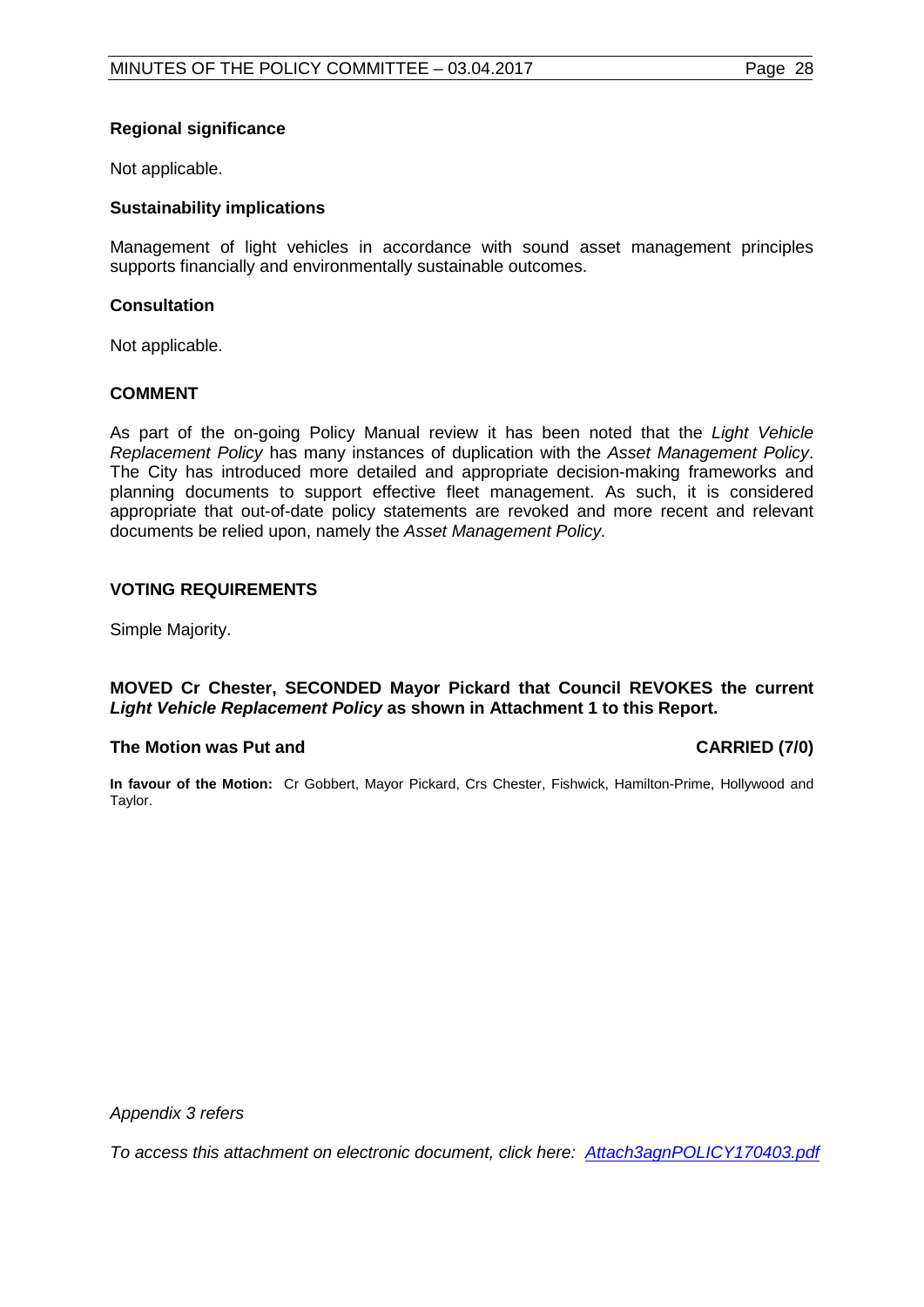**Regional significance**

Not applicable.

**Sustainability implications**

Management of light vehicles in accordance with sound asset management principles supports financially and environmentally sustainable outcomes.

**Consultation**

Not applicable.

**COMMENT**

As part of the on-going Policy Manual review it has been noted that the *Light Vehicle Replacement Policy* has many instances of duplication with the *Asset Management Policy*. The City has introduced more detailed and appropriate decision-making frameworks and planning documents to support effective fleet management. As such, it is considered appropriate that out-of-date policy statements are revoked and more recent and relevant documents be relied upon, namely the *Asset Management Policy.*

**VOTING REQUIREMENTS**

Simple Majority.

**MOVED Cr Chester, SECONDED Mayor Pickard that Council REVOKES the current *Light Vehicle Replacement Policy* as shown in Attachment 1 to this Report.**

**The Motion was Put and CARRIED (7/0)**

**In favour of the Motion:** Cr Gobbert, Mayor Pickard, Crs Chester, Fishwick, Hamilton-Prime, Hollywood and Taylor.

*Appendix 3 refers*

*To access this attachment on electronic document, click here: Attach3agnPOLICY170403.pdf*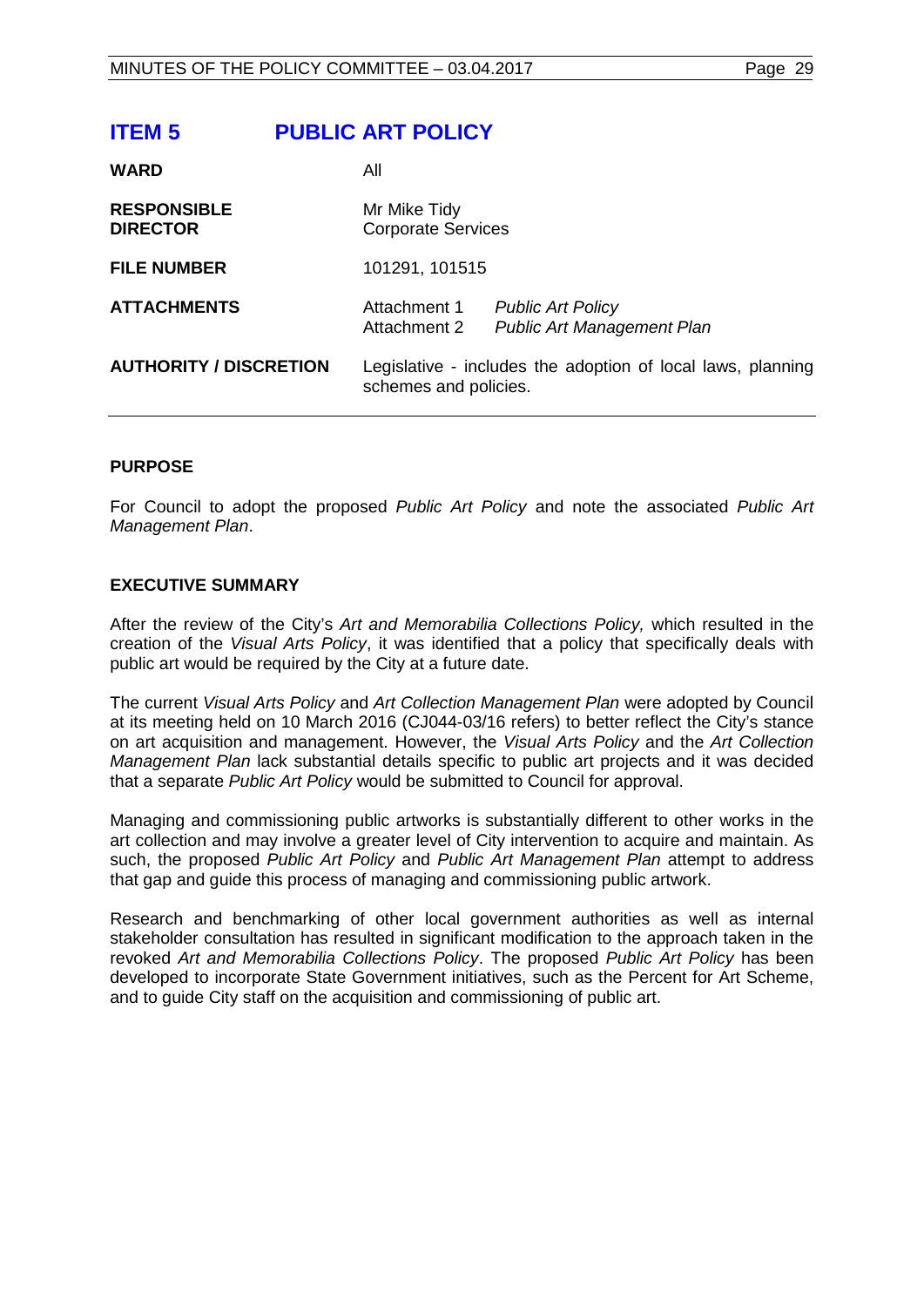# ITEM 5 PUBLIC ART POLICY

| | |
|---|---|
| **WARD** | All |
| **RESPONSIBLE DIRECTOR** | Mr Mike Tidy<br>Corporate Services |
| **FILE NUMBER** | 101291, 101515 |
| **ATTACHMENTS** | Attachment 1 *Public Art Policy*<br>Attachment 2 *Public Art Management Plan* |
| **AUTHORITY / DISCRETION** | Legislative - includes the adoption of local laws, planning schemes and policies. |

## PURPOSE

For Council to adopt the proposed *Public Art Policy* and note the associated *Public Art Management Plan*.

## EXECUTIVE SUMMARY

After the review of the City's *Art and Memorabilia Collections Policy,* which resulted in the creation of the *Visual Arts Policy*, it was identified that a policy that specifically deals with public art would be required by the City at a future date.

The current *Visual Arts Policy* and *Art Collection Management Plan* were adopted by Council at its meeting held on 10 March 2016 (CJ044-03/16 refers) to better reflect the City's stance on art acquisition and management. However, the *Visual Arts Policy* and the *Art Collection Management Plan* lack substantial details specific to public art projects and it was decided that a separate *Public Art Policy* would be submitted to Council for approval.

Managing and commissioning public artworks is substantially different to other works in the art collection and may involve a greater level of City intervention to acquire and maintain. As such, the proposed *Public Art Policy* and *Public Art Management Plan* attempt to address that gap and guide this process of managing and commissioning public artwork.

Research and benchmarking of other local government authorities as well as internal stakeholder consultation has resulted in significant modification to the approach taken in the revoked *Art and Memorabilia Collections Policy*. The proposed *Public Art Policy* has been developed to incorporate State Government initiatives, such as the Percent for Art Scheme, and to guide City staff on the acquisition and commissioning of public art.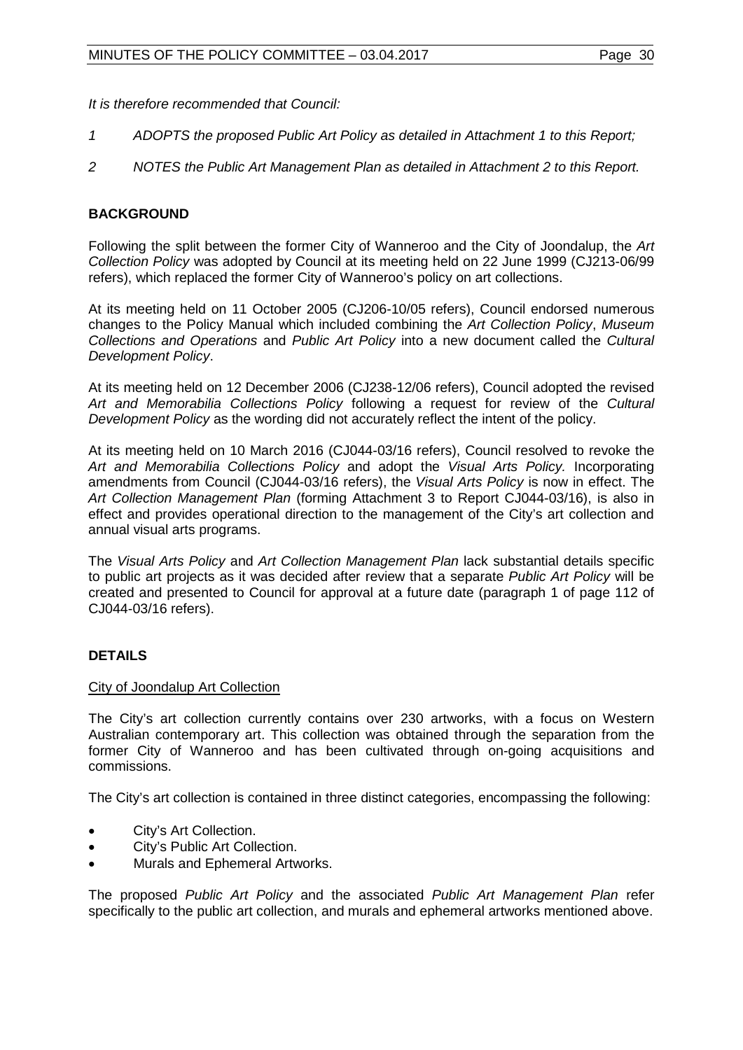*It is therefore recommended that Council:*

*1 ADOPTS the proposed Public Art Policy as detailed in Attachment 1 to this Report;*

*2 NOTES the Public Art Management Plan as detailed in Attachment 2 to this Report.*

## BACKGROUND

Following the split between the former City of Wanneroo and the City of Joondalup, the *Art Collection Policy* was adopted by Council at its meeting held on 22 June 1999 (CJ213-06/99 refers), which replaced the former City of Wanneroo's policy on art collections.

At its meeting held on 11 October 2005 (CJ206-10/05 refers), Council endorsed numerous changes to the Policy Manual which included combining the *Art Collection Policy*, *Museum Collections and Operations* and *Public Art Policy* into a new document called the *Cultural Development Policy*.

At its meeting held on 12 December 2006 (CJ238-12/06 refers), Council adopted the revised *Art and Memorabilia Collections Policy* following a request for review of the *Cultural Development Policy* as the wording did not accurately reflect the intent of the policy.

At its meeting held on 10 March 2016 (CJ044-03/16 refers), Council resolved to revoke the *Art and Memorabilia Collections Policy* and adopt the *Visual Arts Policy.* Incorporating amendments from Council (CJ044-03/16 refers), the *Visual Arts Policy* is now in effect. The *Art Collection Management Plan* (forming Attachment 3 to Report CJ044-03/16), is also in effect and provides operational direction to the management of the City's art collection and annual visual arts programs.

The *Visual Arts Policy* and *Art Collection Management Plan* lack substantial details specific to public art projects as it was decided after review that a separate *Public Art Policy* will be created and presented to Council for approval at a future date (paragraph 1 of page 112 of CJ044-03/16 refers).

## DETAILS

City of Joondalup Art Collection

The City's art collection currently contains over 230 artworks, with a focus on Western Australian contemporary art. This collection was obtained through the separation from the former City of Wanneroo and has been cultivated through on-going acquisitions and commissions.

The City's art collection is contained in three distinct categories, encompassing the following:

- City's Art Collection.
- City's Public Art Collection.
- Murals and Ephemeral Artworks.

The proposed *Public Art Policy* and the associated *Public Art Management Plan* refer specifically to the public art collection, and murals and ephemeral artworks mentioned above.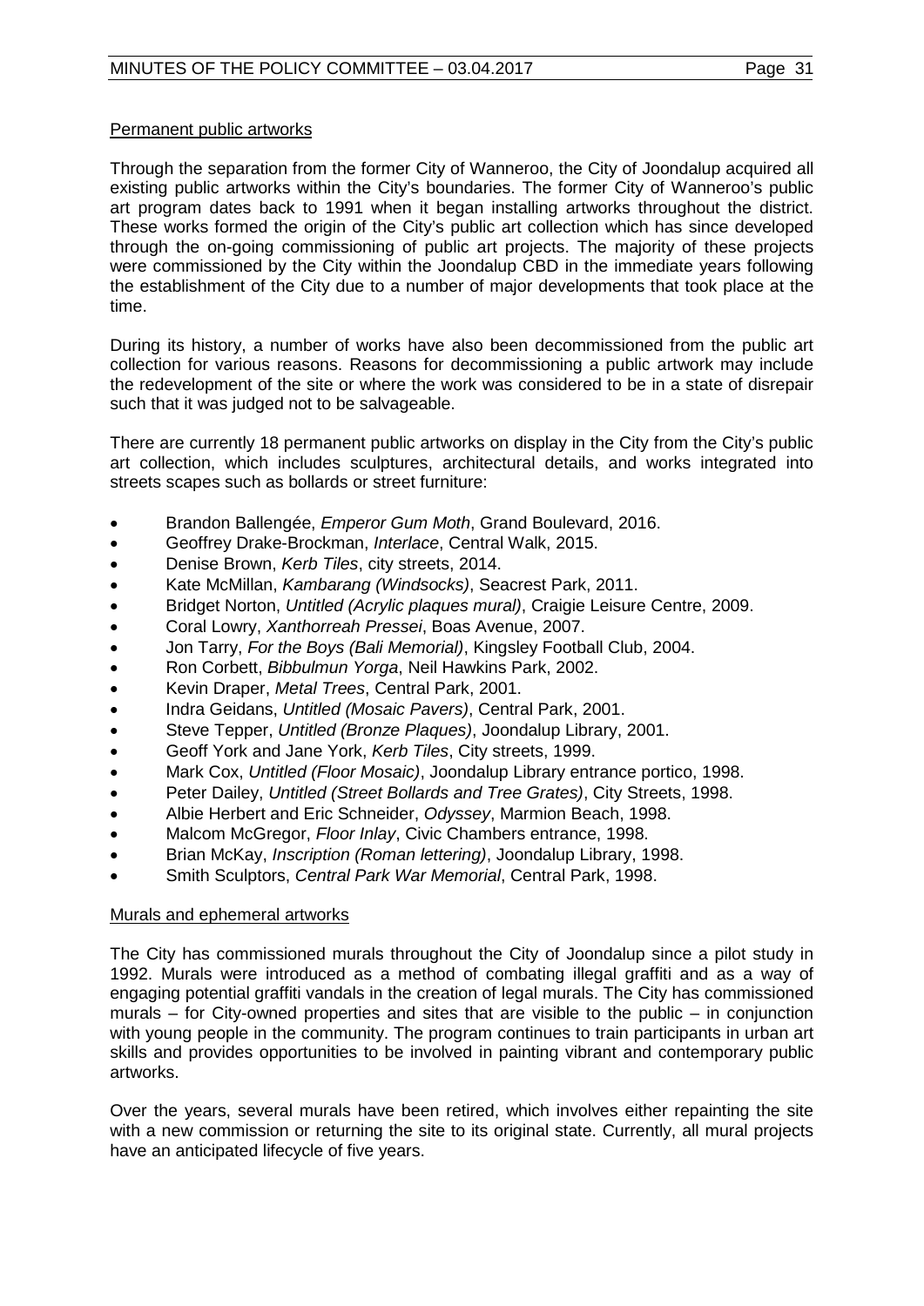Permanent public artworks

Through the separation from the former City of Wanneroo, the City of Joondalup acquired all existing public artworks within the City's boundaries. The former City of Wanneroo's public art program dates back to 1991 when it began installing artworks throughout the district. These works formed the origin of the City's public art collection which has since developed through the on-going commissioning of public art projects. The majority of these projects were commissioned by the City within the Joondalup CBD in the immediate years following the establishment of the City due to a number of major developments that took place at the time.

During its history, a number of works have also been decommissioned from the public art collection for various reasons. Reasons for decommissioning a public artwork may include the redevelopment of the site or where the work was considered to be in a state of disrepair such that it was judged not to be salvageable.

There are currently 18 permanent public artworks on display in the City from the City's public art collection, which includes sculptures, architectural details, and works integrated into streets scapes such as bollards or street furniture:

- Brandon Ballengée, *Emperor Gum Moth*, Grand Boulevard, 2016.
- Geoffrey Drake-Brockman, *Interlace*, Central Walk, 2015.
- Denise Brown, *Kerb Tiles*, city streets, 2014.
- Kate McMillan, *Kambarang (Windsocks)*, Seacrest Park, 2011.
- Bridget Norton, *Untitled (Acrylic plaques mural)*, Craigie Leisure Centre, 2009.
- Coral Lowry, *Xanthorreah Pressei*, Boas Avenue, 2007.
- Jon Tarry, *For the Boys (Bali Memorial)*, Kingsley Football Club, 2004.
- Ron Corbett, *Bibbulmun Yorga*, Neil Hawkins Park, 2002.
- Kevin Draper, *Metal Trees*, Central Park, 2001.
- Indra Geidans, *Untitled (Mosaic Pavers)*, Central Park, 2001.
- Steve Tepper, *Untitled (Bronze Plaques)*, Joondalup Library, 2001.
- Geoff York and Jane York, *Kerb Tiles*, City streets, 1999.
- Mark Cox, *Untitled (Floor Mosaic)*, Joondalup Library entrance portico, 1998.
- Peter Dailey, *Untitled (Street Bollards and Tree Grates)*, City Streets, 1998.
- Albie Herbert and Eric Schneider, *Odyssey*, Marmion Beach, 1998.
- Malcom McGregor, *Floor Inlay*, Civic Chambers entrance, 1998.
- Brian McKay, *Inscription (Roman lettering)*, Joondalup Library, 1998.
- Smith Sculptors, *Central Park War Memorial*, Central Park, 1998.

Murals and ephemeral artworks

The City has commissioned murals throughout the City of Joondalup since a pilot study in 1992. Murals were introduced as a method of combating illegal graffiti and as a way of engaging potential graffiti vandals in the creation of legal murals. The City has commissioned murals – for City-owned properties and sites that are visible to the public – in conjunction with young people in the community. The program continues to train participants in urban art skills and provides opportunities to be involved in painting vibrant and contemporary public artworks.

Over the years, several murals have been retired, which involves either repainting the site with a new commission or returning the site to its original state. Currently, all mural projects have an anticipated lifecycle of five years.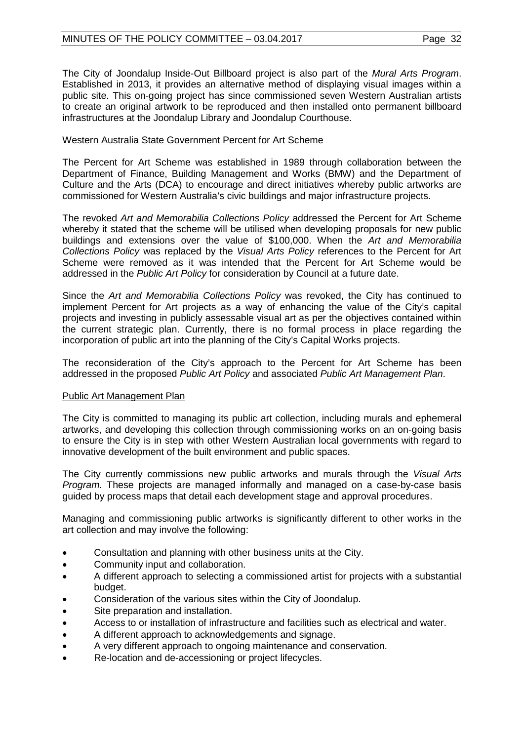The City of Joondalup Inside-Out Billboard project is also part of the *Mural Arts Program*. Established in 2013, it provides an alternative method of displaying visual images within a public site. This on-going project has since commissioned seven Western Australian artists to create an original artwork to be reproduced and then installed onto permanent billboard infrastructures at the Joondalup Library and Joondalup Courthouse.

Western Australia State Government Percent for Art Scheme

The Percent for Art Scheme was established in 1989 through collaboration between the Department of Finance, Building Management and Works (BMW) and the Department of Culture and the Arts (DCA) to encourage and direct initiatives whereby public artworks are commissioned for Western Australia's civic buildings and major infrastructure projects.

The revoked *Art and Memorabilia Collections Policy* addressed the Percent for Art Scheme whereby it stated that the scheme will be utilised when developing proposals for new public buildings and extensions over the value of $100,000. When the *Art and Memorabilia Collections Policy* was replaced by the *Visual Arts Policy* references to the Percent for Art Scheme were removed as it was intended that the Percent for Art Scheme would be addressed in the *Public Art Policy* for consideration by Council at a future date.

Since the *Art and Memorabilia Collections Policy* was revoked, the City has continued to implement Percent for Art projects as a way of enhancing the value of the City's capital projects and investing in publicly assessable visual art as per the objectives contained within the current strategic plan. Currently, there is no formal process in place regarding the incorporation of public art into the planning of the City's Capital Works projects.

The reconsideration of the City's approach to the Percent for Art Scheme has been addressed in the proposed *Public Art Policy* and associated *Public Art Management Plan*.

Public Art Management Plan

The City is committed to managing its public art collection, including murals and ephemeral artworks, and developing this collection through commissioning works on an on-going basis to ensure the City is in step with other Western Australian local governments with regard to innovative development of the built environment and public spaces.

The City currently commissions new public artworks and murals through the *Visual Arts Program.* These projects are managed informally and managed on a case-by-case basis guided by process maps that detail each development stage and approval procedures.

Managing and commissioning public artworks is significantly different to other works in the art collection and may involve the following:

- Consultation and planning with other business units at the City.
- Community input and collaboration.
- A different approach to selecting a commissioned artist for projects with a substantial budget.
- Consideration of the various sites within the City of Joondalup.
- Site preparation and installation.
- Access to or installation of infrastructure and facilities such as electrical and water.
- A different approach to acknowledgements and signage.
- A very different approach to ongoing maintenance and conservation.
- Re-location and de-accessioning or project lifecycles.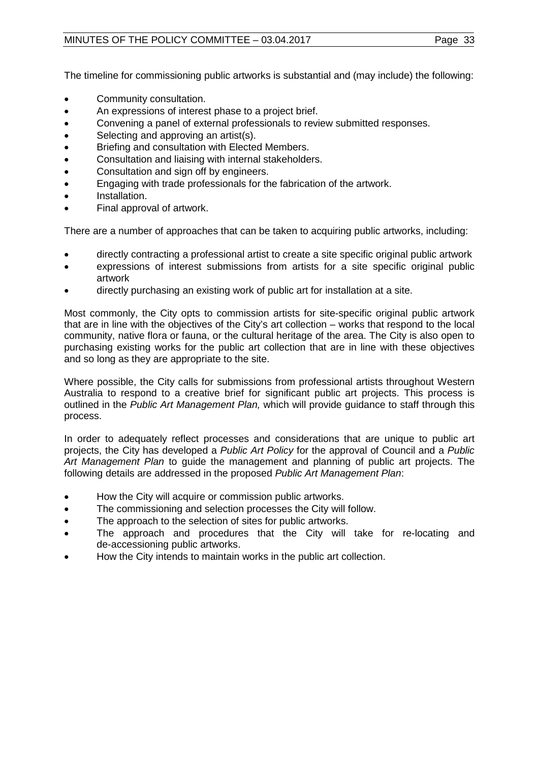The timeline for commissioning public artworks is substantial and (may include) the following:

- Community consultation.
- An expressions of interest phase to a project brief.
- Convening a panel of external professionals to review submitted responses.
- Selecting and approving an artist(s).
- Briefing and consultation with Elected Members.
- Consultation and liaising with internal stakeholders.
- Consultation and sign off by engineers.
- Engaging with trade professionals for the fabrication of the artwork.
- Installation.
- Final approval of artwork.

There are a number of approaches that can be taken to acquiring public artworks, including:

- directly contracting a professional artist to create a site specific original public artwork
- expressions of interest submissions from artists for a site specific original public artwork
- directly purchasing an existing work of public art for installation at a site.

Most commonly, the City opts to commission artists for site-specific original public artwork that are in line with the objectives of the City's art collection – works that respond to the local community, native flora or fauna, or the cultural heritage of the area. The City is also open to purchasing existing works for the public art collection that are in line with these objectives and so long as they are appropriate to the site.

Where possible, the City calls for submissions from professional artists throughout Western Australia to respond to a creative brief for significant public art projects. This process is outlined in the *Public Art Management Plan,* which will provide guidance to staff through this process.

In order to adequately reflect processes and considerations that are unique to public art projects, the City has developed a *Public Art Policy* for the approval of Council and a *Public Art Management Plan* to guide the management and planning of public art projects. The following details are addressed in the proposed *Public Art Management Plan*:

- How the City will acquire or commission public artworks.
- The commissioning and selection processes the City will follow.
- The approach to the selection of sites for public artworks.
- The approach and procedures that the City will take for re-locating and de-accessioning public artworks.
- How the City intends to maintain works in the public art collection.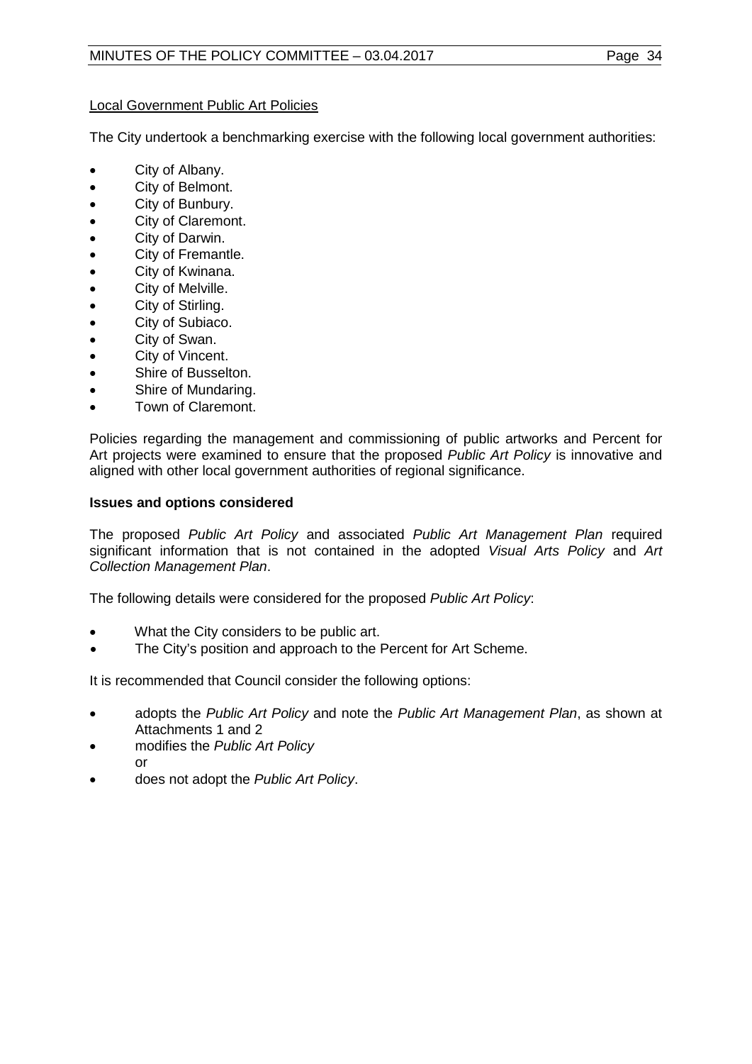Local Government Public Art Policies

The City undertook a benchmarking exercise with the following local government authorities:

- City of Albany.
- City of Belmont.
- City of Bunbury.
- City of Claremont.
- City of Darwin.
- City of Fremantle.
- City of Kwinana.
- City of Melville.
- City of Stirling.
- City of Subiaco.
- City of Swan.
- City of Vincent.
- Shire of Busselton.
- Shire of Mundaring.
- Town of Claremont.

Policies regarding the management and commissioning of public artworks and Percent for Art projects were examined to ensure that the proposed *Public Art Policy* is innovative and aligned with other local government authorities of regional significance.

**Issues and options considered**

The proposed *Public Art Policy* and associated *Public Art Management Plan* required significant information that is not contained in the adopted *Visual Arts Policy* and *Art Collection Management Plan*.

The following details were considered for the proposed *Public Art Policy*:

- What the City considers to be public art.
- The City's position and approach to the Percent for Art Scheme.

It is recommended that Council consider the following options:

- adopts the *Public Art Policy* and note the *Public Art Management Plan*, as shown at Attachments 1 and 2
- modifies the *Public Art Policy*
  or
- does not adopt the *Public Art Policy*.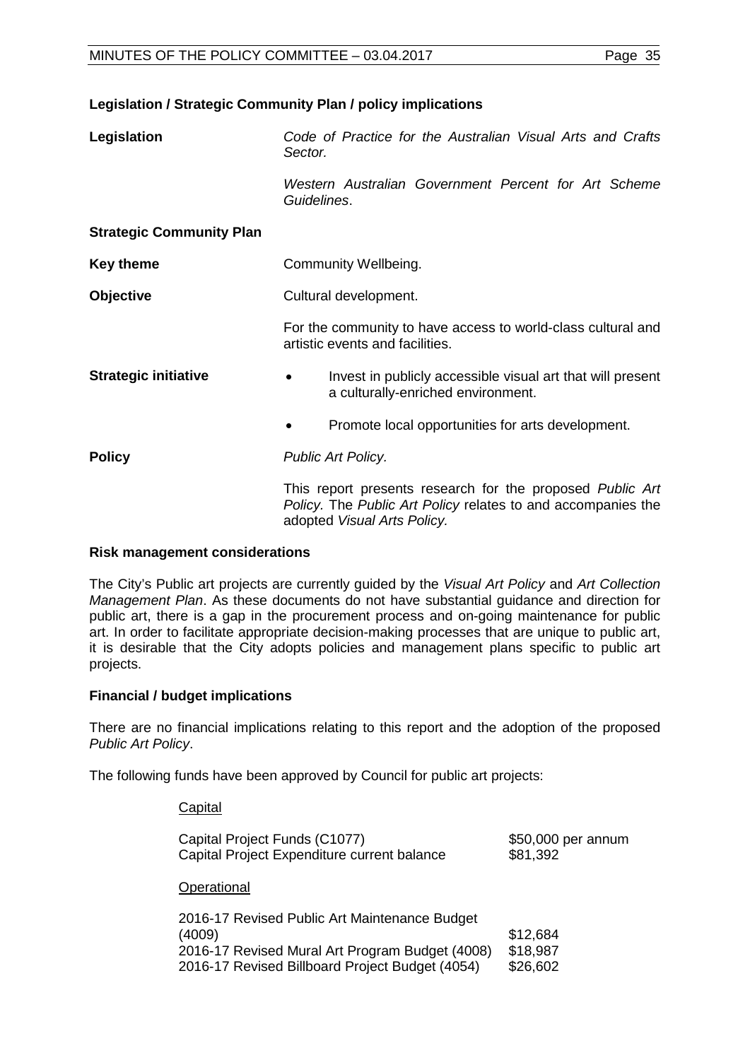## Legislation / Strategic Community Plan / policy implications

**Legislation** *Code of Practice for the Australian Visual Arts and Crafts Sector.*

*Western Australian Government Percent for Art Scheme Guidelines*.

**Strategic Community Plan**

**Key theme** Community Wellbeing.

**Objective** Cultural development.

For the community to have access to world-class cultural and artistic events and facilities.

**Strategic initiative**

- Invest in publicly accessible visual art that will present a culturally-enriched environment.
- Promote local opportunities for arts development.

**Policy** *Public Art Policy.*

This report presents research for the proposed *Public Art Policy.* The *Public Art Policy* relates to and accompanies the adopted *Visual Arts Policy.*

## Risk management considerations

The City's Public art projects are currently guided by the *Visual Art Policy* and *Art Collection Management Plan*. As these documents do not have substantial guidance and direction for public art, there is a gap in the procurement process and on-going maintenance for public art. In order to facilitate appropriate decision-making processes that are unique to public art, it is desirable that the City adopts policies and management plans specific to public art projects.

## Financial / budget implications

There are no financial implications relating to this report and the adoption of the proposed *Public Art Policy*.

The following funds have been approved by Council for public art projects:

Capital

| | |
|---|---|
| Capital Project Funds (C1077) | $50,000 per annum |
| Capital Project Expenditure current balance | $81,392 |

Operational

| | |
|---|---|
| 2016-17 Revised Public Art Maintenance Budget (4009) | $12,684 |
| 2016-17 Revised Mural Art Program Budget (4008) | $18,987 |
| 2016-17 Revised Billboard Project Budget (4054) | $26,602 |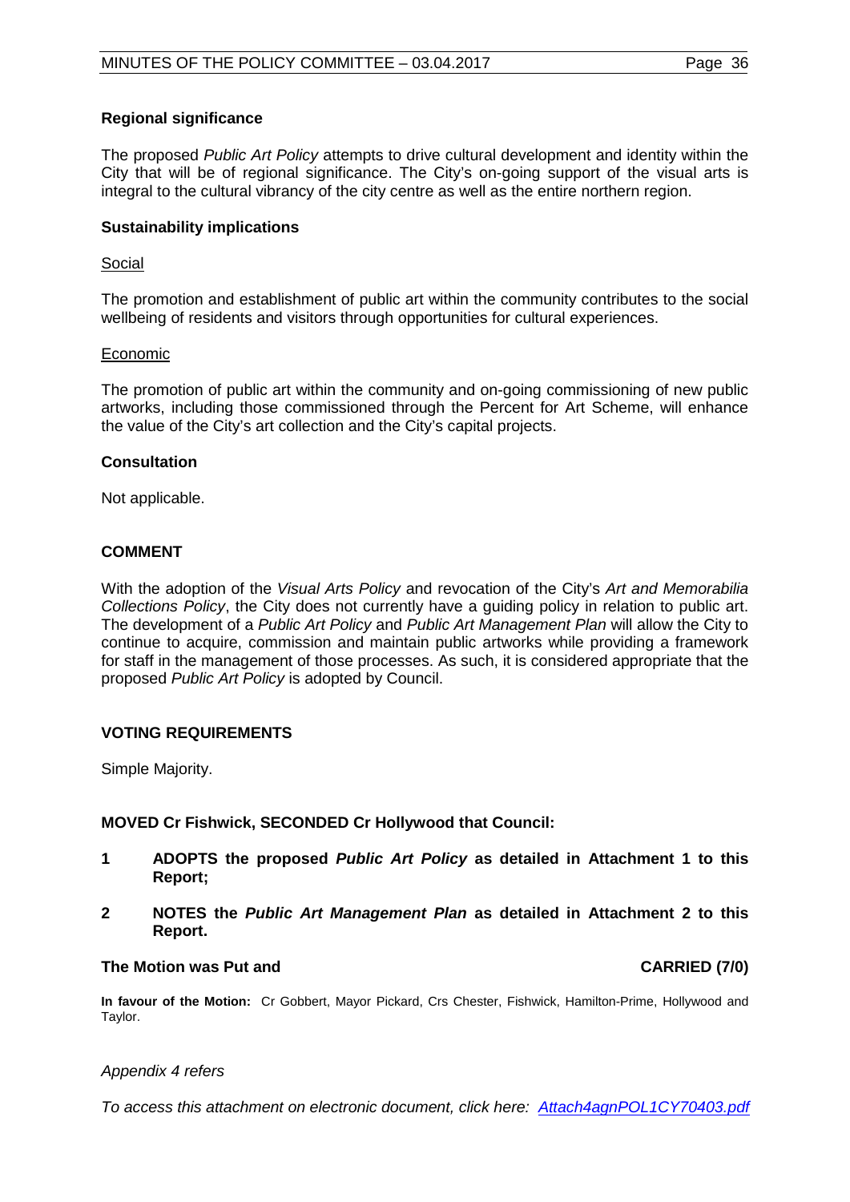**Regional significance**

The proposed *Public Art Policy* attempts to drive cultural development and identity within the City that will be of regional significance. The City's on-going support of the visual arts is integral to the cultural vibrancy of the city centre as well as the entire northern region.

**Sustainability implications**

Social

The promotion and establishment of public art within the community contributes to the social wellbeing of residents and visitors through opportunities for cultural experiences.

Economic

The promotion of public art within the community and on-going commissioning of new public artworks, including those commissioned through the Percent for Art Scheme, will enhance the value of the City's art collection and the City's capital projects.

**Consultation**

Not applicable.

**COMMENT**

With the adoption of the *Visual Arts Policy* and revocation of the City's *Art and Memorabilia Collections Policy*, the City does not currently have a guiding policy in relation to public art. The development of a *Public Art Policy* and *Public Art Management Plan* will allow the City to continue to acquire, commission and maintain public artworks while providing a framework for staff in the management of those processes. As such, it is considered appropriate that the proposed *Public Art Policy* is adopted by Council.

**VOTING REQUIREMENTS**

Simple Majority.

**MOVED Cr Fishwick, SECONDED Cr Hollywood that Council:**

1. **ADOPTS the proposed *Public Art Policy* as detailed in Attachment 1 to this Report;**
2. **NOTES the *Public Art Management Plan* as detailed in Attachment 2 to this Report.**

**The Motion was Put and CARRIED (7/0)**

**In favour of the Motion:** Cr Gobbert, Mayor Pickard, Crs Chester, Fishwick, Hamilton-Prime, Hollywood and Taylor.

*Appendix 4 refers*

*To access this attachment on electronic document, click here: Attach4agnPOL1CY70403.pdf*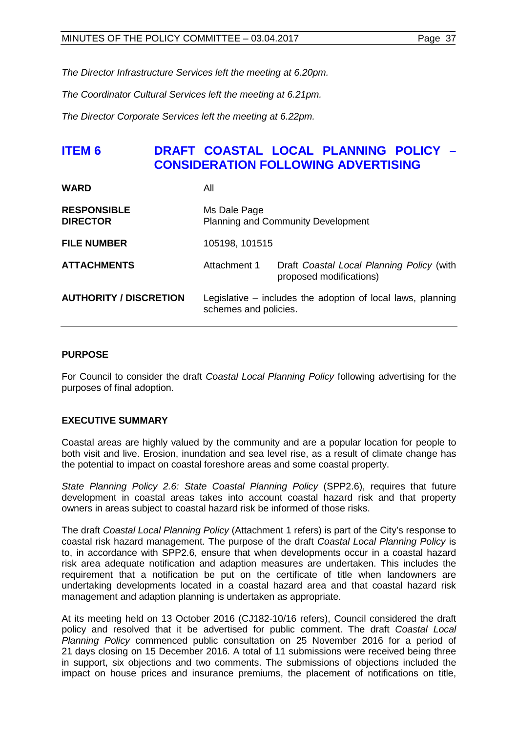*The Director Infrastructure Services left the meeting at 6.20pm.*

*The Coordinator Cultural Services left the meeting at 6.21pm.*

*The Director Corporate Services left the meeting at 6.22pm.*

## ITEM 6 DRAFT COASTAL LOCAL PLANNING POLICY – CONSIDERATION FOLLOWING ADVERTISING

| | | |
|---|---|---|
| **WARD** | All | |
| **RESPONSIBLE DIRECTOR** | Ms Dale Page<br>Planning and Community Development | |
| **FILE NUMBER** | 105198, 101515 | |
| **ATTACHMENTS** | Attachment 1 | Draft *Coastal Local Planning Policy* (with proposed modifications) |
| **AUTHORITY / DISCRETION** | Legislative – includes the adoption of local laws, planning schemes and policies. | |

### PURPOSE

For Council to consider the draft *Coastal Local Planning Policy* following advertising for the purposes of final adoption.

### EXECUTIVE SUMMARY

Coastal areas are highly valued by the community and are a popular location for people to both visit and live. Erosion, inundation and sea level rise, as a result of climate change has the potential to impact on coastal foreshore areas and some coastal property.

*State Planning Policy 2.6: State Coastal Planning Policy* (SPP2.6), requires that future development in coastal areas takes into account coastal hazard risk and that property owners in areas subject to coastal hazard risk be informed of those risks.

The draft *Coastal Local Planning Policy* (Attachment 1 refers) is part of the City's response to coastal risk hazard management. The purpose of the draft *Coastal Local Planning Policy* is to, in accordance with SPP2.6, ensure that when developments occur in a coastal hazard risk area adequate notification and adaption measures are undertaken. This includes the requirement that a notification be put on the certificate of title when landowners are undertaking developments located in a coastal hazard area and that coastal hazard risk management and adaption planning is undertaken as appropriate.

At its meeting held on 13 October 2016 (CJ182-10/16 refers), Council considered the draft policy and resolved that it be advertised for public comment. The draft *Coastal Local Planning Policy* commenced public consultation on 25 November 2016 for a period of 21 days closing on 15 December 2016. A total of 11 submissions were received being three in support, six objections and two comments. The submissions of objections included the impact on house prices and insurance premiums, the placement of notifications on title,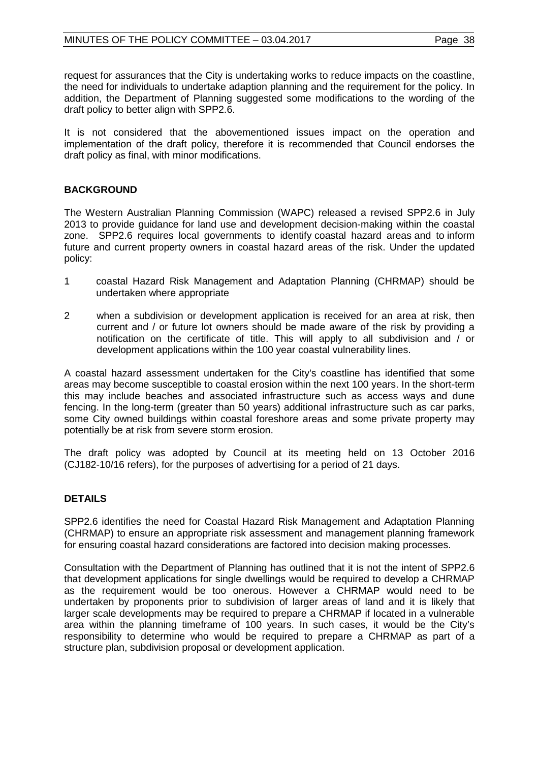request for assurances that the City is undertaking works to reduce impacts on the coastline, the need for individuals to undertake adaption planning and the requirement for the policy. In addition, the Department of Planning suggested some modifications to the wording of the draft policy to better align with SPP2.6.

It is not considered that the abovementioned issues impact on the operation and implementation of the draft policy, therefore it is recommended that Council endorses the draft policy as final, with minor modifications.

## BACKGROUND

The Western Australian Planning Commission (WAPC) released a revised SPP2.6 in July 2013 to provide guidance for land use and development decision-making within the coastal zone. SPP2.6 requires local governments to identify coastal hazard areas and to inform future and current property owners in coastal hazard areas of the risk. Under the updated policy:

1 coastal Hazard Risk Management and Adaptation Planning (CHRMAP) should be undertaken where appropriate

2 when a subdivision or development application is received for an area at risk, then current and / or future lot owners should be made aware of the risk by providing a notification on the certificate of title. This will apply to all subdivision and / or development applications within the 100 year coastal vulnerability lines.

A coastal hazard assessment undertaken for the City's coastline has identified that some areas may become susceptible to coastal erosion within the next 100 years. In the short-term this may include beaches and associated infrastructure such as access ways and dune fencing. In the long-term (greater than 50 years) additional infrastructure such as car parks, some City owned buildings within coastal foreshore areas and some private property may potentially be at risk from severe storm erosion.

The draft policy was adopted by Council at its meeting held on 13 October 2016 (CJ182-10/16 refers), for the purposes of advertising for a period of 21 days.

## DETAILS

SPP2.6 identifies the need for Coastal Hazard Risk Management and Adaptation Planning (CHRMAP) to ensure an appropriate risk assessment and management planning framework for ensuring coastal hazard considerations are factored into decision making processes.

Consultation with the Department of Planning has outlined that it is not the intent of SPP2.6 that development applications for single dwellings would be required to develop a CHRMAP as the requirement would be too onerous. However a CHRMAP would need to be undertaken by proponents prior to subdivision of larger areas of land and it is likely that larger scale developments may be required to prepare a CHRMAP if located in a vulnerable area within the planning timeframe of 100 years. In such cases, it would be the City's responsibility to determine who would be required to prepare a CHRMAP as part of a structure plan, subdivision proposal or development application.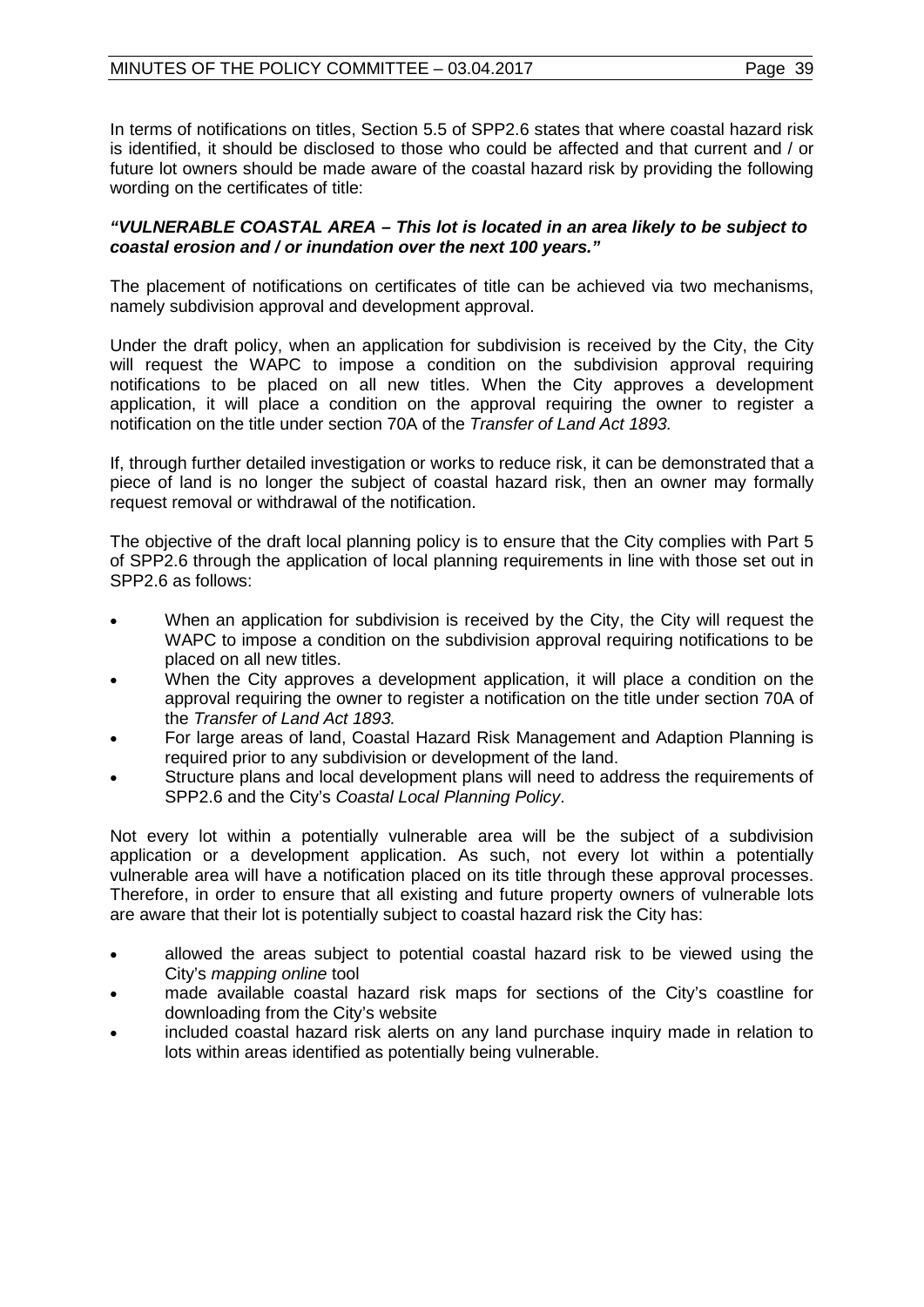In terms of notifications on titles, Section 5.5 of SPP2.6 states that where coastal hazard risk is identified, it should be disclosed to those who could be affected and that current and / or future lot owners should be made aware of the coastal hazard risk by providing the following wording on the certificates of title:

***"VULNERABLE COASTAL AREA – This lot is located in an area likely to be subject to coastal erosion and / or inundation over the next 100 years."***

The placement of notifications on certificates of title can be achieved via two mechanisms, namely subdivision approval and development approval.

Under the draft policy, when an application for subdivision is received by the City, the City will request the WAPC to impose a condition on the subdivision approval requiring notifications to be placed on all new titles. When the City approves a development application, it will place a condition on the approval requiring the owner to register a notification on the title under section 70A of the *Transfer of Land Act 1893.*

If, through further detailed investigation or works to reduce risk, it can be demonstrated that a piece of land is no longer the subject of coastal hazard risk, then an owner may formally request removal or withdrawal of the notification.

The objective of the draft local planning policy is to ensure that the City complies with Part 5 of SPP2.6 through the application of local planning requirements in line with those set out in SPP2.6 as follows:

- When an application for subdivision is received by the City, the City will request the WAPC to impose a condition on the subdivision approval requiring notifications to be placed on all new titles.
- When the City approves a development application, it will place a condition on the approval requiring the owner to register a notification on the title under section 70A of the *Transfer of Land Act 1893.*
- For large areas of land, Coastal Hazard Risk Management and Adaption Planning is required prior to any subdivision or development of the land.
- Structure plans and local development plans will need to address the requirements of SPP2.6 and the City's *Coastal Local Planning Policy*.

Not every lot within a potentially vulnerable area will be the subject of a subdivision application or a development application. As such, not every lot within a potentially vulnerable area will have a notification placed on its title through these approval processes. Therefore, in order to ensure that all existing and future property owners of vulnerable lots are aware that their lot is potentially subject to coastal hazard risk the City has:

- allowed the areas subject to potential coastal hazard risk to be viewed using the City's *mapping online* tool
- made available coastal hazard risk maps for sections of the City's coastline for downloading from the City's website
- included coastal hazard risk alerts on any land purchase inquiry made in relation to lots within areas identified as potentially being vulnerable.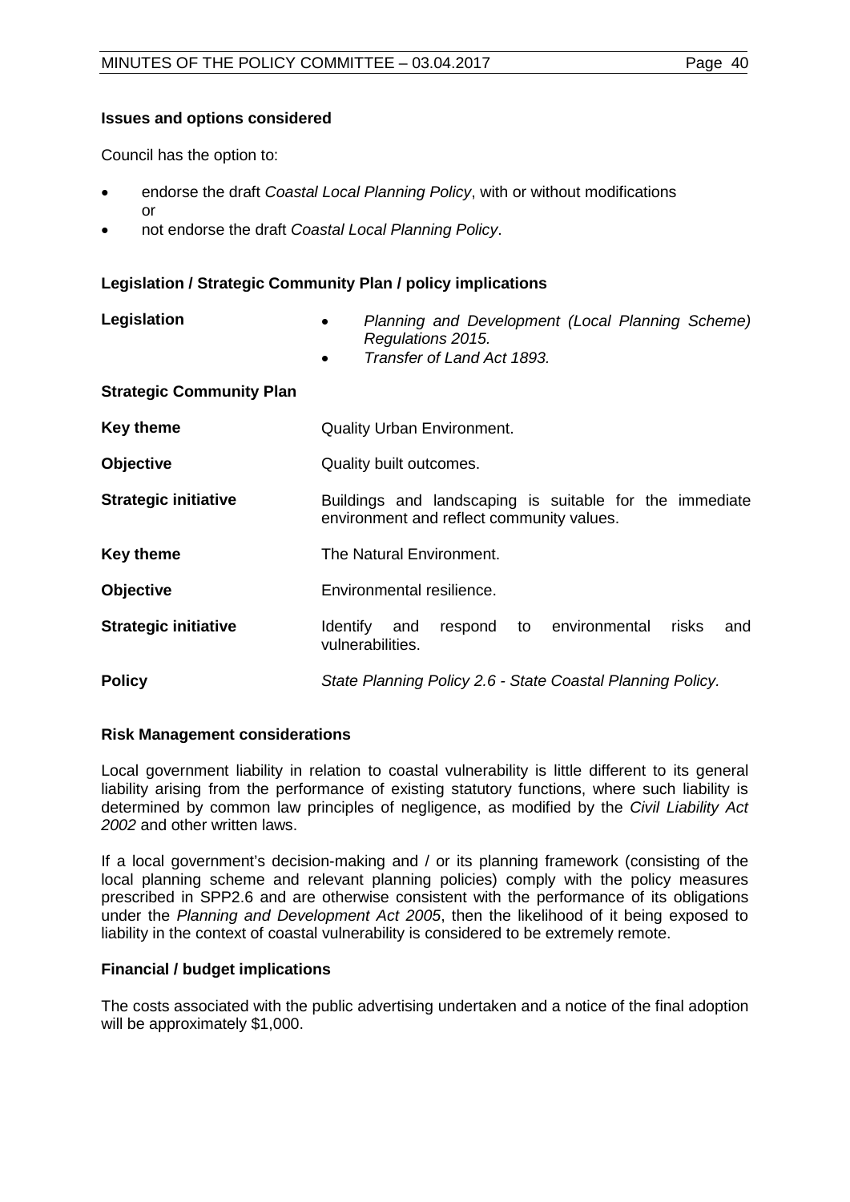**Issues and options considered**

Council has the option to:

- endorse the draft *Coastal Local Planning Policy*, with or without modifications or
- not endorse the draft *Coastal Local Planning Policy*.

**Legislation / Strategic Community Plan / policy implications**

| | |
|---|---|
| **Legislation** | • *Planning and Development (Local Planning Scheme) Regulations 2015.*<br>• *Transfer of Land Act 1893.* |
| **Strategic Community Plan** | |
| **Key theme** | Quality Urban Environment. |
| **Objective** | Quality built outcomes. |
| **Strategic initiative** | Buildings and landscaping is suitable for the immediate environment and reflect community values. |
| **Key theme** | The Natural Environment. |
| **Objective** | Environmental resilience. |
| **Strategic initiative** | Identify and respond to environmental risks and vulnerabilities. |
| **Policy** | *State Planning Policy 2.6 - State Coastal Planning Policy.* |

**Risk Management considerations**

Local government liability in relation to coastal vulnerability is little different to its general liability arising from the performance of existing statutory functions, where such liability is determined by common law principles of negligence, as modified by the *Civil Liability Act 2002* and other written laws.

If a local government's decision-making and / or its planning framework (consisting of the local planning scheme and relevant planning policies) comply with the policy measures prescribed in SPP2.6 and are otherwise consistent with the performance of its obligations under the *Planning and Development Act 2005*, then the likelihood of it being exposed to liability in the context of coastal vulnerability is considered to be extremely remote.

**Financial / budget implications**

The costs associated with the public advertising undertaken and a notice of the final adoption will be approximately $1,000.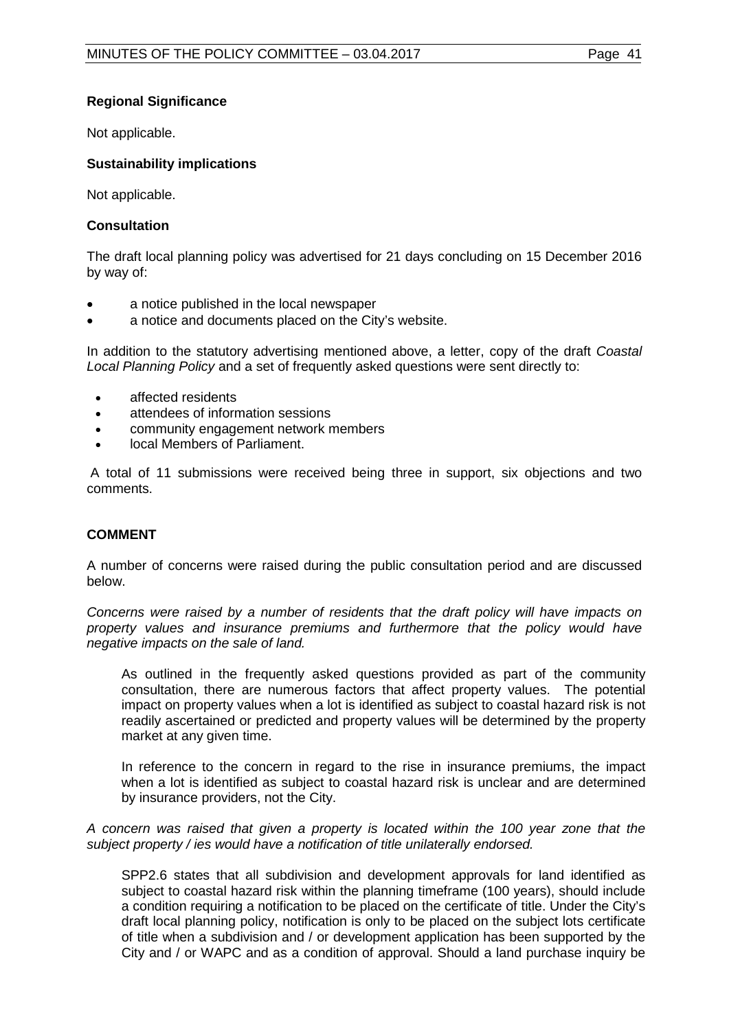**Regional Significance**

Not applicable.

**Sustainability implications**

Not applicable.

**Consultation**

The draft local planning policy was advertised for 21 days concluding on 15 December 2016 by way of:

- a notice published in the local newspaper
- a notice and documents placed on the City's website.

In addition to the statutory advertising mentioned above, a letter, copy of the draft *Coastal Local Planning Policy* and a set of frequently asked questions were sent directly to:

- affected residents
- attendees of information sessions
- community engagement network members
- local Members of Parliament.

A total of 11 submissions were received being three in support, six objections and two comments.

**COMMENT**

A number of concerns were raised during the public consultation period and are discussed below.

*Concerns were raised by a number of residents that the draft policy will have impacts on property values and insurance premiums and furthermore that the policy would have negative impacts on the sale of land.*

> As outlined in the frequently asked questions provided as part of the community consultation, there are numerous factors that affect property values. The potential impact on property values when a lot is identified as subject to coastal hazard risk is not readily ascertained or predicted and property values will be determined by the property market at any given time.
>
> In reference to the concern in regard to the rise in insurance premiums, the impact when a lot is identified as subject to coastal hazard risk is unclear and are determined by insurance providers, not the City.

*A concern was raised that given a property is located within the 100 year zone that the subject property / ies would have a notification of title unilaterally endorsed.*

> SPP2.6 states that all subdivision and development approvals for land identified as subject to coastal hazard risk within the planning timeframe (100 years), should include a condition requiring a notification to be placed on the certificate of title. Under the City's draft local planning policy, notification is only to be placed on the subject lots certificate of title when a subdivision and / or development application has been supported by the City and / or WAPC and as a condition of approval. Should a land purchase inquiry be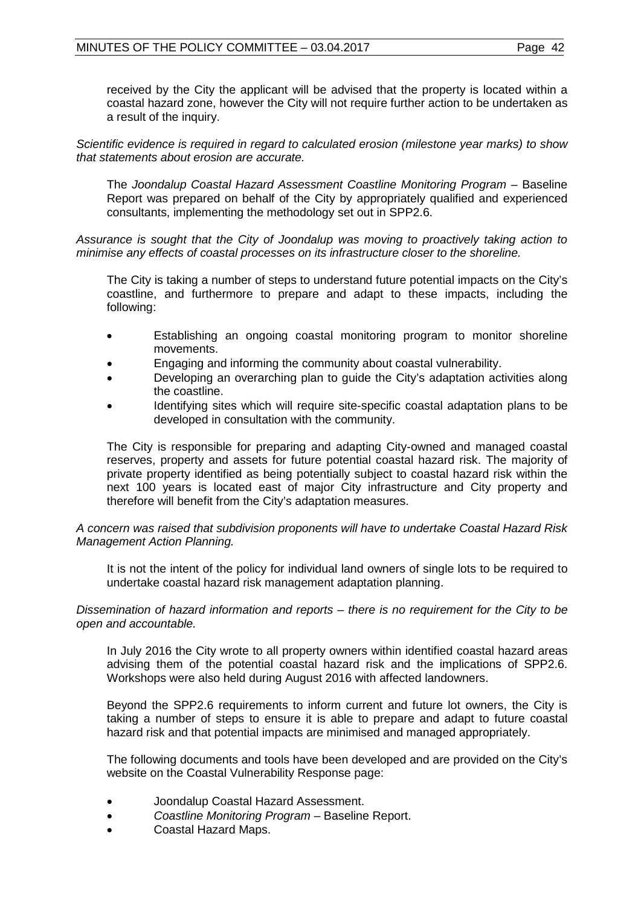received by the City the applicant will be advised that the property is located within a coastal hazard zone, however the City will not require further action to be undertaken as a result of the inquiry.

*Scientific evidence is required in regard to calculated erosion (milestone year marks) to show that statements about erosion are accurate.*

The *Joondalup Coastal Hazard Assessment Coastline Monitoring Program* – Baseline Report was prepared on behalf of the City by appropriately qualified and experienced consultants, implementing the methodology set out in SPP2.6.

*Assurance is sought that the City of Joondalup was moving to proactively taking action to minimise any effects of coastal processes on its infrastructure closer to the shoreline.*

The City is taking a number of steps to understand future potential impacts on the City's coastline, and furthermore to prepare and adapt to these impacts, including the following:

- Establishing an ongoing coastal monitoring program to monitor shoreline movements.
- Engaging and informing the community about coastal vulnerability.
- Developing an overarching plan to guide the City's adaptation activities along the coastline.
- Identifying sites which will require site-specific coastal adaptation plans to be developed in consultation with the community.

The City is responsible for preparing and adapting City-owned and managed coastal reserves, property and assets for future potential coastal hazard risk. The majority of private property identified as being potentially subject to coastal hazard risk within the next 100 years is located east of major City infrastructure and City property and therefore will benefit from the City's adaptation measures.

*A concern was raised that subdivision proponents will have to undertake Coastal Hazard Risk Management Action Planning.*

It is not the intent of the policy for individual land owners of single lots to be required to undertake coastal hazard risk management adaptation planning.

*Dissemination of hazard information and reports – there is no requirement for the City to be open and accountable.*

In July 2016 the City wrote to all property owners within identified coastal hazard areas advising them of the potential coastal hazard risk and the implications of SPP2.6. Workshops were also held during August 2016 with affected landowners.

Beyond the SPP2.6 requirements to inform current and future lot owners, the City is taking a number of steps to ensure it is able to prepare and adapt to future coastal hazard risk and that potential impacts are minimised and managed appropriately.

The following documents and tools have been developed and are provided on the City's website on the Coastal Vulnerability Response page:

- Joondalup Coastal Hazard Assessment.
- *Coastline Monitoring Program* – Baseline Report.
- Coastal Hazard Maps.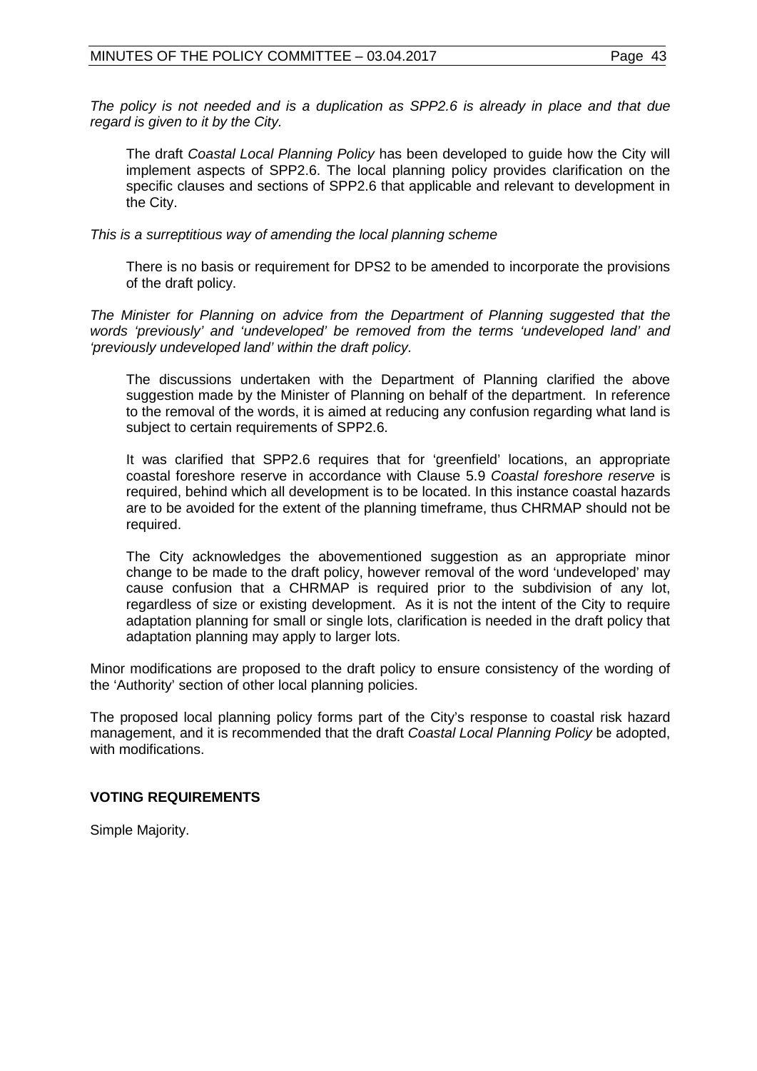*The policy is not needed and is a duplication as SPP2.6 is already in place and that due regard is given to it by the City.*

The draft *Coastal Local Planning Policy* has been developed to guide how the City will implement aspects of SPP2.6. The local planning policy provides clarification on the specific clauses and sections of SPP2.6 that applicable and relevant to development in the City.

*This is a surreptitious way of amending the local planning scheme*

There is no basis or requirement for DPS2 to be amended to incorporate the provisions of the draft policy.

*The Minister for Planning on advice from the Department of Planning suggested that the words 'previously' and 'undeveloped' be removed from the terms 'undeveloped land' and 'previously undeveloped land' within the draft policy.*

The discussions undertaken with the Department of Planning clarified the above suggestion made by the Minister of Planning on behalf of the department. In reference to the removal of the words, it is aimed at reducing any confusion regarding what land is subject to certain requirements of SPP2.6.

It was clarified that SPP2.6 requires that for 'greenfield' locations, an appropriate coastal foreshore reserve in accordance with Clause 5.9 *Coastal foreshore reserve* is required, behind which all development is to be located. In this instance coastal hazards are to be avoided for the extent of the planning timeframe, thus CHRMAP should not be required.

The City acknowledges the abovementioned suggestion as an appropriate minor change to be made to the draft policy, however removal of the word 'undeveloped' may cause confusion that a CHRMAP is required prior to the subdivision of any lot, regardless of size or existing development. As it is not the intent of the City to require adaptation planning for small or single lots, clarification is needed in the draft policy that adaptation planning may apply to larger lots.

Minor modifications are proposed to the draft policy to ensure consistency of the wording of the 'Authority' section of other local planning policies.

The proposed local planning policy forms part of the City's response to coastal risk hazard management, and it is recommended that the draft *Coastal Local Planning Policy* be adopted, with modifications.

## VOTING REQUIREMENTS

Simple Majority.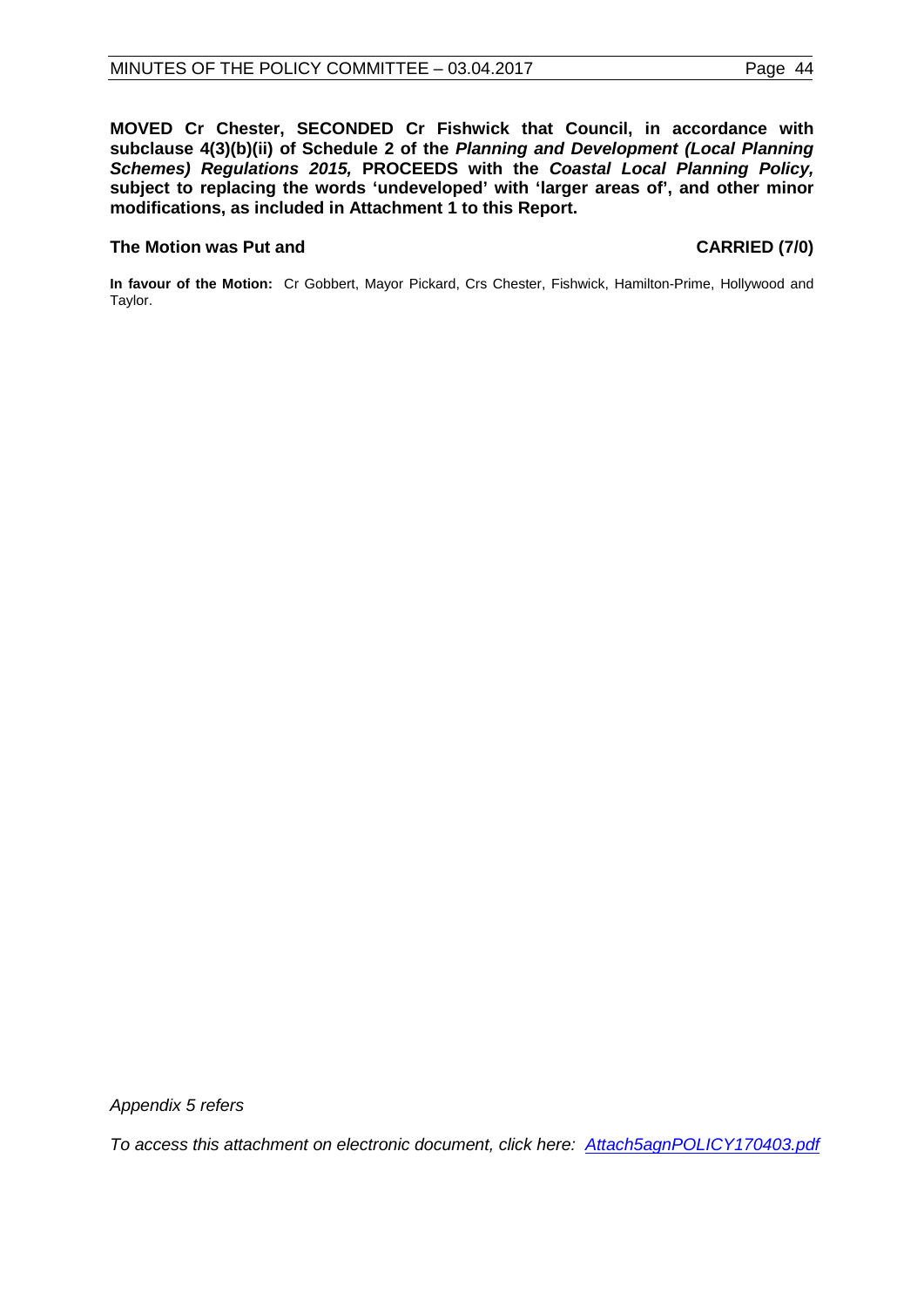**MOVED Cr Chester, SECONDED Cr Fishwick that Council, in accordance with subclause 4(3)(b)(ii) of Schedule 2 of the *Planning and Development (Local Planning Schemes) Regulations 2015,* PROCEEDS with the *Coastal Local Planning Policy,* subject to replacing the words 'undeveloped' with 'larger areas of', and other minor modifications, as included in Attachment 1 to this Report.**

**The Motion was Put and CARRIED (7/0)**

**In favour of the Motion:** Cr Gobbert, Mayor Pickard, Crs Chester, Fishwick, Hamilton-Prime, Hollywood and Taylor.

*Appendix 5 refers*

*To access this attachment on electronic document, click here: Attach5agnPOLICY170403.pdf*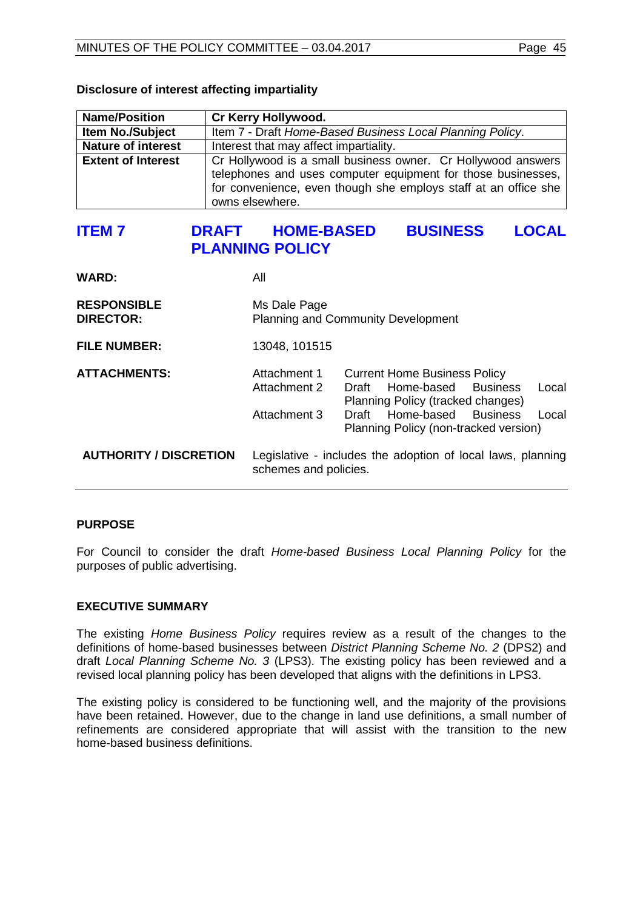**Disclosure of interest affecting impartiality**

| Name/Position | Cr Kerry Hollywood. |
|---|---|
| Item No./Subject | Item 7 - Draft *Home-Based Business Local Planning Policy*. |
| Nature of interest | Interest that may affect impartiality. |
| Extent of Interest | Cr Hollywood is a small business owner. Cr Hollywood answers telephones and uses computer equipment for those businesses, for convenience, even though she employs staff at an office she owns elsewhere. |

# ITEM 7 DRAFT HOME-BASED BUSINESS LOCAL PLANNING POLICY

**WARD:** All

**RESPONSIBLE DIRECTOR:** Ms Dale Page
Planning and Community Development

**FILE NUMBER:** 13048, 101515

**ATTACHMENTS:**
Attachment 1 Current Home Business Policy
Attachment 2 Draft Home-based Business Local Planning Policy (tracked changes)
Attachment 3 Draft Home-based Business Local Planning Policy (non-tracked version)

**AUTHORITY / DISCRETION** Legislative - includes the adoption of local laws, planning schemes and policies.

## PURPOSE

For Council to consider the draft *Home-based Business Local Planning Policy* for the purposes of public advertising.

## EXECUTIVE SUMMARY

The existing *Home Business Policy* requires review as a result of the changes to the definitions of home-based businesses between *District Planning Scheme No. 2* (DPS2) and draft *Local Planning Scheme No. 3* (LPS3). The existing policy has been reviewed and a revised local planning policy has been developed that aligns with the definitions in LPS3.

The existing policy is considered to be functioning well, and the majority of the provisions have been retained. However, due to the change in land use definitions, a small number of refinements are considered appropriate that will assist with the transition to the new home-based business definitions.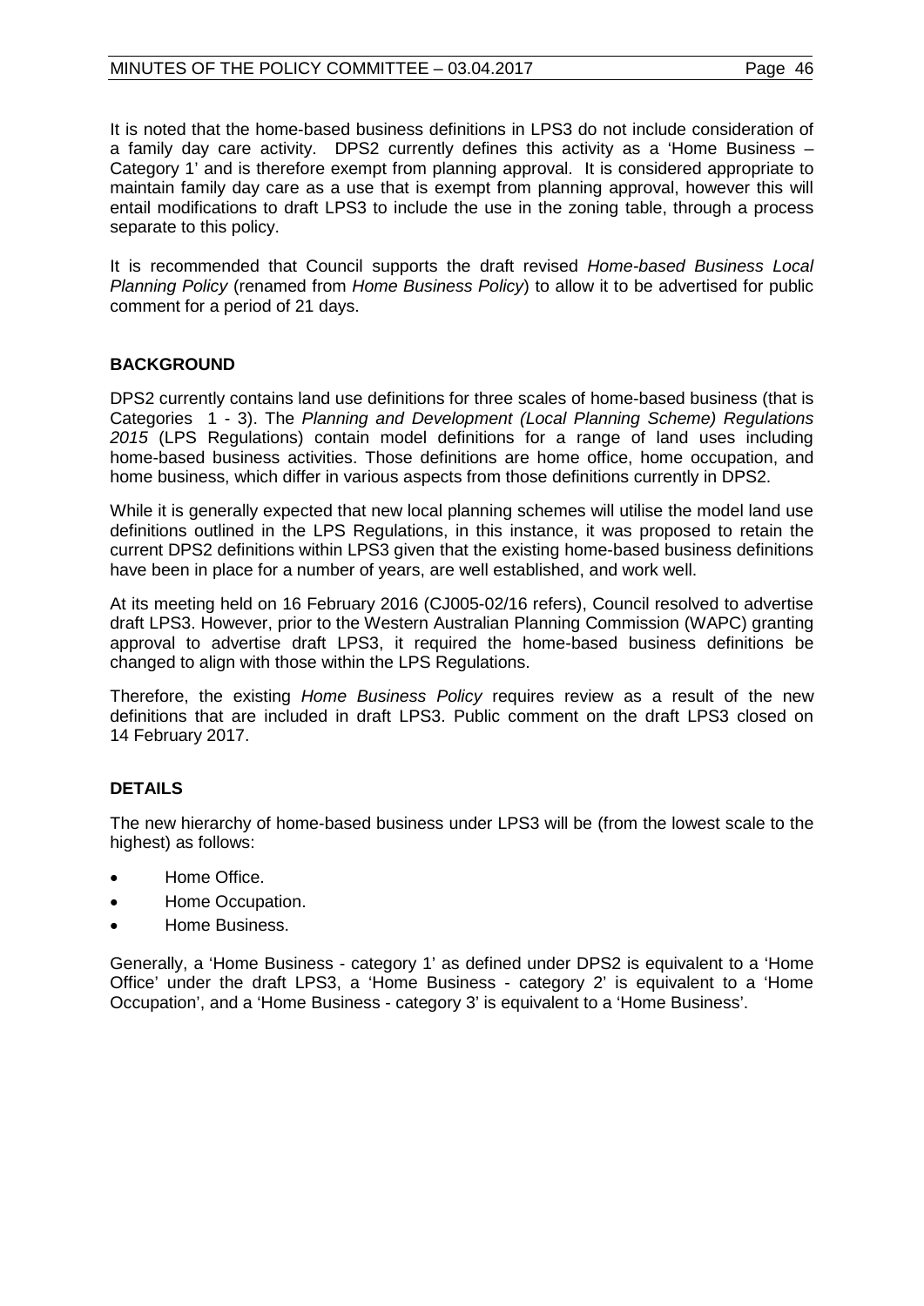It is noted that the home-based business definitions in LPS3 do not include consideration of a family day care activity. DPS2 currently defines this activity as a 'Home Business – Category 1' and is therefore exempt from planning approval. It is considered appropriate to maintain family day care as a use that is exempt from planning approval, however this will entail modifications to draft LPS3 to include the use in the zoning table, through a process separate to this policy.

It is recommended that Council supports the draft revised *Home-based Business Local Planning Policy* (renamed from *Home Business Policy*) to allow it to be advertised for public comment for a period of 21 days.

## BACKGROUND

DPS2 currently contains land use definitions for three scales of home-based business (that is Categories 1 - 3). The *Planning and Development (Local Planning Scheme) Regulations 2015* (LPS Regulations) contain model definitions for a range of land uses including home-based business activities. Those definitions are home office, home occupation, and home business, which differ in various aspects from those definitions currently in DPS2.

While it is generally expected that new local planning schemes will utilise the model land use definitions outlined in the LPS Regulations, in this instance, it was proposed to retain the current DPS2 definitions within LPS3 given that the existing home-based business definitions have been in place for a number of years, are well established, and work well.

At its meeting held on 16 February 2016 (CJ005-02/16 refers), Council resolved to advertise draft LPS3. However, prior to the Western Australian Planning Commission (WAPC) granting approval to advertise draft LPS3, it required the home-based business definitions be changed to align with those within the LPS Regulations.

Therefore, the existing *Home Business Policy* requires review as a result of the new definitions that are included in draft LPS3. Public comment on the draft LPS3 closed on 14 February 2017.

## DETAILS

The new hierarchy of home-based business under LPS3 will be (from the lowest scale to the highest) as follows:

- Home Office.
- Home Occupation.
- Home Business.

Generally, a 'Home Business - category 1' as defined under DPS2 is equivalent to a 'Home Office' under the draft LPS3, a 'Home Business - category 2' is equivalent to a 'Home Occupation', and a 'Home Business - category 3' is equivalent to a 'Home Business'.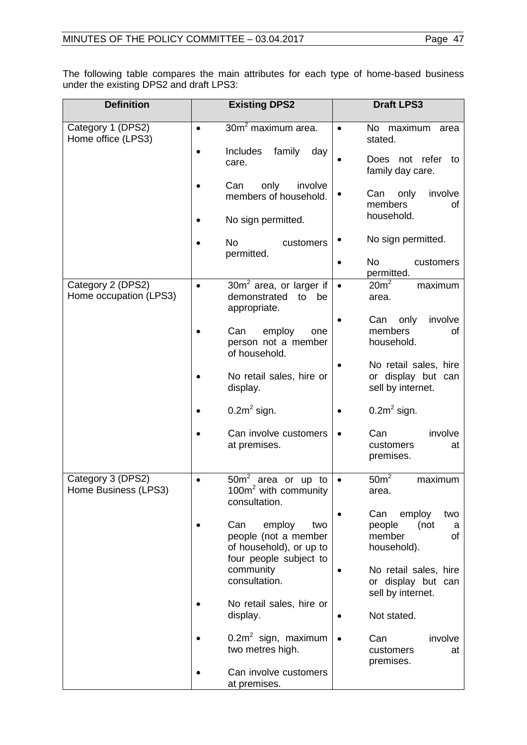The following table compares the main attributes for each type of home-based business under the existing DPS2 and draft LPS3:

| Definition | Existing DPS2 | Draft LPS3 |
|---|---|---|
| Category 1 (DPS2)<br>Home office (LPS3) | • $30m^2$ maximum area.<br>• Includes family day care.<br>• Can only involve members of household.<br>• No sign permitted.<br>• No customers permitted. | • No maximum area stated.<br>• Does not refer to family day care.<br>• Can only involve members of household.<br>• No sign permitted.<br>• No customers permitted. |
| Category 2 (DPS2)<br>Home occupation (LPS3) | • $30m^2$ area, or larger if demonstrated to be appropriate.<br>• Can employ one person not a member of household.<br>• No retail sales, hire or display.<br>• $0.2m^2$ sign.<br>• Can involve customers at premises. | • $20m^2$ maximum area.<br>• Can only involve members of household.<br>• No retail sales, hire or display but can sell by internet.<br>• $0.2m^2$ sign.<br>• Can involve customers at premises. |
| Category 3 (DPS2)<br>Home Business (LPS3) | • $50m^2$ area or up to $100m^2$ with community consultation.<br>• Can employ two people (not a member of household), or up to four people subject to community consultation.<br>• No retail sales, hire or display.<br>• $0.2m^2$ sign, maximum two metres high.<br>• Can involve customers at premises. | • $50m^2$ maximum area.<br>• Can employ two people (not a member of household).<br>• No retail sales, hire or display but can sell by internet.<br>• Not stated.<br>• Can involve customers at premises. |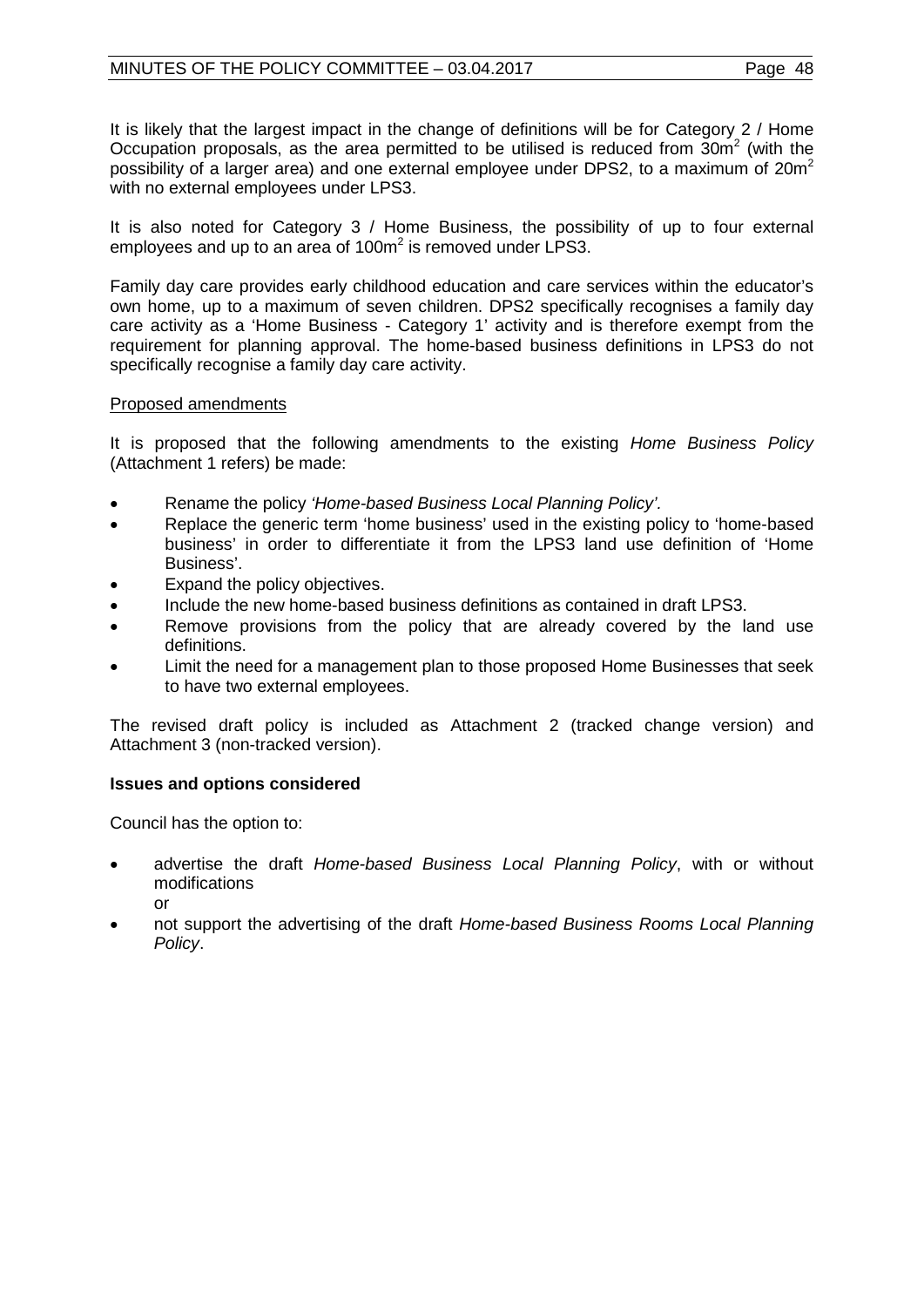It is likely that the largest impact in the change of definitions will be for Category 2 / Home Occupation proposals, as the area permitted to be utilised is reduced from $30m^2$ (with the possibility of a larger area) and one external employee under DPS2, to a maximum of $20m^2$ with no external employees under LPS3.

It is also noted for Category 3 / Home Business, the possibility of up to four external employees and up to an area of $100m^2$ is removed under LPS3.

Family day care provides early childhood education and care services within the educator's own home, up to a maximum of seven children. DPS2 specifically recognises a family day care activity as a 'Home Business - Category 1' activity and is therefore exempt from the requirement for planning approval. The home-based business definitions in LPS3 do not specifically recognise a family day care activity.

<u>Proposed amendments</u>

It is proposed that the following amendments to the existing *Home Business Policy* (Attachment 1 refers) be made:

- Rename the policy *'Home-based Business Local Planning Policy'.*
- Replace the generic term 'home business' used in the existing policy to 'home-based business' in order to differentiate it from the LPS3 land use definition of 'Home Business'.
- Expand the policy objectives.
- Include the new home-based business definitions as contained in draft LPS3.
- Remove provisions from the policy that are already covered by the land use definitions.
- Limit the need for a management plan to those proposed Home Businesses that seek to have two external employees.

The revised draft policy is included as Attachment 2 (tracked change version) and Attachment 3 (non-tracked version).

**Issues and options considered**

Council has the option to:

- advertise the draft *Home-based Business Local Planning Policy*, with or without modifications
  or
- not support the advertising of the draft *Home-based Business Rooms Local Planning Policy*.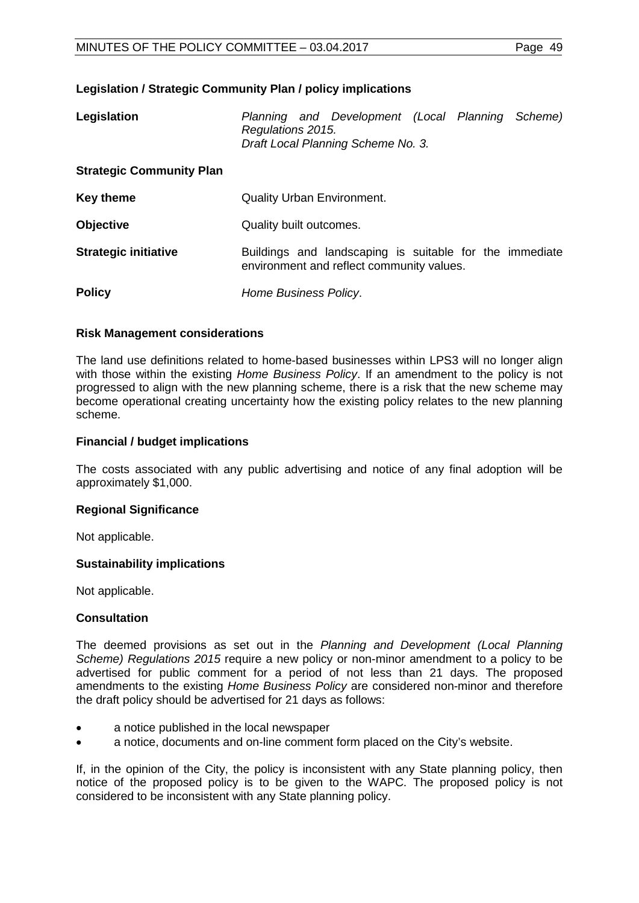**Legislation / Strategic Community Plan / policy implications**

| | |
|---|---|
| **Legislation** | *Planning and Development (Local Planning Scheme) Regulations 2015.*<br>*Draft Local Planning Scheme No. 3.* |
| **Strategic Community Plan** | |
| **Key theme** | Quality Urban Environment. |
| **Objective** | Quality built outcomes. |
| **Strategic initiative** | Buildings and landscaping is suitable for the immediate environment and reflect community values. |
| **Policy** | *Home Business Policy*. |

**Risk Management considerations**

The land use definitions related to home-based businesses within LPS3 will no longer align with those within the existing *Home Business Policy*. If an amendment to the policy is not progressed to align with the new planning scheme, there is a risk that the new scheme may become operational creating uncertainty how the existing policy relates to the new planning scheme.

**Financial / budget implications**

The costs associated with any public advertising and notice of any final adoption will be approximately $1,000.

**Regional Significance**

Not applicable.

**Sustainability implications**

Not applicable.

**Consultation**

The deemed provisions as set out in the *Planning and Development (Local Planning Scheme) Regulations 2015* require a new policy or non-minor amendment to a policy to be advertised for public comment for a period of not less than 21 days. The proposed amendments to the existing *Home Business Policy* are considered non-minor and therefore the draft policy should be advertised for 21 days as follows:

- a notice published in the local newspaper
- a notice, documents and on-line comment form placed on the City's website.

If, in the opinion of the City, the policy is inconsistent with any State planning policy, then notice of the proposed policy is to be given to the WAPC. The proposed policy is not considered to be inconsistent with any State planning policy.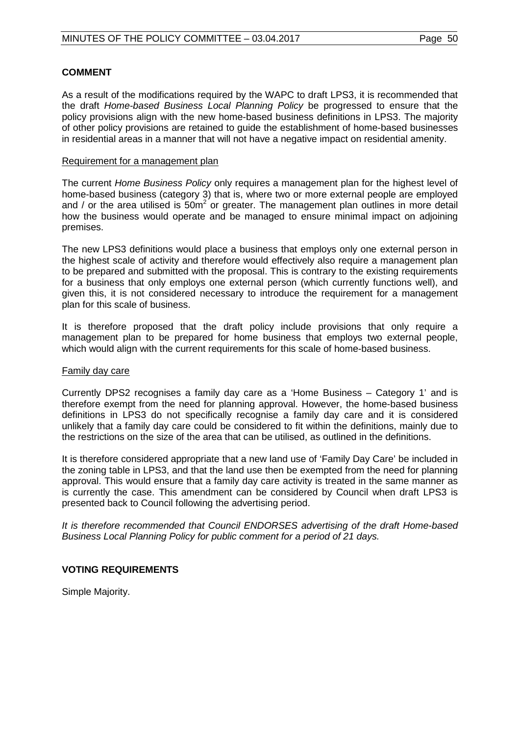## COMMENT

As a result of the modifications required by the WAPC to draft LPS3, it is recommended that the draft *Home-based Business Local Planning Policy* be progressed to ensure that the policy provisions align with the new home-based business definitions in LPS3. The majority of other policy provisions are retained to guide the establishment of home-based businesses in residential areas in a manner that will not have a negative impact on residential amenity.

Requirement for a management plan

The current *Home Business Policy* only requires a management plan for the highest level of home-based business (category 3) that is, where two or more external people are employed and / or the area utilised is $50m^2$ or greater. The management plan outlines in more detail how the business would operate and be managed to ensure minimal impact on adjoining premises.

The new LPS3 definitions would place a business that employs only one external person in the highest scale of activity and therefore would effectively also require a management plan to be prepared and submitted with the proposal. This is contrary to the existing requirements for a business that only employs one external person (which currently functions well), and given this, it is not considered necessary to introduce the requirement for a management plan for this scale of business.

It is therefore proposed that the draft policy include provisions that only require a management plan to be prepared for home business that employs two external people, which would align with the current requirements for this scale of home-based business.

Family day care

Currently DPS2 recognises a family day care as a 'Home Business – Category 1' and is therefore exempt from the need for planning approval. However, the home-based business definitions in LPS3 do not specifically recognise a family day care and it is considered unlikely that a family day care could be considered to fit within the definitions, mainly due to the restrictions on the size of the area that can be utilised, as outlined in the definitions.

It is therefore considered appropriate that a new land use of 'Family Day Care' be included in the zoning table in LPS3, and that the land use then be exempted from the need for planning approval. This would ensure that a family day care activity is treated in the same manner as is currently the case. This amendment can be considered by Council when draft LPS3 is presented back to Council following the advertising period.

*It is therefore recommended that Council ENDORSES advertising of the draft Home-based Business Local Planning Policy for public comment for a period of 21 days.*

## VOTING REQUIREMENTS

Simple Majority.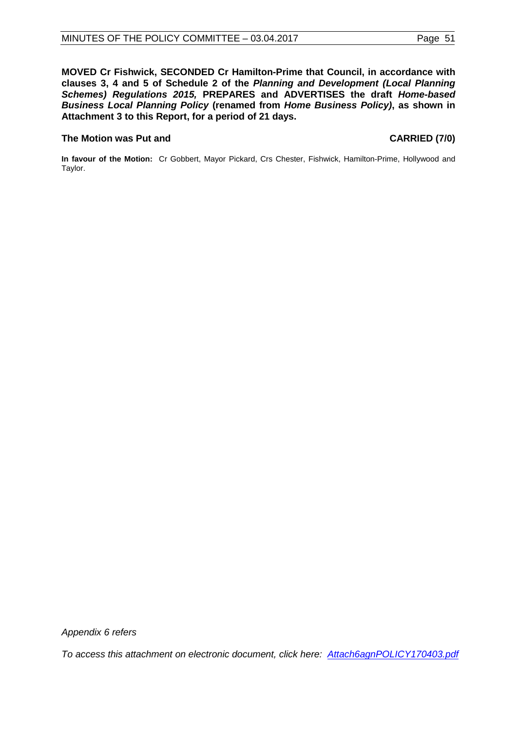**MOVED Cr Fishwick, SECONDED Cr Hamilton-Prime that Council, in accordance with clauses 3, 4 and 5 of Schedule 2 of the *Planning and Development (Local Planning Schemes) Regulations 2015,* PREPARES and ADVERTISES the draft *Home-based Business Local Planning Policy* (renamed from *Home Business Policy)*, as shown in Attachment 3 to this Report, for a period of 21 days.**

**The Motion was Put and CARRIED (7/0)**

**In favour of the Motion:** Cr Gobbert, Mayor Pickard, Crs Chester, Fishwick, Hamilton-Prime, Hollywood and Taylor.

*Appendix 6 refers*

*To access this attachment on electronic document, click here: Attach6agnPOLICY170403.pdf*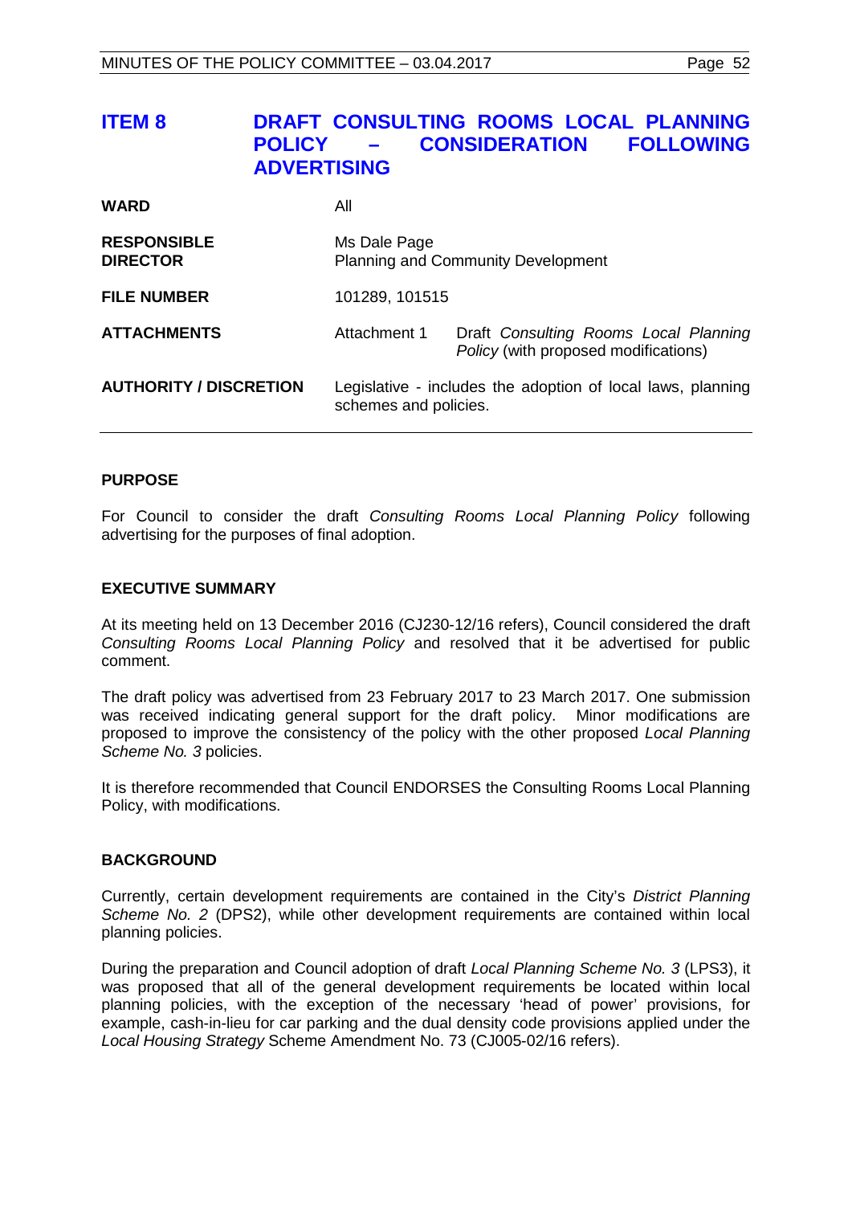## ITEM 8 DRAFT CONSULTING ROOMS LOCAL PLANNING POLICY – CONSIDERATION FOLLOWING ADVERTISING

| | | |
|---|---|---|
| **WARD** | All | |
| **RESPONSIBLE DIRECTOR** | Ms Dale Page<br>Planning and Community Development | |
| **FILE NUMBER** | 101289, 101515 | |
| **ATTACHMENTS** | Attachment 1 | Draft *Consulting Rooms Local Planning Policy* (with proposed modifications) |
| **AUTHORITY / DISCRETION** | Legislative - includes the adoption of local laws, planning schemes and policies. | |

### PURPOSE

For Council to consider the draft *Consulting Rooms Local Planning Policy* following advertising for the purposes of final adoption.

### EXECUTIVE SUMMARY

At its meeting held on 13 December 2016 (CJ230-12/16 refers), Council considered the draft *Consulting Rooms Local Planning Policy* and resolved that it be advertised for public comment.

The draft policy was advertised from 23 February 2017 to 23 March 2017. One submission was received indicating general support for the draft policy. Minor modifications are proposed to improve the consistency of the policy with the other proposed *Local Planning Scheme No. 3* policies.

It is therefore recommended that Council ENDORSES the Consulting Rooms Local Planning Policy, with modifications.

### BACKGROUND

Currently, certain development requirements are contained in the City's *District Planning Scheme No. 2* (DPS2), while other development requirements are contained within local planning policies.

During the preparation and Council adoption of draft *Local Planning Scheme No. 3* (LPS3), it was proposed that all of the general development requirements be located within local planning policies, with the exception of the necessary 'head of power' provisions, for example, cash-in-lieu for car parking and the dual density code provisions applied under the *Local Housing Strategy* Scheme Amendment No. 73 (CJ005-02/16 refers).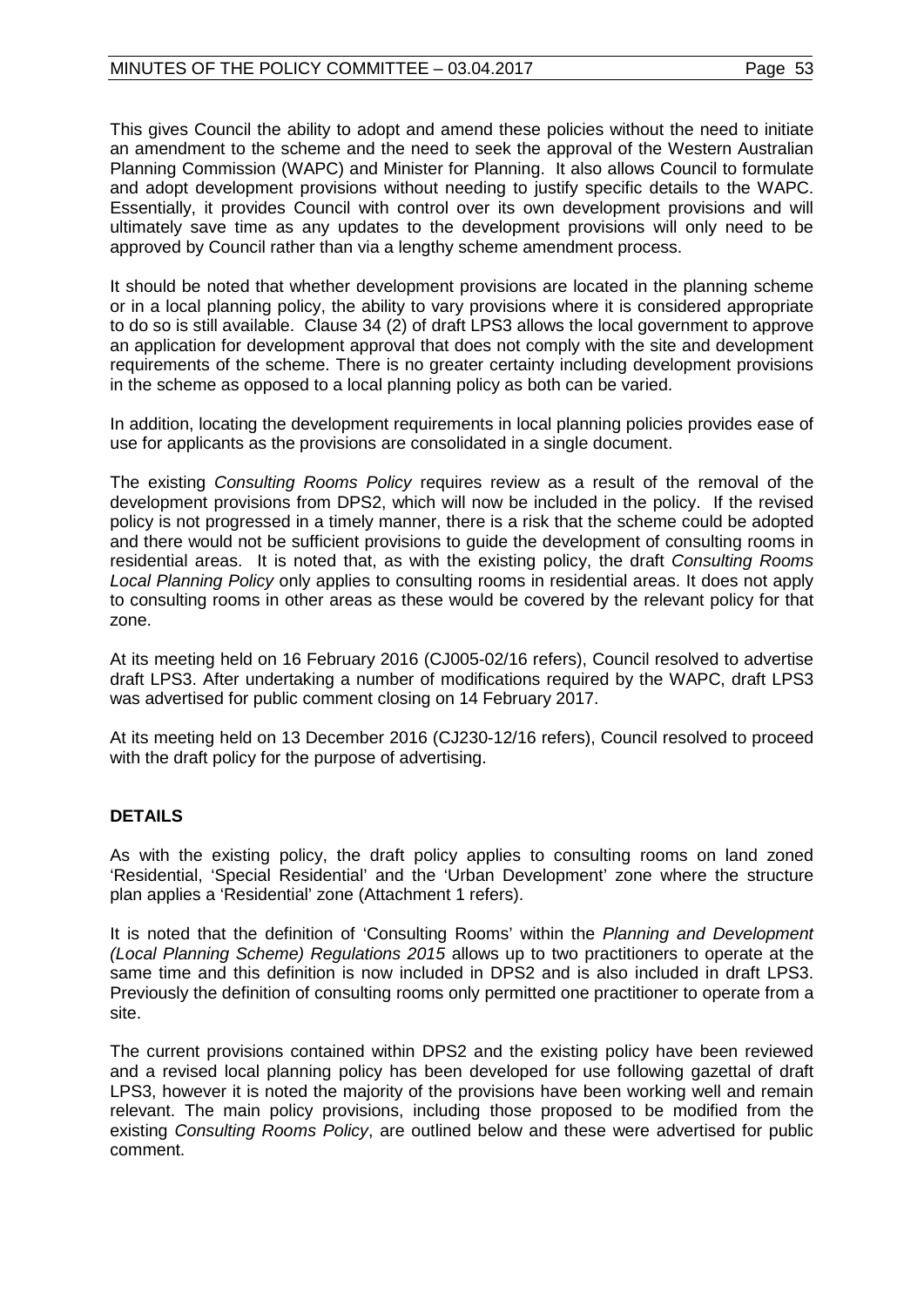This gives Council the ability to adopt and amend these policies without the need to initiate an amendment to the scheme and the need to seek the approval of the Western Australian Planning Commission (WAPC) and Minister for Planning. It also allows Council to formulate and adopt development provisions without needing to justify specific details to the WAPC. Essentially, it provides Council with control over its own development provisions and will ultimately save time as any updates to the development provisions will only need to be approved by Council rather than via a lengthy scheme amendment process.

It should be noted that whether development provisions are located in the planning scheme or in a local planning policy, the ability to vary provisions where it is considered appropriate to do so is still available. Clause 34 (2) of draft LPS3 allows the local government to approve an application for development approval that does not comply with the site and development requirements of the scheme. There is no greater certainty including development provisions in the scheme as opposed to a local planning policy as both can be varied.

In addition, locating the development requirements in local planning policies provides ease of use for applicants as the provisions are consolidated in a single document.

The existing *Consulting Rooms Policy* requires review as a result of the removal of the development provisions from DPS2, which will now be included in the policy. If the revised policy is not progressed in a timely manner, there is a risk that the scheme could be adopted and there would not be sufficient provisions to guide the development of consulting rooms in residential areas. It is noted that, as with the existing policy, the draft *Consulting Rooms Local Planning Policy* only applies to consulting rooms in residential areas. It does not apply to consulting rooms in other areas as these would be covered by the relevant policy for that zone.

At its meeting held on 16 February 2016 (CJ005-02/16 refers), Council resolved to advertise draft LPS3. After undertaking a number of modifications required by the WAPC, draft LPS3 was advertised for public comment closing on 14 February 2017.

At its meeting held on 13 December 2016 (CJ230-12/16 refers), Council resolved to proceed with the draft policy for the purpose of advertising.

## DETAILS

As with the existing policy, the draft policy applies to consulting rooms on land zoned 'Residential, 'Special Residential' and the 'Urban Development' zone where the structure plan applies a 'Residential' zone (Attachment 1 refers).

It is noted that the definition of 'Consulting Rooms' within the *Planning and Development (Local Planning Scheme) Regulations 2015* allows up to two practitioners to operate at the same time and this definition is now included in DPS2 and is also included in draft LPS3. Previously the definition of consulting rooms only permitted one practitioner to operate from a site.

The current provisions contained within DPS2 and the existing policy have been reviewed and a revised local planning policy has been developed for use following gazettal of draft LPS3, however it is noted the majority of the provisions have been working well and remain relevant. The main policy provisions, including those proposed to be modified from the existing *Consulting Rooms Policy*, are outlined below and these were advertised for public comment.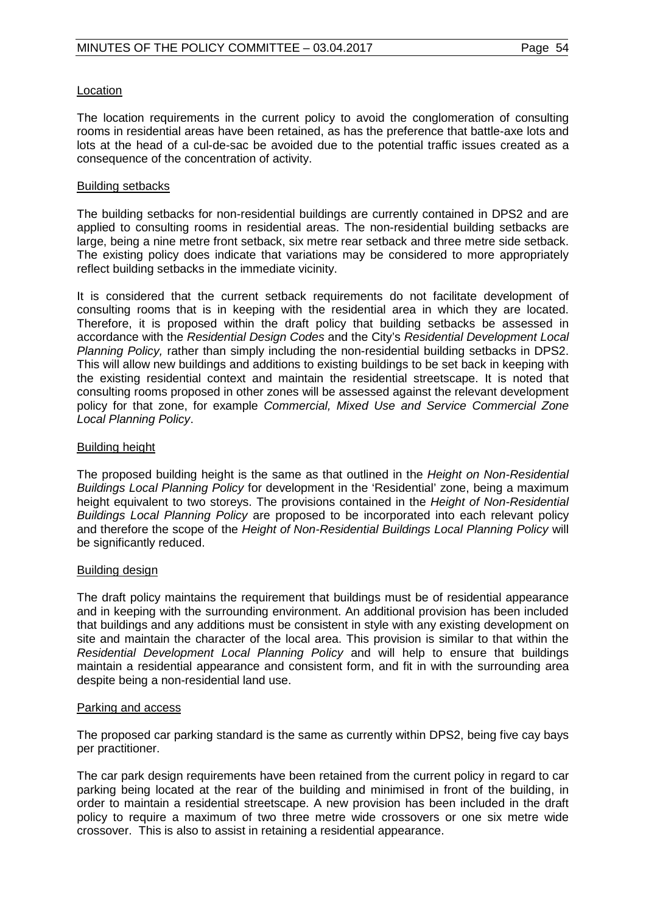Location

The location requirements in the current policy to avoid the conglomeration of consulting rooms in residential areas have been retained, as has the preference that battle-axe lots and lots at the head of a cul-de-sac be avoided due to the potential traffic issues created as a consequence of the concentration of activity.

Building setbacks

The building setbacks for non-residential buildings are currently contained in DPS2 and are applied to consulting rooms in residential areas. The non-residential building setbacks are large, being a nine metre front setback, six metre rear setback and three metre side setback. The existing policy does indicate that variations may be considered to more appropriately reflect building setbacks in the immediate vicinity.

It is considered that the current setback requirements do not facilitate development of consulting rooms that is in keeping with the residential area in which they are located. Therefore, it is proposed within the draft policy that building setbacks be assessed in accordance with the *Residential Design Codes* and the City's *Residential Development Local Planning Policy,* rather than simply including the non-residential building setbacks in DPS2. This will allow new buildings and additions to existing buildings to be set back in keeping with the existing residential context and maintain the residential streetscape. It is noted that consulting rooms proposed in other zones will be assessed against the relevant development policy for that zone, for example *Commercial, Mixed Use and Service Commercial Zone Local Planning Policy*.

Building height

The proposed building height is the same as that outlined in the *Height on Non-Residential Buildings Local Planning Policy* for development in the 'Residential' zone, being a maximum height equivalent to two storeys. The provisions contained in the *Height of Non-Residential Buildings Local Planning Policy* are proposed to be incorporated into each relevant policy and therefore the scope of the *Height of Non-Residential Buildings Local Planning Policy* will be significantly reduced.

Building design

The draft policy maintains the requirement that buildings must be of residential appearance and in keeping with the surrounding environment. An additional provision has been included that buildings and any additions must be consistent in style with any existing development on site and maintain the character of the local area. This provision is similar to that within the *Residential Development Local Planning Policy* and will help to ensure that buildings maintain a residential appearance and consistent form, and fit in with the surrounding area despite being a non-residential land use.

Parking and access

The proposed car parking standard is the same as currently within DPS2, being five cay bays per practitioner.

The car park design requirements have been retained from the current policy in regard to car parking being located at the rear of the building and minimised in front of the building, in order to maintain a residential streetscape. A new provision has been included in the draft policy to require a maximum of two three metre wide crossovers or one six metre wide crossover. This is also to assist in retaining a residential appearance.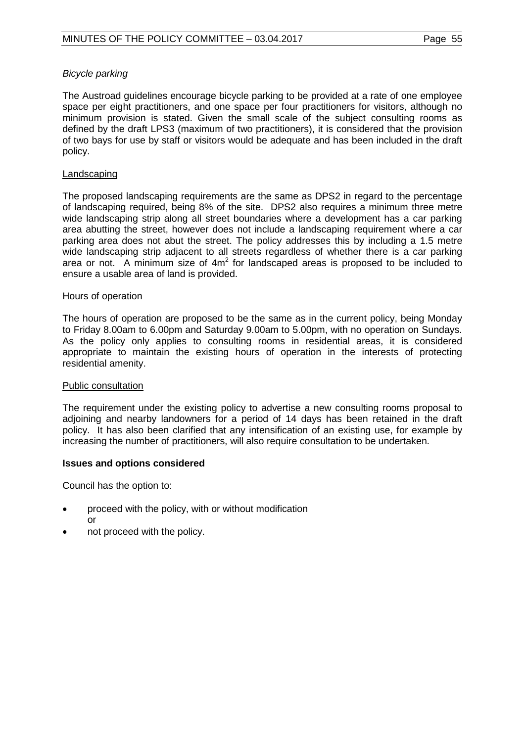*Bicycle parking*

The Austroad guidelines encourage bicycle parking to be provided at a rate of one employee space per eight practitioners, and one space per four practitioners for visitors, although no minimum provision is stated. Given the small scale of the subject consulting rooms as defined by the draft LPS3 (maximum of two practitioners), it is considered that the provision of two bays for use by staff or visitors would be adequate and has been included in the draft policy.

Landscaping

The proposed landscaping requirements are the same as DPS2 in regard to the percentage of landscaping required, being 8% of the site. DPS2 also requires a minimum three metre wide landscaping strip along all street boundaries where a development has a car parking area abutting the street, however does not include a landscaping requirement where a car parking area does not abut the street. The policy addresses this by including a 1.5 metre wide landscaping strip adjacent to all streets regardless of whether there is a car parking area or not. A minimum size of $4m^2$ for landscaped areas is proposed to be included to ensure a usable area of land is provided.

Hours of operation

The hours of operation are proposed to be the same as in the current policy, being Monday to Friday 8.00am to 6.00pm and Saturday 9.00am to 5.00pm, with no operation on Sundays. As the policy only applies to consulting rooms in residential areas, it is considered appropriate to maintain the existing hours of operation in the interests of protecting residential amenity.

Public consultation

The requirement under the existing policy to advertise a new consulting rooms proposal to adjoining and nearby landowners for a period of 14 days has been retained in the draft policy. It has also been clarified that any intensification of an existing use, for example by increasing the number of practitioners, will also require consultation to be undertaken.

**Issues and options considered**

Council has the option to:

- proceed with the policy, with or without modification
  or
- not proceed with the policy.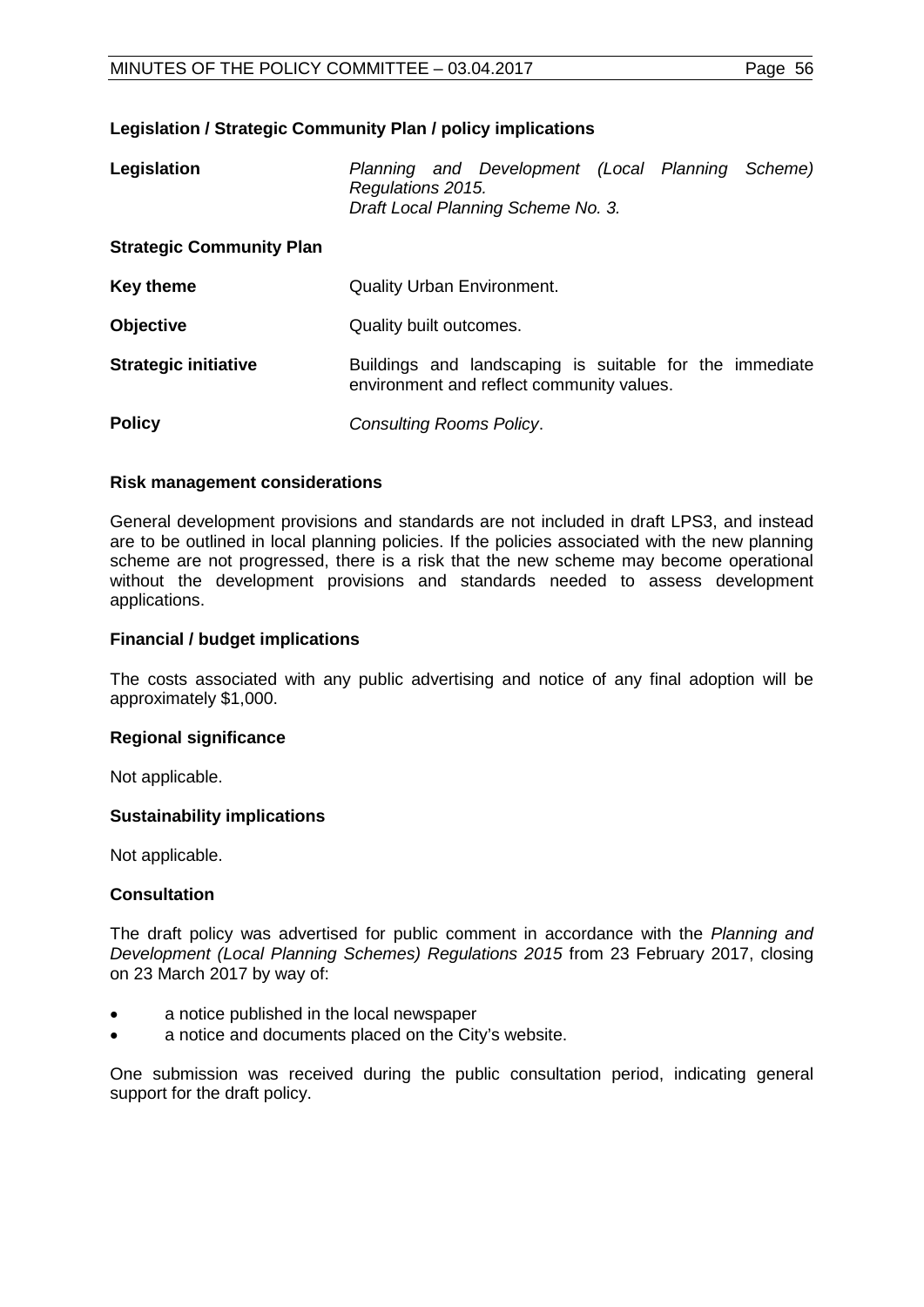**Legislation / Strategic Community Plan / policy implications**

| | |
|---|---|
| **Legislation** | *Planning and Development (Local Planning Scheme) Regulations 2015.* *Draft Local Planning Scheme No. 3.* |
| **Strategic Community Plan** | |
| **Key theme** | Quality Urban Environment. |
| **Objective** | Quality built outcomes. |
| **Strategic initiative** | Buildings and landscaping is suitable for the immediate environment and reflect community values. |
| **Policy** | *Consulting Rooms Policy*. |

**Risk management considerations**

General development provisions and standards are not included in draft LPS3, and instead are to be outlined in local planning policies. If the policies associated with the new planning scheme are not progressed, there is a risk that the new scheme may become operational without the development provisions and standards needed to assess development applications.

**Financial / budget implications**

The costs associated with any public advertising and notice of any final adoption will be approximately $1,000.

**Regional significance**

Not applicable.

**Sustainability implications**

Not applicable.

**Consultation**

The draft policy was advertised for public comment in accordance with the *Planning and Development (Local Planning Schemes) Regulations 2015* from 23 February 2017, closing on 23 March 2017 by way of:

- a notice published in the local newspaper
- a notice and documents placed on the City's website.

One submission was received during the public consultation period, indicating general support for the draft policy.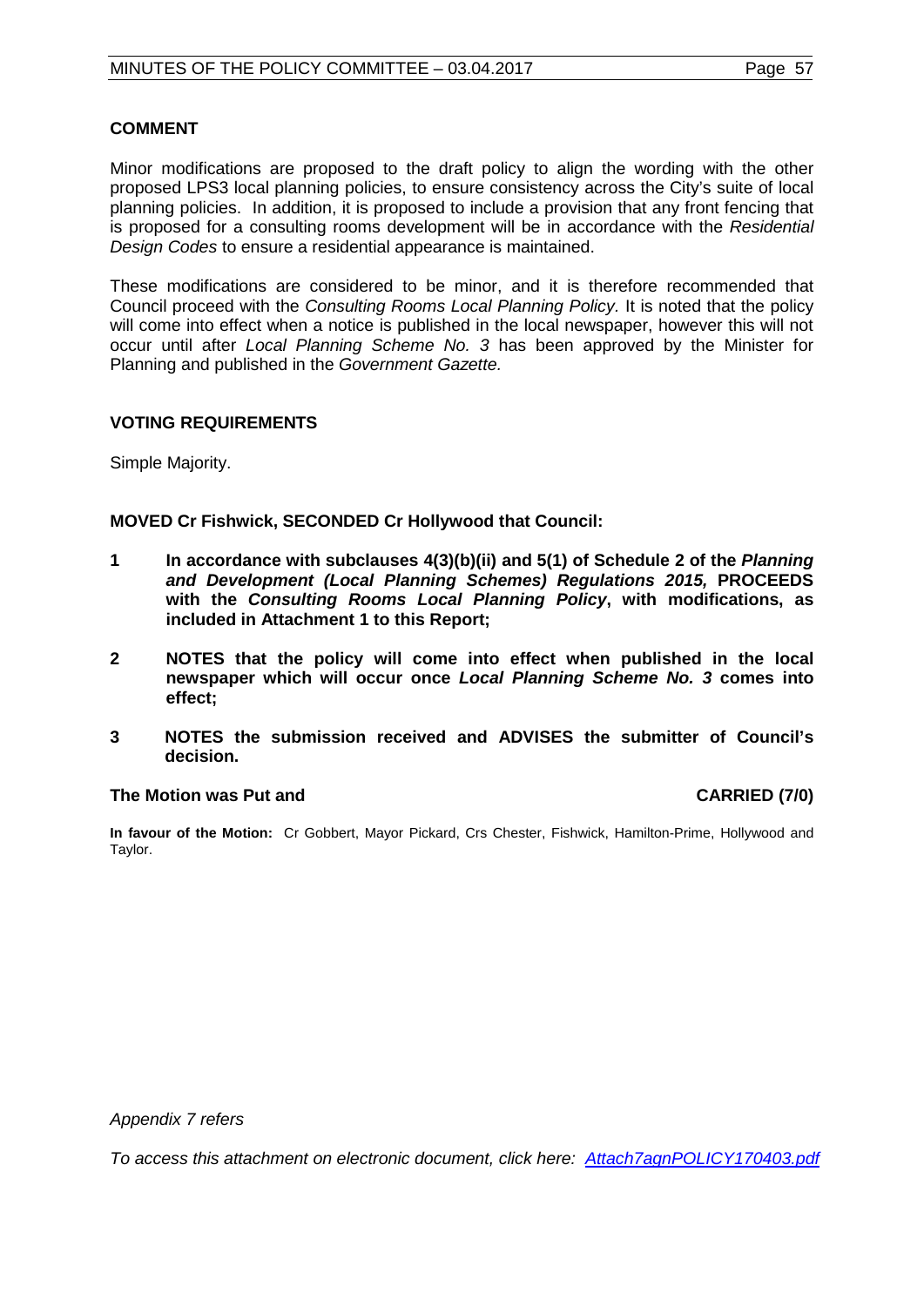## COMMENT

Minor modifications are proposed to the draft policy to align the wording with the other proposed LPS3 local planning policies, to ensure consistency across the City's suite of local planning policies. In addition, it is proposed to include a provision that any front fencing that is proposed for a consulting rooms development will be in accordance with the *Residential Design Codes* to ensure a residential appearance is maintained.

These modifications are considered to be minor, and it is therefore recommended that Council proceed with the *Consulting Rooms Local Planning Policy.* It is noted that the policy will come into effect when a notice is published in the local newspaper, however this will not occur until after *Local Planning Scheme No. 3* has been approved by the Minister for Planning and published in the *Government Gazette.*

## VOTING REQUIREMENTS

Simple Majority.

**MOVED Cr Fishwick, SECONDED Cr Hollywood that Council:**

**1 In accordance with subclauses 4(3)(b)(ii) and 5(1) of Schedule 2 of the *Planning and Development (Local Planning Schemes) Regulations 2015,* PROCEEDS with the *Consulting Rooms Local Planning Policy*, with modifications, as included in Attachment 1 to this Report;**

**2 NOTES that the policy will come into effect when published in the local newspaper which will occur once *Local Planning Scheme No. 3* comes into effect;**

**3 NOTES the submission received and ADVISES the submitter of Council's decision.**

**The Motion was Put and CARRIED (7/0)**

**In favour of the Motion:** Cr Gobbert, Mayor Pickard, Crs Chester, Fishwick, Hamilton-Prime, Hollywood and Taylor.

*Appendix 7 refers*

*To access this attachment on electronic document, click here: Attach7agnPOLICY170403.pdf*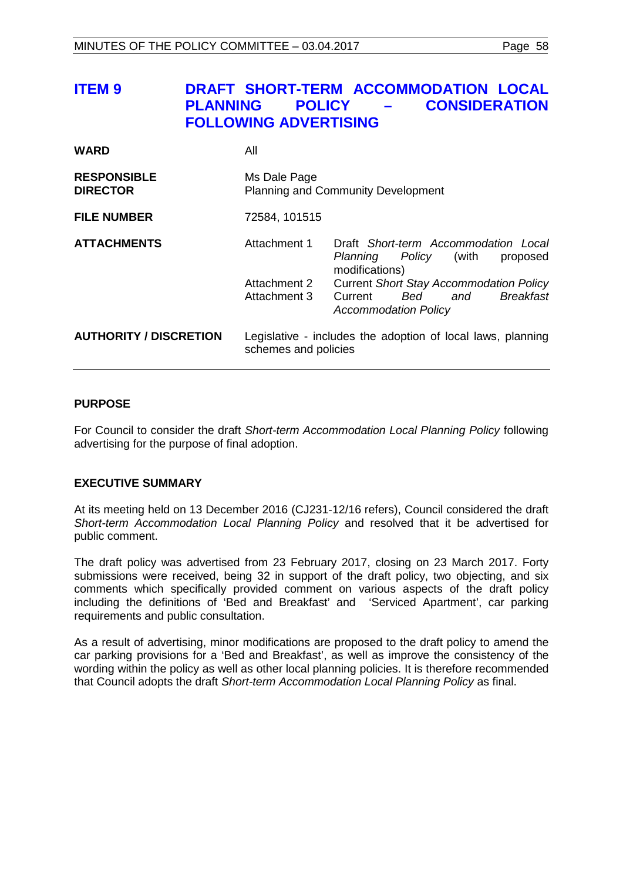# ITEM 9 DRAFT SHORT-TERM ACCOMMODATION LOCAL PLANNING POLICY – CONSIDERATION FOLLOWING ADVERTISING

| | | |
|---|---|---|
| **WARD** | All | |
| **RESPONSIBLE DIRECTOR** | Ms Dale Page<br>Planning and Community Development | |
| **FILE NUMBER** | 72584, 101515 | |
| **ATTACHMENTS** | Attachment 1 | Draft *Short-term Accommodation Local Planning Policy* (with proposed modifications) |
| | Attachment 2 | Current *Short Stay Accommodation Policy* |
| | Attachment 3 | Current *Bed and Breakfast Accommodation Policy* |
| **AUTHORITY / DISCRETION** | Legislative - includes the adoption of local laws, planning schemes and policies | |

## PURPOSE

For Council to consider the draft *Short-term Accommodation Local Planning Policy* following advertising for the purpose of final adoption.

## EXECUTIVE SUMMARY

At its meeting held on 13 December 2016 (CJ231-12/16 refers), Council considered the draft *Short-term Accommodation Local Planning Policy* and resolved that it be advertised for public comment.

The draft policy was advertised from 23 February 2017, closing on 23 March 2017. Forty submissions were received, being 32 in support of the draft policy, two objecting, and six comments which specifically provided comment on various aspects of the draft policy including the definitions of 'Bed and Breakfast' and 'Serviced Apartment', car parking requirements and public consultation.

As a result of advertising, minor modifications are proposed to the draft policy to amend the car parking provisions for a 'Bed and Breakfast', as well as improve the consistency of the wording within the policy as well as other local planning policies. It is therefore recommended that Council adopts the draft *Short-term Accommodation Local Planning Policy* as final.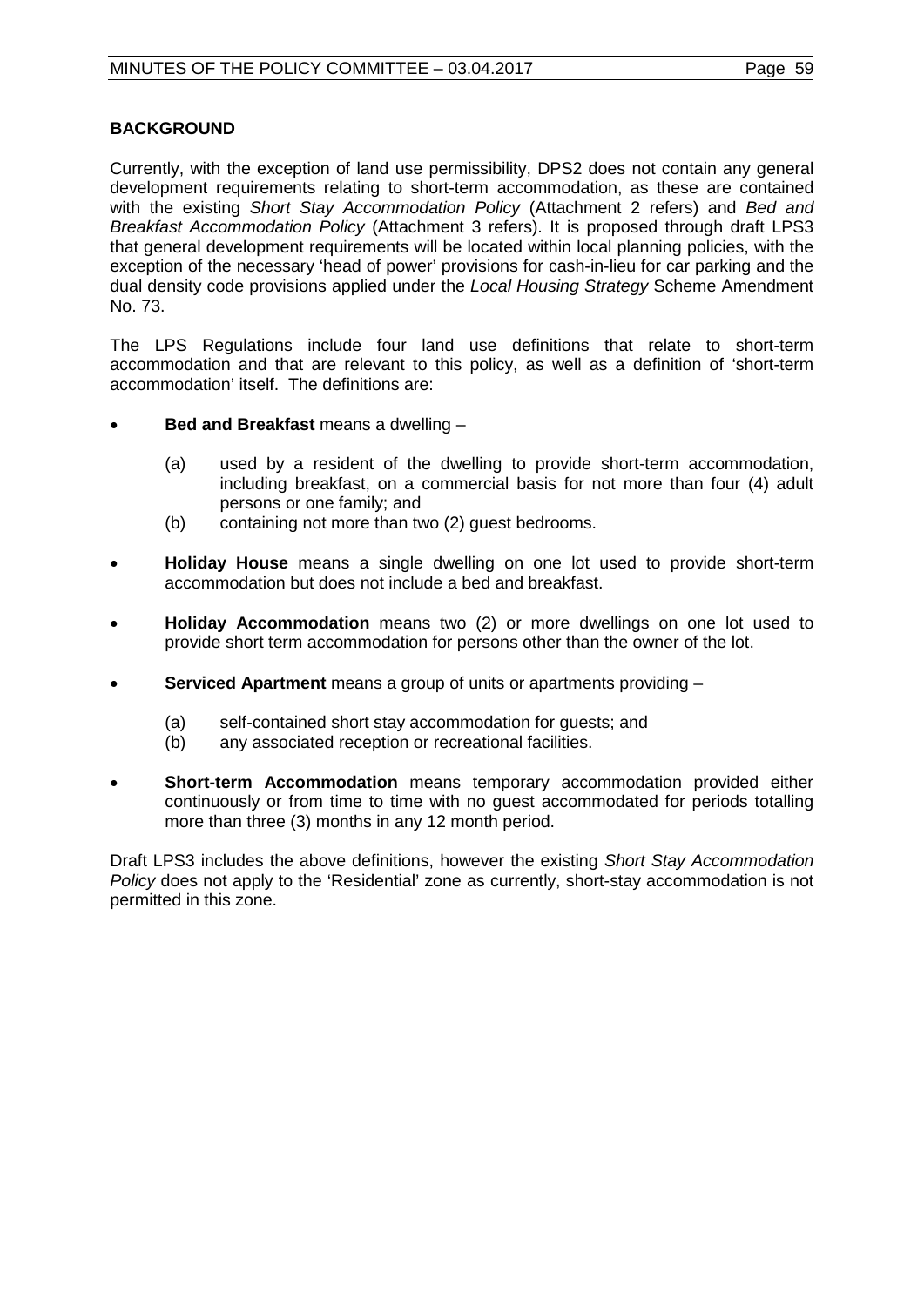**BACKGROUND**

Currently, with the exception of land use permissibility, DPS2 does not contain any general development requirements relating to short-term accommodation, as these are contained with the existing *Short Stay Accommodation Policy* (Attachment 2 refers) and *Bed and Breakfast Accommodation Policy* (Attachment 3 refers). It is proposed through draft LPS3 that general development requirements will be located within local planning policies, with the exception of the necessary 'head of power' provisions for cash-in-lieu for car parking and the dual density code provisions applied under the *Local Housing Strategy* Scheme Amendment No. 73.

The LPS Regulations include four land use definitions that relate to short-term accommodation and that are relevant to this policy, as well as a definition of 'short-term accommodation' itself. The definitions are:

- **Bed and Breakfast** means a dwelling –
  - (a) used by a resident of the dwelling to provide short-term accommodation, including breakfast, on a commercial basis for not more than four (4) adult persons or one family; and
  - (b) containing not more than two (2) guest bedrooms.
- **Holiday House** means a single dwelling on one lot used to provide short-term accommodation but does not include a bed and breakfast.
- **Holiday Accommodation** means two (2) or more dwellings on one lot used to provide short term accommodation for persons other than the owner of the lot.
- **Serviced Apartment** means a group of units or apartments providing –
  - (a) self-contained short stay accommodation for guests; and
  - (b) any associated reception or recreational facilities.
- **Short-term Accommodation** means temporary accommodation provided either continuously or from time to time with no guest accommodated for periods totalling more than three (3) months in any 12 month period.

Draft LPS3 includes the above definitions, however the existing *Short Stay Accommodation Policy* does not apply to the 'Residential' zone as currently, short-stay accommodation is not permitted in this zone.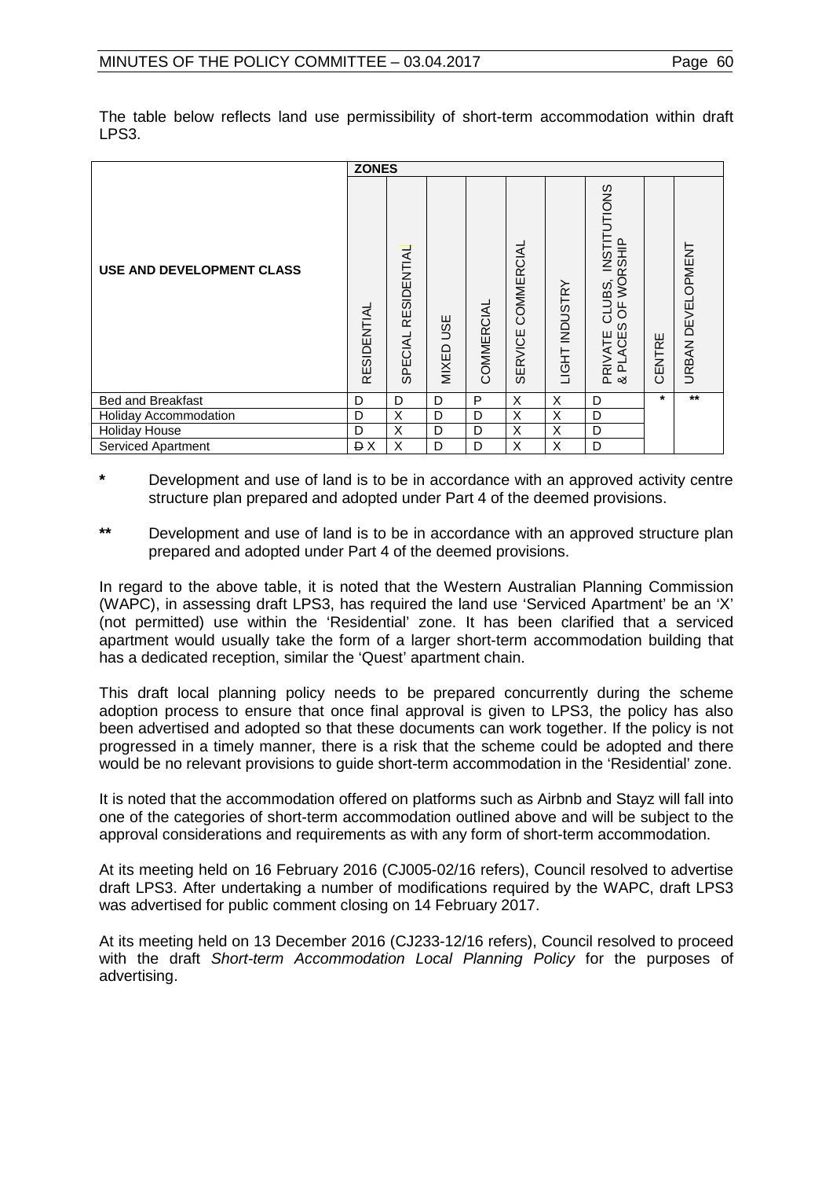The table below reflects land use permissibility of short-term accommodation within draft LPS3.

| USE AND DEVELOPMENT CLASS | ZONES | | | | | | | | |
|---|---|---|---|---|---|---|---|---|---|
| | RESIDENTIAL | SPECIAL RESIDENTIAL | MIXED USE | COMMERCIAL | SERVICE COMMERCIAL | LIGHT INDUSTRY | PRIVATE CLUBS, INSTITUTIONS & PLACES OF WORSHIP | CENTRE | URBAN DEVELOPMENT |
| Bed and Breakfast | D | D | D | P | X | X | D | * | ** |
| Holiday Accommodation | D | X | D | D | X | X | D | | |
| Holiday House | D | X | D | D | X | X | D | | |
| Serviced Apartment | ~~D~~ X | X | D | D | X | X | D | | |

**\*** Development and use of land is to be in accordance with an approved activity centre structure plan prepared and adopted under Part 4 of the deemed provisions.

**\*\*** Development and use of land is to be in accordance with an approved structure plan prepared and adopted under Part 4 of the deemed provisions.

In regard to the above table, it is noted that the Western Australian Planning Commission (WAPC), in assessing draft LPS3, has required the land use 'Serviced Apartment' be an 'X' (not permitted) use within the 'Residential' zone. It has been clarified that a serviced apartment would usually take the form of a larger short-term accommodation building that has a dedicated reception, similar the 'Quest' apartment chain.

This draft local planning policy needs to be prepared concurrently during the scheme adoption process to ensure that once final approval is given to LPS3, the policy has also been advertised and adopted so that these documents can work together. If the policy is not progressed in a timely manner, there is a risk that the scheme could be adopted and there would be no relevant provisions to guide short-term accommodation in the 'Residential' zone.

It is noted that the accommodation offered on platforms such as Airbnb and Stayz will fall into one of the categories of short-term accommodation outlined above and will be subject to the approval considerations and requirements as with any form of short-term accommodation.

At its meeting held on 16 February 2016 (CJ005-02/16 refers), Council resolved to advertise draft LPS3. After undertaking a number of modifications required by the WAPC, draft LPS3 was advertised for public comment closing on 14 February 2017.

At its meeting held on 13 December 2016 (CJ233-12/16 refers), Council resolved to proceed with the draft *Short-term Accommodation Local Planning Policy* for the purposes of advertising.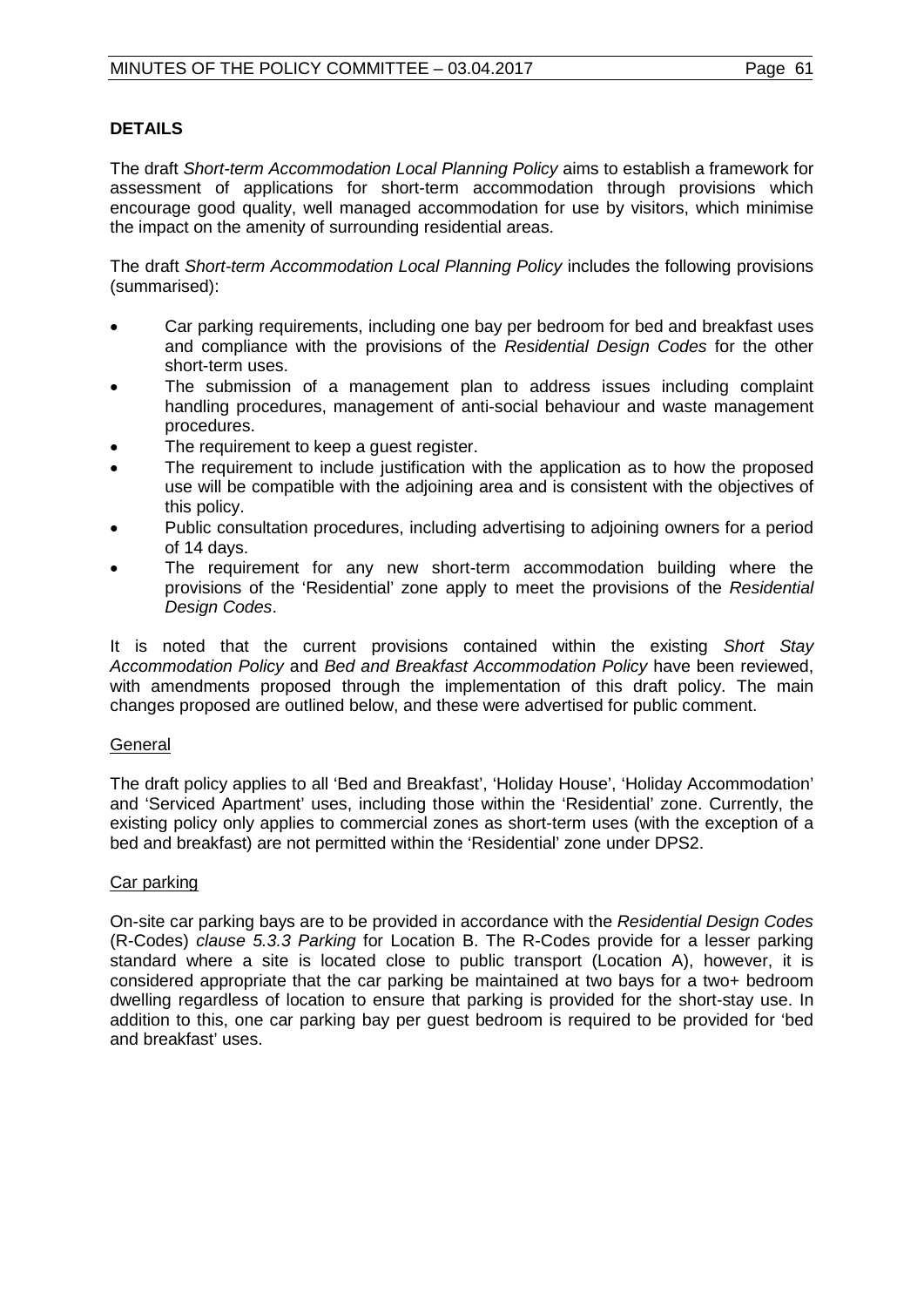## DETAILS

The draft *Short-term Accommodation Local Planning Policy* aims to establish a framework for assessment of applications for short-term accommodation through provisions which encourage good quality, well managed accommodation for use by visitors, which minimise the impact on the amenity of surrounding residential areas.

The draft *Short-term Accommodation Local Planning Policy* includes the following provisions (summarised):

- Car parking requirements, including one bay per bedroom for bed and breakfast uses and compliance with the provisions of the *Residential Design Codes* for the other short-term uses.
- The submission of a management plan to address issues including complaint handling procedures, management of anti-social behaviour and waste management procedures.
- The requirement to keep a guest register.
- The requirement to include justification with the application as to how the proposed use will be compatible with the adjoining area and is consistent with the objectives of this policy.
- Public consultation procedures, including advertising to adjoining owners for a period of 14 days.
- The requirement for any new short-term accommodation building where the provisions of the 'Residential' zone apply to meet the provisions of the *Residential Design Codes*.

It is noted that the current provisions contained within the existing *Short Stay Accommodation Policy* and *Bed and Breakfast Accommodation Policy* have been reviewed, with amendments proposed through the implementation of this draft policy. The main changes proposed are outlined below, and these were advertised for public comment.

<u>General</u>

The draft policy applies to all 'Bed and Breakfast', 'Holiday House', 'Holiday Accommodation' and 'Serviced Apartment' uses, including those within the 'Residential' zone. Currently, the existing policy only applies to commercial zones as short-term uses (with the exception of a bed and breakfast) are not permitted within the 'Residential' zone under DPS2.

<u>Car parking</u>

On-site car parking bays are to be provided in accordance with the *Residential Design Codes* (R-Codes) *clause 5.3.3 Parking* for Location B. The R-Codes provide for a lesser parking standard where a site is located close to public transport (Location A), however, it is considered appropriate that the car parking be maintained at two bays for a two+ bedroom dwelling regardless of location to ensure that parking is provided for the short-stay use. In addition to this, one car parking bay per guest bedroom is required to be provided for 'bed and breakfast' uses.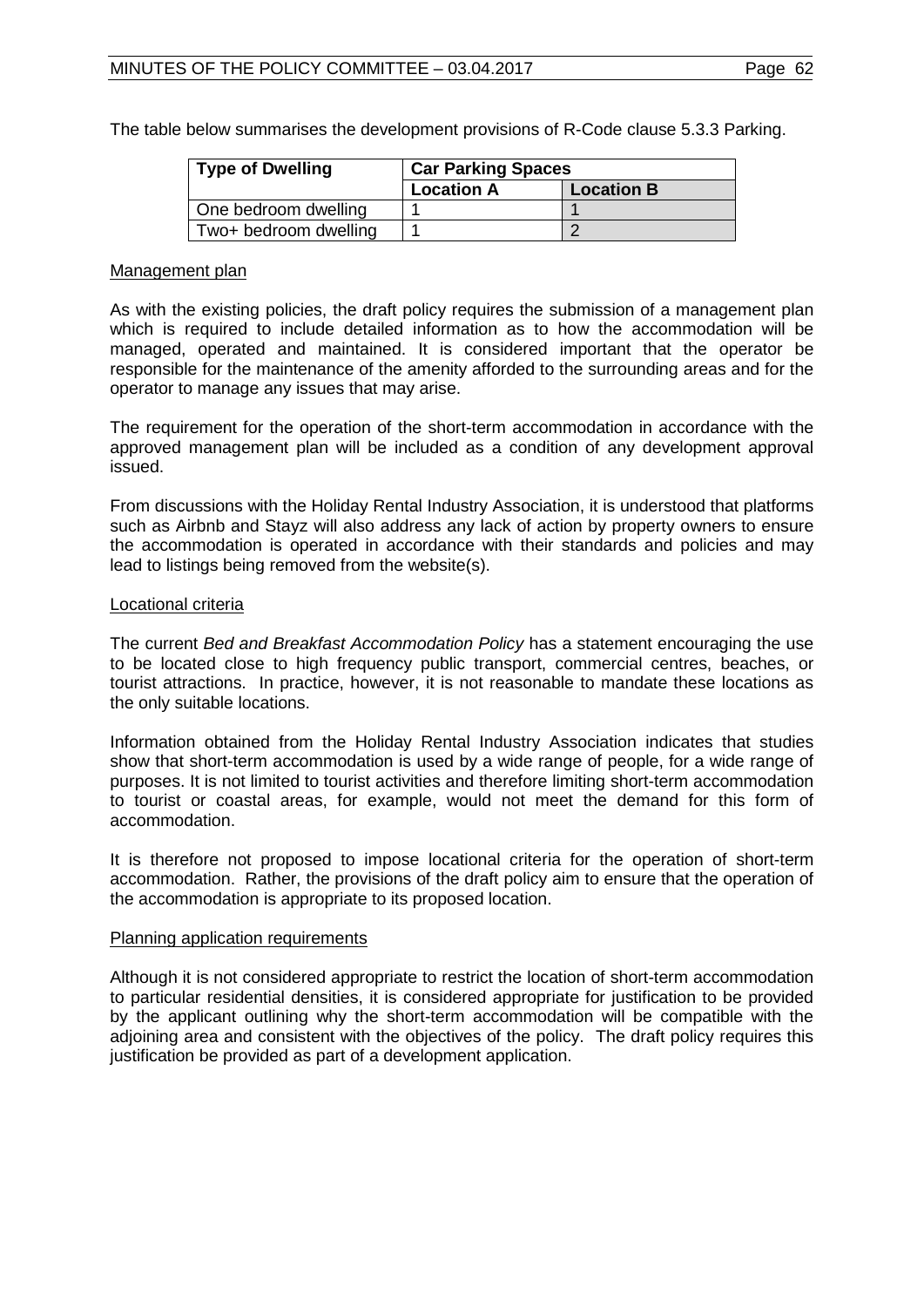The table below summarises the development provisions of R-Code clause 5.3.3 Parking.

| Type of Dwelling | Car Parking Spaces | |
|---|---|---|
| | Location A | Location B |
| One bedroom dwelling | 1 | 1 |
| Two+ bedroom dwelling | 1 | 2 |

Management plan

As with the existing policies, the draft policy requires the submission of a management plan which is required to include detailed information as to how the accommodation will be managed, operated and maintained. It is considered important that the operator be responsible for the maintenance of the amenity afforded to the surrounding areas and for the operator to manage any issues that may arise.

The requirement for the operation of the short-term accommodation in accordance with the approved management plan will be included as a condition of any development approval issued.

From discussions with the Holiday Rental Industry Association, it is understood that platforms such as Airbnb and Stayz will also address any lack of action by property owners to ensure the accommodation is operated in accordance with their standards and policies and may lead to listings being removed from the website(s).

Locational criteria

The current *Bed and Breakfast Accommodation Policy* has a statement encouraging the use to be located close to high frequency public transport, commercial centres, beaches, or tourist attractions. In practice, however, it is not reasonable to mandate these locations as the only suitable locations.

Information obtained from the Holiday Rental Industry Association indicates that studies show that short-term accommodation is used by a wide range of people, for a wide range of purposes. It is not limited to tourist activities and therefore limiting short-term accommodation to tourist or coastal areas, for example, would not meet the demand for this form of accommodation.

It is therefore not proposed to impose locational criteria for the operation of short-term accommodation. Rather, the provisions of the draft policy aim to ensure that the operation of the accommodation is appropriate to its proposed location.

Planning application requirements

Although it is not considered appropriate to restrict the location of short-term accommodation to particular residential densities, it is considered appropriate for justification to be provided by the applicant outlining why the short-term accommodation will be compatible with the adjoining area and consistent with the objectives of the policy. The draft policy requires this justification be provided as part of a development application.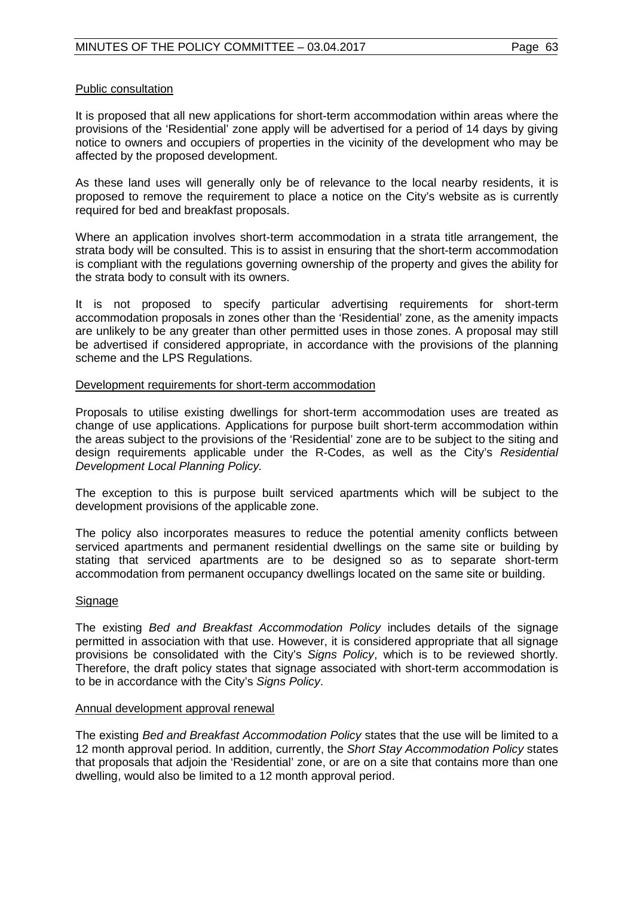Public consultation

It is proposed that all new applications for short-term accommodation within areas where the provisions of the 'Residential' zone apply will be advertised for a period of 14 days by giving notice to owners and occupiers of properties in the vicinity of the development who may be affected by the proposed development.

As these land uses will generally only be of relevance to the local nearby residents, it is proposed to remove the requirement to place a notice on the City's website as is currently required for bed and breakfast proposals.

Where an application involves short-term accommodation in a strata title arrangement, the strata body will be consulted. This is to assist in ensuring that the short-term accommodation is compliant with the regulations governing ownership of the property and gives the ability for the strata body to consult with its owners.

It is not proposed to specify particular advertising requirements for short-term accommodation proposals in zones other than the 'Residential' zone, as the amenity impacts are unlikely to be any greater than other permitted uses in those zones. A proposal may still be advertised if considered appropriate, in accordance with the provisions of the planning scheme and the LPS Regulations.

Development requirements for short-term accommodation

Proposals to utilise existing dwellings for short-term accommodation uses are treated as change of use applications. Applications for purpose built short-term accommodation within the areas subject to the provisions of the 'Residential' zone are to be subject to the siting and design requirements applicable under the R-Codes, as well as the City's *Residential Development Local Planning Policy.*

The exception to this is purpose built serviced apartments which will be subject to the development provisions of the applicable zone.

The policy also incorporates measures to reduce the potential amenity conflicts between serviced apartments and permanent residential dwellings on the same site or building by stating that serviced apartments are to be designed so as to separate short-term accommodation from permanent occupancy dwellings located on the same site or building.

Signage

The existing *Bed and Breakfast Accommodation Policy* includes details of the signage permitted in association with that use. However, it is considered appropriate that all signage provisions be consolidated with the City's *Signs Policy*, which is to be reviewed shortly. Therefore, the draft policy states that signage associated with short-term accommodation is to be in accordance with the City's *Signs Policy*.

Annual development approval renewal

The existing *Bed and Breakfast Accommodation Policy* states that the use will be limited to a 12 month approval period. In addition, currently, the *Short Stay Accommodation Policy* states that proposals that adjoin the 'Residential' zone, or are on a site that contains more than one dwelling, would also be limited to a 12 month approval period.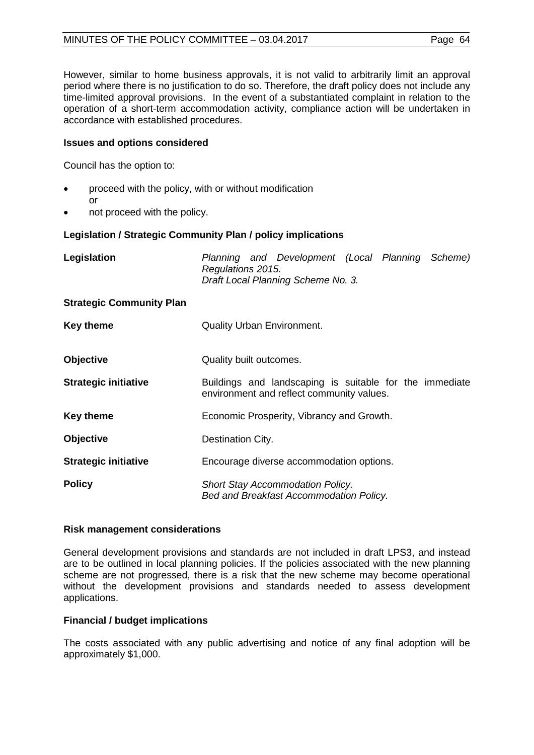However, similar to home business approvals, it is not valid to arbitrarily limit an approval period where there is no justification to do so. Therefore, the draft policy does not include any time-limited approval provisions. In the event of a substantiated complaint in relation to the operation of a short-term accommodation activity, compliance action will be undertaken in accordance with established procedures.

**Issues and options considered**

Council has the option to:

- proceed with the policy, with or without modification
  or
- not proceed with the policy.

**Legislation / Strategic Community Plan / policy implications**

**Legislation** *Planning and Development (Local Planning Scheme) Regulations 2015.*
*Draft Local Planning Scheme No. 3.*

**Strategic Community Plan**

| | |
|---|---|
| **Key theme** | Quality Urban Environment. |
| **Objective** | Quality built outcomes. |
| **Strategic initiative** | Buildings and landscaping is suitable for the immediate environment and reflect community values. |
| **Key theme** | Economic Prosperity, Vibrancy and Growth. |
| **Objective** | Destination City. |
| **Strategic initiative** | Encourage diverse accommodation options. |
| **Policy** | *Short Stay Accommodation Policy.*<br>*Bed and Breakfast Accommodation Policy.* |

**Risk management considerations**

General development provisions and standards are not included in draft LPS3, and instead are to be outlined in local planning policies. If the policies associated with the new planning scheme are not progressed, there is a risk that the new scheme may become operational without the development provisions and standards needed to assess development applications.

**Financial / budget implications**

The costs associated with any public advertising and notice of any final adoption will be approximately $1,000.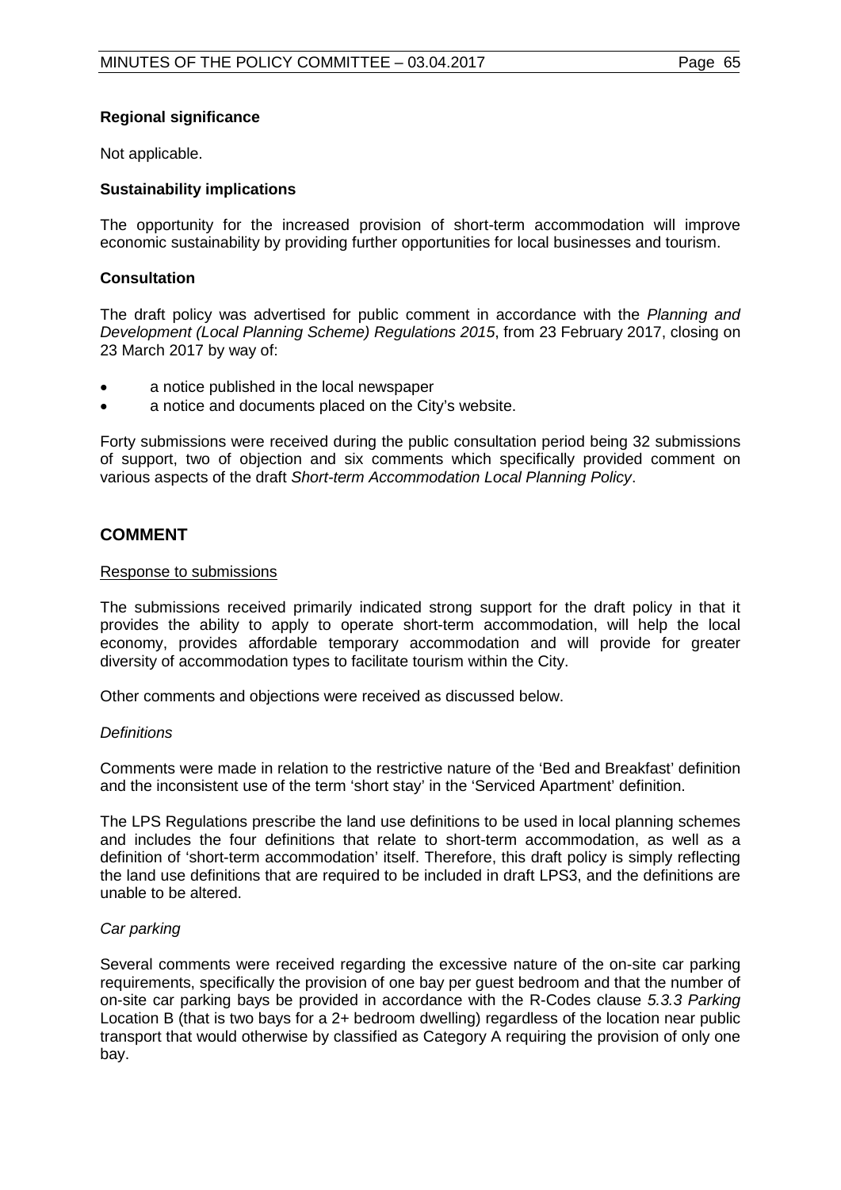**Regional significance**

Not applicable.

**Sustainability implications**

The opportunity for the increased provision of short-term accommodation will improve economic sustainability by providing further opportunities for local businesses and tourism.

**Consultation**

The draft policy was advertised for public comment in accordance with the *Planning and Development (Local Planning Scheme) Regulations 2015*, from 23 February 2017, closing on 23 March 2017 by way of:

- a notice published in the local newspaper
- a notice and documents placed on the City's website.

Forty submissions were received during the public consultation period being 32 submissions of support, two of objection and six comments which specifically provided comment on various aspects of the draft *Short-term Accommodation Local Planning Policy*.

## COMMENT

Response to submissions

The submissions received primarily indicated strong support for the draft policy in that it provides the ability to apply to operate short-term accommodation, will help the local economy, provides affordable temporary accommodation and will provide for greater diversity of accommodation types to facilitate tourism within the City.

Other comments and objections were received as discussed below.

*Definitions*

Comments were made in relation to the restrictive nature of the 'Bed and Breakfast' definition and the inconsistent use of the term 'short stay' in the 'Serviced Apartment' definition.

The LPS Regulations prescribe the land use definitions to be used in local planning schemes and includes the four definitions that relate to short-term accommodation, as well as a definition of 'short-term accommodation' itself. Therefore, this draft policy is simply reflecting the land use definitions that are required to be included in draft LPS3, and the definitions are unable to be altered.

*Car parking*

Several comments were received regarding the excessive nature of the on-site car parking requirements, specifically the provision of one bay per guest bedroom and that the number of on-site car parking bays be provided in accordance with the R-Codes clause *5.3.3 Parking* Location B (that is two bays for a 2+ bedroom dwelling) regardless of the location near public transport that would otherwise by classified as Category A requiring the provision of only one bay.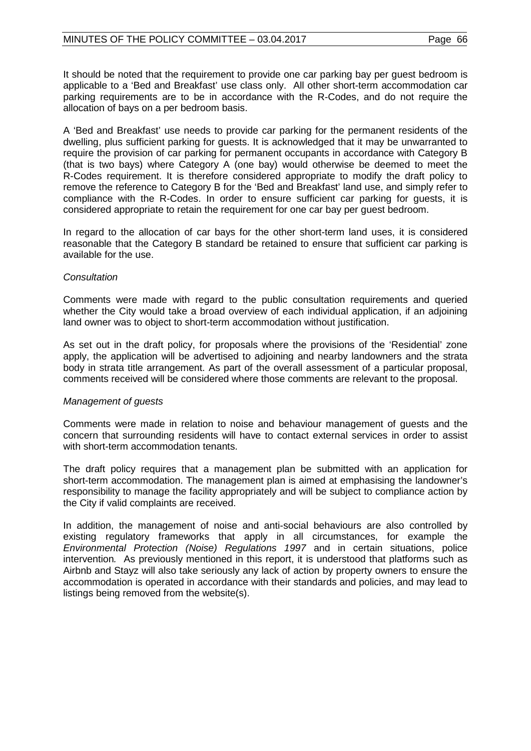It should be noted that the requirement to provide one car parking bay per guest bedroom is applicable to a 'Bed and Breakfast' use class only. All other short-term accommodation car parking requirements are to be in accordance with the R-Codes, and do not require the allocation of bays on a per bedroom basis.

A 'Bed and Breakfast' use needs to provide car parking for the permanent residents of the dwelling, plus sufficient parking for guests. It is acknowledged that it may be unwarranted to require the provision of car parking for permanent occupants in accordance with Category B (that is two bays) where Category A (one bay) would otherwise be deemed to meet the R-Codes requirement. It is therefore considered appropriate to modify the draft policy to remove the reference to Category B for the 'Bed and Breakfast' land use, and simply refer to compliance with the R-Codes. In order to ensure sufficient car parking for guests, it is considered appropriate to retain the requirement for one car bay per guest bedroom.

In regard to the allocation of car bays for the other short-term land uses, it is considered reasonable that the Category B standard be retained to ensure that sufficient car parking is available for the use.

*Consultation*

Comments were made with regard to the public consultation requirements and queried whether the City would take a broad overview of each individual application, if an adjoining land owner was to object to short-term accommodation without justification.

As set out in the draft policy, for proposals where the provisions of the 'Residential' zone apply, the application will be advertised to adjoining and nearby landowners and the strata body in strata title arrangement. As part of the overall assessment of a particular proposal, comments received will be considered where those comments are relevant to the proposal.

*Management of guests*

Comments were made in relation to noise and behaviour management of guests and the concern that surrounding residents will have to contact external services in order to assist with short-term accommodation tenants.

The draft policy requires that a management plan be submitted with an application for short-term accommodation. The management plan is aimed at emphasising the landowner's responsibility to manage the facility appropriately and will be subject to compliance action by the City if valid complaints are received.

In addition, the management of noise and anti-social behaviours are also controlled by existing regulatory frameworks that apply in all circumstances, for example the *Environmental Protection (Noise) Regulations 1997* and in certain situations, police intervention. As previously mentioned in this report, it is understood that platforms such as Airbnb and Stayz will also take seriously any lack of action by property owners to ensure the accommodation is operated in accordance with their standards and policies, and may lead to listings being removed from the website(s).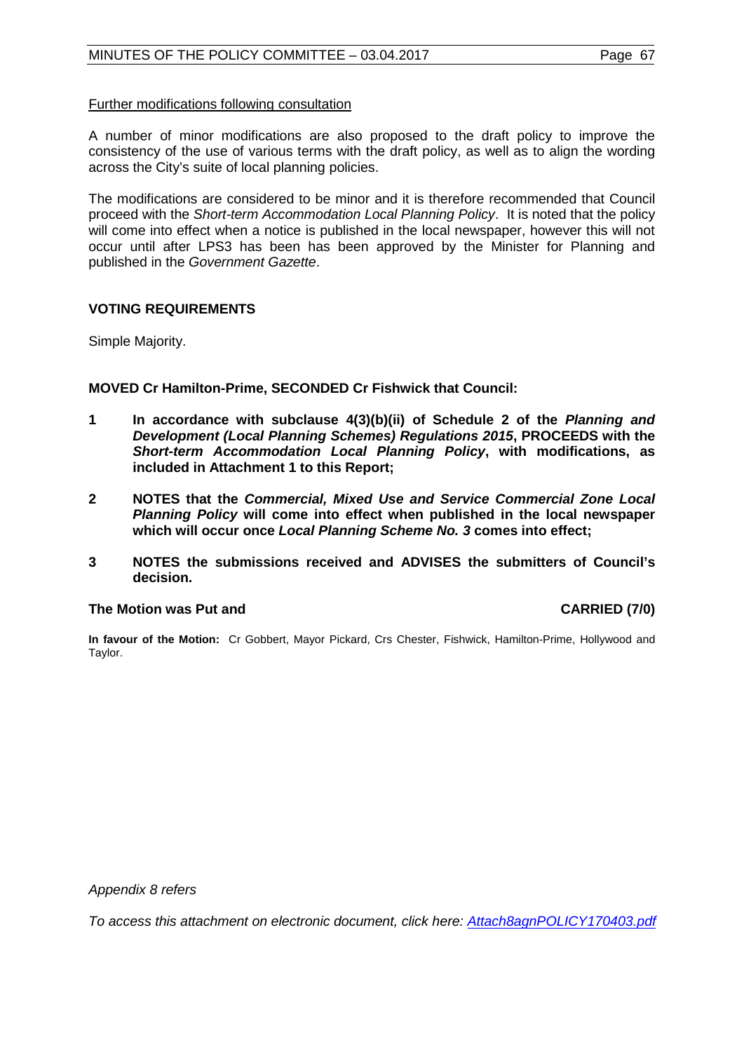<u>Further modifications following consultation</u>

A number of minor modifications are also proposed to the draft policy to improve the consistency of the use of various terms with the draft policy, as well as to align the wording across the City's suite of local planning policies.

The modifications are considered to be minor and it is therefore recommended that Council proceed with the *Short-term Accommodation Local Planning Policy*. It is noted that the policy will come into effect when a notice is published in the local newspaper, however this will not occur until after LPS3 has been has been approved by the Minister for Planning and published in the *Government Gazette*.

**VOTING REQUIREMENTS**

Simple Majority.

**MOVED Cr Hamilton-Prime, SECONDED Cr Fishwick that Council:**

**1 In accordance with subclause 4(3)(b)(ii) of Schedule 2 of the *Planning and Development (Local Planning Schemes) Regulations 2015*, PROCEEDS with the *Short-term Accommodation Local Planning Policy*, with modifications, as included in Attachment 1 to this Report;**

**2 NOTES that the *Commercial, Mixed Use and Service Commercial Zone Local Planning Policy* will come into effect when published in the local newspaper which will occur once *Local Planning Scheme No. 3* comes into effect;**

**3 NOTES the submissions received and ADVISES the submitters of Council's decision.**

**The Motion was Put and CARRIED (7/0)**

**In favour of the Motion:** Cr Gobbert, Mayor Pickard, Crs Chester, Fishwick, Hamilton-Prime, Hollywood and Taylor.

*Appendix 8 refers*

*To access this attachment on electronic document, click here: Attach8agnPOLICY170403.pdf*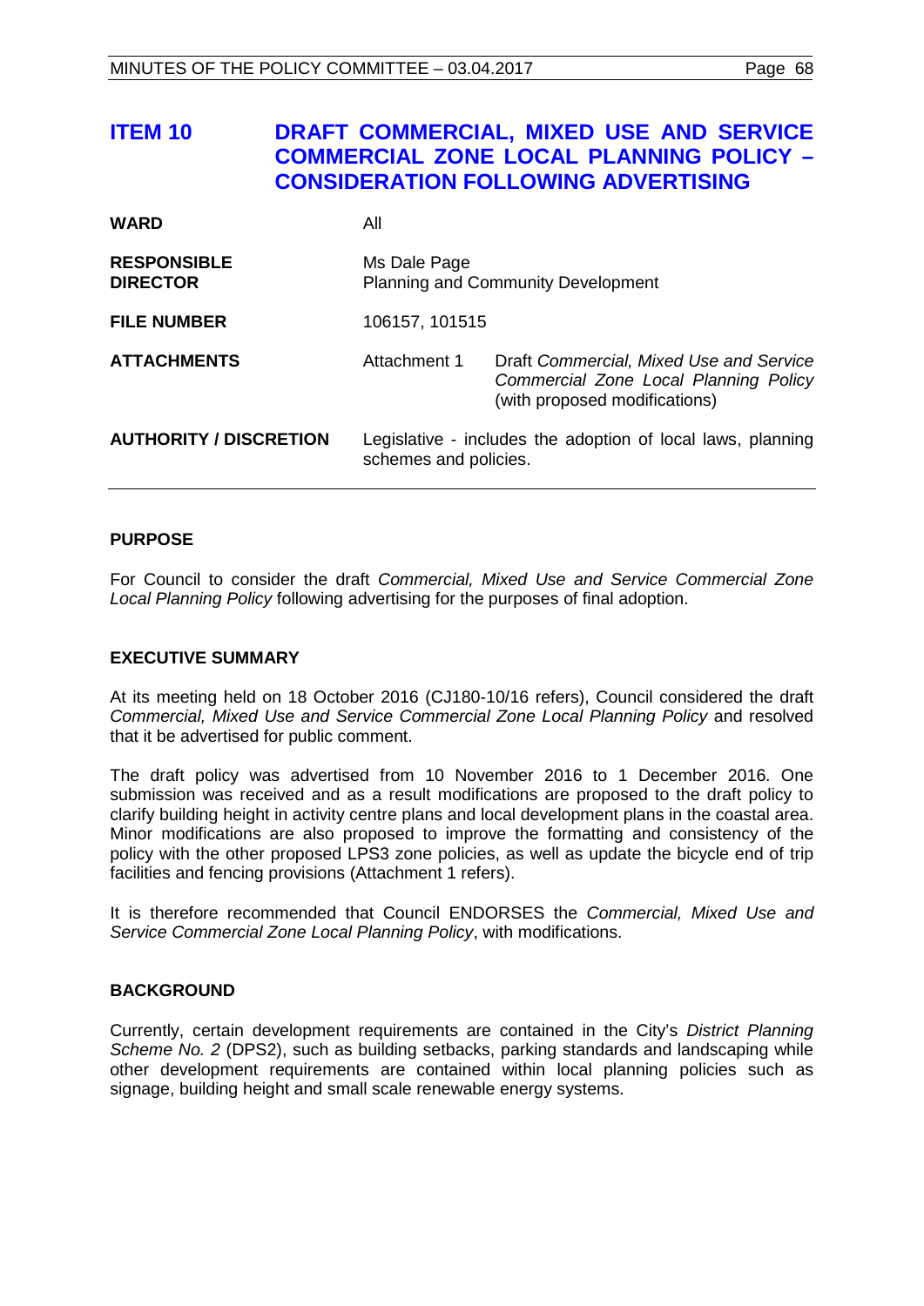# ITEM 10 DRAFT COMMERCIAL, MIXED USE AND SERVICE COMMERCIAL ZONE LOCAL PLANNING POLICY – CONSIDERATION FOLLOWING ADVERTISING

| | | |
|---|---|---|
| **WARD** | All | |
| **RESPONSIBLE DIRECTOR** | Ms Dale Page<br>Planning and Community Development | |
| **FILE NUMBER** | 106157, 101515 | |
| **ATTACHMENTS** | Attachment 1 | Draft *Commercial, Mixed Use and Service Commercial Zone Local Planning Policy* (with proposed modifications) |
| **AUTHORITY / DISCRETION** | Legislative - includes the adoption of local laws, planning schemes and policies. | |

## PURPOSE

For Council to consider the draft *Commercial, Mixed Use and Service Commercial Zone Local Planning Policy* following advertising for the purposes of final adoption.

## EXECUTIVE SUMMARY

At its meeting held on 18 October 2016 (CJ180-10/16 refers), Council considered the draft *Commercial, Mixed Use and Service Commercial Zone Local Planning Policy* and resolved that it be advertised for public comment.

The draft policy was advertised from 10 November 2016 to 1 December 2016. One submission was received and as a result modifications are proposed to the draft policy to clarify building height in activity centre plans and local development plans in the coastal area. Minor modifications are also proposed to improve the formatting and consistency of the policy with the other proposed LPS3 zone policies, as well as update the bicycle end of trip facilities and fencing provisions (Attachment 1 refers).

It is therefore recommended that Council ENDORSES the *Commercial, Mixed Use and Service Commercial Zone Local Planning Policy*, with modifications.

## BACKGROUND

Currently, certain development requirements are contained in the City's *District Planning Scheme No. 2* (DPS2), such as building setbacks, parking standards and landscaping while other development requirements are contained within local planning policies such as signage, building height and small scale renewable energy systems.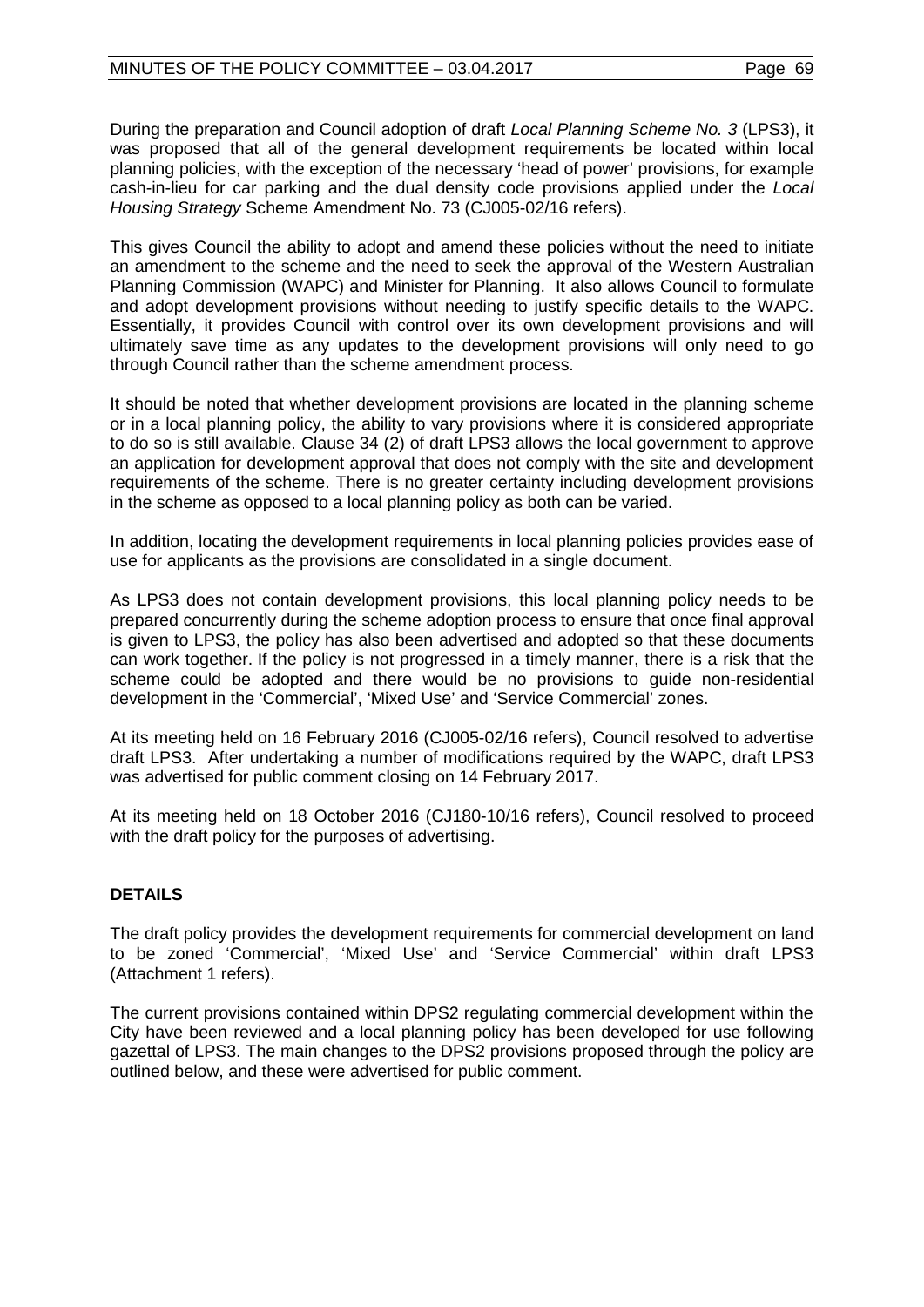During the preparation and Council adoption of draft *Local Planning Scheme No. 3* (LPS3), it was proposed that all of the general development requirements be located within local planning policies, with the exception of the necessary 'head of power' provisions, for example cash-in-lieu for car parking and the dual density code provisions applied under the *Local Housing Strategy* Scheme Amendment No. 73 (CJ005-02/16 refers).

This gives Council the ability to adopt and amend these policies without the need to initiate an amendment to the scheme and the need to seek the approval of the Western Australian Planning Commission (WAPC) and Minister for Planning. It also allows Council to formulate and adopt development provisions without needing to justify specific details to the WAPC. Essentially, it provides Council with control over its own development provisions and will ultimately save time as any updates to the development provisions will only need to go through Council rather than the scheme amendment process.

It should be noted that whether development provisions are located in the planning scheme or in a local planning policy, the ability to vary provisions where it is considered appropriate to do so is still available. Clause 34 (2) of draft LPS3 allows the local government to approve an application for development approval that does not comply with the site and development requirements of the scheme. There is no greater certainty including development provisions in the scheme as opposed to a local planning policy as both can be varied.

In addition, locating the development requirements in local planning policies provides ease of use for applicants as the provisions are consolidated in a single document.

As LPS3 does not contain development provisions, this local planning policy needs to be prepared concurrently during the scheme adoption process to ensure that once final approval is given to LPS3, the policy has also been advertised and adopted so that these documents can work together. If the policy is not progressed in a timely manner, there is a risk that the scheme could be adopted and there would be no provisions to guide non-residential development in the 'Commercial', 'Mixed Use' and 'Service Commercial' zones.

At its meeting held on 16 February 2016 (CJ005-02/16 refers), Council resolved to advertise draft LPS3. After undertaking a number of modifications required by the WAPC, draft LPS3 was advertised for public comment closing on 14 February 2017.

At its meeting held on 18 October 2016 (CJ180-10/16 refers), Council resolved to proceed with the draft policy for the purposes of advertising.

## DETAILS

The draft policy provides the development requirements for commercial development on land to be zoned 'Commercial', 'Mixed Use' and 'Service Commercial' within draft LPS3 (Attachment 1 refers).

The current provisions contained within DPS2 regulating commercial development within the City have been reviewed and a local planning policy has been developed for use following gazettal of LPS3. The main changes to the DPS2 provisions proposed through the policy are outlined below, and these were advertised for public comment.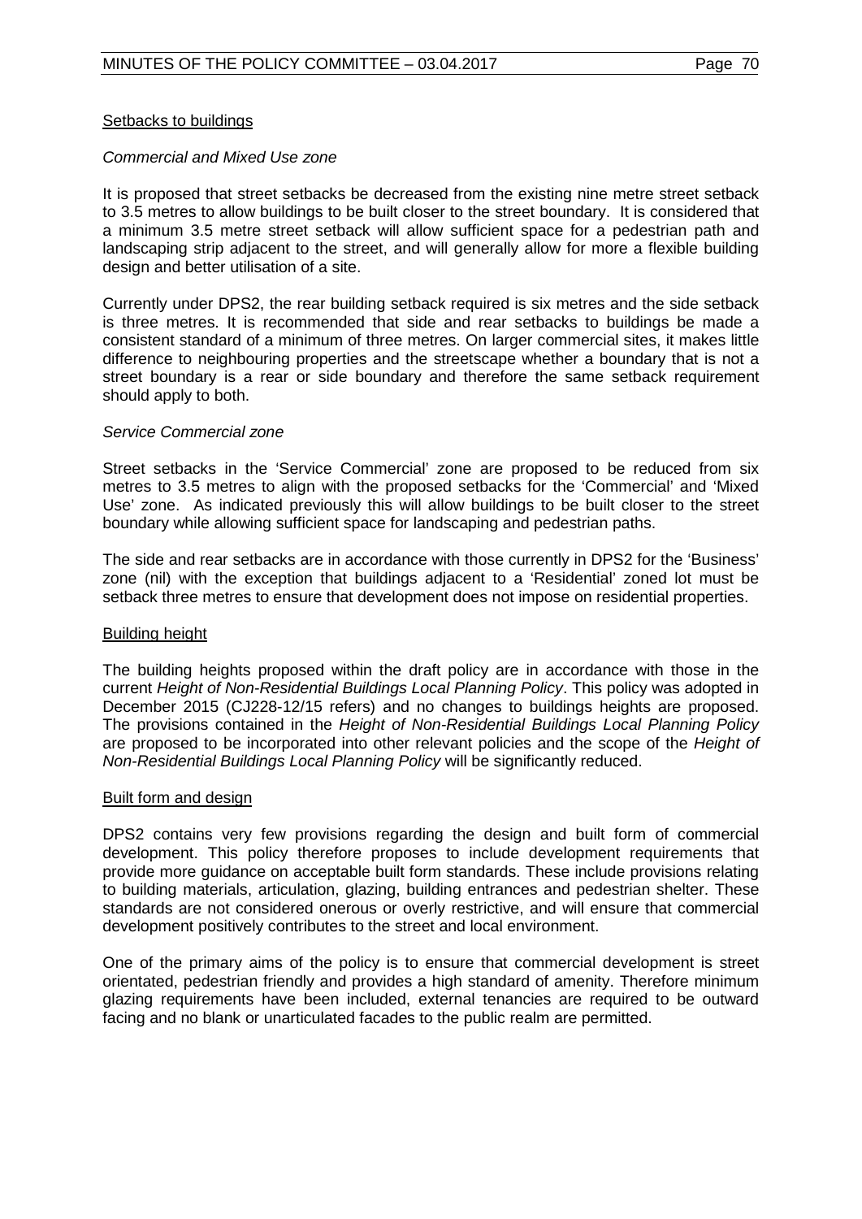Setbacks to buildings

*Commercial and Mixed Use zone*

It is proposed that street setbacks be decreased from the existing nine metre street setback to 3.5 metres to allow buildings to be built closer to the street boundary. It is considered that a minimum 3.5 metre street setback will allow sufficient space for a pedestrian path and landscaping strip adjacent to the street, and will generally allow for more a flexible building design and better utilisation of a site.

Currently under DPS2, the rear building setback required is six metres and the side setback is three metres. It is recommended that side and rear setbacks to buildings be made a consistent standard of a minimum of three metres. On larger commercial sites, it makes little difference to neighbouring properties and the streetscape whether a boundary that is not a street boundary is a rear or side boundary and therefore the same setback requirement should apply to both.

*Service Commercial zone*

Street setbacks in the 'Service Commercial' zone are proposed to be reduced from six metres to 3.5 metres to align with the proposed setbacks for the 'Commercial' and 'Mixed Use' zone. As indicated previously this will allow buildings to be built closer to the street boundary while allowing sufficient space for landscaping and pedestrian paths.

The side and rear setbacks are in accordance with those currently in DPS2 for the 'Business' zone (nil) with the exception that buildings adjacent to a 'Residential' zoned lot must be setback three metres to ensure that development does not impose on residential properties.

Building height

The building heights proposed within the draft policy are in accordance with those in the current *Height of Non-Residential Buildings Local Planning Policy*. This policy was adopted in December 2015 (CJ228-12/15 refers) and no changes to buildings heights are proposed. The provisions contained in the *Height of Non-Residential Buildings Local Planning Policy* are proposed to be incorporated into other relevant policies and the scope of the *Height of Non-Residential Buildings Local Planning Policy* will be significantly reduced.

Built form and design

DPS2 contains very few provisions regarding the design and built form of commercial development. This policy therefore proposes to include development requirements that provide more guidance on acceptable built form standards. These include provisions relating to building materials, articulation, glazing, building entrances and pedestrian shelter. These standards are not considered onerous or overly restrictive, and will ensure that commercial development positively contributes to the street and local environment.

One of the primary aims of the policy is to ensure that commercial development is street orientated, pedestrian friendly and provides a high standard of amenity. Therefore minimum glazing requirements have been included, external tenancies are required to be outward facing and no blank or unarticulated facades to the public realm are permitted.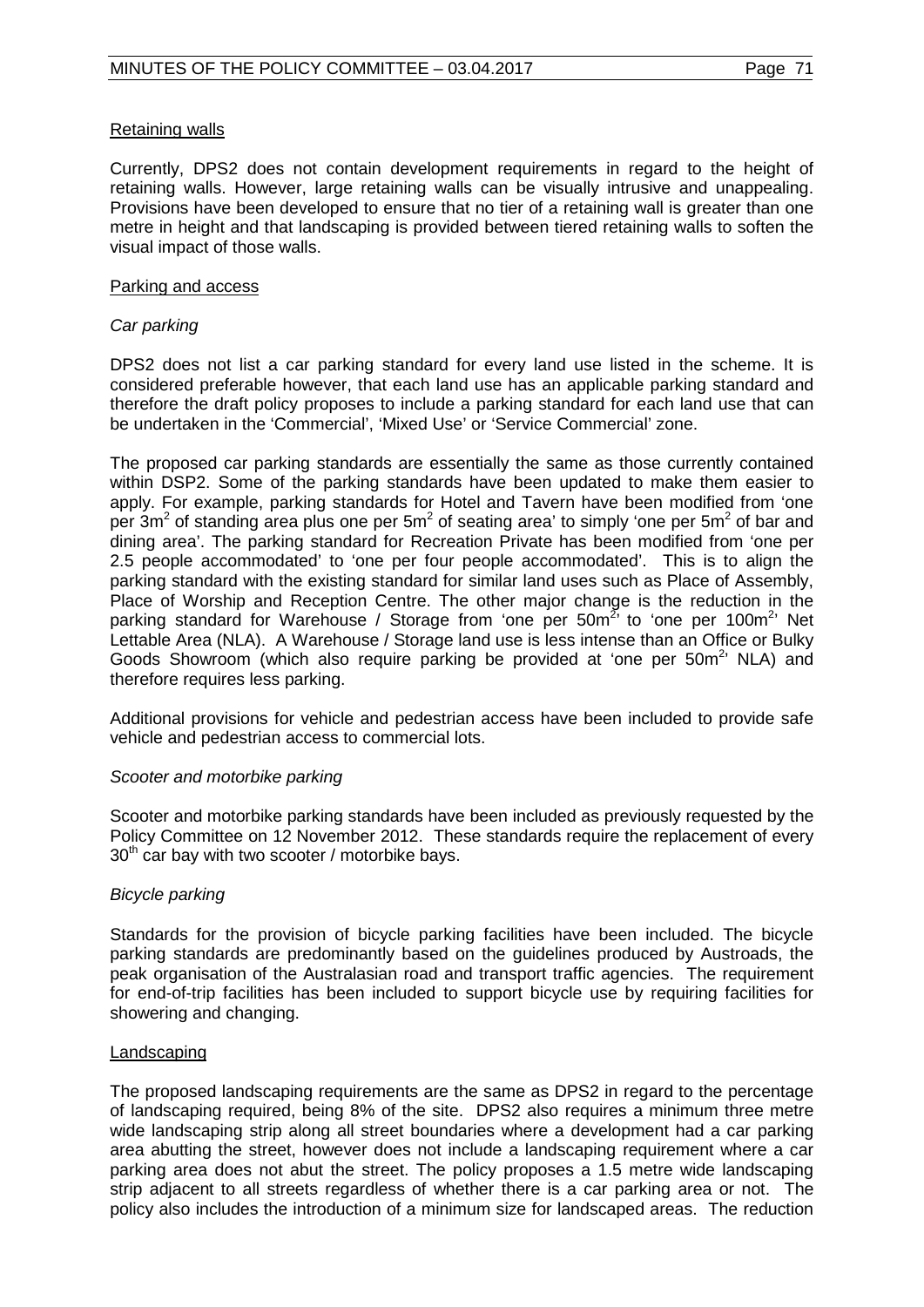Retaining walls

Currently, DPS2 does not contain development requirements in regard to the height of retaining walls. However, large retaining walls can be visually intrusive and unappealing. Provisions have been developed to ensure that no tier of a retaining wall is greater than one metre in height and that landscaping is provided between tiered retaining walls to soften the visual impact of those walls.

Parking and access

*Car parking*

DPS2 does not list a car parking standard for every land use listed in the scheme. It is considered preferable however, that each land use has an applicable parking standard and therefore the draft policy proposes to include a parking standard for each land use that can be undertaken in the 'Commercial', 'Mixed Use' or 'Service Commercial' zone.

The proposed car parking standards are essentially the same as those currently contained within DSP2. Some of the parking standards have been updated to make them easier to apply. For example, parking standards for Hotel and Tavern have been modified from 'one per $3m^2$ of standing area plus one per $5m^2$ of seating area' to simply 'one per $5m^2$ of bar and dining area'. The parking standard for Recreation Private has been modified from 'one per 2.5 people accommodated' to 'one per four people accommodated'. This is to align the parking standard with the existing standard for similar land uses such as Place of Assembly, Place of Worship and Reception Centre. The other major change is the reduction in the parking standard for Warehouse / Storage from 'one per $50m^2$' to 'one per $100m^2$' Net Lettable Area (NLA). A Warehouse / Storage land use is less intense than an Office or Bulky Goods Showroom (which also require parking be provided at 'one per $50m^2$' NLA) and therefore requires less parking.

Additional provisions for vehicle and pedestrian access have been included to provide safe vehicle and pedestrian access to commercial lots.

*Scooter and motorbike parking*

Scooter and motorbike parking standards have been included as previously requested by the Policy Committee on 12 November 2012. These standards require the replacement of every 30th car bay with two scooter / motorbike bays.

*Bicycle parking*

Standards for the provision of bicycle parking facilities have been included. The bicycle parking standards are predominantly based on the guidelines produced by Austroads, the peak organisation of the Australasian road and transport traffic agencies. The requirement for end-of-trip facilities has been included to support bicycle use by requiring facilities for showering and changing.

Landscaping

The proposed landscaping requirements are the same as DPS2 in regard to the percentage of landscaping required, being 8% of the site. DPS2 also requires a minimum three metre wide landscaping strip along all street boundaries where a development had a car parking area abutting the street, however does not include a landscaping requirement where a car parking area does not abut the street. The policy proposes a 1.5 metre wide landscaping strip adjacent to all streets regardless of whether there is a car parking area or not. The policy also includes the introduction of a minimum size for landscaped areas. The reduction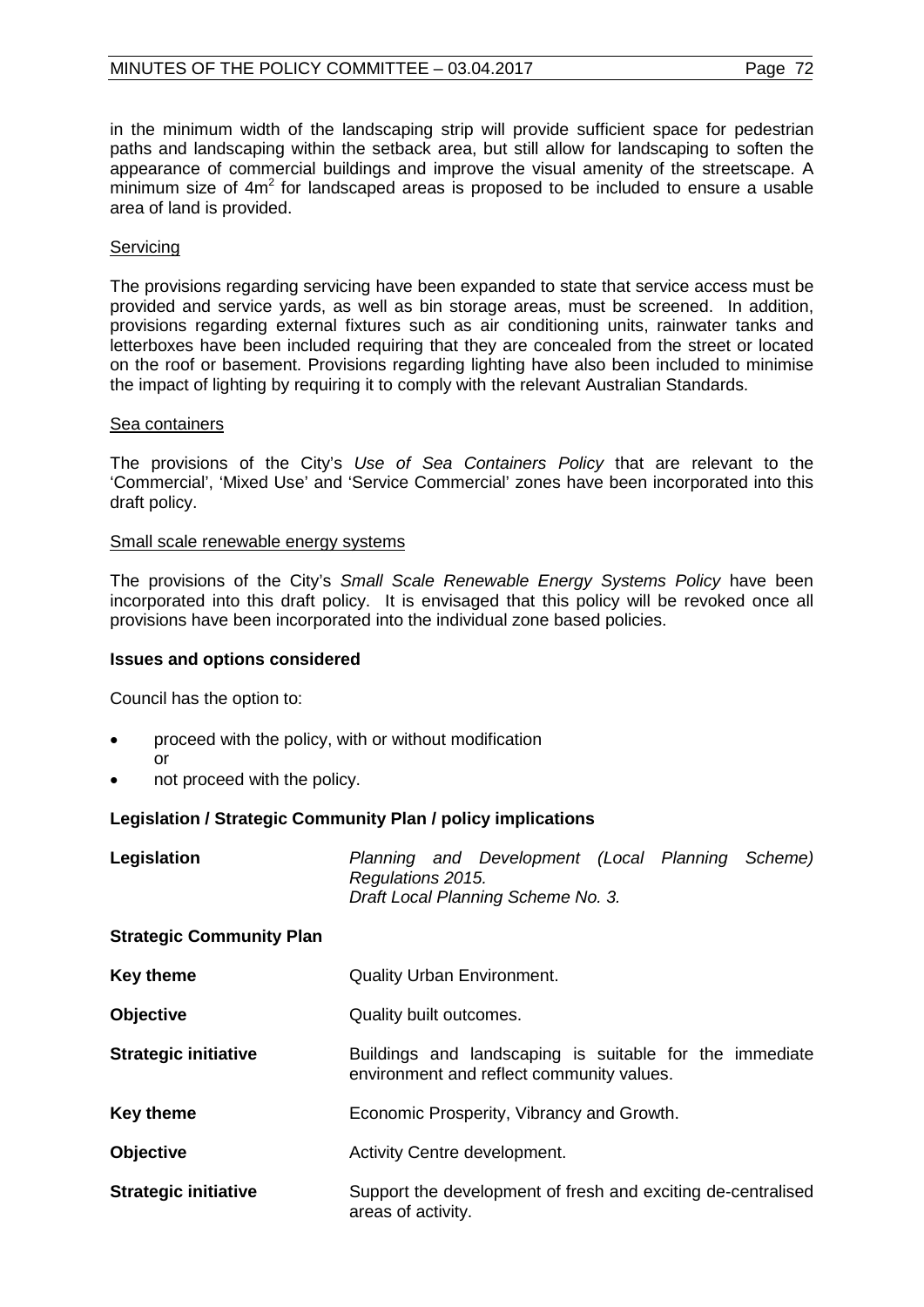in the minimum width of the landscaping strip will provide sufficient space for pedestrian paths and landscaping within the setback area, but still allow for landscaping to soften the appearance of commercial buildings and improve the visual amenity of the streetscape. A minimum size of $4m^2$ for landscaped areas is proposed to be included to ensure a usable area of land is provided.

Servicing

The provisions regarding servicing have been expanded to state that service access must be provided and service yards, as well as bin storage areas, must be screened. In addition, provisions regarding external fixtures such as air conditioning units, rainwater tanks and letterboxes have been included requiring that they are concealed from the street or located on the roof or basement. Provisions regarding lighting have also been included to minimise the impact of lighting by requiring it to comply with the relevant Australian Standards.

Sea containers

The provisions of the City's *Use of Sea Containers Policy* that are relevant to the 'Commercial', 'Mixed Use' and 'Service Commercial' zones have been incorporated into this draft policy.

Small scale renewable energy systems

The provisions of the City's *Small Scale Renewable Energy Systems Policy* have been incorporated into this draft policy. It is envisaged that this policy will be revoked once all provisions have been incorporated into the individual zone based policies.

**Issues and options considered**

Council has the option to:

- proceed with the policy, with or without modification
  or
- not proceed with the policy.

**Legislation / Strategic Community Plan / policy implications**

**Legislation** — *Planning and Development (Local Planning Scheme) Regulations 2015.*
*Draft Local Planning Scheme No. 3.*

**Strategic Community Plan**

| | |
|---|---|
| **Key theme** | Quality Urban Environment. |
| **Objective** | Quality built outcomes. |
| **Strategic initiative** | Buildings and landscaping is suitable for the immediate environment and reflect community values. |
| **Key theme** | Economic Prosperity, Vibrancy and Growth. |
| **Objective** | Activity Centre development. |
| **Strategic initiative** | Support the development of fresh and exciting de-centralised areas of activity. |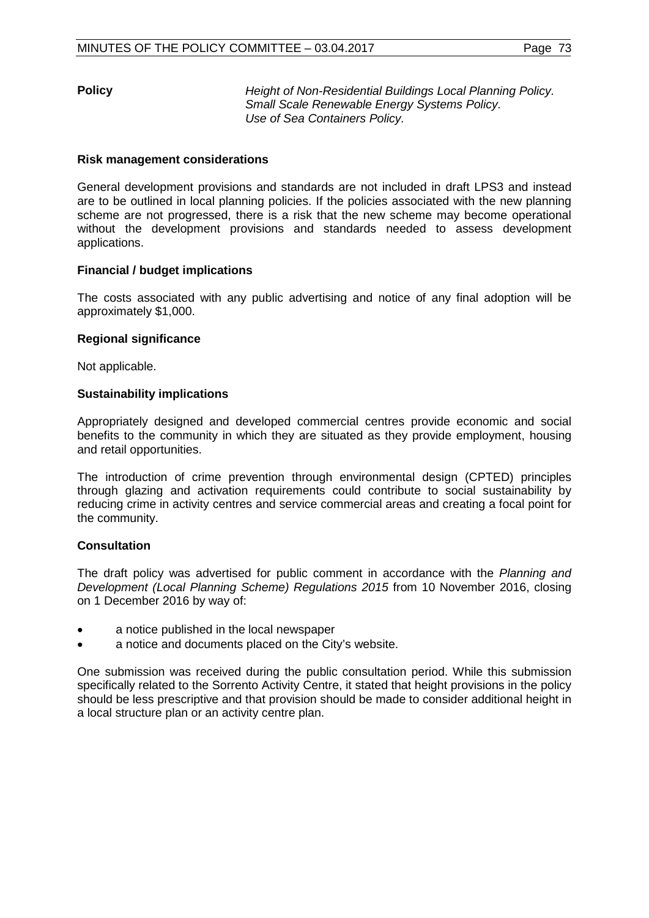**Policy** *Height of Non-Residential Buildings Local Planning Policy.*
*Small Scale Renewable Energy Systems Policy.*
*Use of Sea Containers Policy.*

**Risk management considerations**

General development provisions and standards are not included in draft LPS3 and instead are to be outlined in local planning policies. If the policies associated with the new planning scheme are not progressed, there is a risk that the new scheme may become operational without the development provisions and standards needed to assess development applications.

**Financial / budget implications**

The costs associated with any public advertising and notice of any final adoption will be approximately $1,000.

**Regional significance**

Not applicable.

**Sustainability implications**

Appropriately designed and developed commercial centres provide economic and social benefits to the community in which they are situated as they provide employment, housing and retail opportunities.

The introduction of crime prevention through environmental design (CPTED) principles through glazing and activation requirements could contribute to social sustainability by reducing crime in activity centres and service commercial areas and creating a focal point for the community.

**Consultation**

The draft policy was advertised for public comment in accordance with the *Planning and Development (Local Planning Scheme) Regulations 2015* from 10 November 2016, closing on 1 December 2016 by way of:

- a notice published in the local newspaper
- a notice and documents placed on the City's website.

One submission was received during the public consultation period. While this submission specifically related to the Sorrento Activity Centre, it stated that height provisions in the policy should be less prescriptive and that provision should be made to consider additional height in a local structure plan or an activity centre plan.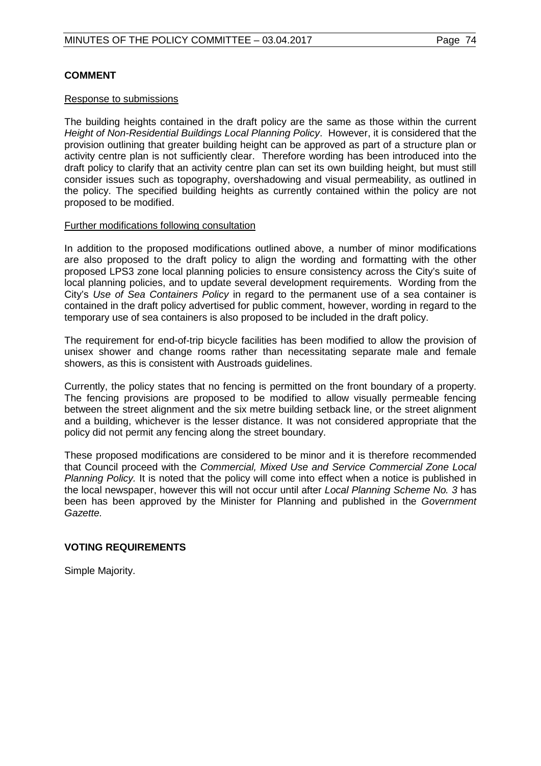**COMMENT**

Response to submissions

The building heights contained in the draft policy are the same as those within the current *Height of Non-Residential Buildings Local Planning Policy*. However, it is considered that the provision outlining that greater building height can be approved as part of a structure plan or activity centre plan is not sufficiently clear. Therefore wording has been introduced into the draft policy to clarify that an activity centre plan can set its own building height, but must still consider issues such as topography, overshadowing and visual permeability, as outlined in the policy. The specified building heights as currently contained within the policy are not proposed to be modified.

Further modifications following consultation

In addition to the proposed modifications outlined above, a number of minor modifications are also proposed to the draft policy to align the wording and formatting with the other proposed LPS3 zone local planning policies to ensure consistency across the City's suite of local planning policies, and to update several development requirements. Wording from the City's *Use of Sea Containers Policy* in regard to the permanent use of a sea container is contained in the draft policy advertised for public comment, however, wording in regard to the temporary use of sea containers is also proposed to be included in the draft policy.

The requirement for end-of-trip bicycle facilities has been modified to allow the provision of unisex shower and change rooms rather than necessitating separate male and female showers, as this is consistent with Austroads guidelines.

Currently, the policy states that no fencing is permitted on the front boundary of a property. The fencing provisions are proposed to be modified to allow visually permeable fencing between the street alignment and the six metre building setback line, or the street alignment and a building, whichever is the lesser distance. It was not considered appropriate that the policy did not permit any fencing along the street boundary.

These proposed modifications are considered to be minor and it is therefore recommended that Council proceed with the *Commercial, Mixed Use and Service Commercial Zone Local Planning Policy.* It is noted that the policy will come into effect when a notice is published in the local newspaper, however this will not occur until after *Local Planning Scheme No. 3* has been has been approved by the Minister for Planning and published in the *Government Gazette.*

**VOTING REQUIREMENTS**

Simple Majority.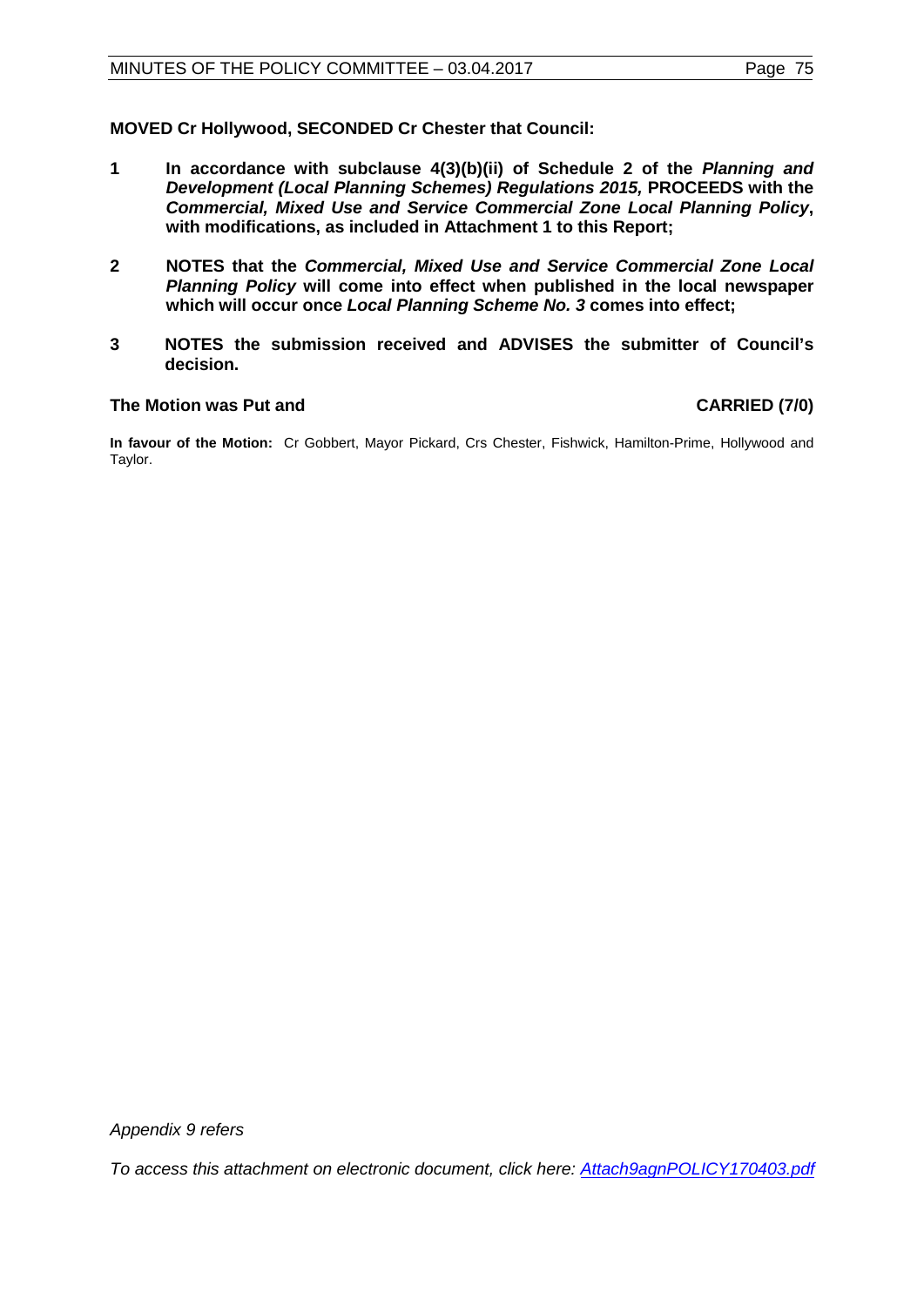**MOVED Cr Hollywood, SECONDED Cr Chester that Council:**

**1 In accordance with subclause 4(3)(b)(ii) of Schedule 2 of the *Planning and Development (Local Planning Schemes) Regulations 2015,* PROCEEDS with the *Commercial, Mixed Use and Service Commercial Zone Local Planning Policy*, with modifications, as included in Attachment 1 to this Report;**

**2 NOTES that the *Commercial, Mixed Use and Service Commercial Zone Local Planning Policy* will come into effect when published in the local newspaper which will occur once *Local Planning Scheme No. 3* comes into effect;**

**3 NOTES the submission received and ADVISES the submitter of Council's decision.**

**The Motion was Put and CARRIED (7/0)**

**In favour of the Motion:** Cr Gobbert, Mayor Pickard, Crs Chester, Fishwick, Hamilton-Prime, Hollywood and Taylor.

*Appendix 9 refers*

*To access this attachment on electronic document, click here: Attach9agnPOLICY170403.pdf*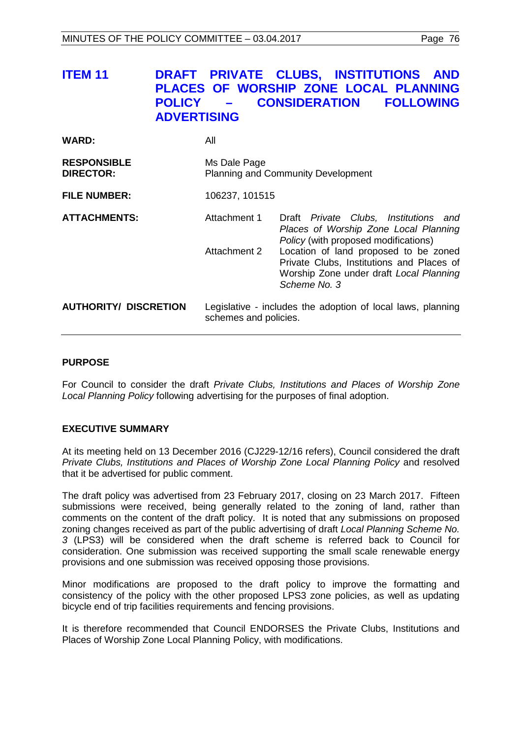# ITEM 11 DRAFT PRIVATE CLUBS, INSTITUTIONS AND PLACES OF WORSHIP ZONE LOCAL PLANNING POLICY – CONSIDERATION FOLLOWING ADVERTISING

| | | |
|---|---|---|
| **WARD:** | All | |
| **RESPONSIBLE DIRECTOR:** | Ms Dale Page<br>Planning and Community Development | |
| **FILE NUMBER:** | 106237, 101515 | |
| **ATTACHMENTS:** | Attachment 1 | Draft *Private Clubs, Institutions and Places of Worship Zone Local Planning Policy* (with proposed modifications) |
| | Attachment 2 | Location of land proposed to be zoned Private Clubs, Institutions and Places of Worship Zone under draft *Local Planning Scheme No. 3* |
| **AUTHORITY/ DISCRETION** | Legislative - includes the adoption of local laws, planning schemes and policies. | |

## PURPOSE

For Council to consider the draft *Private Clubs, Institutions and Places of Worship Zone Local Planning Policy* following advertising for the purposes of final adoption.

## EXECUTIVE SUMMARY

At its meeting held on 13 December 2016 (CJ229-12/16 refers), Council considered the draft *Private Clubs, Institutions and Places of Worship Zone Local Planning Policy* and resolved that it be advertised for public comment.

The draft policy was advertised from 23 February 2017, closing on 23 March 2017. Fifteen submissions were received, being generally related to the zoning of land, rather than comments on the content of the draft policy. It is noted that any submissions on proposed zoning changes received as part of the public advertising of draft *Local Planning Scheme No. 3* (LPS3) will be considered when the draft scheme is referred back to Council for consideration. One submission was received supporting the small scale renewable energy provisions and one submission was received opposing those provisions.

Minor modifications are proposed to the draft policy to improve the formatting and consistency of the policy with the other proposed LPS3 zone policies, as well as updating bicycle end of trip facilities requirements and fencing provisions.

It is therefore recommended that Council ENDORSES the Private Clubs, Institutions and Places of Worship Zone Local Planning Policy, with modifications.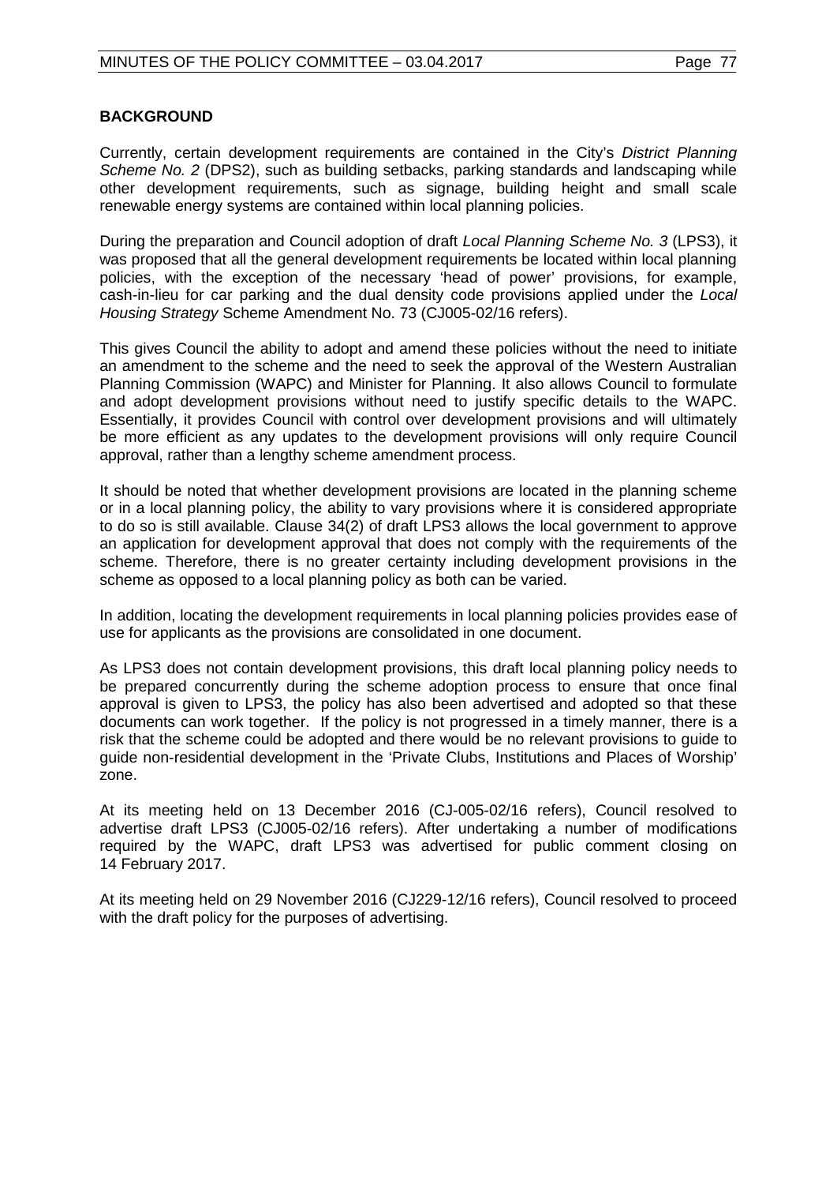## BACKGROUND

Currently, certain development requirements are contained in the City's *District Planning Scheme No. 2* (DPS2), such as building setbacks, parking standards and landscaping while other development requirements, such as signage, building height and small scale renewable energy systems are contained within local planning policies.

During the preparation and Council adoption of draft *Local Planning Scheme No. 3* (LPS3), it was proposed that all the general development requirements be located within local planning policies, with the exception of the necessary 'head of power' provisions, for example, cash-in-lieu for car parking and the dual density code provisions applied under the *Local Housing Strategy* Scheme Amendment No. 73 (CJ005-02/16 refers).

This gives Council the ability to adopt and amend these policies without the need to initiate an amendment to the scheme and the need to seek the approval of the Western Australian Planning Commission (WAPC) and Minister for Planning. It also allows Council to formulate and adopt development provisions without need to justify specific details to the WAPC. Essentially, it provides Council with control over development provisions and will ultimately be more efficient as any updates to the development provisions will only require Council approval, rather than a lengthy scheme amendment process.

It should be noted that whether development provisions are located in the planning scheme or in a local planning policy, the ability to vary provisions where it is considered appropriate to do so is still available. Clause 34(2) of draft LPS3 allows the local government to approve an application for development approval that does not comply with the requirements of the scheme. Therefore, there is no greater certainty including development provisions in the scheme as opposed to a local planning policy as both can be varied.

In addition, locating the development requirements in local planning policies provides ease of use for applicants as the provisions are consolidated in one document.

As LPS3 does not contain development provisions, this draft local planning policy needs to be prepared concurrently during the scheme adoption process to ensure that once final approval is given to LPS3, the policy has also been advertised and adopted so that these documents can work together. If the policy is not progressed in a timely manner, there is a risk that the scheme could be adopted and there would be no relevant provisions to guide to guide non-residential development in the 'Private Clubs, Institutions and Places of Worship' zone.

At its meeting held on 13 December 2016 (CJ-005-02/16 refers), Council resolved to advertise draft LPS3 (CJ005-02/16 refers). After undertaking a number of modifications required by the WAPC, draft LPS3 was advertised for public comment closing on 14 February 2017.

At its meeting held on 29 November 2016 (CJ229-12/16 refers), Council resolved to proceed with the draft policy for the purposes of advertising.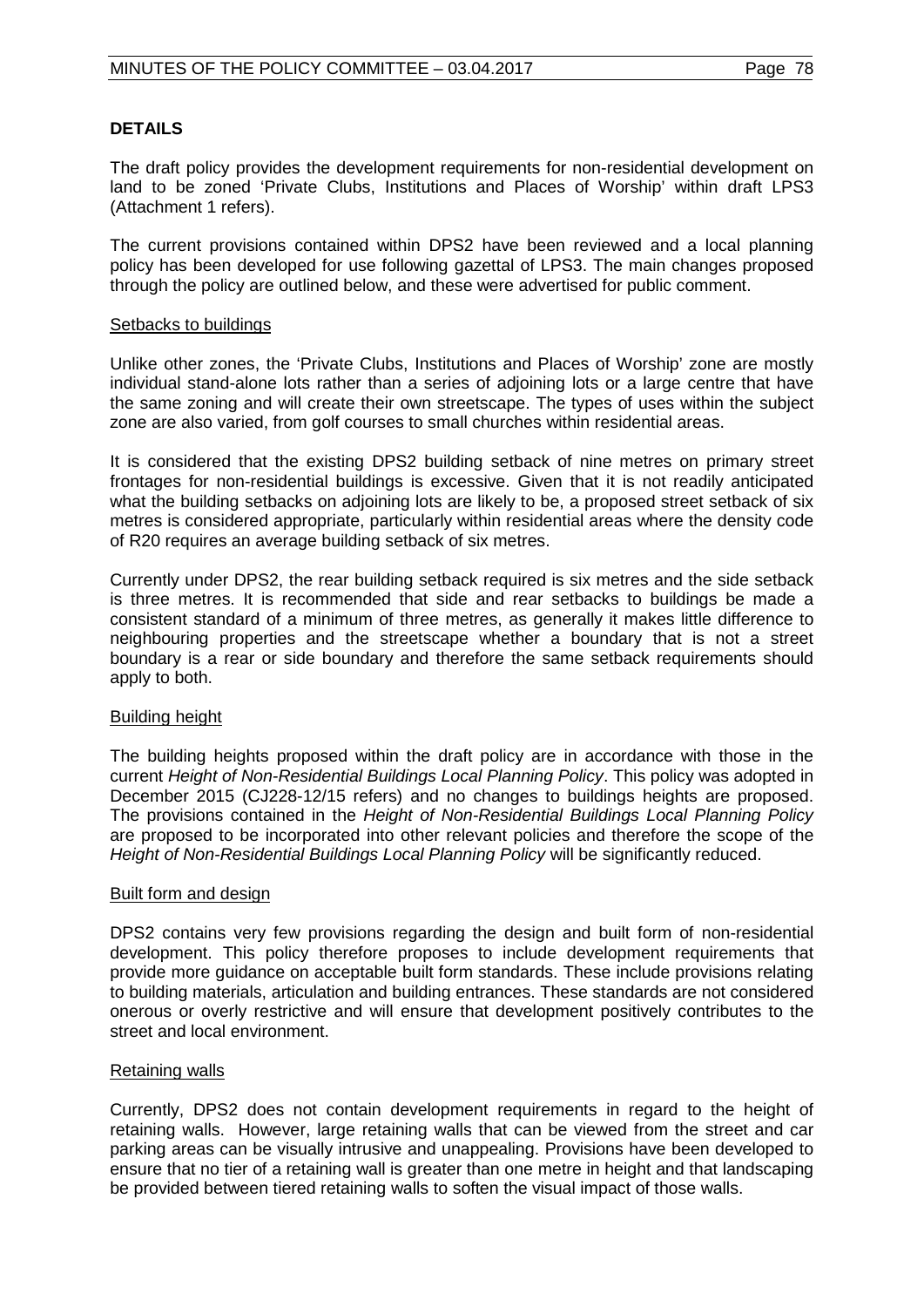## DETAILS

The draft policy provides the development requirements for non-residential development on land to be zoned 'Private Clubs, Institutions and Places of Worship' within draft LPS3 (Attachment 1 refers).

The current provisions contained within DPS2 have been reviewed and a local planning policy has been developed for use following gazettal of LPS3. The main changes proposed through the policy are outlined below, and these were advertised for public comment.

### Setbacks to buildings

Unlike other zones, the 'Private Clubs, Institutions and Places of Worship' zone are mostly individual stand-alone lots rather than a series of adjoining lots or a large centre that have the same zoning and will create their own streetscape. The types of uses within the subject zone are also varied, from golf courses to small churches within residential areas.

It is considered that the existing DPS2 building setback of nine metres on primary street frontages for non-residential buildings is excessive. Given that it is not readily anticipated what the building setbacks on adjoining lots are likely to be, a proposed street setback of six metres is considered appropriate, particularly within residential areas where the density code of R20 requires an average building setback of six metres.

Currently under DPS2, the rear building setback required is six metres and the side setback is three metres. It is recommended that side and rear setbacks to buildings be made a consistent standard of a minimum of three metres, as generally it makes little difference to neighbouring properties and the streetscape whether a boundary that is not a street boundary is a rear or side boundary and therefore the same setback requirements should apply to both.

### Building height

The building heights proposed within the draft policy are in accordance with those in the current *Height of Non-Residential Buildings Local Planning Policy*. This policy was adopted in December 2015 (CJ228-12/15 refers) and no changes to buildings heights are proposed. The provisions contained in the *Height of Non-Residential Buildings Local Planning Policy* are proposed to be incorporated into other relevant policies and therefore the scope of the *Height of Non-Residential Buildings Local Planning Policy* will be significantly reduced.

### Built form and design

DPS2 contains very few provisions regarding the design and built form of non-residential development. This policy therefore proposes to include development requirements that provide more guidance on acceptable built form standards. These include provisions relating to building materials, articulation and building entrances. These standards are not considered onerous or overly restrictive and will ensure that development positively contributes to the street and local environment.

### Retaining walls

Currently, DPS2 does not contain development requirements in regard to the height of retaining walls. However, large retaining walls that can be viewed from the street and car parking areas can be visually intrusive and unappealing. Provisions have been developed to ensure that no tier of a retaining wall is greater than one metre in height and that landscaping be provided between tiered retaining walls to soften the visual impact of those walls.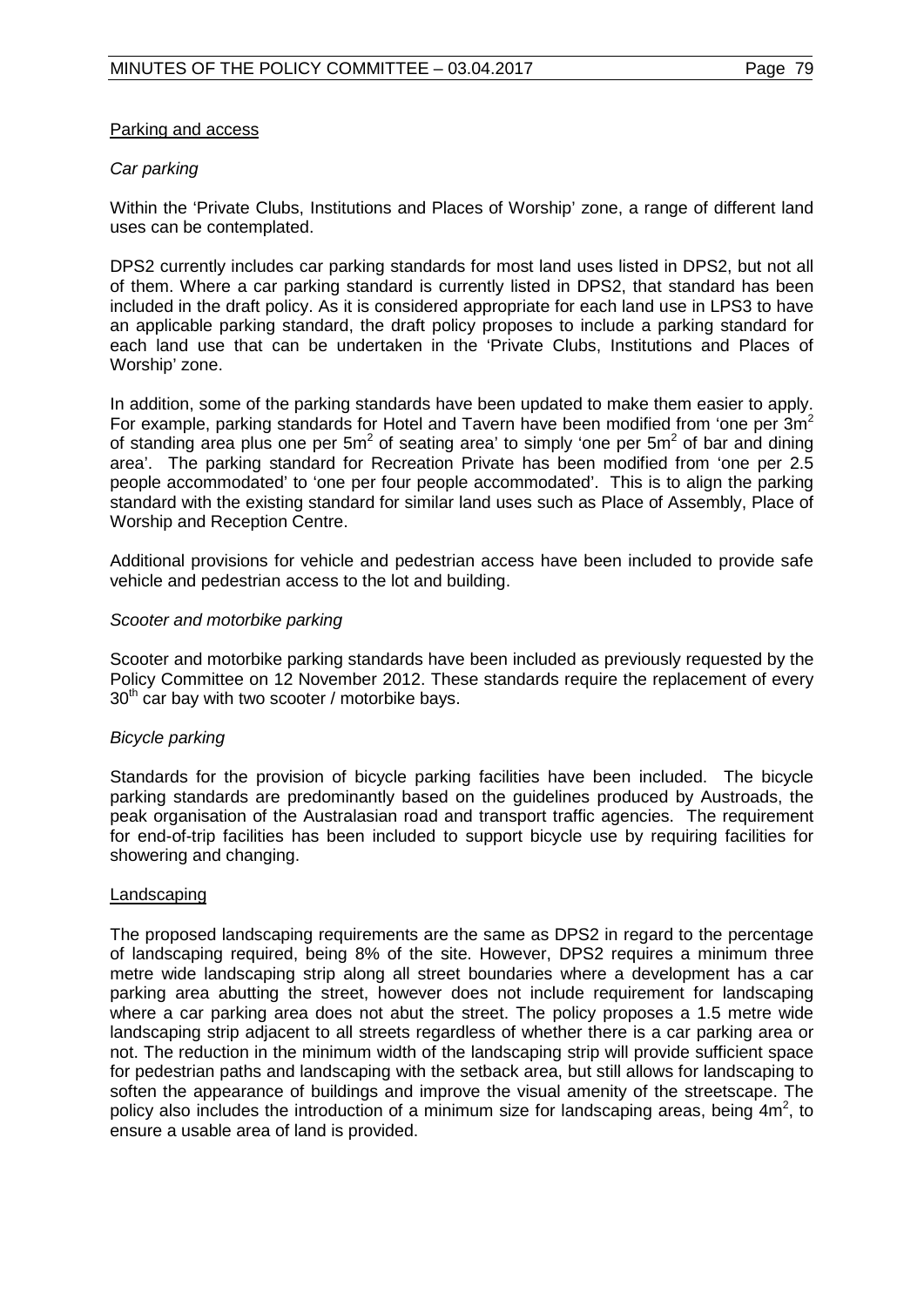Parking and access

*Car parking*

Within the 'Private Clubs, Institutions and Places of Worship' zone, a range of different land uses can be contemplated.

DPS2 currently includes car parking standards for most land uses listed in DPS2, but not all of them. Where a car parking standard is currently listed in DPS2, that standard has been included in the draft policy. As it is considered appropriate for each land use in LPS3 to have an applicable parking standard, the draft policy proposes to include a parking standard for each land use that can be undertaken in the 'Private Clubs, Institutions and Places of Worship' zone.

In addition, some of the parking standards have been updated to make them easier to apply. For example, parking standards for Hotel and Tavern have been modified from 'one per $3m^2$ of standing area plus one per $5m^2$ of seating area' to simply 'one per $5m^2$ of bar and dining area'. The parking standard for Recreation Private has been modified from 'one per 2.5 people accommodated' to 'one per four people accommodated'. This is to align the parking standard with the existing standard for similar land uses such as Place of Assembly, Place of Worship and Reception Centre.

Additional provisions for vehicle and pedestrian access have been included to provide safe vehicle and pedestrian access to the lot and building.

*Scooter and motorbike parking*

Scooter and motorbike parking standards have been included as previously requested by the Policy Committee on 12 November 2012. These standards require the replacement of every 30th car bay with two scooter / motorbike bays.

*Bicycle parking*

Standards for the provision of bicycle parking facilities have been included. The bicycle parking standards are predominantly based on the guidelines produced by Austroads, the peak organisation of the Australasian road and transport traffic agencies. The requirement for end-of-trip facilities has been included to support bicycle use by requiring facilities for showering and changing.

Landscaping

The proposed landscaping requirements are the same as DPS2 in regard to the percentage of landscaping required, being 8% of the site. However, DPS2 requires a minimum three metre wide landscaping strip along all street boundaries where a development has a car parking area abutting the street, however does not include requirement for landscaping where a car parking area does not abut the street. The policy proposes a 1.5 metre wide landscaping strip adjacent to all streets regardless of whether there is a car parking area or not. The reduction in the minimum width of the landscaping strip will provide sufficient space for pedestrian paths and landscaping with the setback area, but still allows for landscaping to soften the appearance of buildings and improve the visual amenity of the streetscape. The policy also includes the introduction of a minimum size for landscaping areas, being $4m^2$, to ensure a usable area of land is provided.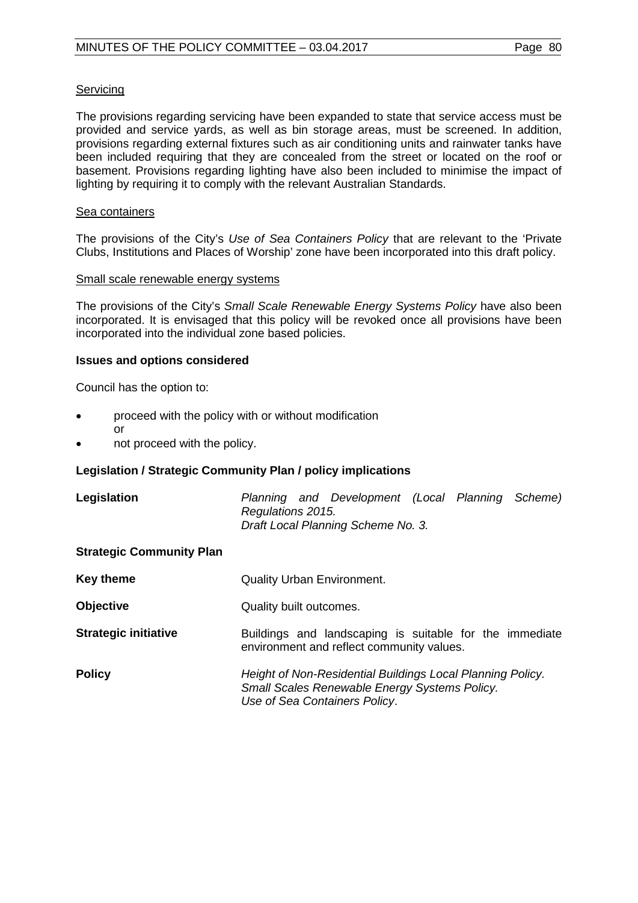Servicing

The provisions regarding servicing have been expanded to state that service access must be provided and service yards, as well as bin storage areas, must be screened. In addition, provisions regarding external fixtures such as air conditioning units and rainwater tanks have been included requiring that they are concealed from the street or located on the roof or basement. Provisions regarding lighting have also been included to minimise the impact of lighting by requiring it to comply with the relevant Australian Standards.

Sea containers

The provisions of the City's *Use of Sea Containers Policy* that are relevant to the 'Private Clubs, Institutions and Places of Worship' zone have been incorporated into this draft policy.

Small scale renewable energy systems

The provisions of the City's *Small Scale Renewable Energy Systems Policy* have also been incorporated. It is envisaged that this policy will be revoked once all provisions have been incorporated into the individual zone based policies.

**Issues and options considered**

Council has the option to:

- proceed with the policy with or without modification
  or
- not proceed with the policy.

**Legislation / Strategic Community Plan / policy implications**

| | |
|---|---|
| **Legislation** | *Planning and Development (Local Planning Scheme) Regulations 2015.* *Draft Local Planning Scheme No. 3.* |
| **Strategic Community Plan** | |
| **Key theme** | Quality Urban Environment. |
| **Objective** | Quality built outcomes. |
| **Strategic initiative** | Buildings and landscaping is suitable for the immediate environment and reflect community values. |
| **Policy** | *Height of Non-Residential Buildings Local Planning Policy.* *Small Scales Renewable Energy Systems Policy.* *Use of Sea Containers Policy*. |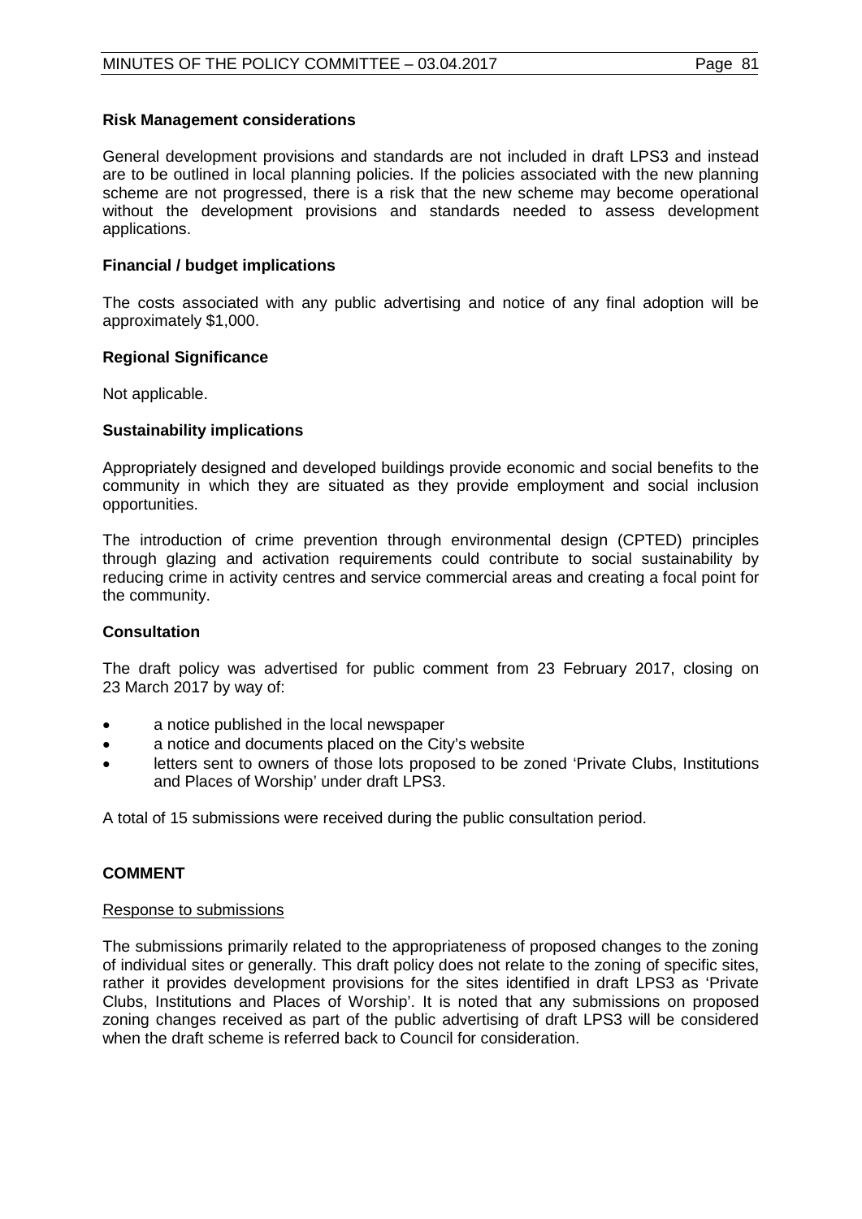**Risk Management considerations**

General development provisions and standards are not included in draft LPS3 and instead are to be outlined in local planning policies. If the policies associated with the new planning scheme are not progressed, there is a risk that the new scheme may become operational without the development provisions and standards needed to assess development applications.

**Financial / budget implications**

The costs associated with any public advertising and notice of any final adoption will be approximately $1,000.

**Regional Significance**

Not applicable.

**Sustainability implications**

Appropriately designed and developed buildings provide economic and social benefits to the community in which they are situated as they provide employment and social inclusion opportunities.

The introduction of crime prevention through environmental design (CPTED) principles through glazing and activation requirements could contribute to social sustainability by reducing crime in activity centres and service commercial areas and creating a focal point for the community.

**Consultation**

The draft policy was advertised for public comment from 23 February 2017, closing on 23 March 2017 by way of:

- a notice published in the local newspaper
- a notice and documents placed on the City's website
- letters sent to owners of those lots proposed to be zoned 'Private Clubs, Institutions and Places of Worship' under draft LPS3.

A total of 15 submissions were received during the public consultation period.

**COMMENT**

Response to submissions

The submissions primarily related to the appropriateness of proposed changes to the zoning of individual sites or generally. This draft policy does not relate to the zoning of specific sites, rather it provides development provisions for the sites identified in draft LPS3 as 'Private Clubs, Institutions and Places of Worship'. It is noted that any submissions on proposed zoning changes received as part of the public advertising of draft LPS3 will be considered when the draft scheme is referred back to Council for consideration.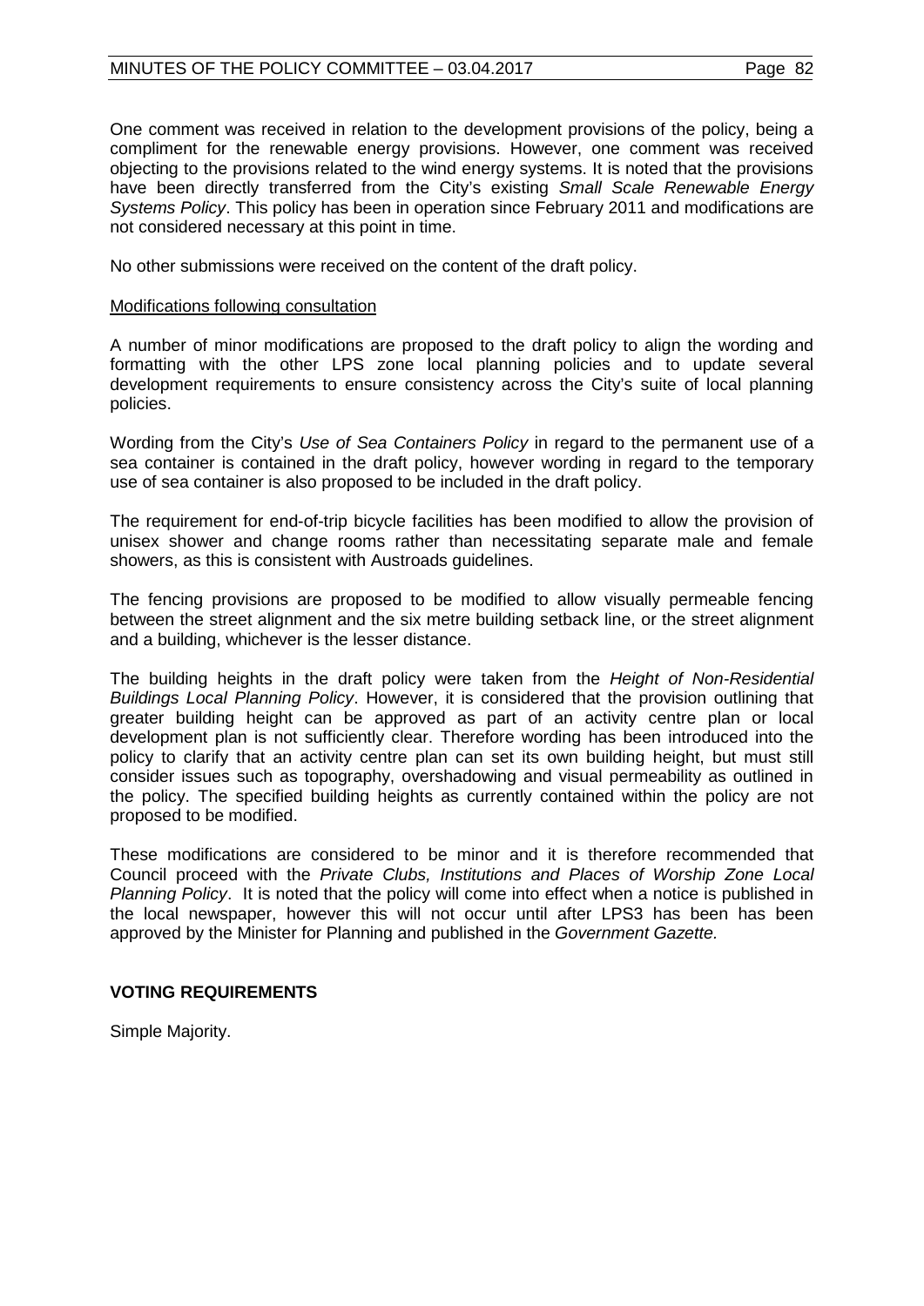One comment was received in relation to the development provisions of the policy, being a compliment for the renewable energy provisions. However, one comment was received objecting to the provisions related to the wind energy systems. It is noted that the provisions have been directly transferred from the City's existing *Small Scale Renewable Energy Systems Policy*. This policy has been in operation since February 2011 and modifications are not considered necessary at this point in time.

No other submissions were received on the content of the draft policy.

Modifications following consultation

A number of minor modifications are proposed to the draft policy to align the wording and formatting with the other LPS zone local planning policies and to update several development requirements to ensure consistency across the City's suite of local planning policies.

Wording from the City's *Use of Sea Containers Policy* in regard to the permanent use of a sea container is contained in the draft policy, however wording in regard to the temporary use of sea container is also proposed to be included in the draft policy.

The requirement for end-of-trip bicycle facilities has been modified to allow the provision of unisex shower and change rooms rather than necessitating separate male and female showers, as this is consistent with Austroads guidelines.

The fencing provisions are proposed to be modified to allow visually permeable fencing between the street alignment and the six metre building setback line, or the street alignment and a building, whichever is the lesser distance.

The building heights in the draft policy were taken from the *Height of Non-Residential Buildings Local Planning Policy*. However, it is considered that the provision outlining that greater building height can be approved as part of an activity centre plan or local development plan is not sufficiently clear. Therefore wording has been introduced into the policy to clarify that an activity centre plan can set its own building height, but must still consider issues such as topography, overshadowing and visual permeability as outlined in the policy. The specified building heights as currently contained within the policy are not proposed to be modified.

These modifications are considered to be minor and it is therefore recommended that Council proceed with the *Private Clubs, Institutions and Places of Worship Zone Local Planning Policy*. It is noted that the policy will come into effect when a notice is published in the local newspaper, however this will not occur until after LPS3 has been has been approved by the Minister for Planning and published in the *Government Gazette*.

**VOTING REQUIREMENTS**

Simple Majority.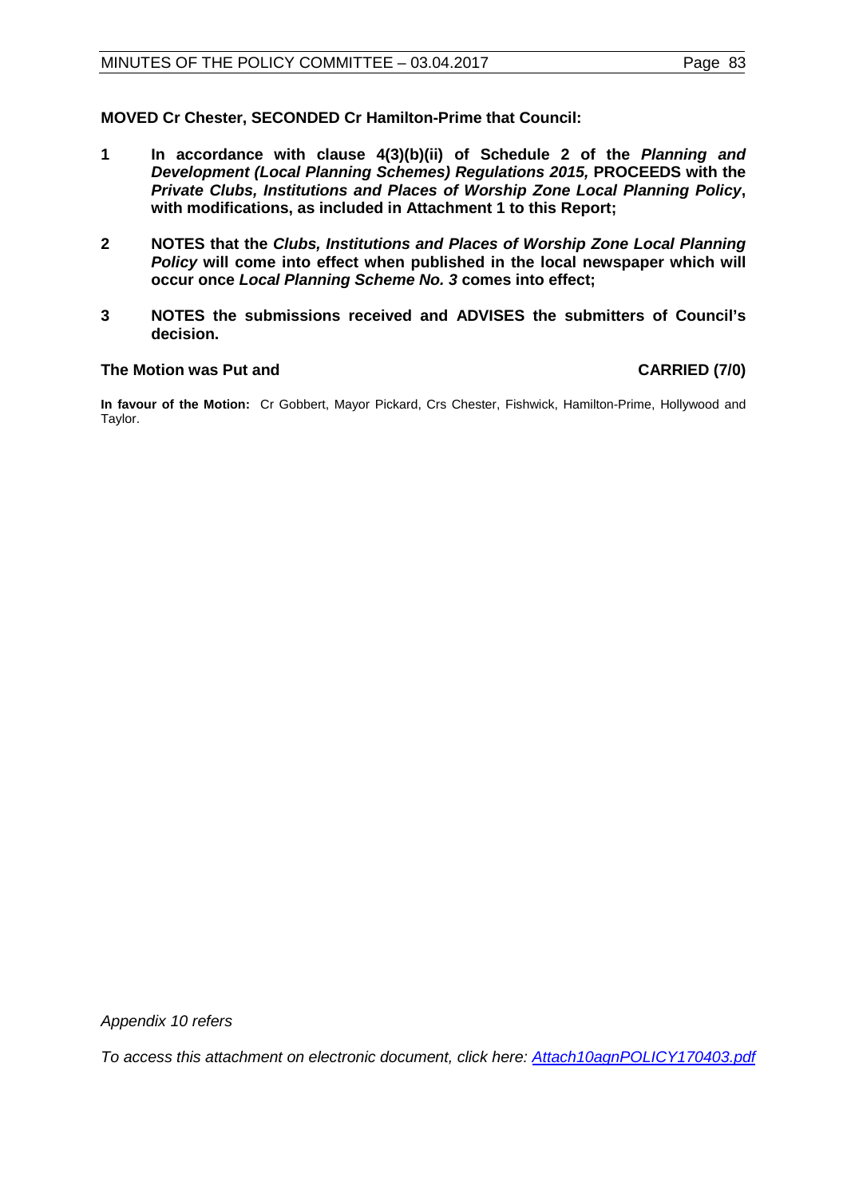**MOVED Cr Chester, SECONDED Cr Hamilton-Prime that Council:**

1. **In accordance with clause 4(3)(b)(ii) of Schedule 2 of the *Planning and Development (Local Planning Schemes) Regulations 2015,* PROCEEDS with the *Private Clubs, Institutions and Places of Worship Zone Local Planning Policy*, with modifications, as included in Attachment 1 to this Report;**

2. **NOTES that the *Clubs, Institutions and Places of Worship Zone Local Planning Policy* will come into effect when published in the local newspaper which will occur once *Local Planning Scheme No. 3* comes into effect;**

3. **NOTES the submissions received and ADVISES the submitters of Council's decision.**

**The Motion was Put and CARRIED (7/0)**

**In favour of the Motion:** Cr Gobbert, Mayor Pickard, Crs Chester, Fishwick, Hamilton-Prime, Hollywood and Taylor.

*Appendix 10 refers*

*To access this attachment on electronic document, click here: Attach10agnPOLICY170403.pdf*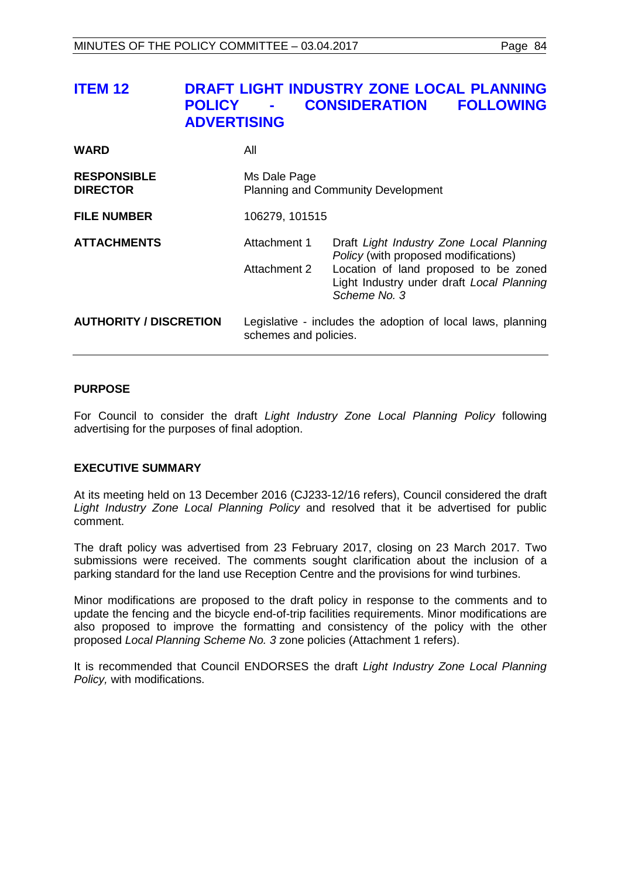# ITEM 12 DRAFT LIGHT INDUSTRY ZONE LOCAL PLANNING POLICY - CONSIDERATION FOLLOWING ADVERTISING

| | | |
|---|---|---|
| **WARD** | All | |
| **RESPONSIBLE DIRECTOR** | Ms Dale Page<br>Planning and Community Development | |
| **FILE NUMBER** | 106279, 101515 | |
| **ATTACHMENTS** | Attachment 1 | Draft *Light Industry Zone Local Planning Policy* (with proposed modifications) |
| | Attachment 2 | Location of land proposed to be zoned Light Industry under draft *Local Planning Scheme No. 3* |
| **AUTHORITY / DISCRETION** | Legislative - includes the adoption of local laws, planning schemes and policies. | |

## PURPOSE

For Council to consider the draft *Light Industry Zone Local Planning Policy* following advertising for the purposes of final adoption.

## EXECUTIVE SUMMARY

At its meeting held on 13 December 2016 (CJ233-12/16 refers), Council considered the draft *Light Industry Zone Local Planning Policy* and resolved that it be advertised for public comment.

The draft policy was advertised from 23 February 2017, closing on 23 March 2017. Two submissions were received. The comments sought clarification about the inclusion of a parking standard for the land use Reception Centre and the provisions for wind turbines.

Minor modifications are proposed to the draft policy in response to the comments and to update the fencing and the bicycle end-of-trip facilities requirements. Minor modifications are also proposed to improve the formatting and consistency of the policy with the other proposed *Local Planning Scheme No. 3* zone policies (Attachment 1 refers).

It is recommended that Council ENDORSES the draft *Light Industry Zone Local Planning Policy,* with modifications.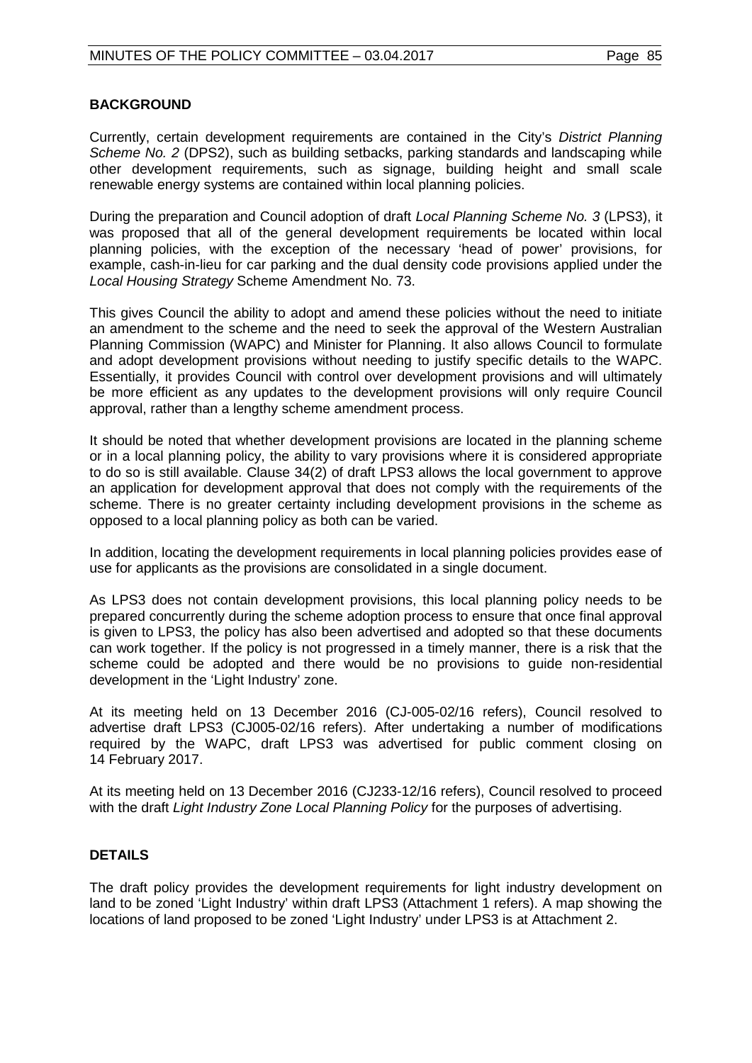**BACKGROUND**

Currently, certain development requirements are contained in the City's *District Planning Scheme No. 2* (DPS2), such as building setbacks, parking standards and landscaping while other development requirements, such as signage, building height and small scale renewable energy systems are contained within local planning policies.

During the preparation and Council adoption of draft *Local Planning Scheme No. 3* (LPS3), it was proposed that all of the general development requirements be located within local planning policies, with the exception of the necessary 'head of power' provisions, for example, cash-in-lieu for car parking and the dual density code provisions applied under the *Local Housing Strategy* Scheme Amendment No. 73.

This gives Council the ability to adopt and amend these policies without the need to initiate an amendment to the scheme and the need to seek the approval of the Western Australian Planning Commission (WAPC) and Minister for Planning. It also allows Council to formulate and adopt development provisions without needing to justify specific details to the WAPC. Essentially, it provides Council with control over development provisions and will ultimately be more efficient as any updates to the development provisions will only require Council approval, rather than a lengthy scheme amendment process.

It should be noted that whether development provisions are located in the planning scheme or in a local planning policy, the ability to vary provisions where it is considered appropriate to do so is still available. Clause 34(2) of draft LPS3 allows the local government to approve an application for development approval that does not comply with the requirements of the scheme. There is no greater certainty including development provisions in the scheme as opposed to a local planning policy as both can be varied.

In addition, locating the development requirements in local planning policies provides ease of use for applicants as the provisions are consolidated in a single document.

As LPS3 does not contain development provisions, this local planning policy needs to be prepared concurrently during the scheme adoption process to ensure that once final approval is given to LPS3, the policy has also been advertised and adopted so that these documents can work together. If the policy is not progressed in a timely manner, there is a risk that the scheme could be adopted and there would be no provisions to guide non-residential development in the 'Light Industry' zone.

At its meeting held on 13 December 2016 (CJ-005-02/16 refers), Council resolved to advertise draft LPS3 (CJ005-02/16 refers). After undertaking a number of modifications required by the WAPC, draft LPS3 was advertised for public comment closing on 14 February 2017.

At its meeting held on 13 December 2016 (CJ233-12/16 refers), Council resolved to proceed with the draft *Light Industry Zone Local Planning Policy* for the purposes of advertising.

**DETAILS**

The draft policy provides the development requirements for light industry development on land to be zoned 'Light Industry' within draft LPS3 (Attachment 1 refers). A map showing the locations of land proposed to be zoned 'Light Industry' under LPS3 is at Attachment 2.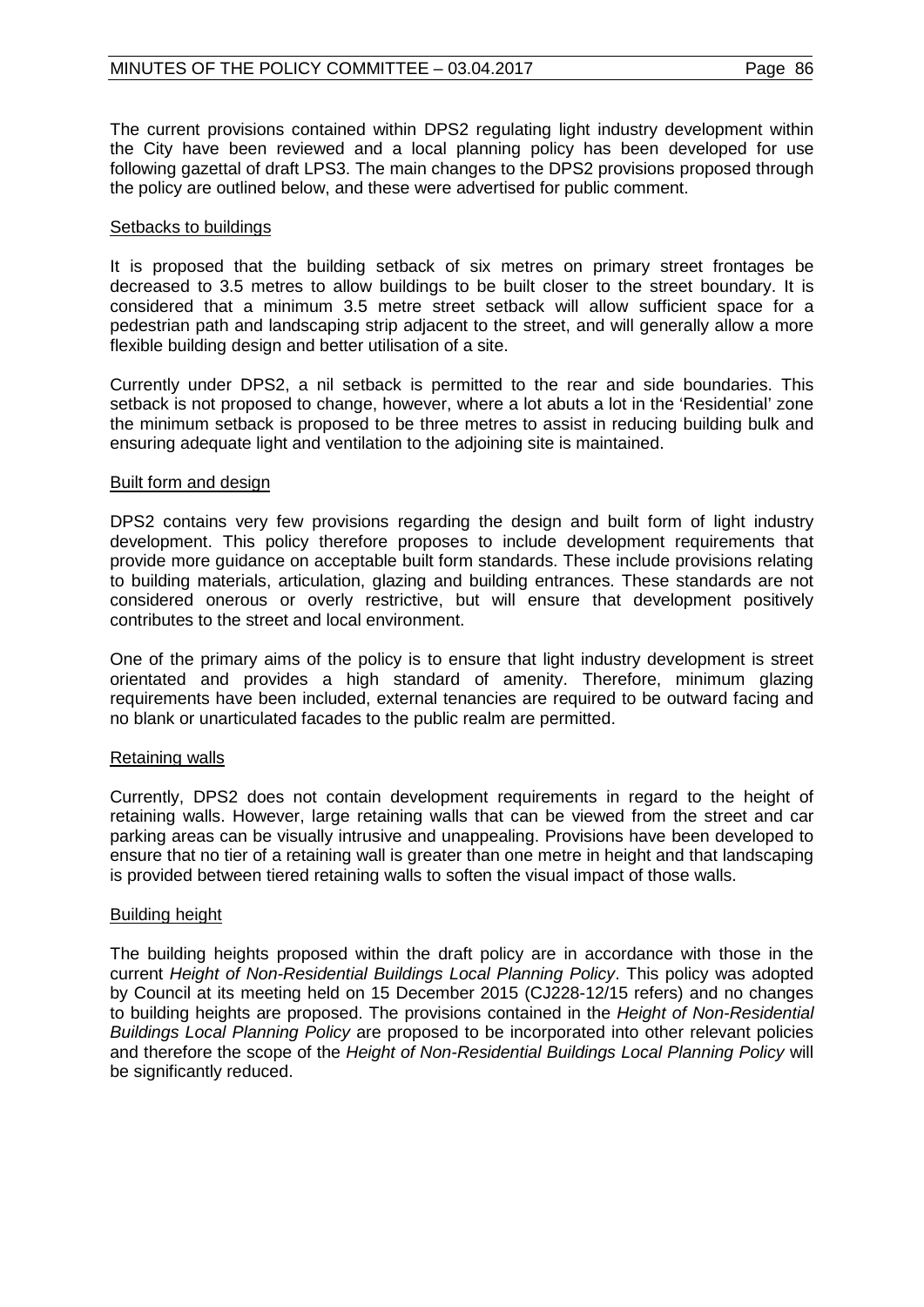The current provisions contained within DPS2 regulating light industry development within the City have been reviewed and a local planning policy has been developed for use following gazettal of draft LPS3. The main changes to the DPS2 provisions proposed through the policy are outlined below, and these were advertised for public comment.

Setbacks to buildings

It is proposed that the building setback of six metres on primary street frontages be decreased to 3.5 metres to allow buildings to be built closer to the street boundary. It is considered that a minimum 3.5 metre street setback will allow sufficient space for a pedestrian path and landscaping strip adjacent to the street, and will generally allow a more flexible building design and better utilisation of a site.

Currently under DPS2, a nil setback is permitted to the rear and side boundaries. This setback is not proposed to change, however, where a lot abuts a lot in the 'Residential' zone the minimum setback is proposed to be three metres to assist in reducing building bulk and ensuring adequate light and ventilation to the adjoining site is maintained.

Built form and design

DPS2 contains very few provisions regarding the design and built form of light industry development. This policy therefore proposes to include development requirements that provide more guidance on acceptable built form standards. These include provisions relating to building materials, articulation, glazing and building entrances. These standards are not considered onerous or overly restrictive, but will ensure that development positively contributes to the street and local environment.

One of the primary aims of the policy is to ensure that light industry development is street orientated and provides a high standard of amenity. Therefore, minimum glazing requirements have been included, external tenancies are required to be outward facing and no blank or unarticulated facades to the public realm are permitted.

Retaining walls

Currently, DPS2 does not contain development requirements in regard to the height of retaining walls. However, large retaining walls that can be viewed from the street and car parking areas can be visually intrusive and unappealing. Provisions have been developed to ensure that no tier of a retaining wall is greater than one metre in height and that landscaping is provided between tiered retaining walls to soften the visual impact of those walls.

Building height

The building heights proposed within the draft policy are in accordance with those in the current *Height of Non-Residential Buildings Local Planning Policy*. This policy was adopted by Council at its meeting held on 15 December 2015 (CJ228-12/15 refers) and no changes to building heights are proposed. The provisions contained in the *Height of Non-Residential Buildings Local Planning Policy* are proposed to be incorporated into other relevant policies and therefore the scope of the *Height of Non-Residential Buildings Local Planning Policy* will be significantly reduced.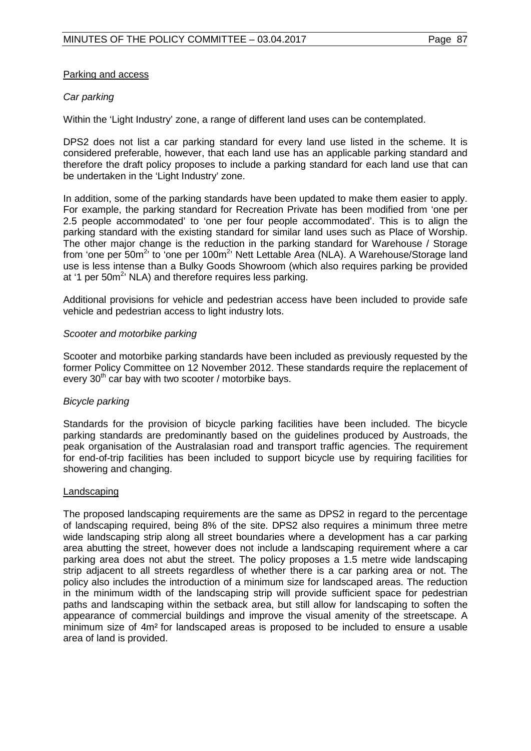Parking and access

*Car parking*

Within the 'Light Industry' zone, a range of different land uses can be contemplated.

DPS2 does not list a car parking standard for every land use listed in the scheme. It is considered preferable, however, that each land use has an applicable parking standard and therefore the draft policy proposes to include a parking standard for each land use that can be undertaken in the 'Light Industry' zone.

In addition, some of the parking standards have been updated to make them easier to apply. For example, the parking standard for Recreation Private has been modified from 'one per 2.5 people accommodated' to 'one per four people accommodated'. This is to align the parking standard with the existing standard for similar land uses such as Place of Worship. The other major change is the reduction in the parking standard for Warehouse / Storage from 'one per $50m^2$' to 'one per $100m^2$' Nett Lettable Area (NLA). A Warehouse/Storage land use is less intense than a Bulky Goods Showroom (which also requires parking be provided at '1 per $50m^2$' NLA) and therefore requires less parking.

Additional provisions for vehicle and pedestrian access have been included to provide safe vehicle and pedestrian access to light industry lots.

*Scooter and motorbike parking*

Scooter and motorbike parking standards have been included as previously requested by the former Policy Committee on 12 November 2012. These standards require the replacement of every 30th car bay with two scooter / motorbike bays.

*Bicycle parking*

Standards for the provision of bicycle parking facilities have been included. The bicycle parking standards are predominantly based on the guidelines produced by Austroads, the peak organisation of the Australasian road and transport traffic agencies. The requirement for end-of-trip facilities has been included to support bicycle use by requiring facilities for showering and changing.

Landscaping

The proposed landscaping requirements are the same as DPS2 in regard to the percentage of landscaping required, being 8% of the site. DPS2 also requires a minimum three metre wide landscaping strip along all street boundaries where a development has a car parking area abutting the street, however does not include a landscaping requirement where a car parking area does not abut the street. The policy proposes a 1.5 metre wide landscaping strip adjacent to all streets regardless of whether there is a car parking area or not. The policy also includes the introduction of a minimum size for landscaped areas. The reduction in the minimum width of the landscaping strip will provide sufficient space for pedestrian paths and landscaping within the setback area, but still allow for landscaping to soften the appearance of commercial buildings and improve the visual amenity of the streetscape. A minimum size of $4m^2$ for landscaped areas is proposed to be included to ensure a usable area of land is provided.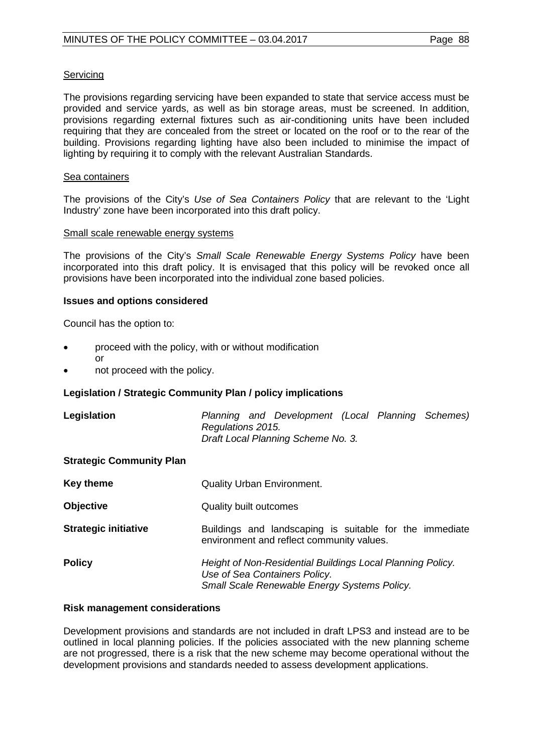Servicing

The provisions regarding servicing have been expanded to state that service access must be provided and service yards, as well as bin storage areas, must be screened. In addition, provisions regarding external fixtures such as air-conditioning units have been included requiring that they are concealed from the street or located on the roof or to the rear of the building. Provisions regarding lighting have also been included to minimise the impact of lighting by requiring it to comply with the relevant Australian Standards.

Sea containers

The provisions of the City's *Use of Sea Containers Policy* that are relevant to the 'Light Industry' zone have been incorporated into this draft policy.

Small scale renewable energy systems

The provisions of the City's *Small Scale Renewable Energy Systems Policy* have been incorporated into this draft policy. It is envisaged that this policy will be revoked once all provisions have been incorporated into the individual zone based policies.

**Issues and options considered**

Council has the option to:

- proceed with the policy, with or without modification
  or
- not proceed with the policy.

**Legislation / Strategic Community Plan / policy implications**

**Legislation** — *Planning and Development (Local Planning Schemes) Regulations 2015.*
*Draft Local Planning Scheme No. 3.*

**Strategic Community Plan**

**Key theme** — Quality Urban Environment.

**Objective** — Quality built outcomes

**Strategic initiative** — Buildings and landscaping is suitable for the immediate environment and reflect community values.

**Policy** — *Height of Non-Residential Buildings Local Planning Policy.*
*Use of Sea Containers Policy.*
*Small Scale Renewable Energy Systems Policy.*

**Risk management considerations**

Development provisions and standards are not included in draft LPS3 and instead are to be outlined in local planning policies. If the policies associated with the new planning scheme are not progressed, there is a risk that the new scheme may become operational without the development provisions and standards needed to assess development applications.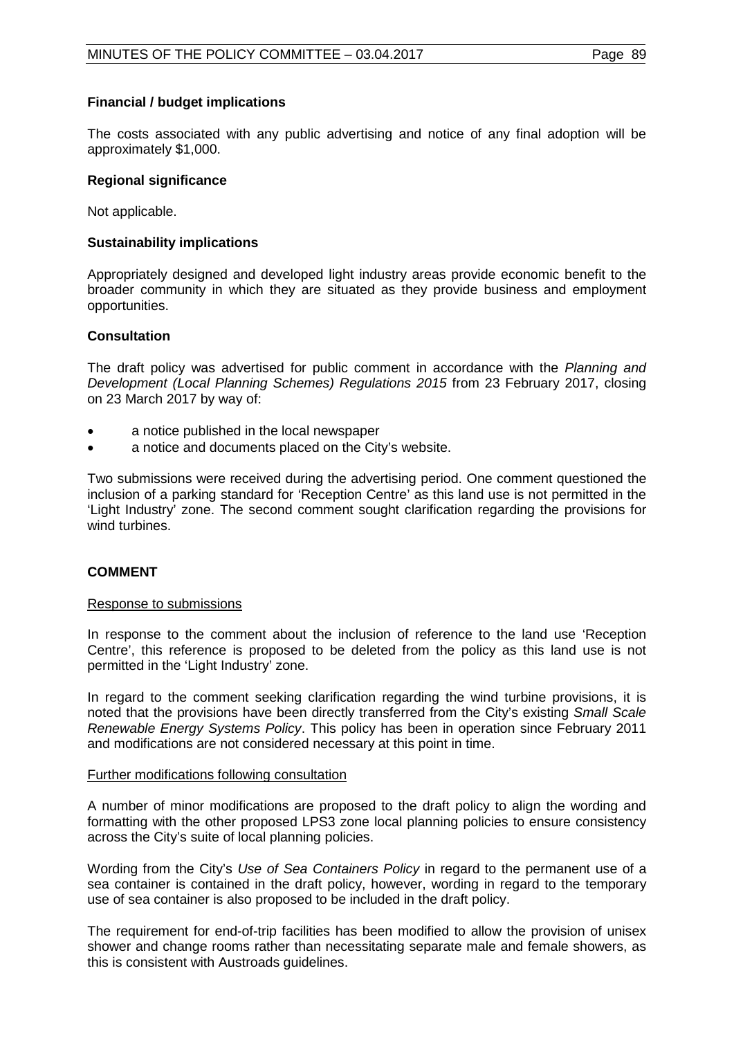**Financial / budget implications**

The costs associated with any public advertising and notice of any final adoption will be approximately $1,000.

**Regional significance**

Not applicable.

**Sustainability implications**

Appropriately designed and developed light industry areas provide economic benefit to the broader community in which they are situated as they provide business and employment opportunities.

**Consultation**

The draft policy was advertised for public comment in accordance with the *Planning and Development (Local Planning Schemes) Regulations 2015* from 23 February 2017, closing on 23 March 2017 by way of:

- a notice published in the local newspaper
- a notice and documents placed on the City's website.

Two submissions were received during the advertising period. One comment questioned the inclusion of a parking standard for 'Reception Centre' as this land use is not permitted in the 'Light Industry' zone. The second comment sought clarification regarding the provisions for wind turbines.

## COMMENT

Response to submissions

In response to the comment about the inclusion of reference to the land use 'Reception Centre', this reference is proposed to be deleted from the policy as this land use is not permitted in the 'Light Industry' zone.

In regard to the comment seeking clarification regarding the wind turbine provisions, it is noted that the provisions have been directly transferred from the City's existing *Small Scale Renewable Energy Systems Policy*. This policy has been in operation since February 2011 and modifications are not considered necessary at this point in time.

Further modifications following consultation

A number of minor modifications are proposed to the draft policy to align the wording and formatting with the other proposed LPS3 zone local planning policies to ensure consistency across the City's suite of local planning policies.

Wording from the City's *Use of Sea Containers Policy* in regard to the permanent use of a sea container is contained in the draft policy, however, wording in regard to the temporary use of sea container is also proposed to be included in the draft policy.

The requirement for end-of-trip facilities has been modified to allow the provision of unisex shower and change rooms rather than necessitating separate male and female showers, as this is consistent with Austroads guidelines.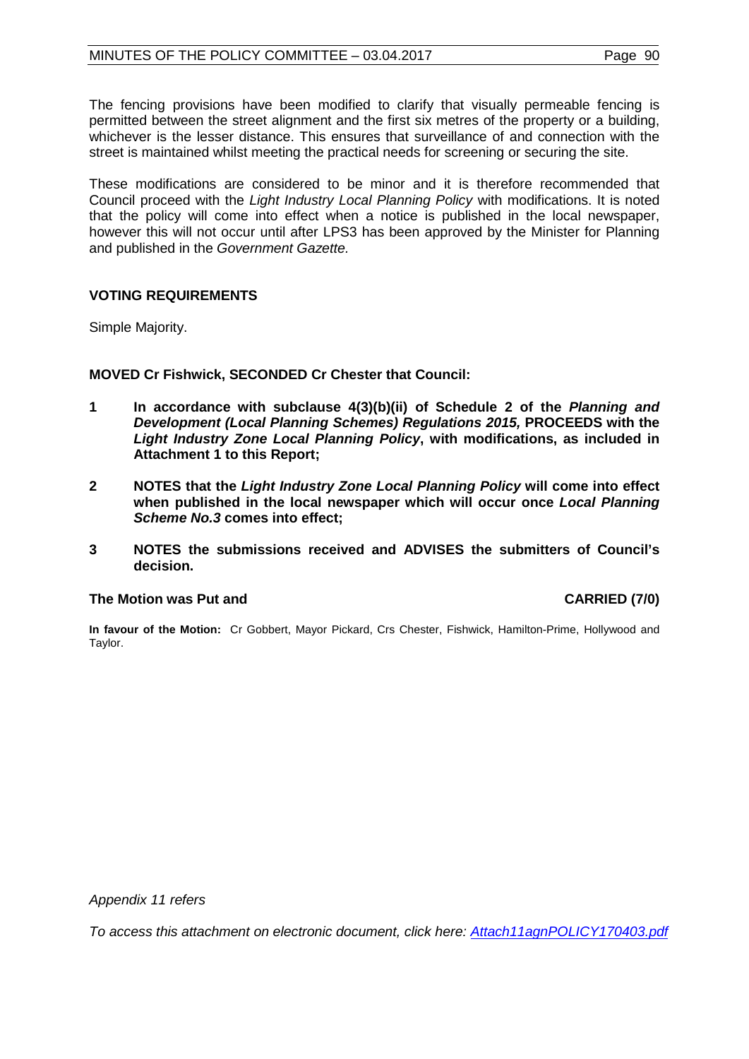The fencing provisions have been modified to clarify that visually permeable fencing is permitted between the street alignment and the first six metres of the property or a building, whichever is the lesser distance. This ensures that surveillance of and connection with the street is maintained whilst meeting the practical needs for screening or securing the site.

These modifications are considered to be minor and it is therefore recommended that Council proceed with the *Light Industry Local Planning Policy* with modifications. It is noted that the policy will come into effect when a notice is published in the local newspaper, however this will not occur until after LPS3 has been approved by the Minister for Planning and published in the *Government Gazette.*

## VOTING REQUIREMENTS

Simple Majority.

**MOVED Cr Fishwick, SECONDED Cr Chester that Council:**

**1 In accordance with subclause 4(3)(b)(ii) of Schedule 2 of the *Planning and Development (Local Planning Schemes) Regulations 2015,* PROCEEDS with the *Light Industry Zone Local Planning Policy*, with modifications, as included in Attachment 1 to this Report;**

**2 NOTES that the *Light Industry Zone Local Planning Policy* will come into effect when published in the local newspaper which will occur once *Local Planning Scheme No.3* comes into effect;**

**3 NOTES the submissions received and ADVISES the submitters of Council's decision.**

**The Motion was Put and CARRIED (7/0)**

**In favour of the Motion:** Cr Gobbert, Mayor Pickard, Crs Chester, Fishwick, Hamilton-Prime, Hollywood and Taylor.

*Appendix 11 refers*

*To access this attachment on electronic document, click here: Attach11agnPOLICY170403.pdf*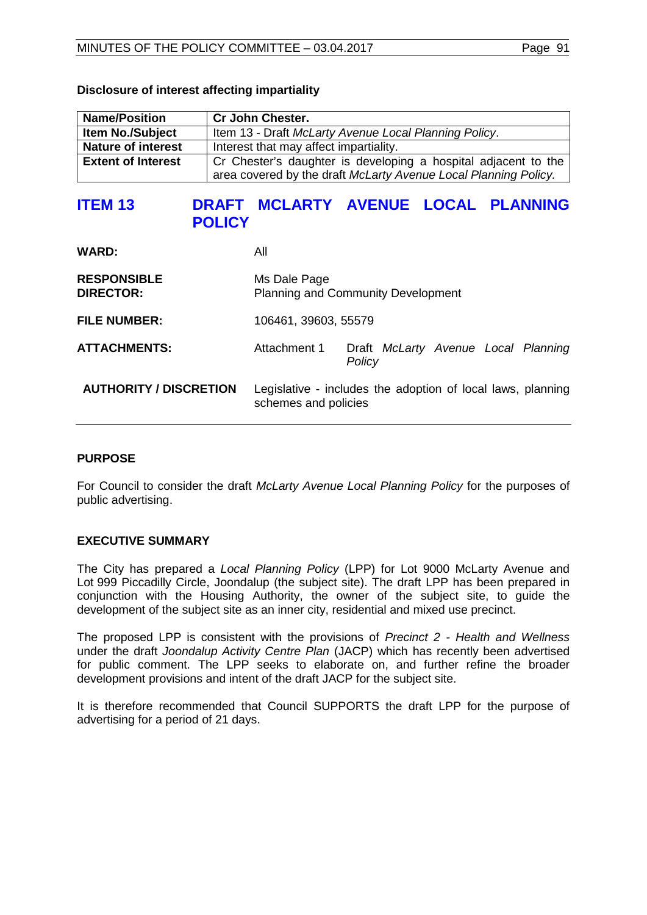**Disclosure of interest affecting impartiality**

| **Name/Position** | **Cr John Chester.** |
|---|---|
| **Item No./Subject** | Item 13 - Draft *McLarty Avenue Local Planning Policy*. |
| **Nature of interest** | Interest that may affect impartiality. |
| **Extent of Interest** | Cr Chester's daughter is developing a hospital adjacent to the area covered by the draft *McLarty Avenue Local Planning Policy.* |

## ITEM 13 DRAFT MCLARTY AVENUE LOCAL PLANNING POLICY

| | | |
|---|---|---|
| **WARD:** | All | |
| **RESPONSIBLE DIRECTOR:** | Ms Dale Page<br>Planning and Community Development | |
| **FILE NUMBER:** | 106461, 39603, 55579 | |
| **ATTACHMENTS:** | Attachment 1 | Draft *McLarty Avenue Local Planning Policy* |
| **AUTHORITY / DISCRETION** | Legislative - includes the adoption of local laws, planning schemes and policies | |

### PURPOSE

For Council to consider the draft *McLarty Avenue Local Planning Policy* for the purposes of public advertising.

### EXECUTIVE SUMMARY

The City has prepared a *Local Planning Policy* (LPP) for Lot 9000 McLarty Avenue and Lot 999 Piccadilly Circle, Joondalup (the subject site). The draft LPP has been prepared in conjunction with the Housing Authority, the owner of the subject site, to guide the development of the subject site as an inner city, residential and mixed use precinct.

The proposed LPP is consistent with the provisions of *Precinct 2 - Health and Wellness* under the draft *Joondalup Activity Centre Plan* (JACP) which has recently been advertised for public comment. The LPP seeks to elaborate on, and further refine the broader development provisions and intent of the draft JACP for the subject site.

It is therefore recommended that Council SUPPORTS the draft LPP for the purpose of advertising for a period of 21 days.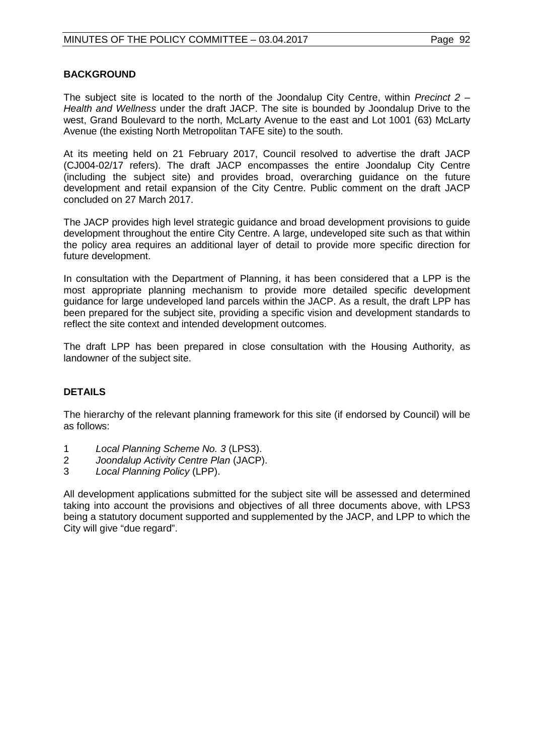## BACKGROUND

The subject site is located to the north of the Joondalup City Centre, within *Precinct 2 – Health and Wellness* under the draft JACP. The site is bounded by Joondalup Drive to the west, Grand Boulevard to the north, McLarty Avenue to the east and Lot 1001 (63) McLarty Avenue (the existing North Metropolitan TAFE site) to the south.

At its meeting held on 21 February 2017, Council resolved to advertise the draft JACP (CJ004-02/17 refers). The draft JACP encompasses the entire Joondalup City Centre (including the subject site) and provides broad, overarching guidance on the future development and retail expansion of the City Centre. Public comment on the draft JACP concluded on 27 March 2017.

The JACP provides high level strategic guidance and broad development provisions to guide development throughout the entire City Centre. A large, undeveloped site such as that within the policy area requires an additional layer of detail to provide more specific direction for future development.

In consultation with the Department of Planning, it has been considered that a LPP is the most appropriate planning mechanism to provide more detailed specific development guidance for large undeveloped land parcels within the JACP. As a result, the draft LPP has been prepared for the subject site, providing a specific vision and development standards to reflect the site context and intended development outcomes.

The draft LPP has been prepared in close consultation with the Housing Authority, as landowner of the subject site.

## DETAILS

The hierarchy of the relevant planning framework for this site (if endorsed by Council) will be as follows:

1 *Local Planning Scheme No. 3* (LPS3).
2 *Joondalup Activity Centre Plan* (JACP).
3 *Local Planning Policy* (LPP).

All development applications submitted for the subject site will be assessed and determined taking into account the provisions and objectives of all three documents above, with LPS3 being a statutory document supported and supplemented by the JACP, and LPP to which the City will give "due regard".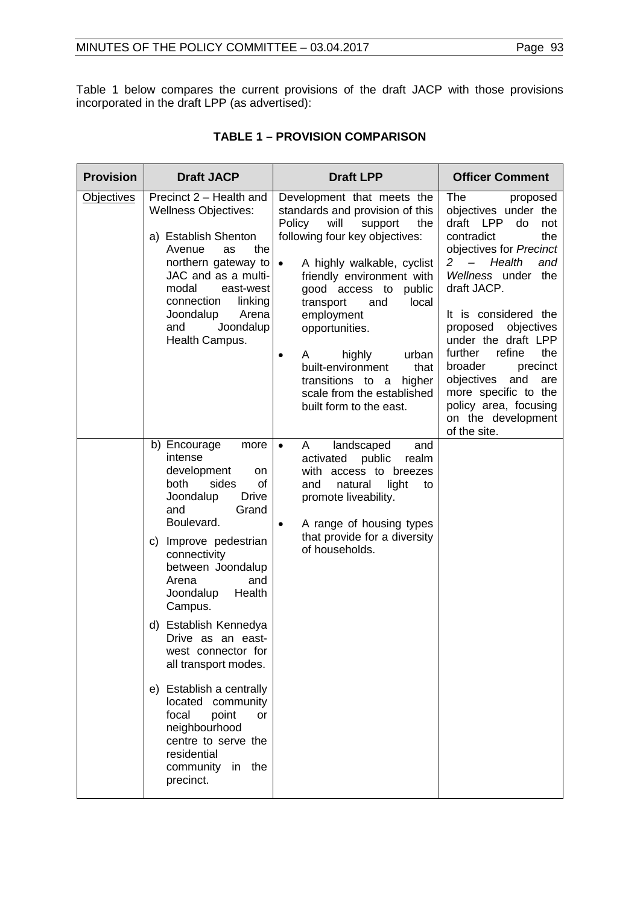Table 1 below compares the current provisions of the draft JACP with those provisions incorporated in the draft LPP (as advertised):

**TABLE 1 – PROVISION COMPARISON**

| Provision | Draft JACP | Draft LPP | Officer Comment |
|---|---|---|---|
| Objectives | Precinct 2 – Health and Wellness Objectives:<br><br>a) Establish Shenton Avenue as the northern gateway to JAC and as a multi-modal east-west connection linking Joondalup Arena and Joondalup Health Campus. | Development that meets the standards and provision of this Policy will support the following four key objectives:<br><br>• A highly walkable, cyclist friendly environment with good access to public transport and local employment opportunities.<br><br>• A highly urban built-environment that transitions to a higher scale from the established built form to the east. | The proposed objectives under the draft LPP do not contradict the objectives for *Precinct 2 – Health and Wellness* under the draft JACP.<br><br>It is considered the proposed objectives under the draft LPP further refine the broader precinct objectives and are more specific to the policy area, focusing on the development of the site. |
| | b) Encourage more intense development on both sides of Joondalup Drive and Grand Boulevard.<br><br>c) Improve pedestrian connectivity between Joondalup Arena and Joondalup Health Campus.<br><br>d) Establish Kennedya Drive as an east-west connector for all transport modes.<br><br>e) Establish a centrally located community focal point or neighbourhood centre to serve the residential community in the precinct. | • A landscaped and activated public realm with access to breezes and natural light to promote liveability.<br><br>• A range of housing types that provide for a diversity of households. | |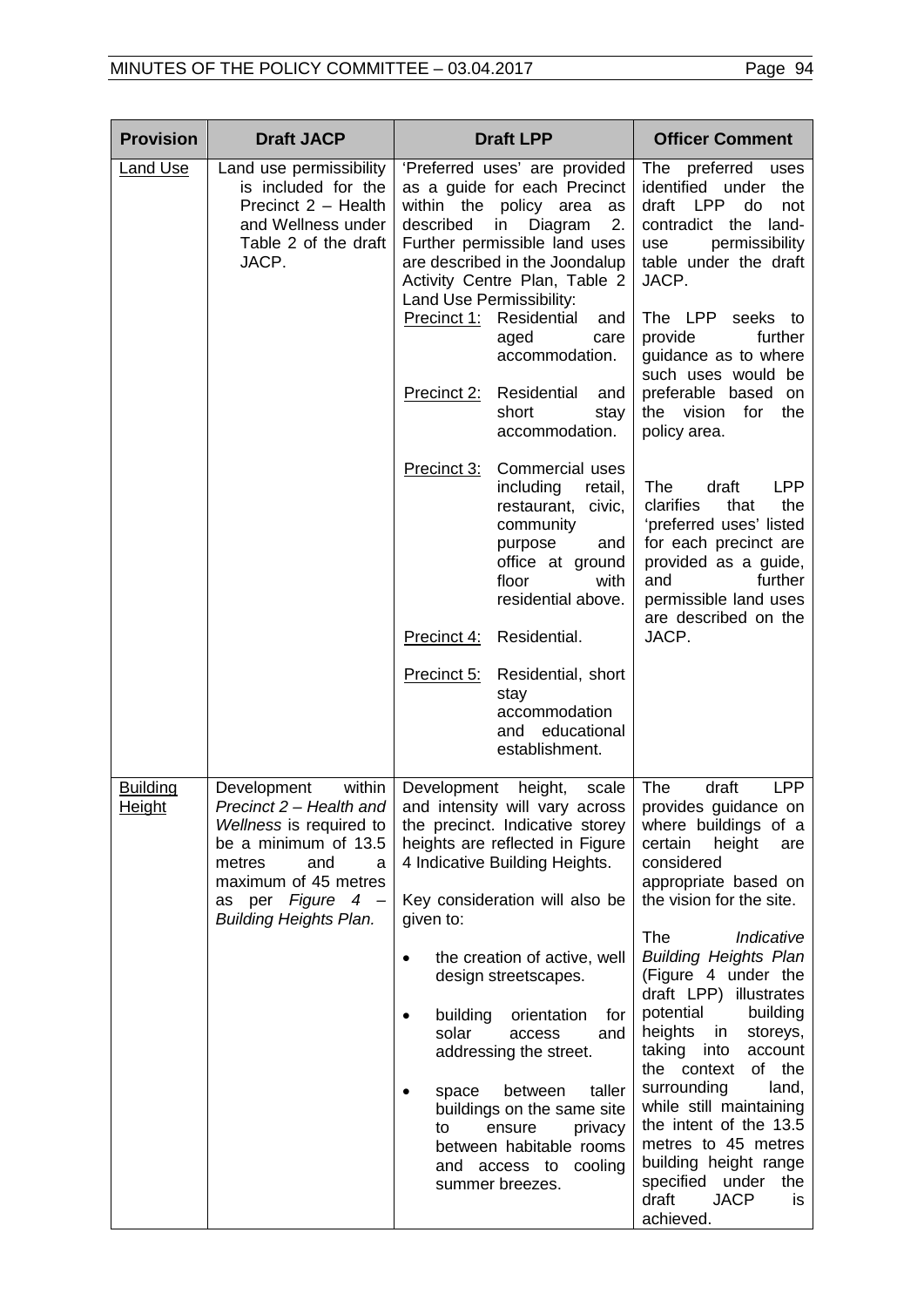| Provision | Draft JACP | Draft LPP | Officer Comment |
|---|---|---|---|
| <u>Land Use</u> | Land use permissibility is included for the Precinct 2 – Health and Wellness under Table 2 of the draft JACP. | 'Preferred uses' are provided as a guide for each Precinct within the policy area as described in Diagram 2. Further permissible land uses are described in the Joondalup Activity Centre Plan, Table 2 Land Use Permissibility:<br><u>Precinct 1:</u> Residential and aged care accommodation.<br><u>Precinct 2:</u> Residential and short stay accommodation.<br><u>Precinct 3:</u> Commercial uses including retail, restaurant, civic, community purpose and office at ground floor with residential above.<br><u>Precinct 4:</u> Residential.<br><u>Precinct 5:</u> Residential, short stay accommodation and educational establishment. | The preferred uses identified under the draft LPP do not contradict the land-use permissibility table under the draft JACP.<br><br>The LPP seeks to provide further guidance as to where such uses would be preferable based on the vision for the policy area.<br><br>The draft LPP clarifies that the 'preferred uses' listed for each precinct are provided as a guide, and further permissible land uses are described on the JACP. |
| <u>Building Height</u> | Development within *Precinct 2 – Health and Wellness* is required to be a minimum of 13.5 metres and a maximum of 45 metres as per *Figure 4 – Building Heights Plan.* | Development height, scale and intensity will vary across the precinct. Indicative storey heights are reflected in Figure 4 Indicative Building Heights.<br><br>Key consideration will also be given to:<br>• the creation of active, well design streetscapes.<br>• building orientation for solar access and addressing the street.<br>• space between taller buildings on the same site to ensure privacy between habitable rooms and access to cooling summer breezes. | The draft LPP provides guidance on where buildings of a certain height are considered appropriate based on the vision for the site.<br><br>The *Indicative Building Heights Plan* (Figure 4 under the draft LPP) illustrates potential building heights in storeys, taking into account the context of the surrounding land, while still maintaining the intent of the 13.5 metres to 45 metres building height range specified under the draft JACP is achieved. |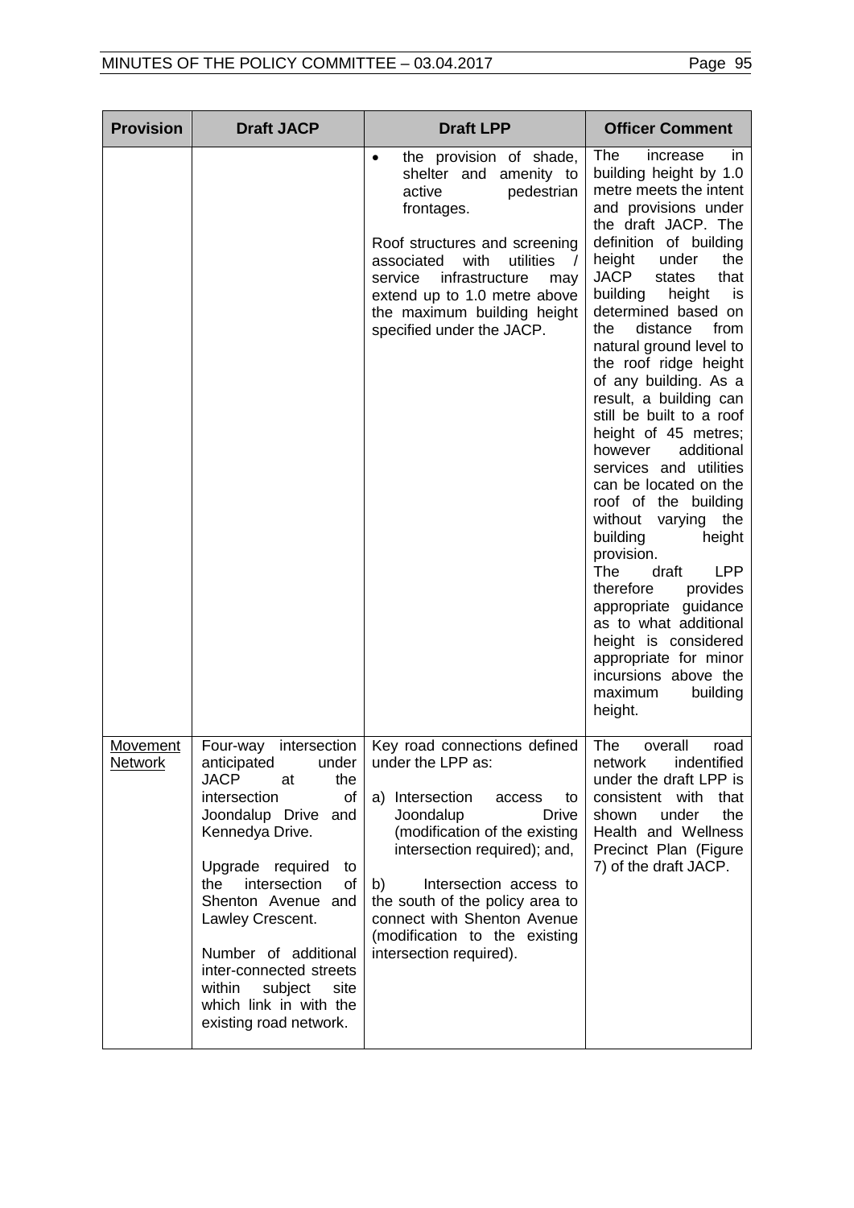| Provision | Draft JACP | Draft LPP | Officer Comment |
|---|---|---|---|
| | | • the provision of shade, shelter and amenity to active pedestrian frontages.<br><br>Roof structures and screening associated with utilities / service infrastructure may extend up to 1.0 metre above the maximum building height specified under the JACP. | The increase in building height by 1.0 metre meets the intent and provisions under the draft JACP. The definition of building height under the JACP states that building height is determined based on the distance from natural ground level to the roof ridge height of any building. As a result, a building can still be built to a roof height of 45 metres; however additional services and utilities can be located on the roof of the building without varying the building height provision.<br>The draft LPP therefore provides appropriate guidance as to what additional height is considered appropriate for minor incursions above the maximum building height. |
| Movement Network | Four-way intersection anticipated under JACP at the intersection of Joondalup Drive and Kennedya Drive.<br><br>Upgrade required to the intersection of Shenton Avenue and Lawley Crescent.<br><br>Number of additional inter-connected streets within subject site which link in with the existing road network. | Key road connections defined under the LPP as:<br><br>a) Intersection access to Joondalup Drive (modification of the existing intersection required); and,<br><br>b) Intersection access to the south of the policy area to connect with Shenton Avenue (modification to the existing intersection required). | The overall road network indentified under the draft LPP is consistent with that shown under the Health and Wellness Precinct Plan (Figure 7) of the draft JACP. |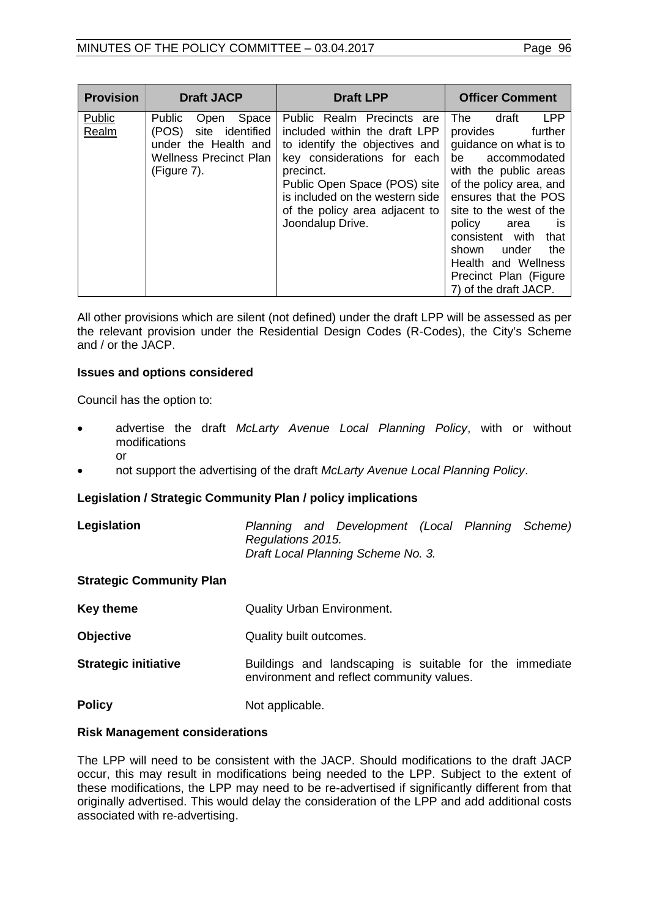| Provision | Draft JACP | Draft LPP | Officer Comment |
| --- | --- | --- | --- |
| Public Realm | Public Open Space (POS) site identified under the Health and Wellness Precinct Plan (Figure 7). | Public Realm Precincts are included within the draft LPP to identify the objectives and key considerations for each precinct.<br>Public Open Space (POS) site is included on the western side of the policy area adjacent to Joondalup Drive. | The draft LPP provides further guidance on what is to be accommodated with the public areas of the policy area, and ensures that the POS site to the west of the policy area is consistent with that shown under the Health and Wellness Precinct Plan (Figure 7) of the draft JACP. |

All other provisions which are silent (not defined) under the draft LPP will be assessed as per the relevant provision under the Residential Design Codes (R-Codes), the City's Scheme and / or the JACP.

**Issues and options considered**

Council has the option to:

- advertise the draft *McLarty Avenue Local Planning Policy*, with or without modifications
  or
- not support the advertising of the draft *McLarty Avenue Local Planning Policy*.

**Legislation / Strategic Community Plan / policy implications**

| | |
| --- | --- |
| **Legislation** | *Planning and Development (Local Planning Scheme) Regulations 2015.*<br>*Draft Local Planning Scheme No. 3.* |
| **Strategic Community Plan** | |
| **Key theme** | Quality Urban Environment. |
| **Objective** | Quality built outcomes. |
| **Strategic initiative** | Buildings and landscaping is suitable for the immediate environment and reflect community values. |
| **Policy** | Not applicable. |

**Risk Management considerations**

The LPP will need to be consistent with the JACP. Should modifications to the draft JACP occur, this may result in modifications being needed to the LPP. Subject to the extent of these modifications, the LPP may need to be re-advertised if significantly different from that originally advertised. This would delay the consideration of the LPP and add additional costs associated with re-advertising.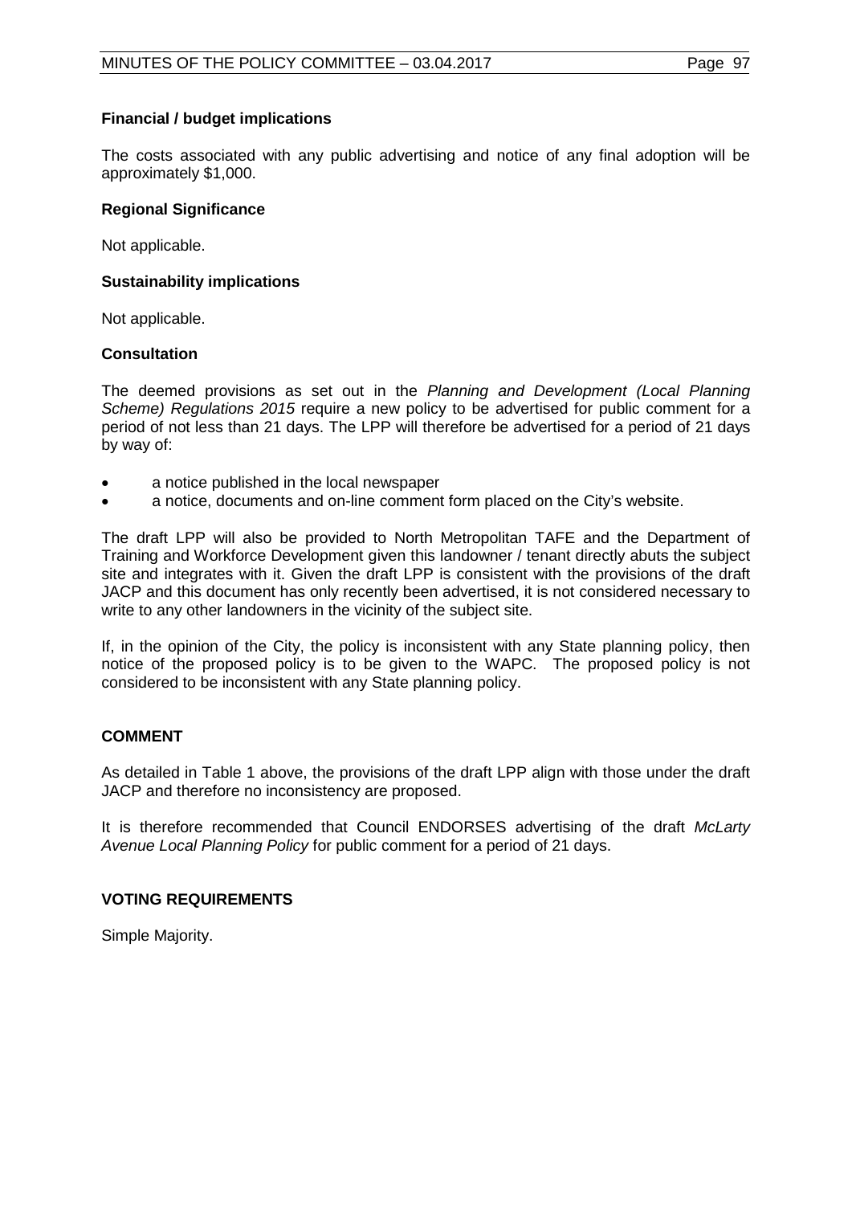**Financial / budget implications**

The costs associated with any public advertising and notice of any final adoption will be approximately $1,000.

**Regional Significance**

Not applicable.

**Sustainability implications**

Not applicable.

**Consultation**

The deemed provisions as set out in the *Planning and Development (Local Planning Scheme) Regulations 2015* require a new policy to be advertised for public comment for a period of not less than 21 days. The LPP will therefore be advertised for a period of 21 days by way of:

- a notice published in the local newspaper
- a notice, documents and on-line comment form placed on the City's website.

The draft LPP will also be provided to North Metropolitan TAFE and the Department of Training and Workforce Development given this landowner / tenant directly abuts the subject site and integrates with it. Given the draft LPP is consistent with the provisions of the draft JACP and this document has only recently been advertised, it is not considered necessary to write to any other landowners in the vicinity of the subject site.

If, in the opinion of the City, the policy is inconsistent with any State planning policy, then notice of the proposed policy is to be given to the WAPC. The proposed policy is not considered to be inconsistent with any State planning policy.

**COMMENT**

As detailed in Table 1 above, the provisions of the draft LPP align with those under the draft JACP and therefore no inconsistency are proposed.

It is therefore recommended that Council ENDORSES advertising of the draft *McLarty Avenue Local Planning Policy* for public comment for a period of 21 days.

**VOTING REQUIREMENTS**

Simple Majority.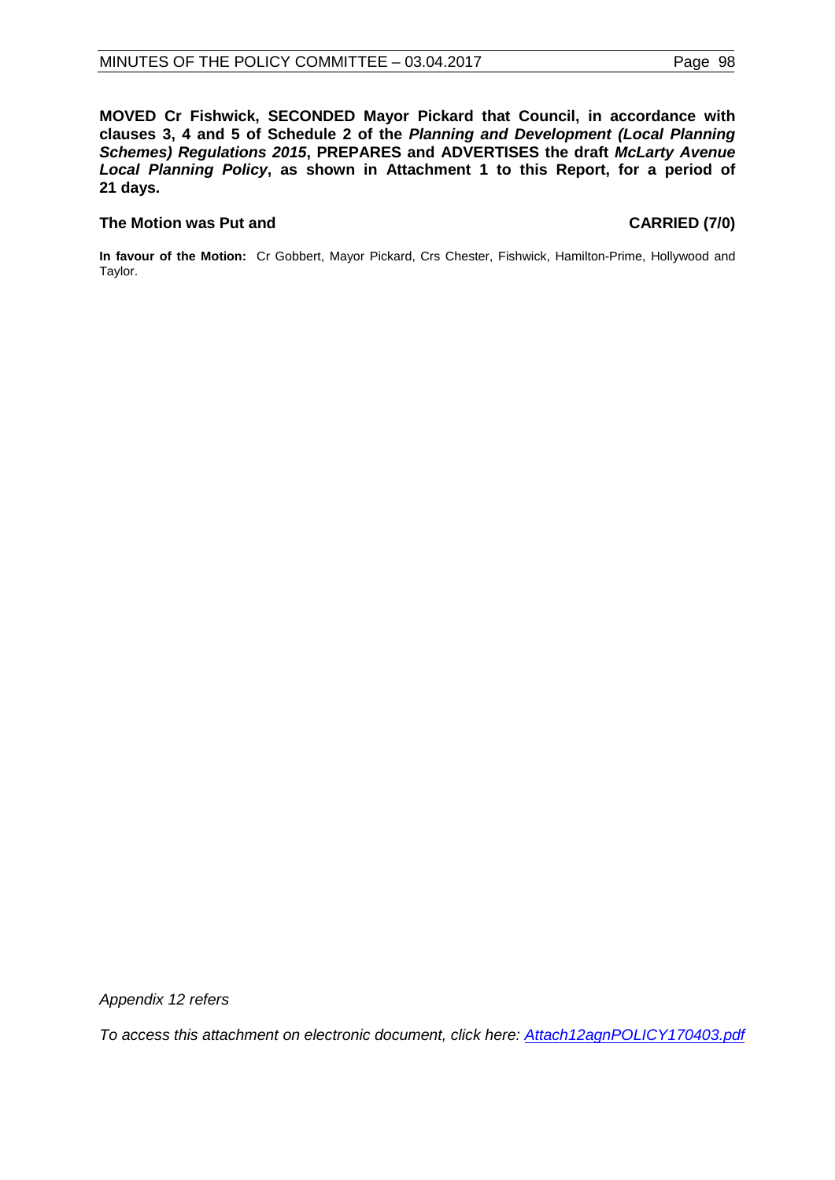**MOVED Cr Fishwick, SECONDED Mayor Pickard that Council, in accordance with clauses 3, 4 and 5 of Schedule 2 of the *Planning and Development (Local Planning Schemes) Regulations 2015*, PREPARES and ADVERTISES the draft *McLarty Avenue Local Planning Policy*, as shown in Attachment 1 to this Report, for a period of 21 days.**

**The Motion was Put and CARRIED (7/0)**

**In favour of the Motion:** Cr Gobbert, Mayor Pickard, Crs Chester, Fishwick, Hamilton-Prime, Hollywood and Taylor.

*Appendix 12 refers*

*To access this attachment on electronic document, click here: [Attach12agnPOLICY170403.pdf](Attach12agnPOLICY170403.pdf)*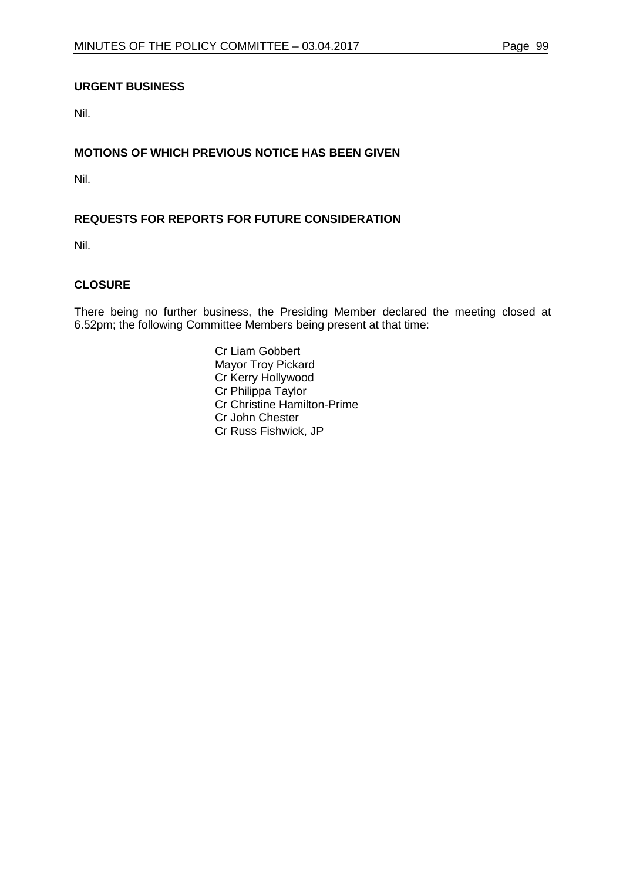### URGENT BUSINESS

Nil.

### MOTIONS OF WHICH PREVIOUS NOTICE HAS BEEN GIVEN

Nil.

### REQUESTS FOR REPORTS FOR FUTURE CONSIDERATION

Nil.

### CLOSURE

There being no further business, the Presiding Member declared the meeting closed at 6.52pm; the following Committee Members being present at that time:

Cr Liam Gobbert
Mayor Troy Pickard
Cr Kerry Hollywood
Cr Philippa Taylor
Cr Christine Hamilton-Prime
Cr John Chester
Cr Russ Fishwick, JP